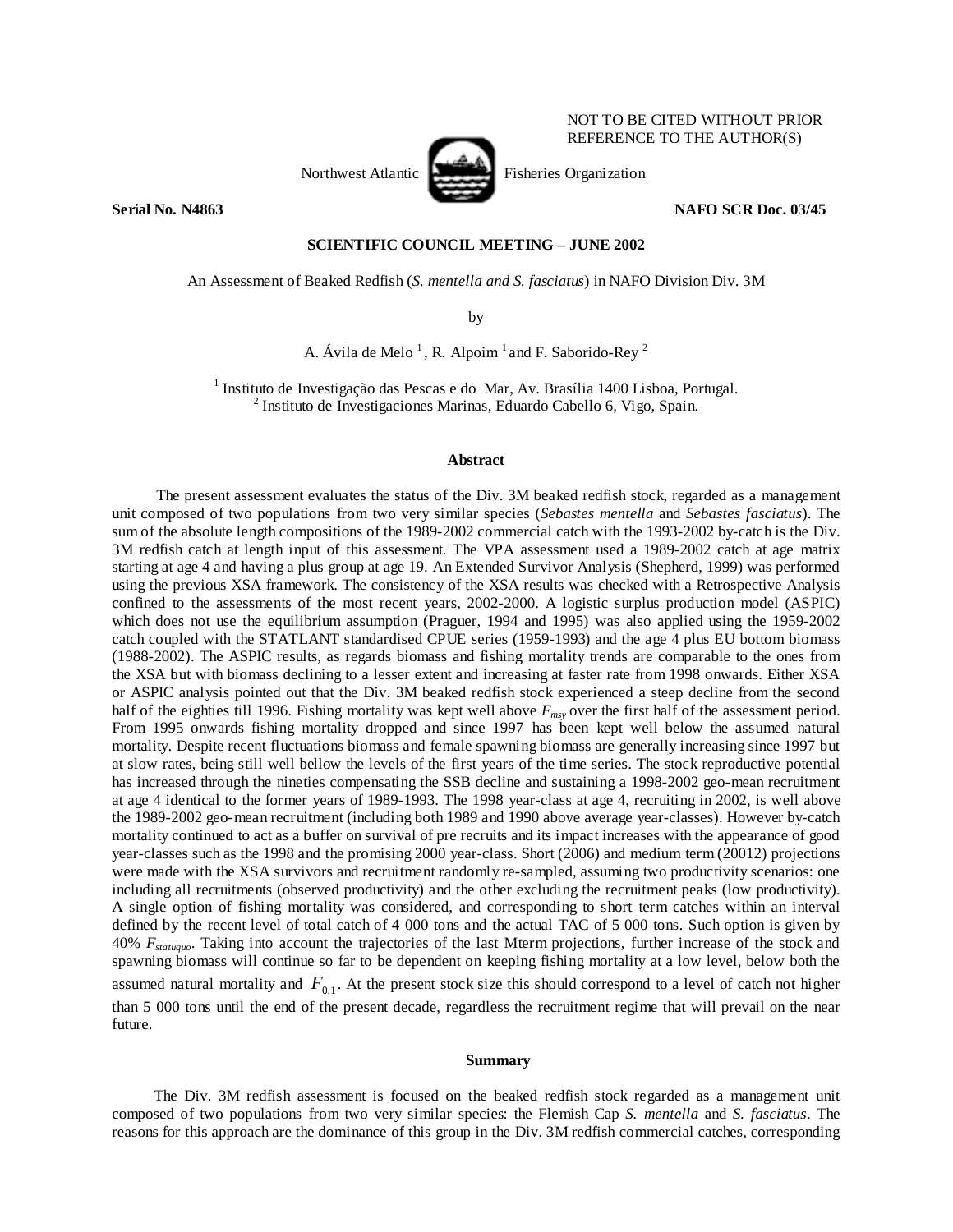NOT TO BE CITED WITHOUT PRIOR REFERENCE TO THE AUTHOR(S)

Northwest Atlantic Fisheries Organization

**Serial No. N4863** **NAFO SCR Doc. 03/45**

**SCIENTIFIC COUNCIL MEETING – JUNE 2002**

An Assessment of Beaked Redfish (*S. mentella and S. fasciatus*) in NAFO Division Div. 3M

by

A. Ávila de Melo [1], R. Alpoim [1] and F. Saborido-Rey [2]

[1] Instituto de Investigação das Pescas e do Mar, Av. Brasília 1400 Lisboa, Portugal.
[2] Instituto de Investigaciones Marinas, Eduardo Cabello 6, Vigo, Spain.

## Abstract

The present assessment evaluates the status of the Div. 3M beaked redfish stock, regarded as a management unit composed of two populations from two very similar species (*Sebastes mentella* and *Sebastes fasciatus*). The sum of the absolute length compositions of the 1989-2002 commercial catch with the 1993-2002 by-catch is the Div. 3M redfish catch at length input of this assessment. The VPA assessment used a 1989-2002 catch at age matrix starting at age 4 and having a plus group at age 19. An Extended Survivor Analysis (Shepherd, 1999) was performed using the previous XSA framework. The consistency of the XSA results was checked with a Retrospective Analysis confined to the assessments of the most recent years, 2002-2000. A logistic surplus production model (ASPIC) which does not use the equilibrium assumption (Praguer, 1994 and 1995) was also applied using the 1959-2002 catch coupled with the STATLANT standardised CPUE series (1959-1993) and the age 4 plus EU bottom biomass (1988-2002). The ASPIC results, as regards biomass and fishing mortality trends are comparable to the ones from the XSA but with biomass declining to a lesser extent and increasing at faster rate from 1998 onwards. Either XSA or ASPIC analysis pointed out that the Div. 3M beaked redfish stock experienced a steep decline from the second half of the eighties till 1996. Fishing mortality was kept well above $F_{msy}$ over the first half of the assessment period. From 1995 onwards fishing mortality dropped and since 1997 has been kept well below the assumed natural mortality. Despite recent fluctuations biomass and female spawning biomass are generally increasing since 1997 but at slow rates, being still well bellow the levels of the first years of the time series. The stock reproductive potential has increased through the nineties compensating the SSB decline and sustaining a 1998-2002 geo-mean recruitment at age 4 identical to the former years of 1989-1993. The 1998 year-class at age 4, recruiting in 2002, is well above the 1989-2002 geo-mean recruitment (including both 1989 and 1990 above average year-classes). However by-catch mortality continued to act as a buffer on survival of pre recruits and its impact increases with the appearance of good year-classes such as the 1998 and the promising 2000 year-class. Short (2006) and medium term (20012) projections were made with the XSA survivors and recruitment randomly re-sampled, assuming two productivity scenarios: one including all recruitments (observed productivity) and the other excluding the recruitment peaks (low productivity). A single option of fishing mortality was considered, and corresponding to short term catches within an interval defined by the recent level of total catch of 4 000 tons and the actual TAC of 5 000 tons. Such option is given by 40% $F_{statuquo}$. Taking into account the trajectories of the last Mterm projections, further increase of the stock and spawning biomass will continue so far to be dependent on keeping fishing mortality at a low level, below both the assumed natural mortality and $F_{0.1}$. At the present stock size this should correspond to a level of catch not higher than 5 000 tons until the end of the present decade, regardless the recruitment regime that will prevail on the near future.

## Summary

The Div. 3M redfish assessment is focused on the beaked redfish stock regarded as a management unit composed of two populations from two very similar species: the Flemish Cap *S. mentella* and *S. fasciatus*. The reasons for this approach are the dominance of this group in the Div. 3M redfish commercial catches, corresponding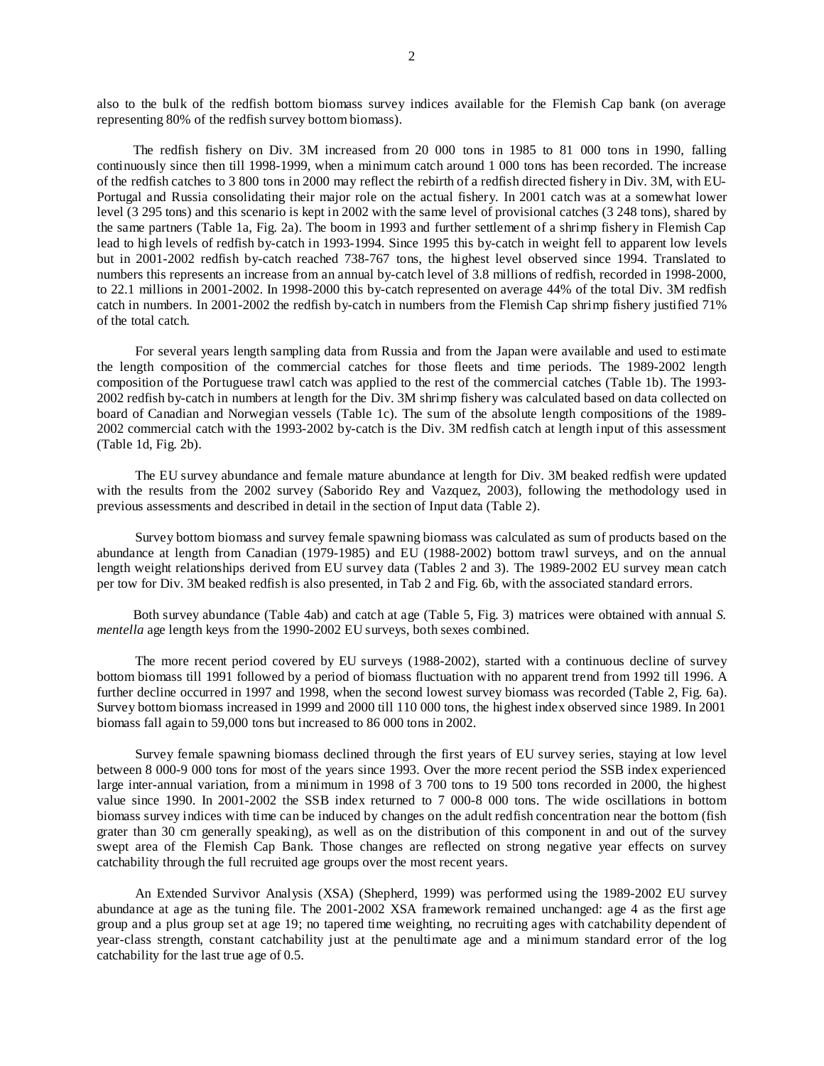also to the bulk of the redfish bottom biomass survey indices available for the Flemish Cap bank (on average representing 80% of the redfish survey bottom biomass).

The redfish fishery on Div. 3M increased from 20 000 tons in 1985 to 81 000 tons in 1990, falling continuously since then till 1998-1999, when a minimum catch around 1 000 tons has been recorded. The increase of the redfish catches to 3 800 tons in 2000 may reflect the rebirth of a redfish directed fishery in Div. 3M, with EU-Portugal and Russia consolidating their major role on the actual fishery. In 2001 catch was at a somewhat lower level (3 295 tons) and this scenario is kept in 2002 with the same level of provisional catches (3 248 tons), shared by the same partners (Table 1a, Fig. 2a). The boom in 1993 and further settlement of a shrimp fishery in Flemish Cap lead to high levels of redfish by-catch in 1993-1994. Since 1995 this by-catch in weight fell to apparent low levels but in 2001-2002 redfish by-catch reached 738-767 tons, the highest level observed since 1994. Translated to numbers this represents an increase from an annual by-catch level of 3.8 millions of redfish, recorded in 1998-2000, to 22.1 millions in 2001-2002. In 1998-2000 this by-catch represented on average 44% of the total Div. 3M redfish catch in numbers. In 2001-2002 the redfish by-catch in numbers from the Flemish Cap shrimp fishery justified 71% of the total catch.

For several years length sampling data from Russia and from the Japan were available and used to estimate the length composition of the commercial catches for those fleets and time periods. The 1989-2002 length composition of the Portuguese trawl catch was applied to the rest of the commercial catches (Table 1b). The 1993-2002 redfish by-catch in numbers at length for the Div. 3M shrimp fishery was calculated based on data collected on board of Canadian and Norwegian vessels (Table 1c). The sum of the absolute length compositions of the 1989-2002 commercial catch with the 1993-2002 by-catch is the Div. 3M redfish catch at length input of this assessment (Table 1d, Fig. 2b).

The EU survey abundance and female mature abundance at length for Div. 3M beaked redfish were updated with the results from the 2002 survey (Saborido Rey and Vazquez, 2003), following the methodology used in previous assessments and described in detail in the section of Input data (Table 2).

Survey bottom biomass and survey female spawning biomass was calculated as sum of products based on the abundance at length from Canadian (1979-1985) and EU (1988-2002) bottom trawl surveys, and on the annual length weight relationships derived from EU survey data (Tables 2 and 3). The 1989-2002 EU survey mean catch per tow for Div. 3M beaked redfish is also presented, in Tab 2 and Fig. 6b, with the associated standard errors.

Both survey abundance (Table 4ab) and catch at age (Table 5, Fig. 3) matrices were obtained with annual *S. mentella* age length keys from the 1990-2002 EU surveys, both sexes combined.

The more recent period covered by EU surveys (1988-2002), started with a continuous decline of survey bottom biomass till 1991 followed by a period of biomass fluctuation with no apparent trend from 1992 till 1996. A further decline occurred in 1997 and 1998, when the second lowest survey biomass was recorded (Table 2, Fig. 6a). Survey bottom biomass increased in 1999 and 2000 till 110 000 tons, the highest index observed since 1989. In 2001 biomass fall again to 59,000 tons but increased to 86 000 tons in 2002.

Survey female spawning biomass declined through the first years of EU survey series, staying at low level between 8 000-9 000 tons for most of the years since 1993. Over the more recent period the SSB index experienced large inter-annual variation, from a minimum in 1998 of 3 700 tons to 19 500 tons recorded in 2000, the highest value since 1990. In 2001-2002 the SSB index returned to 7 000-8 000 tons. The wide oscillations in bottom biomass survey indices with time can be induced by changes on the adult redfish concentration near the bottom (fish grater than 30 cm generally speaking), as well as on the distribution of this component in and out of the survey swept area of the Flemish Cap Bank. Those changes are reflected on strong negative year effects on survey catchability through the full recruited age groups over the most recent years.

An Extended Survivor Analysis (XSA) (Shepherd, 1999) was performed using the 1989-2002 EU survey abundance at age as the tuning file. The 2001-2002 XSA framework remained unchanged: age 4 as the first age group and a plus group set at age 19; no tapered time weighting, no recruiting ages with catchability dependent of year-class strength, constant catchability just at the penultimate age and a minimum standard error of the log catchability for the last true age of 0.5.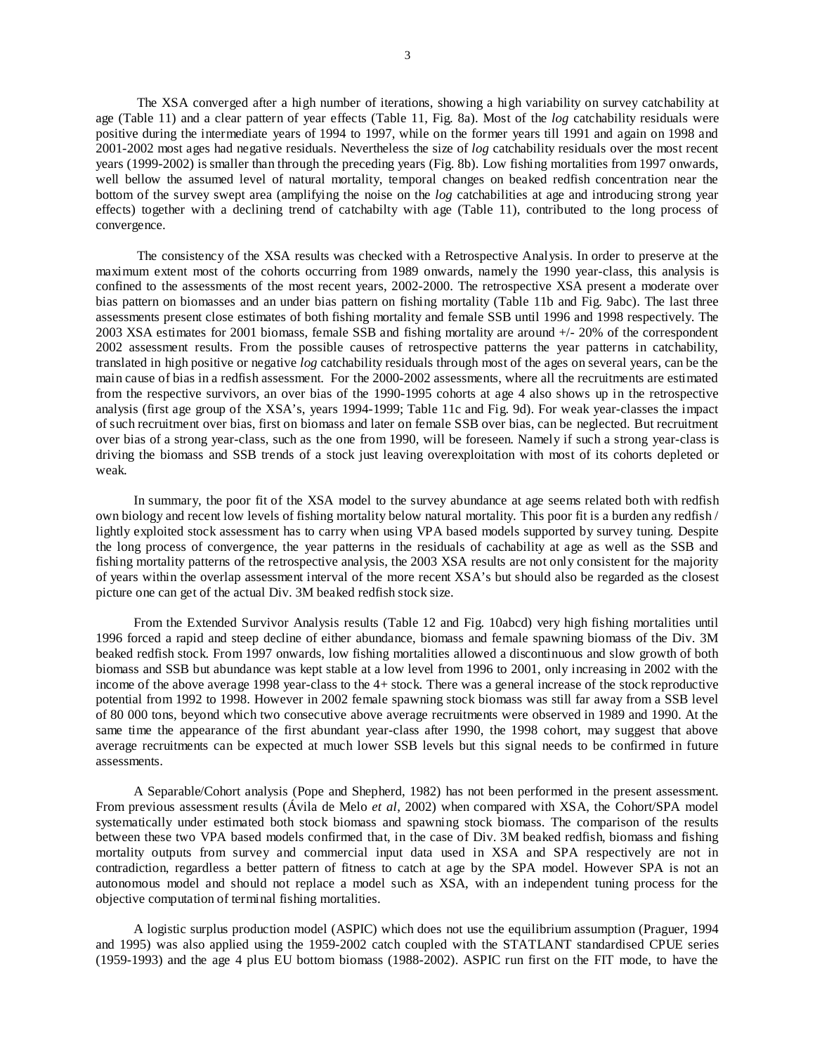The XSA converged after a high number of iterations, showing a high variability on survey catchability at age (Table 11) and a clear pattern of year effects (Table 11, Fig. 8a). Most of the *log* catchability residuals were positive during the intermediate years of 1994 to 1997, while on the former years till 1991 and again on 1998 and 2001-2002 most ages had negative residuals. Nevertheless the size of *log* catchability residuals over the most recent years (1999-2002) is smaller than through the preceding years (Fig. 8b). Low fishing mortalities from 1997 onwards, well bellow the assumed level of natural mortality, temporal changes on beaked redfish concentration near the bottom of the survey swept area (amplifying the noise on the *log* catchabilities at age and introducing strong year effects) together with a declining trend of catchabilty with age (Table 11), contributed to the long process of convergence.

The consistency of the XSA results was checked with a Retrospective Analysis. In order to preserve at the maximum extent most of the cohorts occurring from 1989 onwards, namely the 1990 year-class, this analysis is confined to the assessments of the most recent years, 2002-2000. The retrospective XSA present a moderate over bias pattern on biomasses and an under bias pattern on fishing mortality (Table 11b and Fig. 9abc). The last three assessments present close estimates of both fishing mortality and female SSB until 1996 and 1998 respectively. The 2003 XSA estimates for 2001 biomass, female SSB and fishing mortality are around +/- 20% of the correspondent 2002 assessment results. From the possible causes of retrospective patterns the year patterns in catchability, translated in high positive or negative *log* catchability residuals through most of the ages on several years, can be the main cause of bias in a redfish assessment. For the 2000-2002 assessments, where all the recruitments are estimated from the respective survivors, an over bias of the 1990-1995 cohorts at age 4 also shows up in the retrospective analysis (first age group of the XSA's, years 1994-1999; Table 11c and Fig. 9d). For weak year-classes the impact of such recruitment over bias, first on biomass and later on female SSB over bias, can be neglected. But recruitment over bias of a strong year-class, such as the one from 1990, will be foreseen. Namely if such a strong year-class is driving the biomass and SSB trends of a stock just leaving overexploitation with most of its cohorts depleted or weak.

In summary, the poor fit of the XSA model to the survey abundance at age seems related both with redfish own biology and recent low levels of fishing mortality below natural mortality. This poor fit is a burden any redfish / lightly exploited stock assessment has to carry when using VPA based models supported by survey tuning. Despite the long process of convergence, the year patterns in the residuals of cachability at age as well as the SSB and fishing mortality patterns of the retrospective analysis, the 2003 XSA results are not only consistent for the majority of years within the overlap assessment interval of the more recent XSA's but should also be regarded as the closest picture one can get of the actual Div. 3M beaked redfish stock size.

From the Extended Survivor Analysis results (Table 12 and Fig. 10abcd) very high fishing mortalities until 1996 forced a rapid and steep decline of either abundance, biomass and female spawning biomass of the Div. 3M beaked redfish stock. From 1997 onwards, low fishing mortalities allowed a discontinuous and slow growth of both biomass and SSB but abundance was kept stable at a low level from 1996 to 2001, only increasing in 2002 with the income of the above average 1998 year-class to the 4+ stock. There was a general increase of the stock reproductive potential from 1992 to 1998. However in 2002 female spawning stock biomass was still far away from a SSB level of 80 000 tons, beyond which two consecutive above average recruitments were observed in 1989 and 1990. At the same time the appearance of the first abundant year-class after 1990, the 1998 cohort, may suggest that above average recruitments can be expected at much lower SSB levels but this signal needs to be confirmed in future assessments.

A Separable/Cohort analysis (Pope and Shepherd, 1982) has not been performed in the present assessment. From previous assessment results (Ávila de Melo *et al*, 2002) when compared with XSA, the Cohort/SPA model systematically under estimated both stock biomass and spawning stock biomass. The comparison of the results between these two VPA based models confirmed that, in the case of Div. 3M beaked redfish, biomass and fishing mortality outputs from survey and commercial input data used in XSA and SPA respectively are not in contradiction, regardless a better pattern of fitness to catch at age by the SPA model. However SPA is not an autonomous model and should not replace a model such as XSA, with an independent tuning process for the objective computation of terminal fishing mortalities.

A logistic surplus production model (ASPIC) which does not use the equilibrium assumption (Praguer, 1994 and 1995) was also applied using the 1959-2002 catch coupled with the STATLANT standardised CPUE series (1959-1993) and the age 4 plus EU bottom biomass (1988-2002). ASPIC run first on the FIT mode, to have the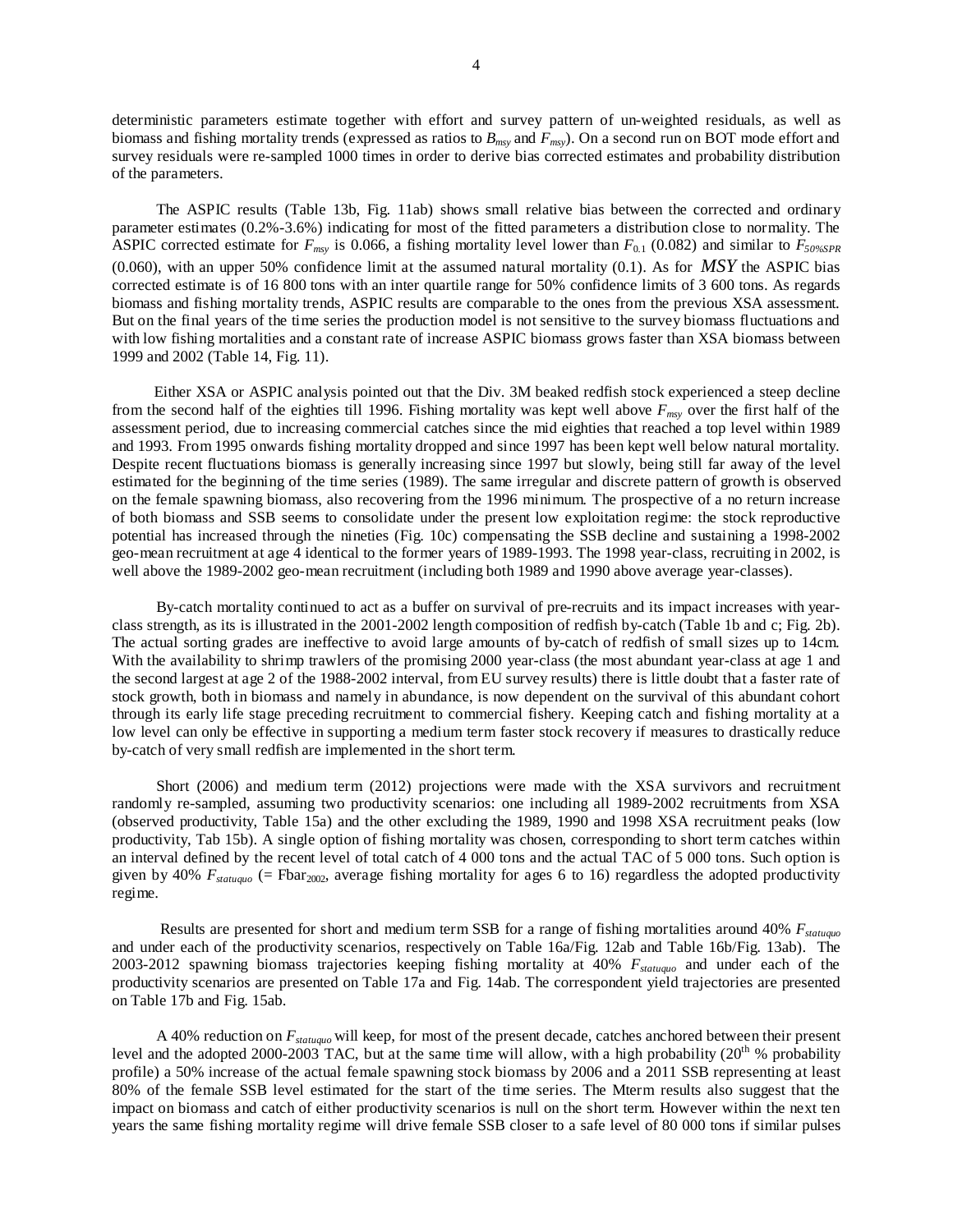deterministic parameters estimate together with effort and survey pattern of un-weighted residuals, as well as biomass and fishing mortality trends (expressed as ratios to $B_{msy}$ and $F_{msy}$). On a second run on BOT mode effort and survey residuals were re-sampled 1000 times in order to derive bias corrected estimates and probability distribution of the parameters.

The ASPIC results (Table 13b, Fig. 11ab) shows small relative bias between the corrected and ordinary parameter estimates (0.2%-3.6%) indicating for most of the fitted parameters a distribution close to normality. The ASPIC corrected estimate for $F_{msy}$ is 0.066, a fishing mortality level lower than $F_{0.1}$ (0.082) and similar to $F_{50\%SPR}$ (0.060), with an upper 50% confidence limit at the assumed natural mortality (0.1). As for $MSY$ the ASPIC bias corrected estimate is of 16 800 tons with an inter quartile range for 50% confidence limits of 3 600 tons. As regards biomass and fishing mortality trends, ASPIC results are comparable to the ones from the previous XSA assessment. But on the final years of the time series the production model is not sensitive to the survey biomass fluctuations and with low fishing mortalities and a constant rate of increase ASPIC biomass grows faster than XSA biomass between 1999 and 2002 (Table 14, Fig. 11).

Either XSA or ASPIC analysis pointed out that the Div. 3M beaked redfish stock experienced a steep decline from the second half of the eighties till 1996. Fishing mortality was kept well above $F_{msy}$ over the first half of the assessment period, due to increasing commercial catches since the mid eighties that reached a top level within 1989 and 1993. From 1995 onwards fishing mortality dropped and since 1997 has been kept well below natural mortality. Despite recent fluctuations biomass is generally increasing since 1997 but slowly, being still far away of the level estimated for the beginning of the time series (1989). The same irregular and discrete pattern of growth is observed on the female spawning biomass, also recovering from the 1996 minimum. The prospective of a no return increase of both biomass and SSB seems to consolidate under the present low exploitation regime: the stock reproductive potential has increased through the nineties (Fig. 10c) compensating the SSB decline and sustaining a 1998-2002 geo-mean recruitment at age 4 identical to the former years of 1989-1993. The 1998 year-class, recruiting in 2002, is well above the 1989-2002 geo-mean recruitment (including both 1989 and 1990 above average year-classes).

By-catch mortality continued to act as a buffer on survival of pre-recruits and its impact increases with year-class strength, as its is illustrated in the 2001-2002 length composition of redfish by-catch (Table 1b and c; Fig. 2b). The actual sorting grades are ineffective to avoid large amounts of by-catch of redfish of small sizes up to 14cm. With the availability to shrimp trawlers of the promising 2000 year-class (the most abundant year-class at age 1 and the second largest at age 2 of the 1988-2002 interval, from EU survey results) there is little doubt that a faster rate of stock growth, both in biomass and namely in abundance, is now dependent on the survival of this abundant cohort through its early life stage preceding recruitment to commercial fishery. Keeping catch and fishing mortality at a low level can only be effective in supporting a medium term faster stock recovery if measures to drastically reduce by-catch of very small redfish are implemented in the short term.

Short (2006) and medium term (2012) projections were made with the XSA survivors and recruitment randomly re-sampled, assuming two productivity scenarios: one including all 1989-2002 recruitments from XSA (observed productivity, Table 15a) and the other excluding the 1989, 1990 and 1998 XSA recruitment peaks (low productivity, Tab 15b). A single option of fishing mortality was chosen, corresponding to short term catches within an interval defined by the recent level of total catch of 4 000 tons and the actual TAC of 5 000 tons. Such option is given by 40% $F_{statuquo}$ (= $\text{Fbar}_{2002}$, average fishing mortality for ages 6 to 16) regardless the adopted productivity regime.

Results are presented for short and medium term SSB for a range of fishing mortalities around 40% $F_{statuquo}$ and under each of the productivity scenarios, respectively on Table 16a/Fig. 12ab and Table 16b/Fig. 13ab). The 2003-2012 spawning biomass trajectories keeping fishing mortality at 40% $F_{statuquo}$ and under each of the productivity scenarios are presented on Table 17a and Fig. 14ab. The correspondent yield trajectories are presented on Table 17b and Fig. 15ab.

A 40% reduction on $F_{statuquo}$ will keep, for most of the present decade, catches anchored between their present level and the adopted 2000-2003 TAC, but at the same time will allow, with a high probability ($20^{th}$ % probability profile) a 50% increase of the actual female spawning stock biomass by 2006 and a 2011 SSB representing at least 80% of the female SSB level estimated for the start of the time series. The Mterm results also suggest that the impact on biomass and catch of either productivity scenarios is null on the short term. However within the next ten years the same fishing mortality regime will drive female SSB closer to a safe level of 80 000 tons if similar pulses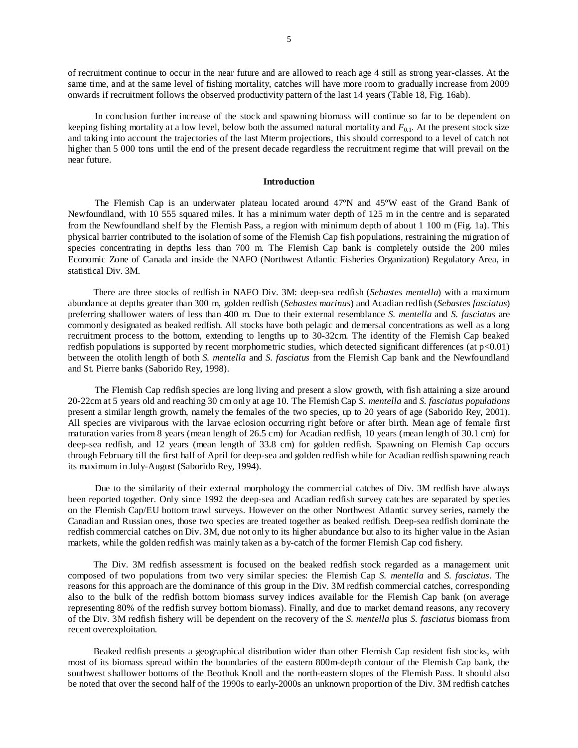of recruitment continue to occur in the near future and are allowed to reach age 4 still as strong year-classes. At the same time, and at the same level of fishing mortality, catches will have more room to gradually increase from 2009 onwards if recruitment follows the observed productivity pattern of the last 14 years (Table 18, Fig. 16ab).

In conclusion further increase of the stock and spawning biomass will continue so far to be dependent on keeping fishing mortality at a low level, below both the assumed natural mortality and $F_{0.1}$. At the present stock size and taking into account the trajectories of the last Mterm projections, this should correspond to a level of catch not higher than 5 000 tons until the end of the present decade regardless the recruitment regime that will prevail on the near future.

## Introduction

The Flemish Cap is an underwater plateau located around 47ºN and 45ºW east of the Grand Bank of Newfoundland, with 10 555 squared miles. It has a minimum water depth of 125 m in the centre and is separated from the Newfoundland shelf by the Flemish Pass, a region with minimum depth of about 1 100 m (Fig. 1a). This physical barrier contributed to the isolation of some of the Flemish Cap fish populations, restraining the migration of species concentrating in depths less than 700 m. The Flemish Cap bank is completely outside the 200 miles Economic Zone of Canada and inside the NAFO (Northwest Atlantic Fisheries Organization) Regulatory Area, in statistical Div. 3M.

There are three stocks of redfish in NAFO Div. 3M: deep-sea redfish (*Sebastes mentella*) with a maximum abundance at depths greater than 300 m, golden redfish (*Sebastes marinus*) and Acadian redfish (*Sebastes fasciatus*) preferring shallower waters of less than 400 m. Due to their external resemblance *S. mentella* and *S. fasciatus* are commonly designated as beaked redfish. All stocks have both pelagic and demersal concentrations as well as a long recruitment process to the bottom, extending to lengths up to 30-32cm. The identity of the Flemish Cap beaked redfish populations is supported by recent morphometric studies, which detected significant differences (at $p<0.01$) between the otolith length of both *S. mentella* and *S. fasciatus* from the Flemish Cap bank and the Newfoundland and St. Pierre banks (Saborido Rey, 1998).

The Flemish Cap redfish species are long living and present a slow growth, with fish attaining a size around 20-22cm at 5 years old and reaching 30 cm only at age 10. The Flemish Cap *S. mentella* and *S. fasciatus populations* present a similar length growth, namely the females of the two species, up to 20 years of age (Saborido Rey, 2001). All species are viviparous with the larvae eclosion occurring right before or after birth. Mean age of female first maturation varies from 8 years (mean length of 26.5 cm) for Acadian redfish, 10 years (mean length of 30.1 cm) for deep-sea redfish, and 12 years (mean length of 33.8 cm) for golden redfish. Spawning on Flemish Cap occurs through February till the first half of April for deep-sea and golden redfish while for Acadian redfish spawning reach its maximum in July-August (Saborido Rey, 1994).

Due to the similarity of their external morphology the commercial catches of Div. 3M redfish have always been reported together. Only since 1992 the deep-sea and Acadian redfish survey catches are separated by species on the Flemish Cap/EU bottom trawl surveys. However on the other Northwest Atlantic survey series, namely the Canadian and Russian ones, those two species are treated together as beaked redfish. Deep-sea redfish dominate the redfish commercial catches on Div. 3M, due not only to its higher abundance but also to its higher value in the Asian markets, while the golden redfish was mainly taken as a by-catch of the former Flemish Cap cod fishery.

The Div. 3M redfish assessment is focused on the beaked redfish stock regarded as a management unit composed of two populations from two very similar species: the Flemish Cap *S. mentella* and *S. fasciatus*. The reasons for this approach are the dominance of this group in the Div. 3M redfish commercial catches, corresponding also to the bulk of the redfish bottom biomass survey indices available for the Flemish Cap bank (on average representing 80% of the redfish survey bottom biomass). Finally, and due to market demand reasons, any recovery of the Div. 3M redfish fishery will be dependent on the recovery of the *S. mentella* plus *S. fasciatus* biomass from recent overexploitation.

Beaked redfish presents a geographical distribution wider than other Flemish Cap resident fish stocks, with most of its biomass spread within the boundaries of the eastern 800m-depth contour of the Flemish Cap bank, the southwest shallower bottoms of the Beothuk Knoll and the north-eastern slopes of the Flemish Pass. It should also be noted that over the second half of the 1990s to early-2000s an unknown proportion of the Div. 3M redfish catches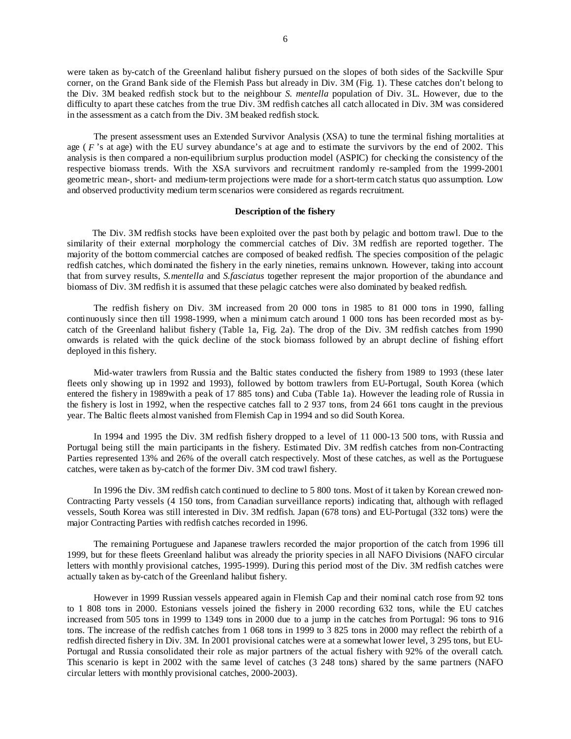were taken as by-catch of the Greenland halibut fishery pursued on the slopes of both sides of the Sackville Spur corner, on the Grand Bank side of the Flemish Pass but already in Div. 3M (Fig. 1). These catches don't belong to the Div. 3M beaked redfish stock but to the neighbour *S. mentella* population of Div. 3L. However, due to the difficulty to apart these catches from the true Div. 3M redfish catches all catch allocated in Div. 3M was considered in the assessment as a catch from the Div. 3M beaked redfish stock.

The present assessment uses an Extended Survivor Analysis (XSA) to tune the terminal fishing mortalities at age ( $F$ 's at age) with the EU survey abundance's at age and to estimate the survivors by the end of 2002. This analysis is then compared a non-equilibrium surplus production model (ASPIC) for checking the consistency of the respective biomass trends. With the XSA survivors and recruitment randomly re-sampled from the 1999-2001 geometric mean-, short- and medium-term projections were made for a short-term catch status quo assumption. Low and observed productivity medium term scenarios were considered as regards recruitment.

## Description of the fishery

The Div. 3M redfish stocks have been exploited over the past both by pelagic and bottom trawl. Due to the similarity of their external morphology the commercial catches of Div. 3M redfish are reported together. The majority of the bottom commercial catches are composed of beaked redfish. The species composition of the pelagic redfish catches, which dominated the fishery in the early nineties, remains unknown. However, taking into account that from survey results, *S.mentella* and *S.fasciatus* together represent the major proportion of the abundance and biomass of Div. 3M redfish it is assumed that these pelagic catches were also dominated by beaked redfish.

The redfish fishery on Div. 3M increased from 20 000 tons in 1985 to 81 000 tons in 1990, falling continuously since then till 1998-1999, when a minimum catch around 1 000 tons has been recorded most as by-catch of the Greenland halibut fishery (Table 1a, Fig. 2a). The drop of the Div. 3M redfish catches from 1990 onwards is related with the quick decline of the stock biomass followed by an abrupt decline of fishing effort deployed in this fishery.

Mid-water trawlers from Russia and the Baltic states conducted the fishery from 1989 to 1993 (these later fleets only showing up in 1992 and 1993), followed by bottom trawlers from EU-Portugal, South Korea (which entered the fishery in 1989with a peak of 17 885 tons) and Cuba (Table 1a). However the leading role of Russia in the fishery is lost in 1992, when the respective catches fall to 2 937 tons, from 24 661 tons caught in the previous year. The Baltic fleets almost vanished from Flemish Cap in 1994 and so did South Korea.

In 1994 and 1995 the Div. 3M redfish fishery dropped to a level of 11 000-13 500 tons, with Russia and Portugal being still the main participants in the fishery. Estimated Div. 3M redfish catches from non-Contracting Parties represented 13% and 26% of the overall catch respectively. Most of these catches, as well as the Portuguese catches, were taken as by-catch of the former Div. 3M cod trawl fishery.

In 1996 the Div. 3M redfish catch continued to decline to 5 800 tons. Most of it taken by Korean crewed non-Contracting Party vessels (4 150 tons, from Canadian surveillance reports) indicating that, although with reflaged vessels, South Korea was still interested in Div. 3M redfish. Japan (678 tons) and EU-Portugal (332 tons) were the major Contracting Parties with redfish catches recorded in 1996.

The remaining Portuguese and Japanese trawlers recorded the major proportion of the catch from 1996 till 1999, but for these fleets Greenland halibut was already the priority species in all NAFO Divisions (NAFO circular letters with monthly provisional catches, 1995-1999). During this period most of the Div. 3M redfish catches were actually taken as by-catch of the Greenland halibut fishery.

However in 1999 Russian vessels appeared again in Flemish Cap and their nominal catch rose from 92 tons to 1 808 tons in 2000. Estonians vessels joined the fishery in 2000 recording 632 tons, while the EU catches increased from 505 tons in 1999 to 1349 tons in 2000 due to a jump in the catches from Portugal: 96 tons to 916 tons. The increase of the redfish catches from 1 068 tons in 1999 to 3 825 tons in 2000 may reflect the rebirth of a redfish directed fishery in Div. 3M. In 2001 provisional catches were at a somewhat lower level, 3 295 tons, but EU-Portugal and Russia consolidated their role as major partners of the actual fishery with 92% of the overall catch. This scenario is kept in 2002 with the same level of catches (3 248 tons) shared by the same partners (NAFO circular letters with monthly provisional catches, 2000-2003).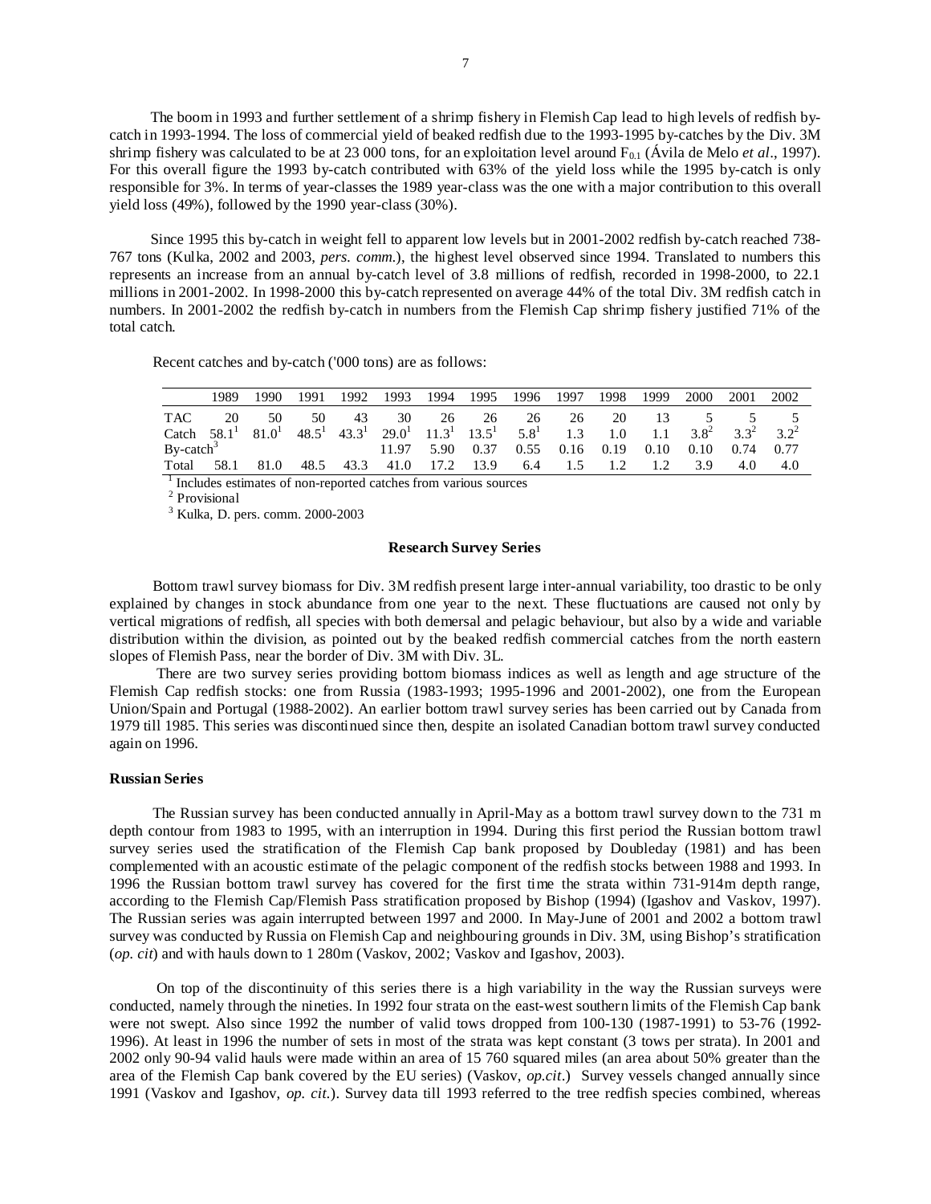The boom in 1993 and further settlement of a shrimp fishery in Flemish Cap lead to high levels of redfish by-catch in 1993-1994. The loss of commercial yield of beaked redfish due to the 1993-1995 by-catches by the Div. 3M shrimp fishery was calculated to be at 23 000 tons, for an exploitation level around $F_{0.1}$ (Ávila de Melo *et al*., 1997). For this overall figure the 1993 by-catch contributed with 63% of the yield loss while the 1995 by-catch is only responsible for 3%. In terms of year-classes the 1989 year-class was the one with a major contribution to this overall yield loss (49%), followed by the 1990 year-class (30%).

Since 1995 this by-catch in weight fell to apparent low levels but in 2001-2002 redfish by-catch reached 738-767 tons (Kulka, 2002 and 2003, *pers. comm.*), the highest level observed since 1994. Translated to numbers this represents an increase from an annual by-catch level of 3.8 millions of redfish, recorded in 1998-2000, to 22.1 millions in 2001-2002. In 1998-2000 this by-catch represented on average 44% of the total Div. 3M redfish catch in numbers. In 2001-2002 the redfish by-catch in numbers from the Flemish Cap shrimp fishery justified 71% of the total catch.

Recent catches and by-catch ('000 tons) are as follows:

| | 1989 | 1990 | 1991 | 1992 | 1993 | 1994 | 1995 | 1996 | 1997 | 1998 | 1999 | 2000 | 2001 | 2002 |
|---|---|---|---|---|---|---|---|---|---|---|---|---|---|---|
| TAC | 20 | 50 | 50 | 43 | 30 | 26 | 26 | 26 | 26 | 20 | 13 | 5 | 5 | 5 |
| Catch | 58.1[1] | 81.0[1] | 48.5[1] | 43.3[1] | 29.0[1] | 11.3[1] | 13.5[1] | 5.8[1] | 1.3 | 1.0 | 1.1 | 3.8[2] | 3.3[2] | 3.2[2] |
| By-catch[3] | | | | | 11.97 | 5.90 | 0.37 | 0.55 | 0.16 | 0.19 | 0.10 | 0.10 | 0.74 | 0.77 |
| Total | 58.1 | 81.0 | 48.5 | 43.3 | 41.0 | 17.2 | 13.9 | 6.4 | 1.5 | 1.2 | 1.2 | 3.9 | 4.0 | 4.0 |

[1] Includes estimates of non-reported catches from various sources

[2] Provisional

[3] Kulka, D. pers. comm. 2000-2003

## Research Survey Series

Bottom trawl survey biomass for Div. 3M redfish present large inter-annual variability, too drastic to be only explained by changes in stock abundance from one year to the next. These fluctuations are caused not only by vertical migrations of redfish, all species with both demersal and pelagic behaviour, but also by a wide and variable distribution within the division, as pointed out by the beaked redfish commercial catches from the north eastern slopes of Flemish Pass, near the border of Div. 3M with Div. 3L.

There are two survey series providing bottom biomass indices as well as length and age structure of the Flemish Cap redfish stocks: one from Russia (1983-1993; 1995-1996 and 2001-2002), one from the European Union/Spain and Portugal (1988-2002). An earlier bottom trawl survey series has been carried out by Canada from 1979 till 1985. This series was discontinued since then, despite an isolated Canadian bottom trawl survey conducted again on 1996.

### Russian Series

The Russian survey has been conducted annually in April-May as a bottom trawl survey down to the 731 m depth contour from 1983 to 1995, with an interruption in 1994. During this first period the Russian bottom trawl survey series used the stratification of the Flemish Cap bank proposed by Doubleday (1981) and has been complemented with an acoustic estimate of the pelagic component of the redfish stocks between 1988 and 1993. In 1996 the Russian bottom trawl survey has covered for the first time the strata within 731-914m depth range, according to the Flemish Cap/Flemish Pass stratification proposed by Bishop (1994) (Igashov and Vaskov, 1997). The Russian series was again interrupted between 1997 and 2000. In May-June of 2001 and 2002 a bottom trawl survey was conducted by Russia on Flemish Cap and neighbouring grounds in Div. 3M, using Bishop's stratification (*op. cit*) and with hauls down to 1 280m (Vaskov, 2002; Vaskov and Igashov, 2003).

On top of the discontinuity of this series there is a high variability in the way the Russian surveys were conducted, namely through the nineties. In 1992 four strata on the east-west southern limits of the Flemish Cap bank were not swept. Also since 1992 the number of valid tows dropped from 100-130 (1987-1991) to 53-76 (1992-1996). At least in 1996 the number of sets in most of the strata was kept constant (3 tows per strata). In 2001 and 2002 only 90-94 valid hauls were made within an area of 15 760 squared miles (an area about 50% greater than the area of the Flemish Cap bank covered by the EU series) (Vaskov, *op.cit*.) Survey vessels changed annually since 1991 (Vaskov and Igashov, *op. cit.*). Survey data till 1993 referred to the tree redfish species combined, whereas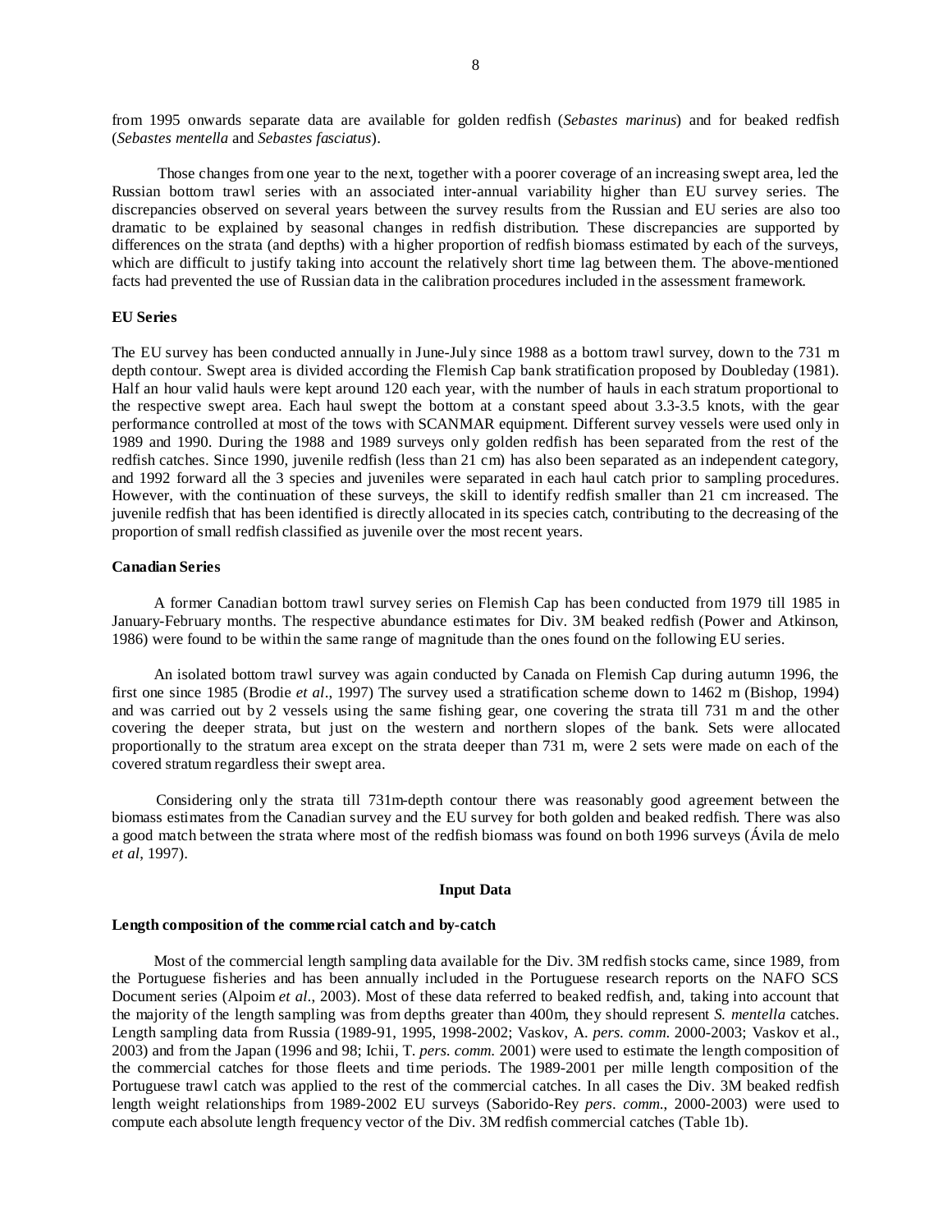from 1995 onwards separate data are available for golden redfish (*Sebastes marinus*) and for beaked redfish (*Sebastes mentella* and *Sebastes fasciatus*).

Those changes from one year to the next, together with a poorer coverage of an increasing swept area, led the Russian bottom trawl series with an associated inter-annual variability higher than EU survey series. The discrepancies observed on several years between the survey results from the Russian and EU series are also too dramatic to be explained by seasonal changes in redfish distribution. These discrepancies are supported by differences on the strata (and depths) with a higher proportion of redfish biomass estimated by each of the surveys, which are difficult to justify taking into account the relatively short time lag between them. The above-mentioned facts had prevented the use of Russian data in the calibration procedures included in the assessment framework.

**EU Series**

The EU survey has been conducted annually in June-July since 1988 as a bottom trawl survey, down to the 731 m depth contour. Swept area is divided according the Flemish Cap bank stratification proposed by Doubleday (1981). Half an hour valid hauls were kept around 120 each year, with the number of hauls in each stratum proportional to the respective swept area. Each haul swept the bottom at a constant speed about 3.3-3.5 knots, with the gear performance controlled at most of the tows with SCANMAR equipment. Different survey vessels were used only in 1989 and 1990. During the 1988 and 1989 surveys only golden redfish has been separated from the rest of the redfish catches. Since 1990, juvenile redfish (less than 21 cm) has also been separated as an independent category, and 1992 forward all the 3 species and juveniles were separated in each haul catch prior to sampling procedures. However, with the continuation of these surveys, the skill to identify redfish smaller than 21 cm increased. The juvenile redfish that has been identified is directly allocated in its species catch, contributing to the decreasing of the proportion of small redfish classified as juvenile over the most recent years.

**Canadian Series**

A former Canadian bottom trawl survey series on Flemish Cap has been conducted from 1979 till 1985 in January-February months. The respective abundance estimates for Div. 3M beaked redfish (Power and Atkinson, 1986) were found to be within the same range of magnitude than the ones found on the following EU series.

An isolated bottom trawl survey was again conducted by Canada on Flemish Cap during autumn 1996, the first one since 1985 (Brodie *et al*., 1997) The survey used a stratification scheme down to 1462 m (Bishop, 1994) and was carried out by 2 vessels using the same fishing gear, one covering the strata till 731 m and the other covering the deeper strata, but just on the western and northern slopes of the bank. Sets were allocated proportionally to the stratum area except on the strata deeper than 731 m, were 2 sets were made on each of the covered stratum regardless their swept area.

Considering only the strata till 731m-depth contour there was reasonably good agreement between the biomass estimates from the Canadian survey and the EU survey for both golden and beaked redfish. There was also a good match between the strata where most of the redfish biomass was found on both 1996 surveys (Ávila de melo *et al*, 1997).

## Input Data

**Length composition of the commercial catch and by-catch**

Most of the commercial length sampling data available for the Div. 3M redfish stocks came, since 1989, from the Portuguese fisheries and has been annually included in the Portuguese research reports on the NAFO SCS Document series (Alpoim *et al*., 2003). Most of these data referred to beaked redfish, and, taking into account that the majority of the length sampling was from depths greater than 400m, they should represent *S. mentella* catches. Length sampling data from Russia (1989-91, 1995, 1998-2002; Vaskov, A. *pers. comm.* 2000-2003; Vaskov et al., 2003) and from the Japan (1996 and 98; Ichii, T. *pers. comm.* 2001) were used to estimate the length composition of the commercial catches for those fleets and time periods. The 1989-2001 per mille length composition of the Portuguese trawl catch was applied to the rest of the commercial catches. In all cases the Div. 3M beaked redfish length weight relationships from 1989-2002 EU surveys (Saborido-Rey *pers. comm.*, 2000-2003) were used to compute each absolute length frequency vector of the Div. 3M redfish commercial catches (Table 1b).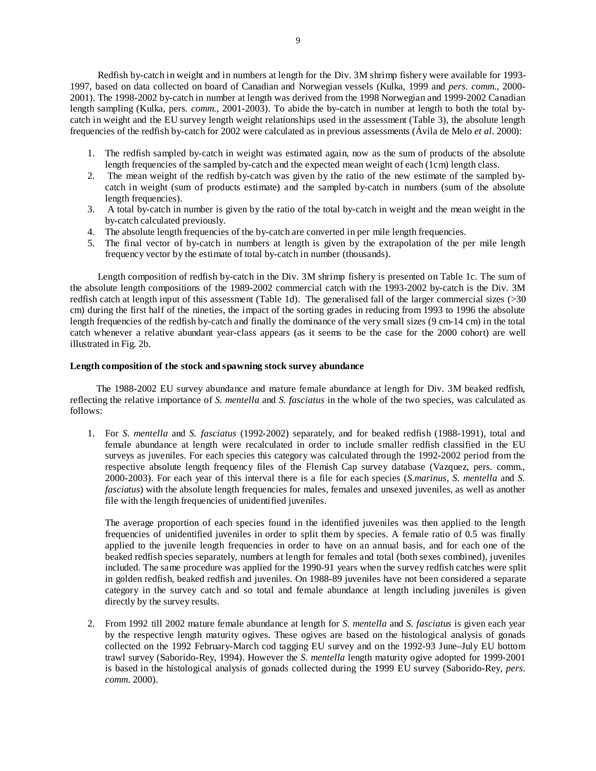Redfish by-catch in weight and in numbers at length for the Div. 3M shrimp fishery were available for 1993-1997, based on data collected on board of Canadian and Norwegian vessels (Kulka, 1999 and *pers. comm.*, 2000-2001). The 1998-2002 by-catch in number at length was derived from the 1998 Norwegian and 1999-2002 Canadian length sampling (Kulka, pers. *comm.*, 2001-2003). To abide the by-catch in number at length to both the total by-catch in weight and the EU survey length weight relationships used in the assessment (Table 3), the absolute length frequencies of the redfish by-catch for 2002 were calculated as in previous assessments (Ávila de Melo *et al*. 2000):

1. The redfish sampled by-catch in weight was estimated again, now as the sum of products of the absolute length frequencies of the sampled by-catch and the expected mean weight of each (1cm) length class.
2. The mean weight of the redfish by-catch was given by the ratio of the new estimate of the sampled by-catch in weight (sum of products estimate) and the sampled by-catch in numbers (sum of the absolute length frequencies).
3. A total by-catch in number is given by the ratio of the total by-catch in weight and the mean weight in the by-catch calculated previously.
4. The absolute length frequencies of the by-catch are converted in per mile length frequencies.
5. The final vector of by-catch in numbers at length is given by the extrapolation of the per mile length frequency vector by the estimate of total by-catch in number (thousands).

Length composition of redfish by-catch in the Div. 3M shrimp fishery is presented on Table 1c. The sum of the absolute length compositions of the 1989-2002 commercial catch with the 1993-2002 by-catch is the Div. 3M redfish catch at length input of this assessment (Table 1d). The generalised fall of the larger commercial sizes (>30 cm) during the first half of the nineties, the impact of the sorting grades in reducing from 1993 to 1996 the absolute length frequencies of the redfish by-catch and finally the dominance of the very small sizes (9 cm-14 cm) in the total catch whenever a relative abundant year-class appears (as it seems to be the case for the 2000 cohort) are well illustrated in Fig. 2b.

**Length composition of the stock and spawning stock survey abundance**

The 1988-2002 EU survey abundance and mature female abundance at length for Div. 3M beaked redfish, reflecting the relative importance of *S. mentella* and *S. fasciatus* in the whole of the two species, was calculated as follows:

1. For *S. mentella* and *S. fasciatus* (1992-2002) separately, and for beaked redfish (1988-1991), total and female abundance at length were recalculated in order to include smaller redfish classified in the EU surveys as juveniles. For each species this category was calculated through the 1992-2002 period from the respective absolute length frequency files of the Flemish Cap survey database (Vazquez, pers. comm., 2000-2003). For each year of this interval there is a file for each species (*S.marinus*, *S. mentella* and *S. fasciatus*) with the absolute length frequencies for males, females and unsexed juveniles, as well as another file with the length frequencies of unidentified juveniles.

   The average proportion of each species found in the identified juveniles was then applied to the length frequencies of unidentified juveniles in order to split them by species. A female ratio of 0.5 was finally applied to the juvenile length frequencies in order to have on an annual basis, and for each one of the beaked redfish species separately, numbers at length for females and total (both sexes combined), juveniles included. The same procedure was applied for the 1990-91 years when the survey redfish catches were split in golden redfish, beaked redfish and juveniles. On 1988-89 juveniles have not been considered a separate category in the survey catch and so total and female abundance at length including juveniles is given directly by the survey results.

2. From 1992 till 2002 mature female abundance at length for *S. mentella* and *S. fasciatus* is given each year by the respective length maturity ogives. These ogives are based on the histological analysis of gonads collected on the 1992 February-March cod tagging EU survey and on the 1992-93 June–July EU bottom trawl survey (Saborido-Rey, 1994). However the *S. mentella* length maturity ogive adopted for 1999-2001 is based in the histological analysis of gonads collected during the 1999 EU survey (Saborido-Rey, *pers. comm.* 2000).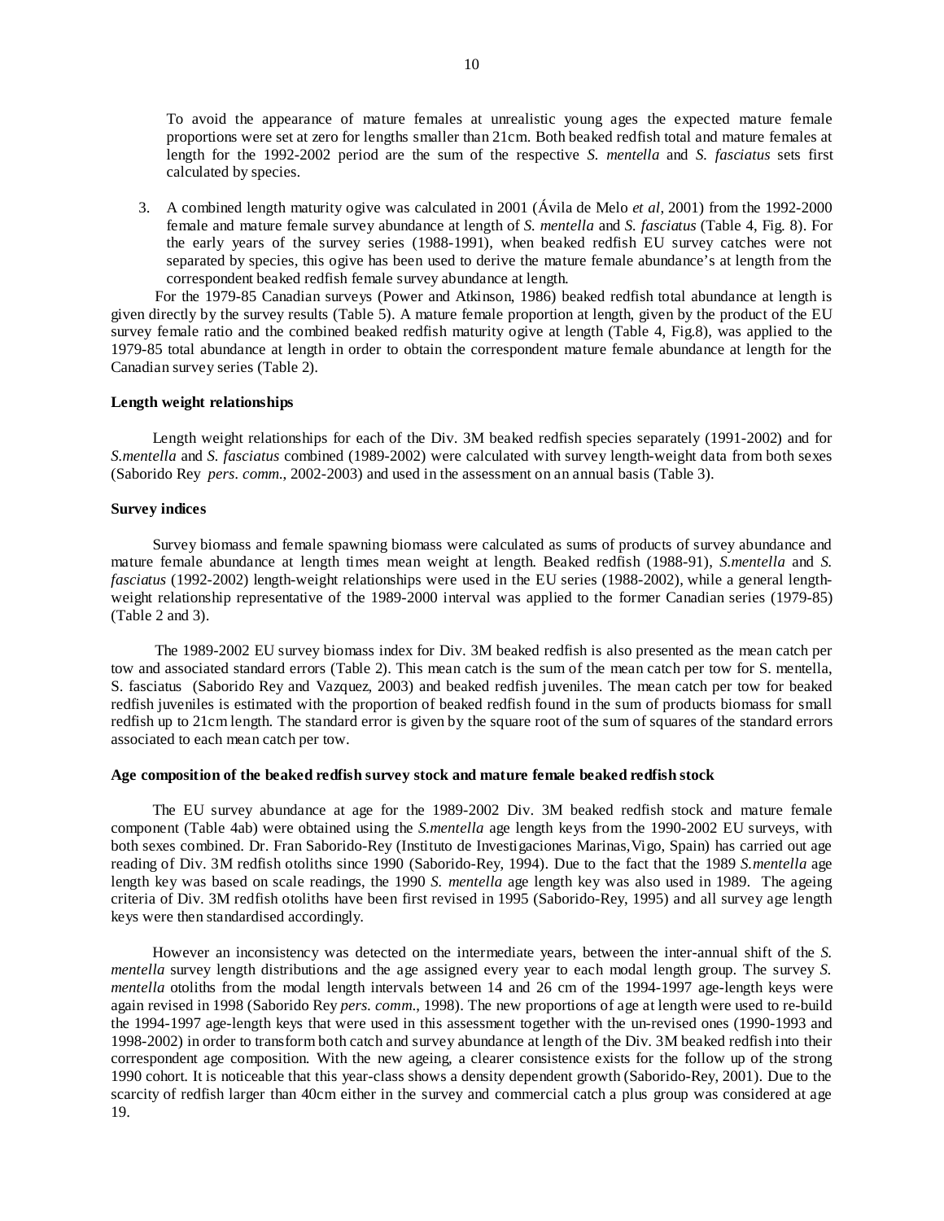To avoid the appearance of mature females at unrealistic young ages the expected mature female proportions were set at zero for lengths smaller than 21cm. Both beaked redfish total and mature females at length for the 1992-2002 period are the sum of the respective *S. mentella* and *S. fasciatus* sets first calculated by species.

3. A combined length maturity ogive was calculated in 2001 (Ávila de Melo *et al*, 2001) from the 1992-2000 female and mature female survey abundance at length of *S. mentella* and *S. fasciatus* (Table 4, Fig. 8). For the early years of the survey series (1988-1991), when beaked redfish EU survey catches were not separated by species, this ogive has been used to derive the mature female abundance's at length from the correspondent beaked redfish female survey abundance at length.

For the 1979-85 Canadian surveys (Power and Atkinson, 1986) beaked redfish total abundance at length is given directly by the survey results (Table 5). A mature female proportion at length, given by the product of the EU survey female ratio and the combined beaked redfish maturity ogive at length (Table 4, Fig.8), was applied to the 1979-85 total abundance at length in order to obtain the correspondent mature female abundance at length for the Canadian survey series (Table 2).

**Length weight relationships**

Length weight relationships for each of the Div. 3M beaked redfish species separately (1991-2002) and for *S.mentella* and *S. fasciatus* combined (1989-2002) were calculated with survey length-weight data from both sexes (Saborido Rey *pers. comm*., 2002-2003) and used in the assessment on an annual basis (Table 3).

**Survey indices**

Survey biomass and female spawning biomass were calculated as sums of products of survey abundance and mature female abundance at length times mean weight at length. Beaked redfish (1988-91), *S.mentella* and *S. fasciatus* (1992-2002) length-weight relationships were used in the EU series (1988-2002), while a general length-weight relationship representative of the 1989-2000 interval was applied to the former Canadian series (1979-85) (Table 2 and 3).

The 1989-2002 EU survey biomass index for Div. 3M beaked redfish is also presented as the mean catch per tow and associated standard errors (Table 2). This mean catch is the sum of the mean catch per tow for S. mentella, S. fasciatus (Saborido Rey and Vazquez, 2003) and beaked redfish juveniles. The mean catch per tow for beaked redfish juveniles is estimated with the proportion of beaked redfish found in the sum of products biomass for small redfish up to 21cm length. The standard error is given by the square root of the sum of squares of the standard errors associated to each mean catch per tow.

**Age composition of the beaked redfish survey stock and mature female beaked redfish stock**

The EU survey abundance at age for the 1989-2002 Div. 3M beaked redfish stock and mature female component (Table 4ab) were obtained using the *S.mentella* age length keys from the 1990-2002 EU surveys, with both sexes combined. Dr. Fran Saborido-Rey (Instituto de Investigaciones Marinas,Vigo, Spain) has carried out age reading of Div. 3M redfish otoliths since 1990 (Saborido-Rey, 1994). Due to the fact that the 1989 *S.mentella* age length key was based on scale readings, the 1990 *S. mentella* age length key was also used in 1989. The ageing criteria of Div. 3M redfish otoliths have been first revised in 1995 (Saborido-Rey, 1995) and all survey age length keys were then standardised accordingly.

However an inconsistency was detected on the intermediate years, between the inter-annual shift of the *S. mentella* survey length distributions and the age assigned every year to each modal length group. The survey *S. mentella* otoliths from the modal length intervals between 14 and 26 cm of the 1994-1997 age-length keys were again revised in 1998 (Saborido Rey *pers. comm*., 1998). The new proportions of age at length were used to re-build the 1994-1997 age-length keys that were used in this assessment together with the un-revised ones (1990-1993 and 1998-2002) in order to transform both catch and survey abundance at length of the Div. 3M beaked redfish into their correspondent age composition. With the new ageing, a clearer consistence exists for the follow up of the strong 1990 cohort. It is noticeable that this year-class shows a density dependent growth (Saborido-Rey, 2001). Due to the scarcity of redfish larger than 40cm either in the survey and commercial catch a plus group was considered at age 19.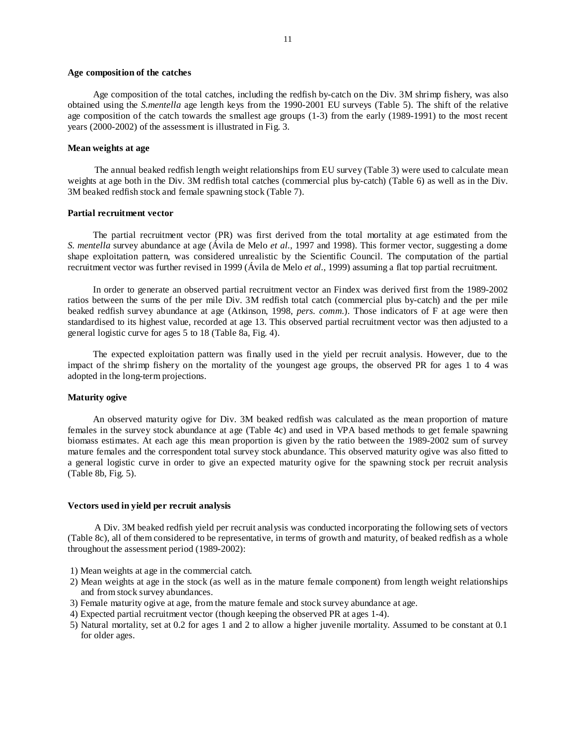**Age composition of the catches**

Age composition of the total catches, including the redfish by-catch on the Div. 3M shrimp fishery, was also obtained using the *S.mentella* age length keys from the 1990-2001 EU surveys (Table 5). The shift of the relative age composition of the catch towards the smallest age groups (1-3) from the early (1989-1991) to the most recent years (2000-2002) of the assessment is illustrated in Fig. 3.

**Mean weights at age**

The annual beaked redfish length weight relationships from EU survey (Table 3) were used to calculate mean weights at age both in the Div. 3M redfish total catches (commercial plus by-catch) (Table 6) as well as in the Div. 3M beaked redfish stock and female spawning stock (Table 7).

**Partial recruitment vector**

The partial recruitment vector (PR) was first derived from the total mortality at age estimated from the *S. mentella* survey abundance at age (Ávila de Melo *et al.*, 1997 and 1998). This former vector, suggesting a dome shape exploitation pattern, was considered unrealistic by the Scientific Council. The computation of the partial recruitment vector was further revised in 1999 (Ávila de Melo *et al.*, 1999) assuming a flat top partial recruitment.

In order to generate an observed partial recruitment vector an Findex was derived first from the 1989-2002 ratios between the sums of the per mile Div. 3M redfish total catch (commercial plus by-catch) and the per mile beaked redfish survey abundance at age (Atkinson, 1998, *pers. comm.*). Those indicators of F at age were then standardised to its highest value, recorded at age 13. This observed partial recruitment vector was then adjusted to a general logistic curve for ages 5 to 18 (Table 8a, Fig. 4).

The expected exploitation pattern was finally used in the yield per recruit analysis. However, due to the impact of the shrimp fishery on the mortality of the youngest age groups, the observed PR for ages 1 to 4 was adopted in the long-term projections.

**Maturity ogive**

An observed maturity ogive for Div. 3M beaked redfish was calculated as the mean proportion of mature females in the survey stock abundance at age (Table 4c) and used in VPA based methods to get female spawning biomass estimates. At each age this mean proportion is given by the ratio between the 1989-2002 sum of survey mature females and the correspondent total survey stock abundance. This observed maturity ogive was also fitted to a general logistic curve in order to give an expected maturity ogive for the spawning stock per recruit analysis (Table 8b, Fig. 5).

**Vectors used in yield per recruit analysis**

A Div. 3M beaked redfish yield per recruit analysis was conducted incorporating the following sets of vectors (Table 8c), all of them considered to be representative, in terms of growth and maturity, of beaked redfish as a whole throughout the assessment period (1989-2002):

1) Mean weights at age in the commercial catch.
2) Mean weights at age in the stock (as well as in the mature female component) from length weight relationships and from stock survey abundances.
3) Female maturity ogive at age, from the mature female and stock survey abundance at age.
4) Expected partial recruitment vector (though keeping the observed PR at ages 1-4).
5) Natural mortality, set at 0.2 for ages 1 and 2 to allow a higher juvenile mortality. Assumed to be constant at 0.1 for older ages.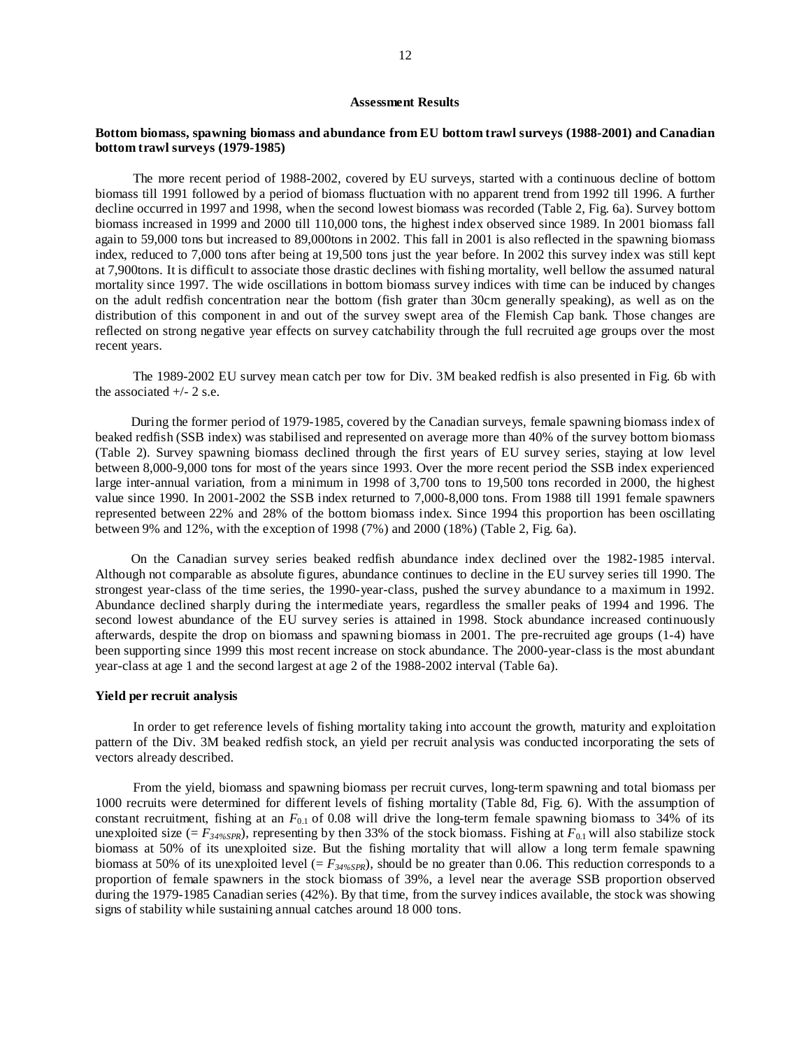## Assessment Results

### Bottom biomass, spawning biomass and abundance from EU bottom trawl surveys (1988-2001) and Canadian bottom trawl surveys (1979-1985)

The more recent period of 1988-2002, covered by EU surveys, started with a continuous decline of bottom biomass till 1991 followed by a period of biomass fluctuation with no apparent trend from 1992 till 1996. A further decline occurred in 1997 and 1998, when the second lowest biomass was recorded (Table 2, Fig. 6a). Survey bottom biomass increased in 1999 and 2000 till 110,000 tons, the highest index observed since 1989. In 2001 biomass fall again to 59,000 tons but increased to 89,000tons in 2002. This fall in 2001 is also reflected in the spawning biomass index, reduced to 7,000 tons after being at 19,500 tons just the year before. In 2002 this survey index was still kept at 7,900tons. It is difficult to associate those drastic declines with fishing mortality, well bellow the assumed natural mortality since 1997. The wide oscillations in bottom biomass survey indices with time can be induced by changes on the adult redfish concentration near the bottom (fish grater than 30cm generally speaking), as well as on the distribution of this component in and out of the survey swept area of the Flemish Cap bank. Those changes are reflected on strong negative year effects on survey catchability through the full recruited age groups over the most recent years.

The 1989-2002 EU survey mean catch per tow for Div. 3M beaked redfish is also presented in Fig. 6b with the associated +/- 2 s.e.

During the former period of 1979-1985, covered by the Canadian surveys, female spawning biomass index of beaked redfish (SSB index) was stabilised and represented on average more than 40% of the survey bottom biomass (Table 2). Survey spawning biomass declined through the first years of EU survey series, staying at low level between 8,000-9,000 tons for most of the years since 1993. Over the more recent period the SSB index experienced large inter-annual variation, from a minimum in 1998 of 3,700 tons to 19,500 tons recorded in 2000, the highest value since 1990. In 2001-2002 the SSB index returned to 7,000-8,000 tons. From 1988 till 1991 female spawners represented between 22% and 28% of the bottom biomass index. Since 1994 this proportion has been oscillating between 9% and 12%, with the exception of 1998 (7%) and 2000 (18%) (Table 2, Fig. 6a).

On the Canadian survey series beaked redfish abundance index declined over the 1982-1985 interval. Although not comparable as absolute figures, abundance continues to decline in the EU survey series till 1990. The strongest year-class of the time series, the 1990-year-class, pushed the survey abundance to a maximum in 1992. Abundance declined sharply during the intermediate years, regardless the smaller peaks of 1994 and 1996. The second lowest abundance of the EU survey series is attained in 1998. Stock abundance increased continuously afterwards, despite the drop on biomass and spawning biomass in 2001. The pre-recruited age groups (1-4) have been supporting since 1999 this most recent increase on stock abundance. The 2000-year-class is the most abundant year-class at age 1 and the second largest at age 2 of the 1988-2002 interval (Table 6a).

### Yield per recruit analysis

In order to get reference levels of fishing mortality taking into account the growth, maturity and exploitation pattern of the Div. 3M beaked redfish stock, an yield per recruit analysis was conducted incorporating the sets of vectors already described.

From the yield, biomass and spawning biomass per recruit curves, long-term spawning and total biomass per 1000 recruits were determined for different levels of fishing mortality (Table 8d, Fig. 6). With the assumption of constant recruitment, fishing at an $F_{0.1}$ of 0.08 will drive the long-term female spawning biomass to 34% of its unexploited size (= $F_{34\%SPR}$), representing by then 33% of the stock biomass. Fishing at $F_{0.1}$ will also stabilize stock biomass at 50% of its unexploited size. But the fishing mortality that will allow a long term female spawning biomass at 50% of its unexploited level (= $F_{34\%SPR}$), should be no greater than 0.06. This reduction corresponds to a proportion of female spawners in the stock biomass of 39%, a level near the average SSB proportion observed during the 1979-1985 Canadian series (42%). By that time, from the survey indices available, the stock was showing signs of stability while sustaining annual catches around 18 000 tons.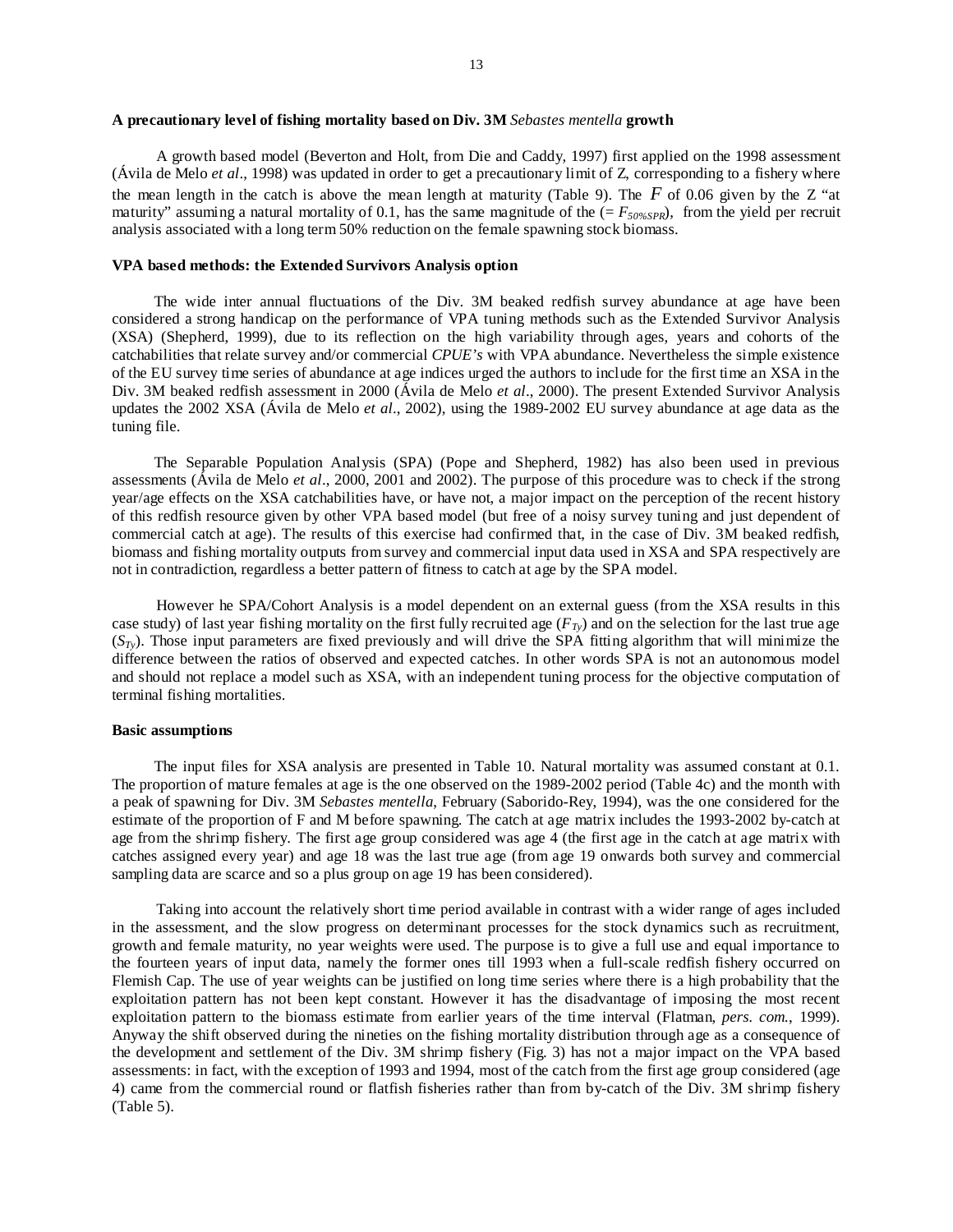**A precautionary level of fishing mortality based on Div. 3M *Sebastes mentella* growth**

A growth based model (Beverton and Holt, from Die and Caddy, 1997) first applied on the 1998 assessment (Ávila de Melo *et al*., 1998) was updated in order to get a precautionary limit of Z, corresponding to a fishery where the mean length in the catch is above the mean length at maturity (Table 9). The $F$ of 0.06 given by the Z "at maturity" assuming a natural mortality of 0.1, has the same magnitude of the ($= F_{50\%SPR}$), from the yield per recruit analysis associated with a long term 50% reduction on the female spawning stock biomass.

**VPA based methods: the Extended Survivors Analysis option**

The wide inter annual fluctuations of the Div. 3M beaked redfish survey abundance at age have been considered a strong handicap on the performance of VPA tuning methods such as the Extended Survivor Analysis (XSA) (Shepherd, 1999), due to its reflection on the high variability through ages, years and cohorts of the catchabilities that relate survey and/or commercial *CPUE's* with VPA abundance. Nevertheless the simple existence of the EU survey time series of abundance at age indices urged the authors to include for the first time an XSA in the Div. 3M beaked redfish assessment in 2000 (Ávila de Melo *et al*., 2000). The present Extended Survivor Analysis updates the 2002 XSA (Ávila de Melo *et al*., 2002), using the 1989-2002 EU survey abundance at age data as the tuning file.

The Separable Population Analysis (SPA) (Pope and Shepherd, 1982) has also been used in previous assessments (Ávila de Melo *et al*., 2000, 2001 and 2002). The purpose of this procedure was to check if the strong year/age effects on the XSA catchabilities have, or have not, a major impact on the perception of the recent history of this redfish resource given by other VPA based model (but free of a noisy survey tuning and just dependent of commercial catch at age). The results of this exercise had confirmed that, in the case of Div. 3M beaked redfish, biomass and fishing mortality outputs from survey and commercial input data used in XSA and SPA respectively are not in contradiction, regardless a better pattern of fitness to catch at age by the SPA model.

However he SPA/Cohort Analysis is a model dependent on an external guess (from the XSA results in this case study) of last year fishing mortality on the first fully recruited age ($F_{Ty}$) and on the selection for the last true age ($S_{Ty}$). Those input parameters are fixed previously and will drive the SPA fitting algorithm that will minimize the difference between the ratios of observed and expected catches. In other words SPA is not an autonomous model and should not replace a model such as XSA, with an independent tuning process for the objective computation of terminal fishing mortalities.

**Basic assumptions**

The input files for XSA analysis are presented in Table 10. Natural mortality was assumed constant at 0.1. The proportion of mature females at age is the one observed on the 1989-2002 period (Table 4c) and the month with a peak of spawning for Div. 3M *Sebastes mentella*, February (Saborido-Rey, 1994), was the one considered for the estimate of the proportion of F and M before spawning. The catch at age matrix includes the 1993-2002 by-catch at age from the shrimp fishery. The first age group considered was age 4 (the first age in the catch at age matrix with catches assigned every year) and age 18 was the last true age (from age 19 onwards both survey and commercial sampling data are scarce and so a plus group on age 19 has been considered).

Taking into account the relatively short time period available in contrast with a wider range of ages included in the assessment, and the slow progress on determinant processes for the stock dynamics such as recruitment, growth and female maturity, no year weights were used. The purpose is to give a full use and equal importance to the fourteen years of input data, namely the former ones till 1993 when a full-scale redfish fishery occurred on Flemish Cap. The use of year weights can be justified on long time series where there is a high probability that the exploitation pattern has not been kept constant. However it has the disadvantage of imposing the most recent exploitation pattern to the biomass estimate from earlier years of the time interval (Flatman, *pers. com.*, 1999). Anyway the shift observed during the nineties on the fishing mortality distribution through age as a consequence of the development and settlement of the Div. 3M shrimp fishery (Fig. 3) has not a major impact on the VPA based assessments: in fact, with the exception of 1993 and 1994, most of the catch from the first age group considered (age 4) came from the commercial round or flatfish fisheries rather than from by-catch of the Div. 3M shrimp fishery (Table 5).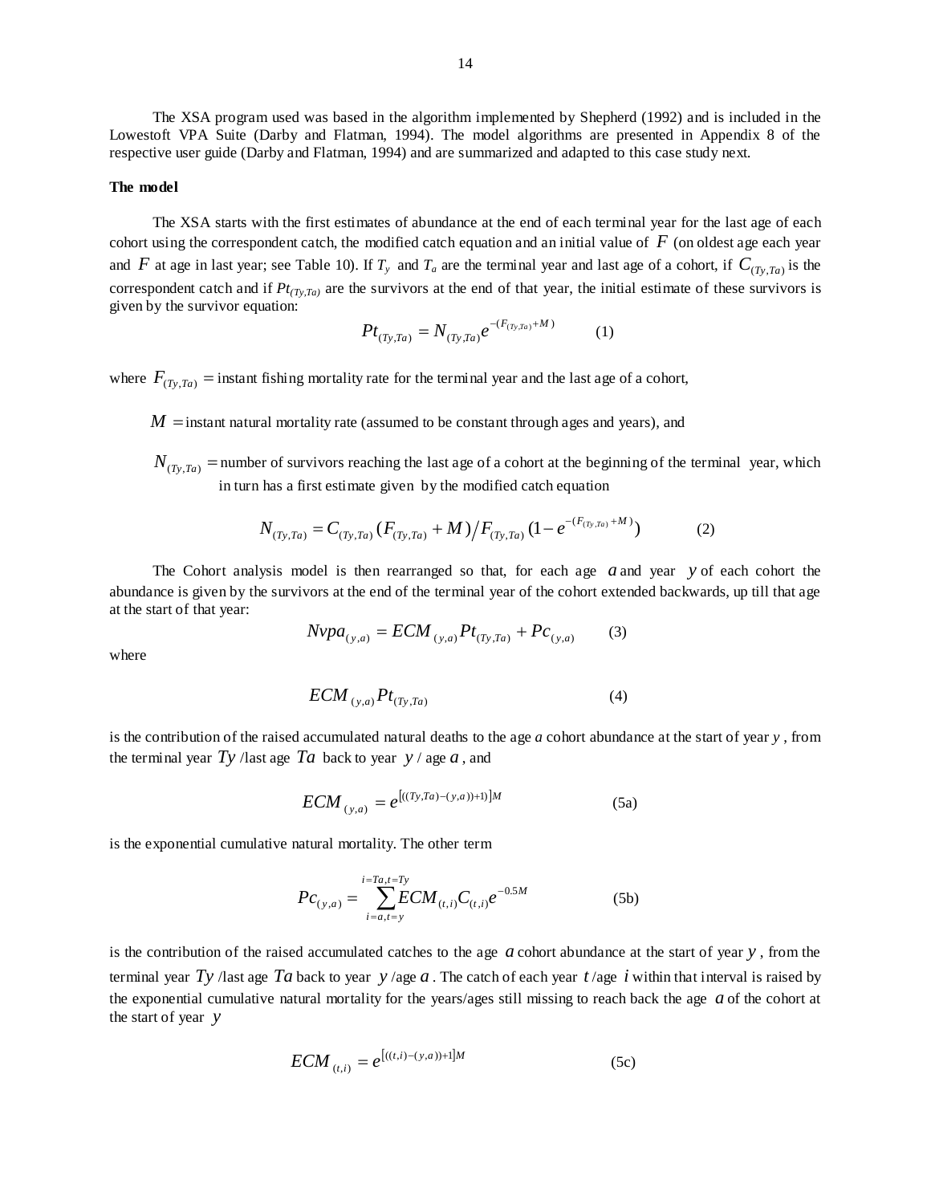The XSA program used was based in the algorithm implemented by Shepherd (1992) and is included in the Lowestoft VPA Suite (Darby and Flatman, 1994). The model algorithms are presented in Appendix 8 of the respective user guide (Darby and Flatman, 1994) and are summarized and adapted to this case study next.

**The model**

The XSA starts with the first estimates of abundance at the end of each terminal year for the last age of each cohort using the correspondent catch, the modified catch equation and an initial value of $F$ (on oldest age each year and $F$ at age in last year; see Table 10). If $T_y$ and $T_a$ are the terminal year and last age of a cohort, if $C_{(Ty,Ta)}$ is the correspondent catch and if $Pt_{(Ty,Ta)}$ are the survivors at the end of that year, the initial estimate of these survivors is given by the survivor equation:

$$Pt_{(Ty,Ta)} = N_{(Ty,Ta)} e^{-(F_{(Ty,Ta)}+M)} \qquad (1)$$

where $F_{(Ty,Ta)} =$ instant fishing mortality rate for the terminal year and the last age of a cohort,

$M =$ instant natural mortality rate (assumed to be constant through ages and years), and

$N_{(Ty,Ta)} =$ number of survivors reaching the last age of a cohort at the beginning of the terminal year, which in turn has a first estimate given by the modified catch equation

$$N_{(Ty,Ta)} = C_{(Ty,Ta)} (F_{(Ty,Ta)} + M) / F_{(Ty,Ta)} (1 - e^{-(F_{(Ty,Ta)}+M)}) \qquad (2)$$

The Cohort analysis model is then rearranged so that, for each age $a$ and year $y$ of each cohort the abundance is given by the survivors at the end of the terminal year of the cohort extended backwards, up till that age at the start of that year:

$$Nvpa_{(y,a)} = ECM_{(y,a)} Pt_{(Ty,Ta)} + Pc_{(y,a)} \qquad (3)$$

where

$$ECM_{(y,a)} Pt_{(Ty,Ta)} \qquad (4)$$

is the contribution of the raised accumulated natural deaths to the age $a$ cohort abundance at the start of year $y$, from the terminal year $Ty$ /last age $Ta$ back to year $y$ / age $a$, and

$$ECM_{(y,a)} = e^{[((Ty,Ta)-(y,a))+1)]M} \qquad (5a)$$

is the exponential cumulative natural mortality. The other term

$$Pc_{(y,a)} = \sum_{i=a,t=y}^{i=Ta,t=Ty} ECM_{(t,i)} C_{(t,i)} e^{-0.5M} \qquad (5b)$$

is the contribution of the raised accumulated catches to the age $a$ cohort abundance at the start of year $y$, from the terminal year $Ty$ /last age $Ta$ back to year $y$ /age $a$. The catch of each year $t$ /age $i$ within that interval is raised by the exponential cumulative natural mortality for the years/ages still missing to reach back the age $a$ of the cohort at the start of year $y$

$$ECM_{(t,i)} = e^{[((t,i)-(y,a))+1]M} \qquad (5c)$$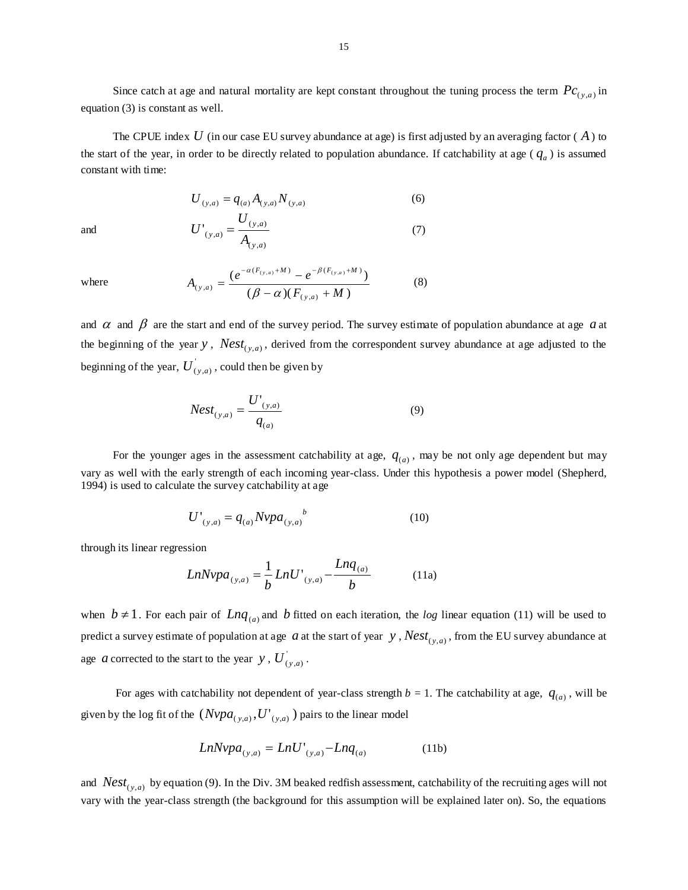Since catch at age and natural mortality are kept constant throughout the tuning process the term $Pc_{(y,a)}$ in equation (3) is constant as well.

The CPUE index $U$ (in our case EU survey abundance at age) is first adjusted by an averaging factor ( $A$ ) to the start of the year, in order to be directly related to population abundance. If catchability at age ( $q_a$ ) is assumed constant with time:

$$U_{(y,a)} = q_{(a)} A_{(y,a)} N_{(y,a)} \tag{6}$$

and

$$U'_{(y,a)} = \frac{U_{(y,a)}}{A_{(y,a)}} \tag{7}$$

where

$$A_{(y,a)} = \frac{(e^{-\alpha(F_{(y,a)}+M)} - e^{-\beta(F_{(y,a)}+M)})}{(\beta - \alpha)(F_{(y,a)} + M)} \tag{8}$$

and $\alpha$ and $\beta$ are the start and end of the survey period. The survey estimate of population abundance at age $a$ at the beginning of the year $y$, $Nest_{(y,a)}$, derived from the correspondent survey abundance at age adjusted to the beginning of the year, $U'_{(y,a)}$, could then be given by

$$Nest_{(y,a)} = \frac{U'_{(y,a)}}{q_{(a)}} \tag{9}$$

For the younger ages in the assessment catchability at age, $q_{(a)}$, may be not only age dependent but may vary as well with the early strength of each incoming year-class. Under this hypothesis a power model (Shepherd, 1994) is used to calculate the survey catchability at age

$$U'_{(y,a)} = q_{(a)} Nvpa_{(y,a)}{}^{b} \tag{10}$$

through its linear regression

$$LnNvpa_{(y,a)} = \frac{1}{b} LnU'_{(y,a)} - \frac{Lnq_{(a)}}{b} \tag{11a}$$

when $b \neq 1$. For each pair of $Lnq_{(a)}$ and $b$ fitted on each iteration, the *log* linear equation (11) will be used to predict a survey estimate of population at age $a$ at the start of year $y$, $Nest_{(y,a)}$, from the EU survey abundance at age $a$ corrected to the start to the year $y$, $U'_{(y,a)}$.

For ages with catchability not dependent of year-class strength $b = 1$. The catchability at age, $q_{(a)}$, will be given by the log fit of the $(Nvpa_{(y,a)}, U'_{(y,a)})$ pairs to the linear model

$$LnNvpa_{(y,a)} = LnU'_{(y,a)} - Lnq_{(a)} \tag{11b}$$

and $Nest_{(y,a)}$ by equation (9). In the Div. 3M beaked redfish assessment, catchability of the recruiting ages will not vary with the year-class strength (the background for this assumption will be explained later on). So, the equations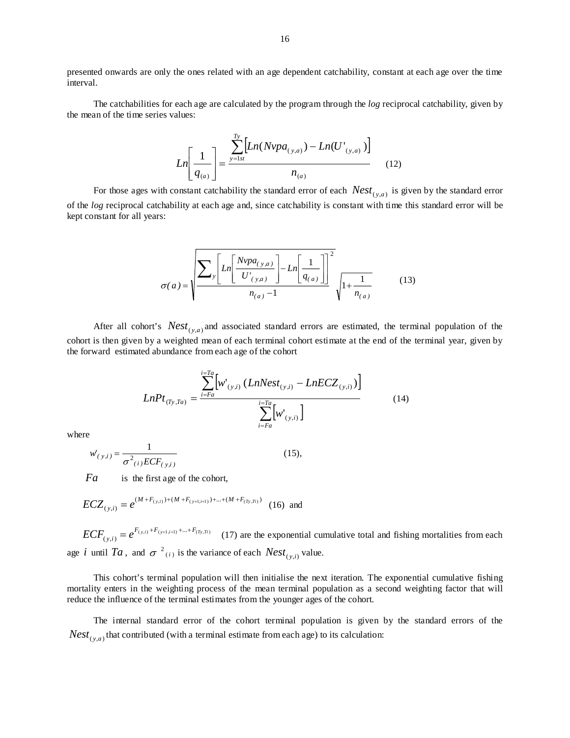presented onwards are only the ones related with an age dependent catchability, constant at each age over the time interval.

The catchabilities for each age are calculated by the program through the *log* reciprocal catchability, given by the mean of the time series values:

$$Ln\left[\frac{1}{q_{(a)}}\right] = \frac{\sum_{y=1st}^{Ty}\left[Ln(Nvpa_{(y,a)}) - Ln(U'_{(y,a)})\right]}{n_{(a)}} \qquad (12)$$

For those ages with constant catchability the standard error of each $Nest_{(y,a)}$ is given by the standard error of the *log* reciprocal catchability at each age and, since catchability is constant with time this standard error will be kept constant for all years:

$$\sigma(a) = \sqrt{\frac{\sum_{y}\left[Ln\left[\frac{Nvpa_{(y,a)}}{U'_{(y,a)}}\right] - Ln\left[\frac{1}{q_{(a)}}\right]\right]^2}{n_{(a)}-1}}\sqrt{1+\frac{1}{n_{(a)}}} \qquad (13)$$

After all cohort's $Nest_{(y,a)}$ and associated standard errors are estimated, the terminal population of the cohort is then given by a weighted mean of each terminal cohort estimate at the end of the terminal year, given by the forward estimated abundance from each age of the cohort

$$LnPt_{(Ty,Ta)} = \frac{\sum_{i=Fa}^{i=Ta}\left[w'_{(y,i)}\left(LnNest_{(y,i)} - LnECZ_{(y,i)}\right)\right]}{\sum_{i=Fa}^{i=Ta}\left[w'_{(y,i)}\right]} \qquad (14)$$

where

$$w'_{(y,i)} = \frac{1}{\sigma^2_{(i)}ECF_{(y,i)}} \qquad (15),$$

$Fa$ is the first age of the cohort,

$$ECZ_{(y,i)} = e^{(M+F_{(y,i)})+(M+F_{(y+1,i+1)})+...+(M+F_{(Ty,Ti)})} \quad (16) \text{ and}$$

$ECF_{(y,i)} = e^{F_{(y,i)}+F_{(y+1,i+1)}+...+F_{(Ty,Ti)}}$ (17) are the exponential cumulative total and fishing mortalities from each age $i$ until $Ta$, and $\sigma^2_{(i)}$ is the variance of each $Nest_{(y,i)}$ value.

This cohort's terminal population will then initialise the next iteration. The exponential cumulative fishing mortality enters in the weighting process of the mean terminal population as a second weighting factor that will reduce the influence of the terminal estimates from the younger ages of the cohort.

The internal standard error of the cohort terminal population is given by the standard errors of the $Nest_{(y,a)}$ that contributed (with a terminal estimate from each age) to its calculation: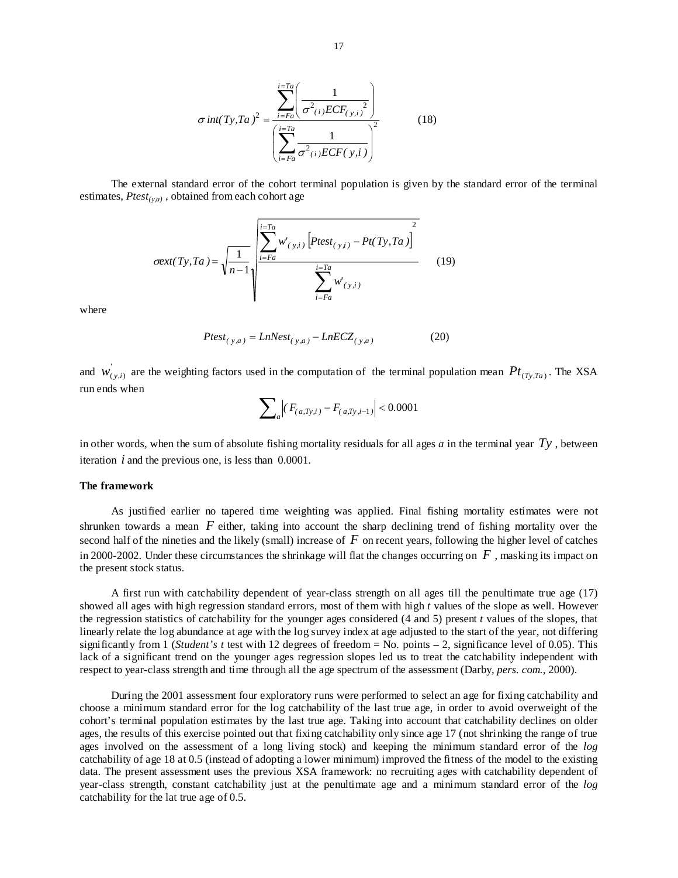$$\sigma\, int(Ty,Ta)^2 = \frac{\sum_{i=Fa}^{i=Ta}\left(\frac{1}{\sigma^2_{(i)} ECF_{(y,i)}{}^2}\right)}{\left(\sum_{i=Fa}^{i=Ta}\frac{1}{\sigma^2_{(i)} ECF(y,i)}\right)^2} \qquad (18)$$

The external standard error of the cohort terminal population is given by the standard error of the terminal estimates, $Ptest_{(y,a)}$ , obtained from each cohort age

$$\sigma ext(Ty,Ta) = \sqrt{\frac{1}{n-1}}\sqrt{\frac{\sum_{i=Fa}^{i=Ta} w'_{(y,i)}\left[Ptest_{(y,i)} - Pt(Ty,Ta)\right]^2}{\sum_{i=Fa}^{i=Ta} w'_{(y,i)}}} \qquad (19)$$

where

$$Ptest_{(y,a)} = LnNest_{(y,a)} - LnECZ_{(y,a)} \qquad (20)$$

and $w'_{(y,i)}$ are the weighting factors used in the computation of the terminal population mean $Pt_{(Ty,Ta)}$. The XSA run ends when

$$\sum_a \left| (F_{(a,Ty,i)} - F_{(a,Ty,i-1)} \right| < 0.0001$$

in other words, when the sum of absolute fishing mortality residuals for all ages *a* in the terminal year $Ty$ , between iteration $i$ and the previous one, is less than 0.0001.

**The framework**

As justified earlier no tapered time weighting was applied. Final fishing mortality estimates were not shrunken towards a mean $F$ either, taking into account the sharp declining trend of fishing mortality over the second half of the nineties and the likely (small) increase of $F$ on recent years, following the higher level of catches in 2000-2002. Under these circumstances the shrinkage will flat the changes occurring on $F$ , masking its impact on the present stock status.

A first run with catchability dependent of year-class strength on all ages till the penultimate true age (17) showed all ages with high regression standard errors, most of them with high *t* values of the slope as well. However the regression statistics of catchability for the younger ages considered (4 and 5) present *t* values of the slopes, that linearly relate the log abundance at age with the log survey index at age adjusted to the start of the year, not differing significantly from 1 (*Student's t* test with 12 degrees of freedom = No. points – 2, significance level of 0.05). This lack of a significant trend on the younger ages regression slopes led us to treat the catchability independent with respect to year-class strength and time through all the age spectrum of the assessment (Darby, *pers. com.*, 2000).

During the 2001 assessment four exploratory runs were performed to select an age for fixing catchability and choose a minimum standard error for the log catchability of the last true age, in order to avoid overweight of the cohort's terminal population estimates by the last true age. Taking into account that catchability declines on older ages, the results of this exercise pointed out that fixing catchability only since age 17 (not shrinking the range of true ages involved on the assessment of a long living stock) and keeping the minimum standard error of the *log* catchability of age 18 at 0.5 (instead of adopting a lower minimum) improved the fitness of the model to the existing data. The present assessment uses the previous XSA framework: no recruiting ages with catchability dependent of year-class strength, constant catchability just at the penultimate age and a minimum standard error of the *log* catchability for the lat true age of 0.5.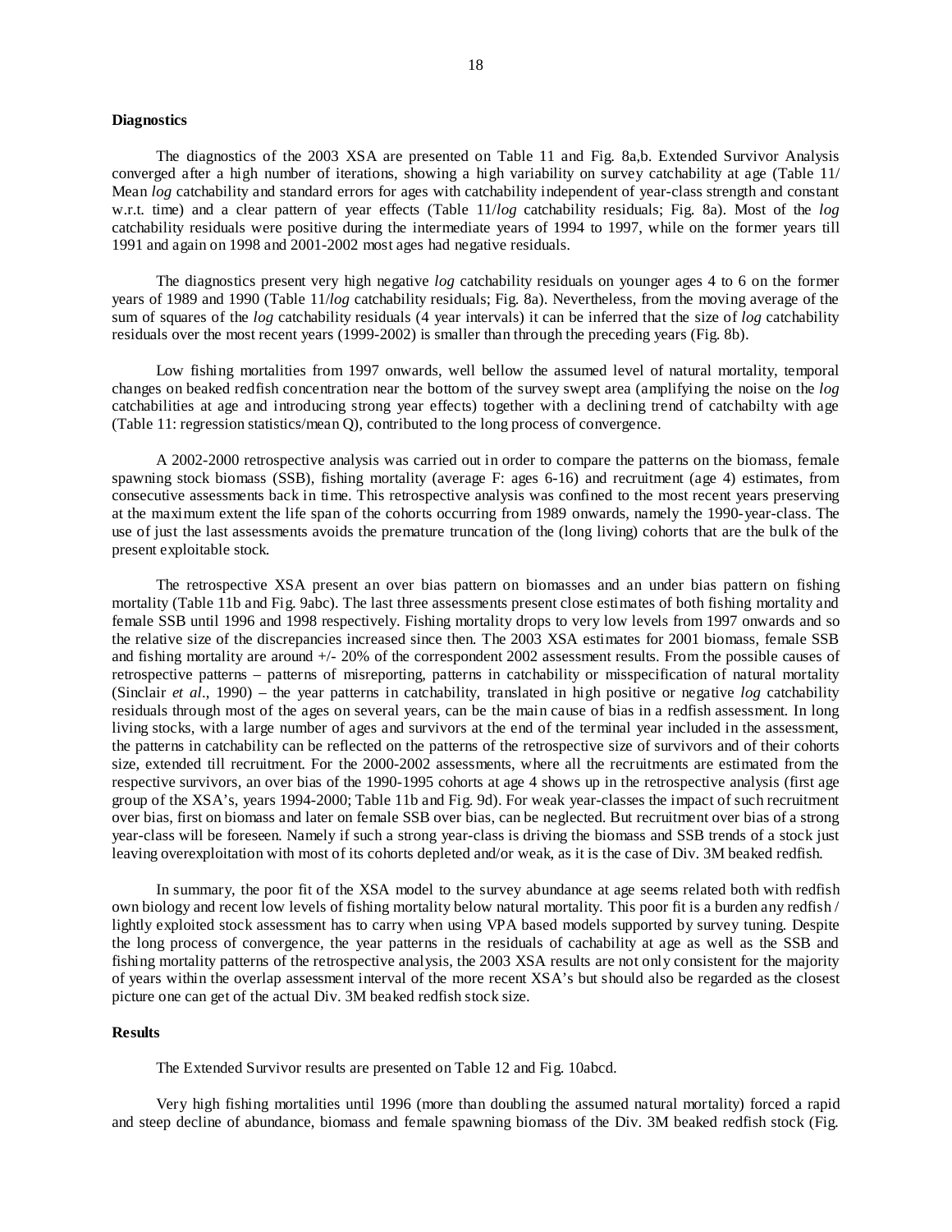**Diagnostics**

The diagnostics of the 2003 XSA are presented on Table 11 and Fig. 8a,b. Extended Survivor Analysis converged after a high number of iterations, showing a high variability on survey catchability at age (Table 11/ Mean *log* catchability and standard errors for ages with catchability independent of year-class strength and constant w.r.t. time) and a clear pattern of year effects (Table 11/*log* catchability residuals; Fig. 8a). Most of the *log* catchability residuals were positive during the intermediate years of 1994 to 1997, while on the former years till 1991 and again on 1998 and 2001-2002 most ages had negative residuals.

The diagnostics present very high negative *log* catchability residuals on younger ages 4 to 6 on the former years of 1989 and 1990 (Table 11/*log* catchability residuals; Fig. 8a). Nevertheless, from the moving average of the sum of squares of the *log* catchability residuals (4 year intervals) it can be inferred that the size of *log* catchability residuals over the most recent years (1999-2002) is smaller than through the preceding years (Fig. 8b).

Low fishing mortalities from 1997 onwards, well bellow the assumed level of natural mortality, temporal changes on beaked redfish concentration near the bottom of the survey swept area (amplifying the noise on the *log* catchabilities at age and introducing strong year effects) together with a declining trend of catchabilty with age (Table 11: regression statistics/mean Q), contributed to the long process of convergence.

A 2002-2000 retrospective analysis was carried out in order to compare the patterns on the biomass, female spawning stock biomass (SSB), fishing mortality (average F: ages 6-16) and recruitment (age 4) estimates, from consecutive assessments back in time. This retrospective analysis was confined to the most recent years preserving at the maximum extent the life span of the cohorts occurring from 1989 onwards, namely the 1990-year-class. The use of just the last assessments avoids the premature truncation of the (long living) cohorts that are the bulk of the present exploitable stock.

The retrospective XSA present an over bias pattern on biomasses and an under bias pattern on fishing mortality (Table 11b and Fig. 9abc). The last three assessments present close estimates of both fishing mortality and female SSB until 1996 and 1998 respectively. Fishing mortality drops to very low levels from 1997 onwards and so the relative size of the discrepancies increased since then. The 2003 XSA estimates for 2001 biomass, female SSB and fishing mortality are around +/- 20% of the correspondent 2002 assessment results. From the possible causes of retrospective patterns – patterns of misreporting, patterns in catchability or misspecification of natural mortality (Sinclair *et al*., 1990) – the year patterns in catchability, translated in high positive or negative *log* catchability residuals through most of the ages on several years, can be the main cause of bias in a redfish assessment. In long living stocks, with a large number of ages and survivors at the end of the terminal year included in the assessment, the patterns in catchability can be reflected on the patterns of the retrospective size of survivors and of their cohorts size, extended till recruitment. For the 2000-2002 assessments, where all the recruitments are estimated from the respective survivors, an over bias of the 1990-1995 cohorts at age 4 shows up in the retrospective analysis (first age group of the XSA's, years 1994-2000; Table 11b and Fig. 9d). For weak year-classes the impact of such recruitment over bias, first on biomass and later on female SSB over bias, can be neglected. But recruitment over bias of a strong year-class will be foreseen. Namely if such a strong year-class is driving the biomass and SSB trends of a stock just leaving overexploitation with most of its cohorts depleted and/or weak, as it is the case of Div. 3M beaked redfish.

In summary, the poor fit of the XSA model to the survey abundance at age seems related both with redfish own biology and recent low levels of fishing mortality below natural mortality. This poor fit is a burden any redfish / lightly exploited stock assessment has to carry when using VPA based models supported by survey tuning. Despite the long process of convergence, the year patterns in the residuals of cachability at age as well as the SSB and fishing mortality patterns of the retrospective analysis, the 2003 XSA results are not only consistent for the majority of years within the overlap assessment interval of the more recent XSA's but should also be regarded as the closest picture one can get of the actual Div. 3M beaked redfish stock size.

**Results**

The Extended Survivor results are presented on Table 12 and Fig. 10abcd.

Very high fishing mortalities until 1996 (more than doubling the assumed natural mortality) forced a rapid and steep decline of abundance, biomass and female spawning biomass of the Div. 3M beaked redfish stock (Fig.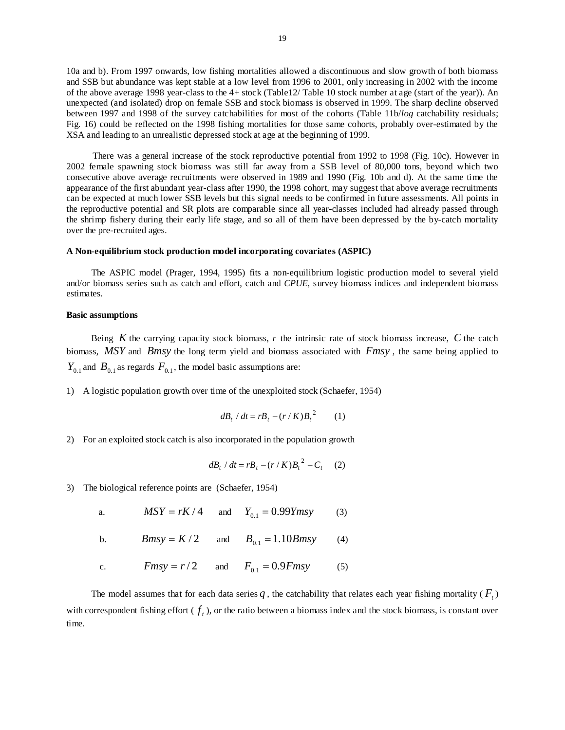10a and b). From 1997 onwards, low fishing mortalities allowed a discontinuous and slow growth of both biomass and SSB but abundance was kept stable at a low level from 1996 to 2001, only increasing in 2002 with the income of the above average 1998 year-class to the 4+ stock (Table12/ Table 10 stock number at age (start of the year)). An unexpected (and isolated) drop on female SSB and stock biomass is observed in 1999. The sharp decline observed between 1997 and 1998 of the survey catchabilities for most of the cohorts (Table 11b/*log* catchability residuals; Fig. 16) could be reflected on the 1998 fishing mortalities for those same cohorts, probably over-estimated by the XSA and leading to an unrealistic depressed stock at age at the beginning of 1999.

There was a general increase of the stock reproductive potential from 1992 to 1998 (Fig. 10c). However in 2002 female spawning stock biomass was still far away from a SSB level of 80,000 tons, beyond which two consecutive above average recruitments were observed in 1989 and 1990 (Fig. 10b and d). At the same time the appearance of the first abundant year-class after 1990, the 1998 cohort, may suggest that above average recruitments can be expected at much lower SSB levels but this signal needs to be confirmed in future assessments. All points in the reproductive potential and SR plots are comparable since all year-classes included had already passed through the shrimp fishery during their early life stage, and so all of them have been depressed by the by-catch mortality over the pre-recruited ages.

**A Non-equilibrium stock production model incorporating covariates (ASPIC)**

The ASPIC model (Prager, 1994, 1995) fits a non-equilibrium logistic production model to several yield and/or biomass series such as catch and effort, catch and *CPUE*, survey biomass indices and independent biomass estimates.

**Basic assumptions**

Being $K$ the carrying capacity stock biomass, $r$ the intrinsic rate of stock biomass increase, $C$ the catch biomass, $MSY$ and $Bmsy$ the long term yield and biomass associated with $Fmsy$, the same being applied to $Y_{0.1}$ and $B_{0.1}$ as regards $F_{0.1}$, the model basic assumptions are:

1) A logistic population growth over time of the unexploited stock (Schaefer, 1954)

$$dB_t / dt = rB_t - (r/K)B_t^2 \qquad (1)$$

2) For an exploited stock catch is also incorporated in the population growth

$$dB_t / dt = rB_t - (r/K)B_t^2 - C_t \qquad (2)$$

3) The biological reference points are (Schaefer, 1954)

a. $$MSY = rK/4 \quad \text{and} \quad Y_{0.1} = 0.99Ymsy \qquad (3)$$

b. $$Bmsy = K/2 \quad \text{and} \quad B_{0.1} = 1.10Bmsy \qquad (4)$$

c. $$Fmsy = r/2 \quad \text{and} \quad F_{0.1} = 0.9Fmsy \qquad (5)$$

The model assumes that for each data series $q$, the catchability that relates each year fishing mortality ($F_t$) with correspondent fishing effort ($f_t$), or the ratio between a biomass index and the stock biomass, is constant over time.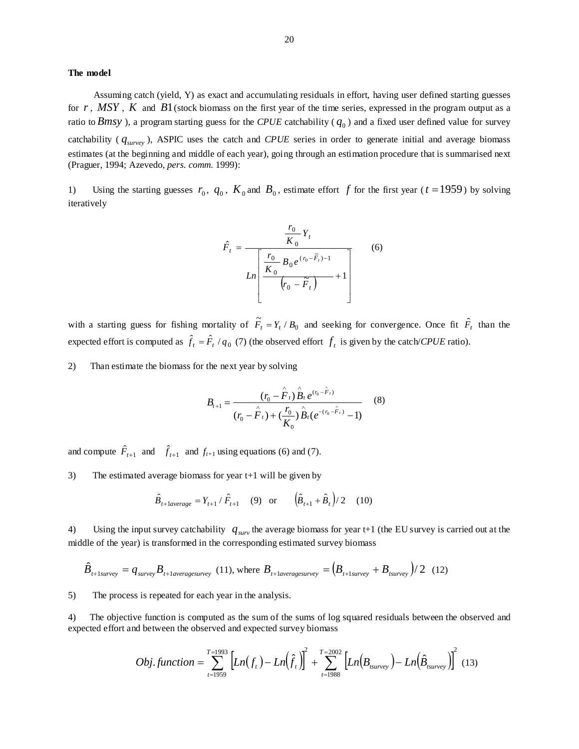**The model**

Assuming catch (yield, Y) as exact and accumulating residuals in effort, having user defined starting guesses for $r$, $MSY$, $K$ and $B1$ (stock biomass on the first year of the time series, expressed in the program output as a ratio to $Bmsy$), a program starting guess for the *CPUE* catchability ($q_0$) and a fixed user defined value for survey catchability ($q_{survey}$), ASPIC uses the catch and *CPUE* series in order to generate initial and average biomass estimates (at the beginning and middle of each year), going through an estimation procedure that is summarised next (Praguer, 1994; Azevedo, *pers. comm.* 1999):

1) Using the starting guesses $r_0$, $q_0$, $K_0$ and $B_0$, estimate effort $f$ for the first year ($t = 1959$) by solving iteratively

$$\hat{F}_t = \frac{\frac{r_0}{K_0} Y_t}{Ln\left[\frac{\frac{r_0}{K_0} B_0 e^{(r_0 - \tilde{F}_t) - 1}}{\left(r_0 - \tilde{F}_t\right)} + 1\right]} \qquad (6)$$

with a starting guess for fishing mortality of $\tilde{F}_t = Y_t / B_0$ and seeking for convergence. Once fit $\hat{F}_t$ than the expected effort is computed as $\hat{f}_t = \hat{F}_t / q_0$ (7) (the observed effort $f_t$ is given by the catch/*CPUE* ratio).

2) Than estimate the biomass for the next year by solving

$$B_{t+1} = \frac{(r_0 - \hat{F}_t)\hat{B}_t e^{(r_0 - \hat{F}_t)}}{(r_0 - \hat{F}_t) + (\frac{r_0}{K_0})\hat{B}_t (e^{-(r_0 - \hat{F}_t)} - 1)} \qquad (8)$$

and compute $\hat{F}_{t+1}$ and $\hat{f}_{t+1}$ and $f_{t+1}$ using equations (6) and (7).

3) The estimated average biomass for year t+1 will be given by

$$\hat{B}_{t+1average} = Y_{t+1} / \hat{F}_{t+1} \quad (9) \quad \text{or} \quad \left(\hat{B}_{t+1} + \hat{B}_t\right)/2 \quad (10)$$

4) Using the input survey catchability $q_{surv}$ the average biomass for year t+1 (the EU survey is carried out at the middle of the year) is transformed in the corresponding estimated survey biomass

$$\hat{B}_{t+1survey} = q_{survey} B_{t+1averagesurvey} \ (11), \text{ where } B_{t+1averagesurvey} = \left(B_{t+1survey} + B_{tsurvey}\right)/2 \ (12)$$

5) The process is repeated for each year in the analysis.

4) The objective function is computed as the sum of the sums of log squared residuals between the observed and expected effort and between the observed and expected survey biomass

$$Obj.function = \sum_{t=1959}^{T=1993} \left[Ln(f_t) - Ln(\hat{f}_t)\right]^2 + \sum_{t=1988}^{T=2002} \left[Ln(B_{tsurvey}) - Ln(\hat{B}_{tsurvey})\right]^2 \quad (13)$$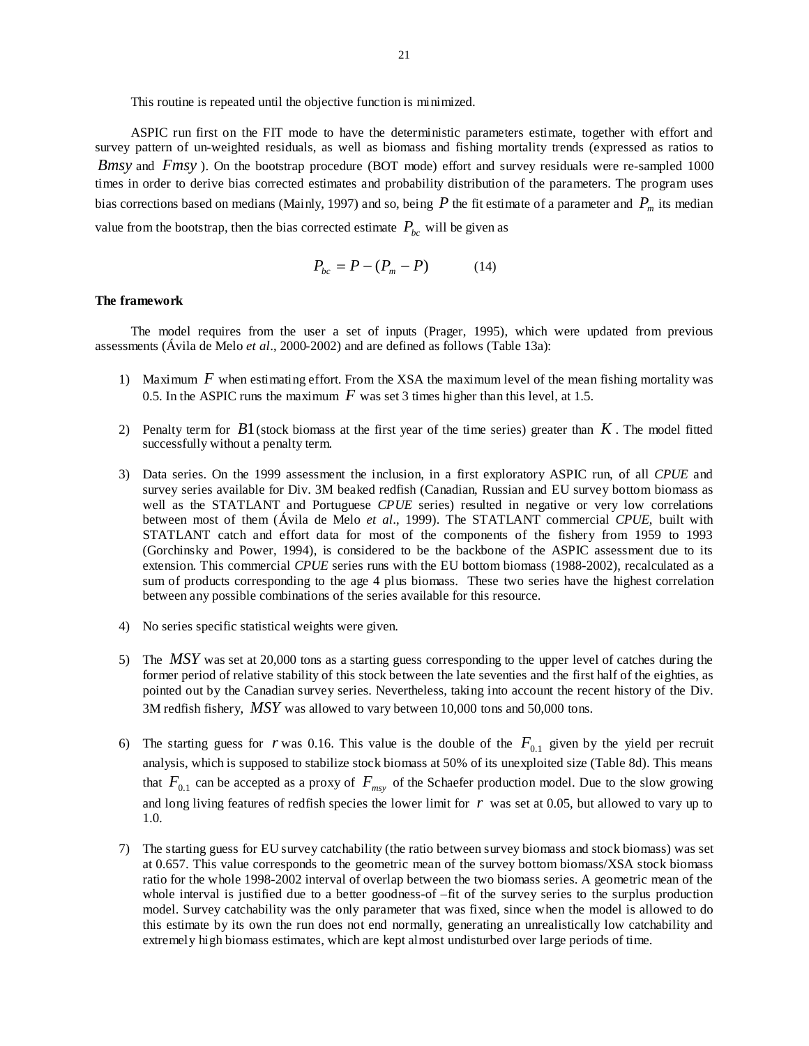This routine is repeated until the objective function is minimized.

ASPIC run first on the FIT mode to have the deterministic parameters estimate, together with effort and survey pattern of un-weighted residuals, as well as biomass and fishing mortality trends (expressed as ratios to $Bmsy$ and $Fmsy$). On the bootstrap procedure (BOT mode) effort and survey residuals were re-sampled 1000 times in order to derive bias corrected estimates and probability distribution of the parameters. The program uses bias corrections based on medians (Mainly, 1997) and so, being $P$ the fit estimate of a parameter and $P_m$ its median value from the bootstrap, then the bias corrected estimate $P_{bc}$ will be given as

$$P_{bc} = P - (P_m - P) \qquad (14)$$

**The framework**

The model requires from the user a set of inputs (Prager, 1995), which were updated from previous assessments (Ávila de Melo *et al*., 2000-2002) and are defined as follows (Table 13a):

1) Maximum $F$ when estimating effort. From the XSA the maximum level of the mean fishing mortality was 0.5. In the ASPIC runs the maximum $F$ was set 3 times higher than this level, at 1.5.

2) Penalty term for $B1$ (stock biomass at the first year of the time series) greater than $K$. The model fitted successfully without a penalty term.

3) Data series. On the 1999 assessment the inclusion, in a first exploratory ASPIC run, of all *CPUE* and survey series available for Div. 3M beaked redfish (Canadian, Russian and EU survey bottom biomass as well as the STATLANT and Portuguese *CPUE* series) resulted in negative or very low correlations between most of them (Ávila de Melo *et al*., 1999). The STATLANT commercial *CPUE*, built with STATLANT catch and effort data for most of the components of the fishery from 1959 to 1993 (Gorchinsky and Power, 1994), is considered to be the backbone of the ASPIC assessment due to its extension. This commercial *CPUE* series runs with the EU bottom biomass (1988-2002), recalculated as a sum of products corresponding to the age 4 plus biomass. These two series have the highest correlation between any possible combinations of the series available for this resource.

4) No series specific statistical weights were given.

5) The $MSY$ was set at 20,000 tons as a starting guess corresponding to the upper level of catches during the former period of relative stability of this stock between the late seventies and the first half of the eighties, as pointed out by the Canadian survey series. Nevertheless, taking into account the recent history of the Div. 3M redfish fishery, $MSY$ was allowed to vary between 10,000 tons and 50,000 tons.

6) The starting guess for $r$ was 0.16. This value is the double of the $F_{0.1}$ given by the yield per recruit analysis, which is supposed to stabilize stock biomass at 50% of its unexploited size (Table 8d). This means that $F_{0.1}$ can be accepted as a proxy of $F_{msy}$ of the Schaefer production model. Due to the slow growing and long living features of redfish species the lower limit for $r$ was set at 0.05, but allowed to vary up to 1.0.

7) The starting guess for EU survey catchability (the ratio between survey biomass and stock biomass) was set at 0.657. This value corresponds to the geometric mean of the survey bottom biomass/XSA stock biomass ratio for the whole 1998-2002 interval of overlap between the two biomass series. A geometric mean of the whole interval is justified due to a better goodness-of –fit of the survey series to the surplus production model. Survey catchability was the only parameter that was fixed, since when the model is allowed to do this estimate by its own the run does not end normally, generating an unrealistically low catchability and extremely high biomass estimates, which are kept almost undisturbed over large periods of time.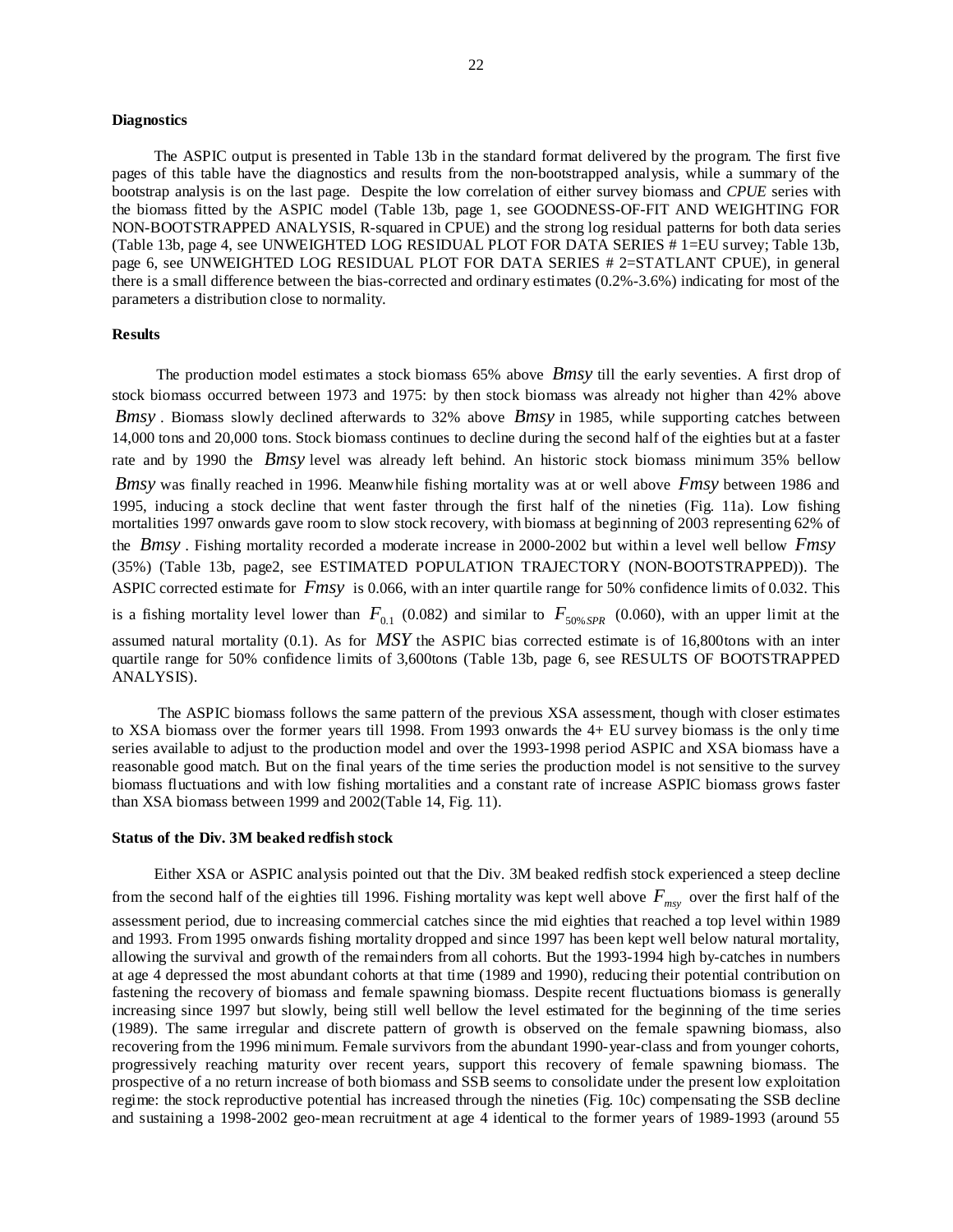**Diagnostics**

The ASPIC output is presented in Table 13b in the standard format delivered by the program. The first five pages of this table have the diagnostics and results from the non-bootstrapped analysis, while a summary of the bootstrap analysis is on the last page. Despite the low correlation of either survey biomass and *CPUE* series with the biomass fitted by the ASPIC model (Table 13b, page 1, see GOODNESS-OF-FIT AND WEIGHTING FOR NON-BOOTSTRAPPED ANALYSIS, R-squared in CPUE) and the strong log residual patterns for both data series (Table 13b, page 4, see UNWEIGHTED LOG RESIDUAL PLOT FOR DATA SERIES # 1=EU survey; Table 13b, page 6, see UNWEIGHTED LOG RESIDUAL PLOT FOR DATA SERIES # 2=STATLANT CPUE), in general there is a small difference between the bias-corrected and ordinary estimates (0.2%-3.6%) indicating for most of the parameters a distribution close to normality.

**Results**

The production model estimates a stock biomass 65% above $Bmsy$ till the early seventies. A first drop of stock biomass occurred between 1973 and 1975: by then stock biomass was already not higher than 42% above $Bmsy$. Biomass slowly declined afterwards to 32% above $Bmsy$ in 1985, while supporting catches between 14,000 tons and 20,000 tons. Stock biomass continues to decline during the second half of the eighties but at a faster rate and by 1990 the $Bmsy$ level was already left behind. An historic stock biomass minimum 35% bellow $Bmsy$ was finally reached in 1996. Meanwhile fishing mortality was at or well above $Fmsy$ between 1986 and 1995, inducing a stock decline that went faster through the first half of the nineties (Fig. 11a). Low fishing mortalities 1997 onwards gave room to slow stock recovery, with biomass at beginning of 2003 representing 62% of the $Bmsy$. Fishing mortality recorded a moderate increase in 2000-2002 but within a level well bellow $Fmsy$ (35%) (Table 13b, page2, see ESTIMATED POPULATION TRAJECTORY (NON-BOOTSTRAPPED)). The ASPIC corrected estimate for $Fmsy$ is 0.066, with an inter quartile range for 50% confidence limits of 0.032. This is a fishing mortality level lower than $F_{0.1}$ (0.082) and similar to $F_{50\%SPR}$ (0.060), with an upper limit at the assumed natural mortality (0.1). As for $MSY$ the ASPIC bias corrected estimate is of 16,800tons with an inter quartile range for 50% confidence limits of 3,600tons (Table 13b, page 6, see RESULTS OF BOOTSTRAPPED ANALYSIS).

The ASPIC biomass follows the same pattern of the previous XSA assessment, though with closer estimates to XSA biomass over the former years till 1998. From 1993 onwards the 4+ EU survey biomass is the only time series available to adjust to the production model and over the 1993-1998 period ASPIC and XSA biomass have a reasonable good match. But on the final years of the time series the production model is not sensitive to the survey biomass fluctuations and with low fishing mortalities and a constant rate of increase ASPIC biomass grows faster than XSA biomass between 1999 and 2002(Table 14, Fig. 11).

**Status of the Div. 3M beaked redfish stock**

Either XSA or ASPIC analysis pointed out that the Div. 3M beaked redfish stock experienced a steep decline from the second half of the eighties till 1996. Fishing mortality was kept well above $F_{msy}$ over the first half of the assessment period, due to increasing commercial catches since the mid eighties that reached a top level within 1989 and 1993. From 1995 onwards fishing mortality dropped and since 1997 has been kept well below natural mortality, allowing the survival and growth of the remainders from all cohorts. But the 1993-1994 high by-catches in numbers at age 4 depressed the most abundant cohorts at that time (1989 and 1990), reducing their potential contribution on fastening the recovery of biomass and female spawning biomass. Despite recent fluctuations biomass is generally increasing since 1997 but slowly, being still well bellow the level estimated for the beginning of the time series (1989). The same irregular and discrete pattern of growth is observed on the female spawning biomass, also recovering from the 1996 minimum. Female survivors from the abundant 1990-year-class and from younger cohorts, progressively reaching maturity over recent years, support this recovery of female spawning biomass. The prospective of a no return increase of both biomass and SSB seems to consolidate under the present low exploitation regime: the stock reproductive potential has increased through the nineties (Fig. 10c) compensating the SSB decline and sustaining a 1998-2002 geo-mean recruitment at age 4 identical to the former years of 1989-1993 (around 55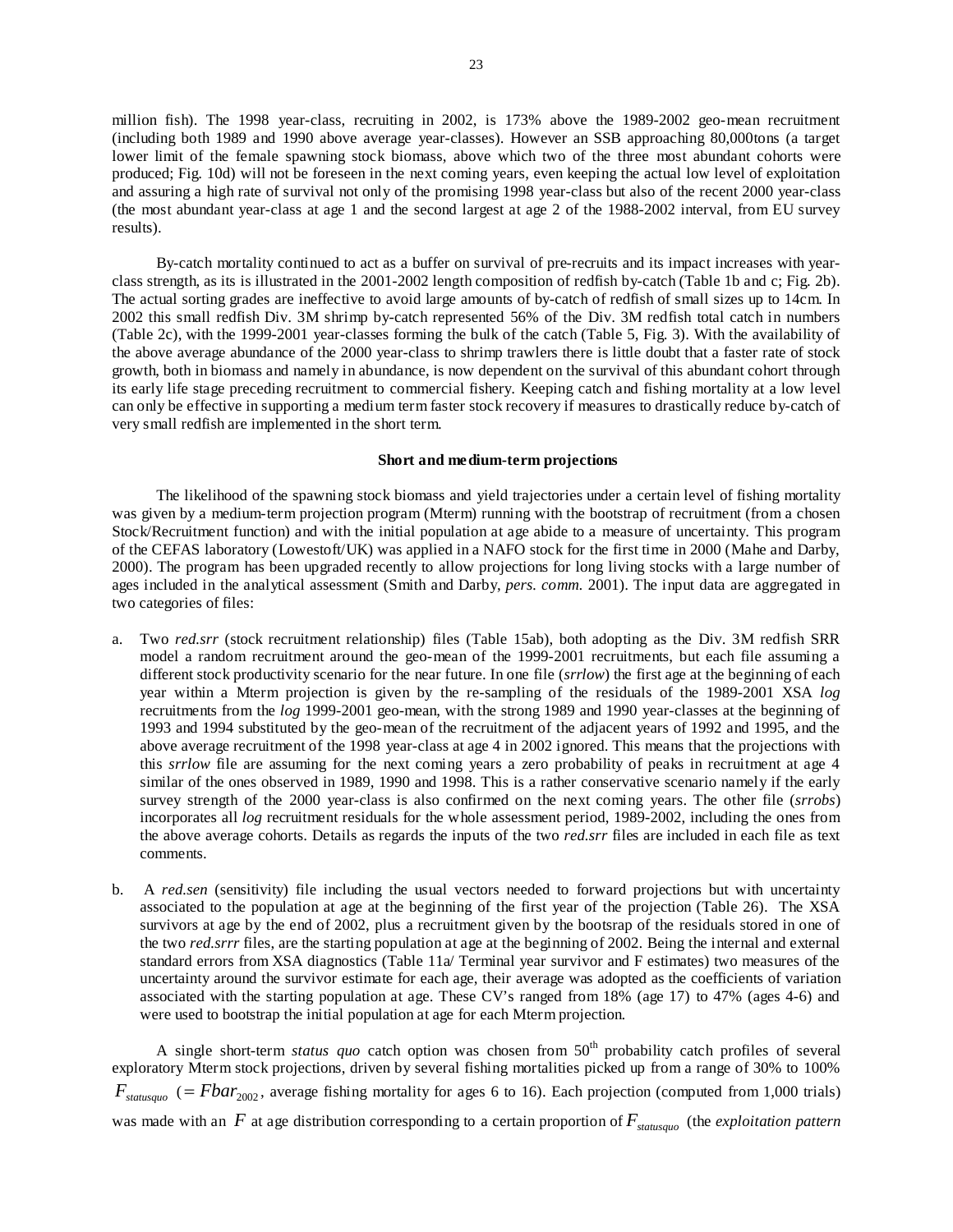million fish). The 1998 year-class, recruiting in 2002, is 173% above the 1989-2002 geo-mean recruitment (including both 1989 and 1990 above average year-classes). However an SSB approaching 80,000tons (a target lower limit of the female spawning stock biomass, above which two of the three most abundant cohorts were produced; Fig. 10d) will not be foreseen in the next coming years, even keeping the actual low level of exploitation and assuring a high rate of survival not only of the promising 1998 year-class but also of the recent 2000 year-class (the most abundant year-class at age 1 and the second largest at age 2 of the 1988-2002 interval, from EU survey results).

By-catch mortality continued to act as a buffer on survival of pre-recruits and its impact increases with year-class strength, as its is illustrated in the 2001-2002 length composition of redfish by-catch (Table 1b and c; Fig. 2b). The actual sorting grades are ineffective to avoid large amounts of by-catch of redfish of small sizes up to 14cm. In 2002 this small redfish Div. 3M shrimp by-catch represented 56% of the Div. 3M redfish total catch in numbers (Table 2c), with the 1999-2001 year-classes forming the bulk of the catch (Table 5, Fig. 3). With the availability of the above average abundance of the 2000 year-class to shrimp trawlers there is little doubt that a faster rate of stock growth, both in biomass and namely in abundance, is now dependent on the survival of this abundant cohort through its early life stage preceding recruitment to commercial fishery. Keeping catch and fishing mortality at a low level can only be effective in supporting a medium term faster stock recovery if measures to drastically reduce by-catch of very small redfish are implemented in the short term.

## Short and medium-term projections

The likelihood of the spawning stock biomass and yield trajectories under a certain level of fishing mortality was given by a medium-term projection program (Mterm) running with the bootstrap of recruitment (from a chosen Stock/Recruitment function) and with the initial population at age abide to a measure of uncertainty. This program of the CEFAS laboratory (Lowestoft/UK) was applied in a NAFO stock for the first time in 2000 (Mahe and Darby, 2000). The program has been upgraded recently to allow projections for long living stocks with a large number of ages included in the analytical assessment (Smith and Darby, *pers. comm.* 2001). The input data are aggregated in two categories of files:

a. Two *red.srr* (stock recruitment relationship) files (Table 15ab), both adopting as the Div. 3M redfish SRR model a random recruitment around the geo-mean of the 1999-2001 recruitments, but each file assuming a different stock productivity scenario for the near future. In one file (*srrlow*) the first age at the beginning of each year within a Mterm projection is given by the re-sampling of the residuals of the 1989-2001 XSA *log* recruitments from the *log* 1999-2001 geo-mean, with the strong 1989 and 1990 year-classes at the beginning of 1993 and 1994 substituted by the geo-mean of the recruitment of the adjacent years of 1992 and 1995, and the above average recruitment of the 1998 year-class at age 4 in 2002 ignored. This means that the projections with this *srrlow* file are assuming for the next coming years a zero probability of peaks in recruitment at age 4 similar of the ones observed in 1989, 1990 and 1998. This is a rather conservative scenario namely if the early survey strength of the 2000 year-class is also confirmed on the next coming years. The other file (*srrobs*) incorporates all *log* recruitment residuals for the whole assessment period, 1989-2002, including the ones from the above average cohorts. Details as regards the inputs of the two *red.srr* files are included in each file as text comments.

b. A *red.sen* (sensitivity) file including the usual vectors needed to forward projections but with uncertainty associated to the population at age at the beginning of the first year of the projection (Table 26). The XSA survivors at age by the end of 2002, plus a recruitment given by the bootstrap of the residuals stored in one of the two *red.srrr* files, are the starting population at age at the beginning of 2002. Being the internal and external standard errors from XSA diagnostics (Table 11a/ Terminal year survivor and F estimates) two measures of the uncertainty around the survivor estimate for each age, their average was adopted as the coefficients of variation associated with the starting population at age. These CV's ranged from 18% (age 17) to 47% (ages 4-6) and were used to bootstrap the initial population at age for each Mterm projection.

A single short-term *status quo* catch option was chosen from 50[th] probability catch profiles of several exploratory Mterm stock projections, driven by several fishing mortalities picked up from a range of 30% to 100% $F_{statusquo}$ ($= Fbar_{2002}$, average fishing mortality for ages 6 to 16). Each projection (computed from 1,000 trials) was made with an $F$ at age distribution corresponding to a certain proportion of $F_{statusquo}$ (the *exploitation pattern*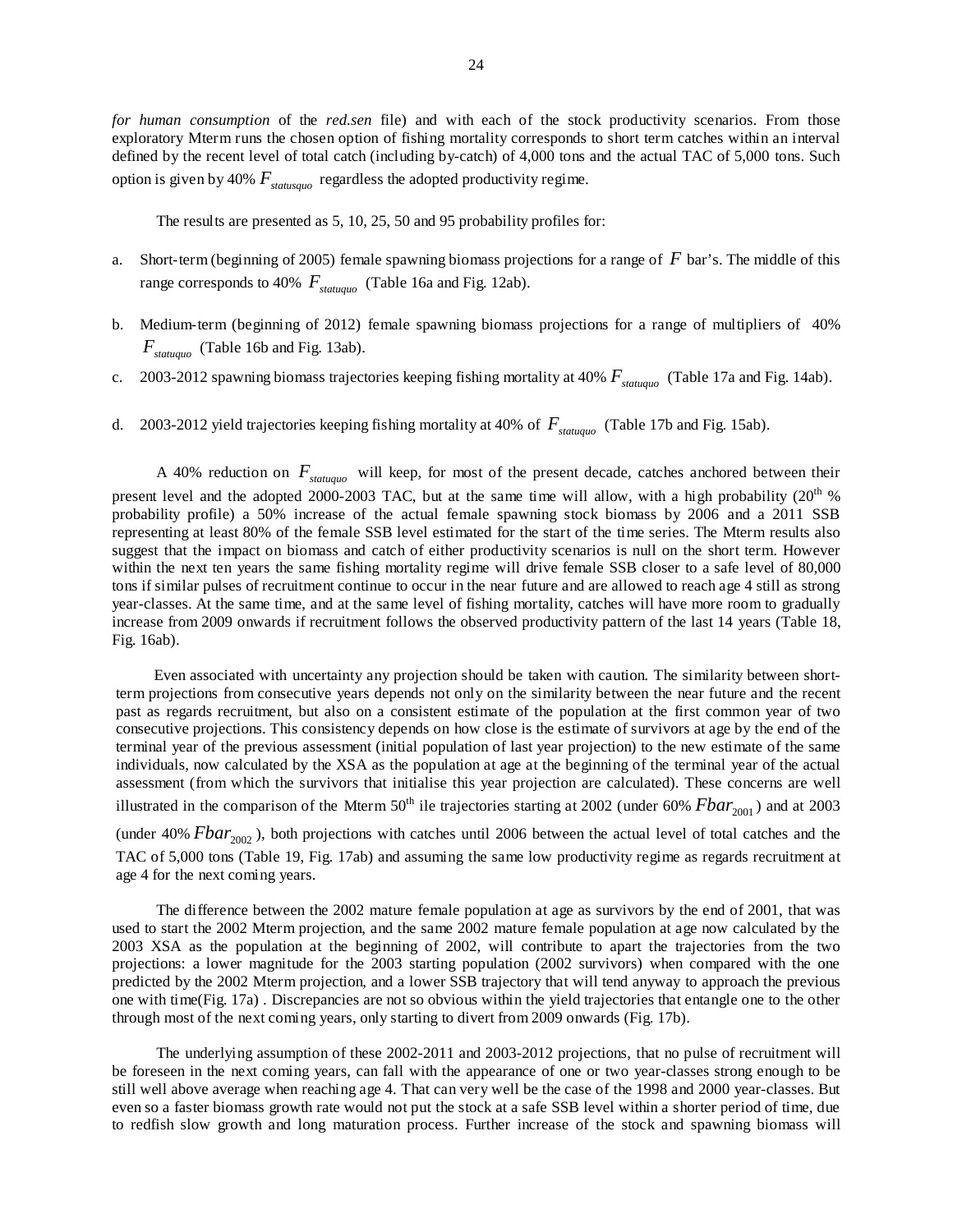*for human consumption* of the *red.sen* file) and with each of the stock productivity scenarios. From those exploratory Mterm runs the chosen option of fishing mortality corresponds to short term catches within an interval defined by the recent level of total catch (including by-catch) of 4,000 tons and the actual TAC of 5,000 tons. Such option is given by 40% $F_{statusquo}$ regardless the adopted productivity regime.

The results are presented as 5, 10, 25, 50 and 95 probability profiles for:

a. Short-term (beginning of 2005) female spawning biomass projections for a range of $F$ bar's. The middle of this range corresponds to 40% $F_{statuquo}$ (Table 16a and Fig. 12ab).

b. Medium-term (beginning of 2012) female spawning biomass projections for a range of multipliers of 40% $F_{statuquo}$ (Table 16b and Fig. 13ab).

c. 2003-2012 spawning biomass trajectories keeping fishing mortality at 40% $F_{statuquo}$ (Table 17a and Fig. 14ab).

d. 2003-2012 yield trajectories keeping fishing mortality at 40% of $F_{statuquo}$ (Table 17b and Fig. 15ab).

A 40% reduction on $F_{statuquo}$ will keep, for most of the present decade, catches anchored between their present level and the adopted 2000-2003 TAC, but at the same time will allow, with a high probability (20[th] % probability profile) a 50% increase of the actual female spawning stock biomass by 2006 and a 2011 SSB representing at least 80% of the female SSB level estimated for the start of the time series. The Mterm results also suggest that the impact on biomass and catch of either productivity scenarios is null on the short term. However within the next ten years the same fishing mortality regime will drive female SSB closer to a safe level of 80,000 tons if similar pulses of recruitment continue to occur in the near future and are allowed to reach age 4 still as strong year-classes. At the same time, and at the same level of fishing mortality, catches will have more room to gradually increase from 2009 onwards if recruitment follows the observed productivity pattern of the last 14 years (Table 18, Fig. 16ab).

Even associated with uncertainty any projection should be taken with caution. The similarity between short-term projections from consecutive years depends not only on the similarity between the near future and the recent past as regards recruitment, but also on a consistent estimate of the population at the first common year of two consecutive projections. This consistency depends on how close is the estimate of survivors at age by the end of the terminal year of the previous assessment (initial population of last year projection) to the new estimate of the same individuals, now calculated by the XSA as the population at age at the beginning of the terminal year of the actual assessment (from which the survivors that initialise this year projection are calculated). These concerns are well illustrated in the comparison of the Mterm 50[th] ile trajectories starting at 2002 (under 60% $Fbar_{2001}$) and at 2003 (under 40% $Fbar_{2002}$), both projections with catches until 2006 between the actual level of total catches and the TAC of 5,000 tons (Table 19, Fig. 17ab) and assuming the same low productivity regime as regards recruitment at age 4 for the next coming years.

The difference between the 2002 mature female population at age as survivors by the end of 2001, that was used to start the 2002 Mterm projection, and the same 2002 mature female population at age now calculated by the 2003 XSA as the population at the beginning of 2002, will contribute to apart the trajectories from the two projections: a lower magnitude for the 2003 starting population (2002 survivors) when compared with the one predicted by the 2002 Mterm projection, and a lower SSB trajectory that will tend anyway to approach the previous one with time(Fig. 17a) . Discrepancies are not so obvious within the yield trajectories that entangle one to the other through most of the next coming years, only starting to divert from 2009 onwards (Fig. 17b).

The underlying assumption of these 2002-2011 and 2003-2012 projections, that no pulse of recruitment will be foreseen in the next coming years, can fall with the appearance of one or two year-classes strong enough to be still well above average when reaching age 4. That can very well be the case of the 1998 and 2000 year-classes. But even so a faster biomass growth rate would not put the stock at a safe SSB level within a shorter period of time, due to redfish slow growth and long maturation process. Further increase of the stock and spawning biomass will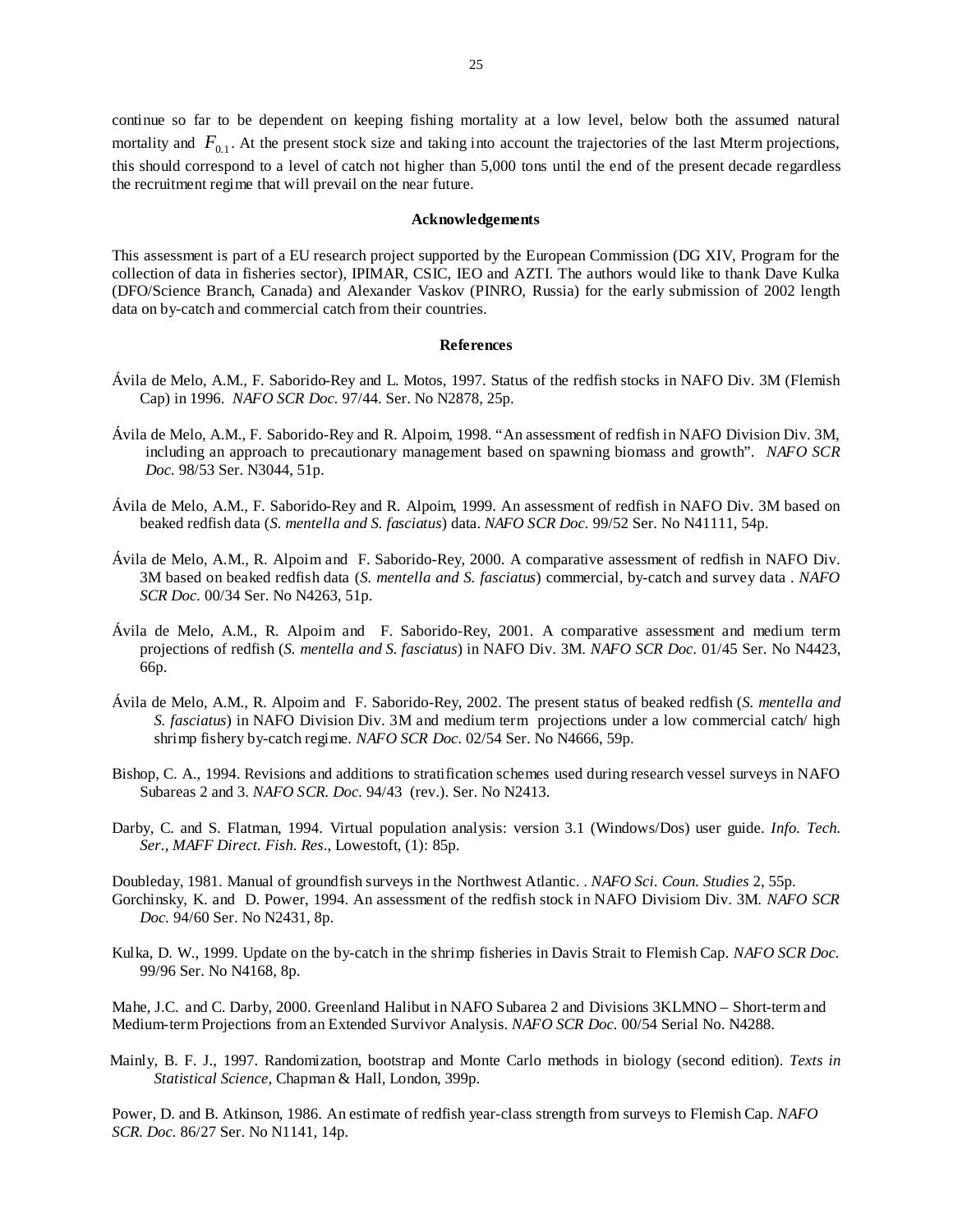continue so far to be dependent on keeping fishing mortality at a low level, below both the assumed natural mortality and $F_{0.1}$. At the present stock size and taking into account the trajectories of the last Mterm projections, this should correspond to a level of catch not higher than 5,000 tons until the end of the present decade regardless the recruitment regime that will prevail on the near future.

### Acknowledgements

This assessment is part of a EU research project supported by the European Commission (DG XIV, Program for the collection of data in fisheries sector), IPIMAR, CSIC, IEO and AZTI. The authors would like to thank Dave Kulka (DFO/Science Branch, Canada) and Alexander Vaskov (PINRO, Russia) for the early submission of 2002 length data on by-catch and commercial catch from their countries.

### References

Ávila de Melo, A.M., F. Saborido-Rey and L. Motos, 1997. Status of the redfish stocks in NAFO Div. 3M (Flemish Cap) in 1996. *NAFO SCR Doc.* 97/44. Ser. No N2878, 25p.

Ávila de Melo, A.M., F. Saborido-Rey and R. Alpoim, 1998. "An assessment of redfish in NAFO Division Div. 3M, including an approach to precautionary management based on spawning biomass and growth". *NAFO SCR Doc.* 98/53 Ser. N3044, 51p.

Ávila de Melo, A.M., F. Saborido-Rey and R. Alpoim, 1999. An assessment of redfish in NAFO Div. 3M based on beaked redfish data (*S. mentella and S. fasciatus*) data. *NAFO SCR Doc.* 99/52 Ser. No N41111, 54p.

Ávila de Melo, A.M., R. Alpoim and F. Saborido-Rey, 2000. A comparative assessment of redfish in NAFO Div. 3M based on beaked redfish data (*S. mentella and S. fasciatus*) commercial, by-catch and survey data . *NAFO SCR Doc.* 00/34 Ser. No N4263, 51p.

Ávila de Melo, A.M., R. Alpoim and F. Saborido-Rey, 2001. A comparative assessment and medium term projections of redfish (*S. mentella and S. fasciatus*) in NAFO Div. 3M. *NAFO SCR Doc.* 01/45 Ser. No N4423, 66p.

Ávila de Melo, A.M., R. Alpoim and F. Saborido-Rey, 2002. The present status of beaked redfish (*S. mentella and S. fasciatus*) in NAFO Division Div. 3M and medium term projections under a low commercial catch/ high shrimp fishery by-catch regime. *NAFO SCR Doc.* 02/54 Ser. No N4666, 59p.

Bishop, C. A., 1994. Revisions and additions to stratification schemes used during research vessel surveys in NAFO Subareas 2 and 3. *NAFO SCR. Doc.* 94/43 (rev.). Ser. No N2413.

Darby, C. and S. Flatman, 1994. Virtual population analysis: version 3.1 (Windows/Dos) user guide. *Info. Tech. Ser., MAFF Direct. Fish. Res*., Lowestoft, (1): 85p.

Doubleday, 1981. Manual of groundfish surveys in the Northwest Atlantic. . *NAFO Sci. Coun. Studies* 2, 55p.

Gorchinsky, K. and D. Power, 1994. An assessment of the redfish stock in NAFO Divisiom Div. 3M. *NAFO SCR Doc.* 94/60 Ser. No N2431, 8p.

Kulka, D. W., 1999. Update on the by-catch in the shrimp fisheries in Davis Strait to Flemish Cap. *NAFO SCR Doc.* 99/96 Ser. No N4168, 8p.

Mahe, J.C. and C. Darby, 2000. Greenland Halibut in NAFO Subarea 2 and Divisions 3KLMNO – Short-term and Medium-term Projections from an Extended Survivor Analysis. *NAFO SCR Doc.* 00/54 Serial No. N4288.

Mainly, B. F. J., 1997. Randomization, bootstrap and Monte Carlo methods in biology (second edition). *Texts in Statistical Science,* Chapman & Hall, London, 399p.

Power, D. and B. Atkinson, 1986. An estimate of redfish year-class strength from surveys to Flemish Cap. *NAFO SCR. Doc.* 86/27 Ser. No N1141, 14p.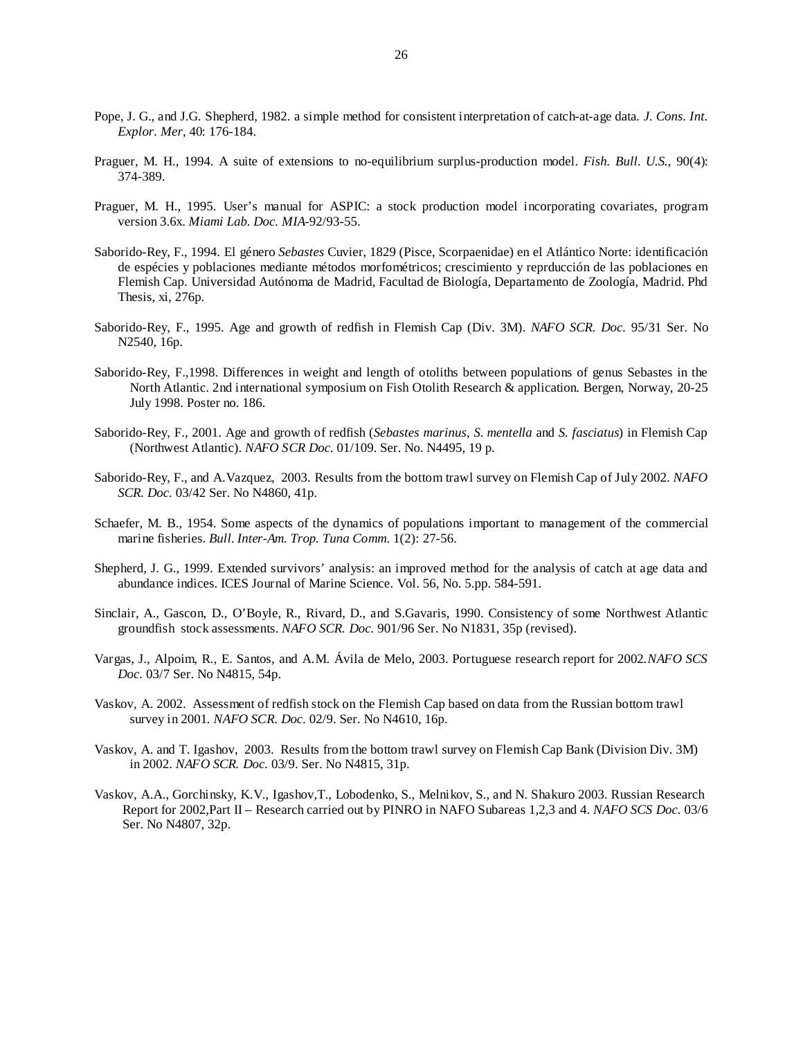Pope, J. G., and J.G. Shepherd, 1982. a simple method for consistent interpretation of catch-at-age data. *J. Cons. Int. Explor. Mer*, 40: 176-184.

Praguer, M. H., 1994. A suite of extensions to no-equilibrium surplus-production model. *Fish. Bull. U.S.*, 90(4): 374-389.

Praguer, M. H., 1995. User's manual for ASPIC: a stock production model incorporating covariates, program version 3.6x. *Miami Lab. Doc. MIA*-92/93-55.

Saborido-Rey, F., 1994. El género *Sebastes* Cuvier, 1829 (Pisce, Scorpaenidae) en el Atlántico Norte: identificación de espécies y poblaciones mediante métodos morfométricos; crescimiento y reprducción de las poblaciones en Flemish Cap. Universidad Autónoma de Madrid, Facultad de Biología, Departamento de Zoología, Madrid. Phd Thesis, xi, 276p.

Saborido-Rey, F., 1995. Age and growth of redfish in Flemish Cap (Div. 3M). *NAFO SCR. Doc.* 95/31 Ser. No N2540, 16p.

Saborido-Rey, F.,1998. Differences in weight and length of otoliths between populations of genus Sebastes in the North Atlantic. 2nd international symposium on Fish Otolith Research & application. Bergen, Norway, 20-25 July 1998. Poster no. 186.

Saborido-Rey, F., 2001. Age and growth of redfish (*Sebastes marinus*, *S. mentella* and *S. fasciatus*) in Flemish Cap (Northwest Atlantic). *NAFO SCR Doc.* 01/109. Ser. No. N4495, 19 p.

Saborido-Rey, F., and A.Vazquez, 2003. Results from the bottom trawl survey on Flemish Cap of July 2002. *NAFO SCR. Doc.* 03/42 Ser. No N4860, 41p.

Schaefer, M. B., 1954. Some aspects of the dynamics of populations important to management of the commercial marine fisheries. *Bull. Inter-Am. Trop. Tuna Comm.* 1(2): 27-56.

Shepherd, J. G., 1999. Extended survivors' analysis: an improved method for the analysis of catch at age data and abundance indices. ICES Journal of Marine Science. Vol. 56, No. 5.pp. 584-591.

Sinclair, A., Gascon, D., O'Boyle, R., Rivard, D., and S.Gavaris, 1990. Consistency of some Northwest Atlantic groundfish stock assessments. *NAFO SCR. Doc.* 901/96 Ser. No N1831, 35p (revised).

Vargas, J., Alpoim, R., E. Santos, and A.M. Ávila de Melo, 2003. Portuguese research report for 2002.*NAFO SCS Doc.* 03/7 Ser. No N4815, 54p.

Vaskov, A. 2002. Assessment of redfish stock on the Flemish Cap based on data from the Russian bottom trawl survey in 2001. *NAFO SCR. Doc.* 02/9. Ser. No N4610, 16p.

Vaskov, A. and T. Igashov, 2003. Results from the bottom trawl survey on Flemish Cap Bank (Division Div. 3M) in 2002. *NAFO SCR. Doc.* 03/9. Ser. No N4815, 31p.

Vaskov, A.A., Gorchinsky, K.V., Igashov,T., Lobodenko, S., Melnikov, S., and N. Shakuro 2003. Russian Research Report for 2002,Part II – Research carried out by PINRO in NAFO Subareas 1,2,3 and 4. *NAFO SCS Doc.* 03/6 Ser. No N4807, 32p.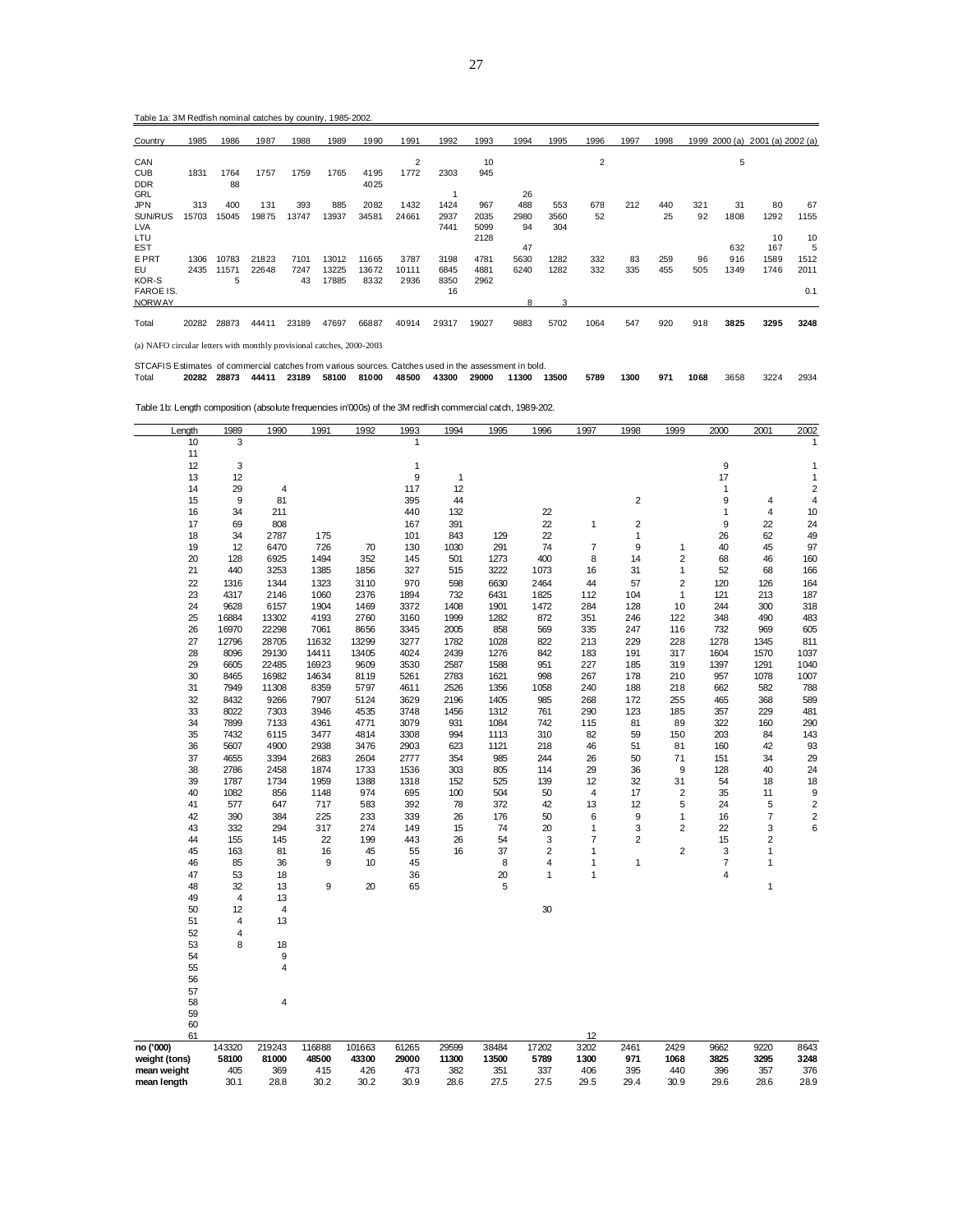Table 1a: 3M Redfish nominal catches by country, 1985-2002.

| Country | 1985 | 1986 | 1987 | 1988 | 1989 | 1990 | 1991 | 1992 | 1993 | 1994 | 1995 | 1996 | 1997 | 1998 | 1999 | 2000 (a) | 2001 (a) | 2002 (a) |
|---|---|---|---|---|---|---|---|---|---|---|---|---|---|---|---|---|---|---|
| CAN | | | | | | | 2 | | 10 | | | 2 | | | | 5 | | |
| CUB | 1831 | 1764 | 1757 | 1759 | 1765 | 4195 | 1772 | 2303 | 945 | | | | | | | | | |
| DDR | | 88 | | | | 4025 | | | | | | | | | | | | |
| GRL | | | | | | | | 1 | | 26 | | | | | | | | |
| JPN | 313 | 400 | 131 | 393 | 885 | 2082 | 1432 | 1424 | 967 | 488 | 553 | 678 | 212 | 440 | 321 | 31 | 80 | 67 |
| SUN/RUS | 15703 | 15045 | 19875 | 13747 | 13937 | 34581 | 24661 | 2937 | 2035 | 2980 | 3560 | 52 | | 25 | 92 | 1808 | 1292 | 1155 |
| LVA | | | | | | | | 7441 | 5099 | 94 | 304 | | | | | | | |
| LTU | | | | | | | | | 2128 | | | | | | | | 10 | 10 |
| EST | | | | | | | | | | 47 | | | | | | 632 | 167 | 5 |
| E PRT | 1306 | 10783 | 21823 | 7101 | 13012 | 11665 | 3787 | 3198 | 4781 | 5630 | 1282 | 332 | 83 | 259 | 96 | 916 | 1589 | 1512 |
| EU | 2435 | 11571 | 22648 | 7247 | 13225 | 13672 | 10111 | 6845 | 4881 | 6240 | 1282 | 332 | 335 | 455 | 505 | 1349 | 1746 | 2011 |
| KOR-S | | 5 | | 43 | 17885 | 8332 | 2936 | 8350 | 2962 | | | | | | | | | |
| FAROE IS. | | | | | | | | 16 | | | | | | | | | | 0.1 |
| NORWAY | | | | | | | | | | 8 | 3 | | | | | | | |
| Total | 20282 | 28873 | 44411 | 23189 | 47697 | 66887 | 40914 | 29317 | 19027 | 9883 | 5702 | 1064 | 547 | 920 | 918 | **3825** | **3295** | **3248** |

(a) NAFO circular letters with monthly provisional catches, 2000-2003

STCAFIS Estimates of commercial catches from various sources. Catches used in the assessment in bold.

| | 1985 | 1986 | 1987 | 1988 | 1989 | 1990 | 1991 | 1992 | 1993 | 1994 | 1995 | 1996 | 1997 | 1998 | 1999 | 2000 | 2001 | 2002 |
|---|---|---|---|---|---|---|---|---|---|---|---|---|---|---|---|---|---|---|
| Total | **20282** | **28873** | **44411** | **23189** | **58100** | **81000** | **48500** | **43300** | **29000** | **11300** | **13500** | **5789** | **1300** | **971** | **1068** | 3658 | 3224 | 2934 |

Table 1b: Length composition (absolute frequencies in'000s) of the 3M redfish commercial catch, 1989-202.

| Length | 1989 | 1990 | 1991 | 1992 | 1993 | 1994 | 1995 | 1996 | 1997 | 1998 | 1999 | 2000 | 2001 | 2002 |
|---|---|---|---|---|---|---|---|---|---|---|---|---|---|---|
| 10 | 3 | | | | 1 | | | | | | | | | 1 |
| 11 | | | | | | | | | | | | | | |
| 12 | 3 | | | | 1 | | | | | | | 9 | | 1 |
| 13 | 12 | | | | 9 | 1 | | | | | | 17 | | 1 |
| 14 | 29 | 4 | | | 117 | 12 | | | | | | 1 | | 2 |
| 15 | 9 | 81 | | | 395 | 44 | | | | 2 | | 9 | 4 | 4 |
| 16 | 34 | 211 | | | 440 | 132 | | 22 | | | | 1 | 4 | 10 |
| 17 | 69 | 808 | | | 167 | 391 | | 22 | 1 | 2 | | 9 | 22 | 24 |
| 18 | 34 | 2787 | 175 | | 101 | 843 | 129 | 22 | | 1 | | 26 | 62 | 49 |
| 19 | 12 | 6470 | 726 | 70 | 130 | 1030 | 291 | 74 | 7 | 9 | 1 | 40 | 45 | 97 |
| 20 | 128 | 6925 | 1494 | 352 | 145 | 501 | 1273 | 400 | 8 | 14 | 2 | 68 | 46 | 160 |
| 21 | 440 | 3253 | 1385 | 1856 | 327 | 515 | 3222 | 1073 | 16 | 31 | 1 | 52 | 68 | 166 |
| 22 | 1316 | 1344 | 1323 | 3110 | 970 | 598 | 6630 | 2464 | 44 | 57 | 2 | 120 | 126 | 164 |
| 23 | 4317 | 2146 | 1060 | 2376 | 1894 | 732 | 6431 | 1825 | 112 | 104 | 1 | 121 | 213 | 187 |
| 24 | 9628 | 6157 | 1904 | 1469 | 3372 | 1408 | 1901 | 1472 | 284 | 128 | 10 | 244 | 300 | 318 |
| 25 | 16884 | 13302 | 4193 | 2760 | 3160 | 1999 | 1282 | 872 | 351 | 246 | 122 | 348 | 490 | 483 |
| 26 | 16970 | 22298 | 7061 | 8656 | 3345 | 2005 | 858 | 569 | 335 | 247 | 116 | 732 | 969 | 605 |
| 27 | 12796 | 28705 | 11632 | 13299 | 3277 | 1782 | 1028 | 822 | 213 | 229 | 228 | 1278 | 1345 | 811 |
| 28 | 8096 | 29130 | 14411 | 13405 | 4024 | 2439 | 1276 | 842 | 183 | 191 | 317 | 1604 | 1570 | 1037 |
| 29 | 6605 | 22485 | 16923 | 9609 | 3530 | 2587 | 1588 | 951 | 227 | 185 | 319 | 1397 | 1291 | 1040 |
| 30 | 8465 | 16982 | 14634 | 8119 | 5261 | 2783 | 1621 | 998 | 267 | 178 | 210 | 957 | 1078 | 1007 |
| 31 | 7949 | 11308 | 8359 | 5797 | 4611 | 2526 | 1356 | 1058 | 240 | 188 | 218 | 662 | 582 | 788 |
| 32 | 8432 | 9266 | 7907 | 5124 | 3629 | 2196 | 1405 | 985 | 268 | 172 | 255 | 465 | 368 | 589 |
| 33 | 8022 | 7303 | 3946 | 4535 | 3748 | 1456 | 1312 | 761 | 290 | 123 | 185 | 357 | 229 | 481 |
| 34 | 7899 | 7133 | 4361 | 4771 | 3079 | 931 | 1084 | 742 | 115 | 81 | 89 | 322 | 160 | 290 |
| 35 | 7432 | 6115 | 3477 | 4814 | 3308 | 994 | 1113 | 310 | 82 | 59 | 150 | 203 | 84 | 143 |
| 36 | 5607 | 4900 | 2938 | 3476 | 2903 | 623 | 1121 | 218 | 46 | 51 | 81 | 160 | 42 | 93 |
| 37 | 4655 | 3394 | 2683 | 2604 | 2777 | 354 | 985 | 244 | 26 | 50 | 71 | 151 | 34 | 29 |
| 38 | 2786 | 2458 | 1874 | 1733 | 1536 | 303 | 805 | 114 | 29 | 36 | 9 | 128 | 40 | 24 |
| 39 | 1787 | 1734 | 1959 | 1388 | 1318 | 152 | 525 | 139 | 12 | 32 | 31 | 54 | 18 | 18 |
| 40 | 1082 | 856 | 1148 | 974 | 695 | 100 | 504 | 50 | 4 | 17 | 2 | 35 | 11 | 9 |
| 41 | 577 | 647 | 717 | 583 | 392 | 78 | 372 | 42 | 13 | 12 | 5 | 24 | 5 | 2 |
| 42 | 390 | 384 | 225 | 233 | 339 | 26 | 176 | 50 | 6 | 9 | 1 | 16 | 7 | 2 |
| 43 | 332 | 294 | 317 | 274 | 149 | 15 | 74 | 20 | 1 | 3 | 2 | 22 | 3 | 6 |
| 44 | 155 | 145 | 22 | 199 | 443 | 26 | 54 | 3 | 7 | 2 | | 15 | 2 | |
| 45 | 163 | 81 | 16 | 45 | 55 | 16 | 37 | 2 | 1 | | 2 | 3 | 1 | |
| 46 | 85 | 36 | 9 | 10 | 45 | | 8 | 4 | 1 | 1 | | 7 | 1 | |
| 47 | 53 | 18 | | | 36 | | 20 | 1 | 1 | | | 4 | | |
| 48 | 32 | 13 | 9 | 20 | 65 | | 5 | | | | | | 1 | |
| 49 | 4 | 13 | | | | | | | | | | | | |
| 50 | 12 | 4 | | | | | | 30 | | | | | | |
| 51 | 4 | 13 | | | | | | | | | | | | |
| 52 | 4 | | | | | | | | | | | | | |
| 53 | 8 | 18 | | | | | | | | | | | | |
| 54 | | 9 | | | | | | | | | | | | |
| 55 | | 4 | | | | | | | | | | | | |
| 56 | | | | | | | | | | | | | | |
| 57 | | | | | | | | | | | | | | |
| 58 | | 4 | | | | | | | | | | | | |
| 59 | | | | | | | | | | | | | | |
| 60 | | | | | | | | | | | | | | |
| 61 | | | | | | | | | 12 | | | | | |
| **no ('000)** | 143320 | 219243 | 116888 | 101663 | 61265 | 29599 | 38484 | 17202 | 3202 | 2461 | 2429 | 9662 | 9220 | 8643 |
| **weight (tons)** | **58100** | **81000** | **48500** | **43300** | **29000** | **11300** | **13500** | **5789** | **1300** | **971** | **1068** | **3825** | **3295** | **3248** |
| **mean weight** | 405 | 369 | 415 | 426 | 473 | 382 | 351 | 337 | 406 | 395 | 440 | 396 | 357 | 376 |
| **mean length** | 30.1 | 28.8 | 30.2 | 30.2 | 30.9 | 28.6 | 27.5 | 27.5 | 29.5 | 29.4 | 30.9 | 29.6 | 28.6 | 28.9 |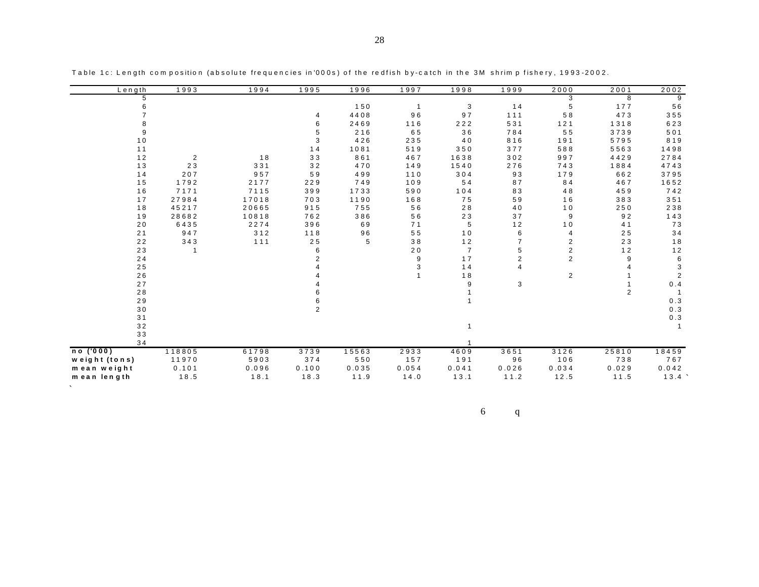Table 1c: Length composition (absolute frequencies in'000s) of the redfish by-catch in the 3M shrimp fishery, 1993-2002.

| Length | 1993 | 1994 | 1995 | 1996 | 1997 | 1998 | 1999 | 2000 | 2001 | 2002 |
|---|---|---|---|---|---|---|---|---|---|---|
| 5 | | | | | | | | 3 | 8 | 9 |
| 6 | | | | 150 | 1 | 3 | 14 | 5 | 177 | 56 |
| 7 | | | 4 | 4408 | 96 | 97 | 111 | 58 | 473 | 355 |
| 8 | | | 6 | 2469 | 116 | 222 | 531 | 121 | 1318 | 623 |
| 9 | | | 5 | 216 | 65 | 36 | 784 | 55 | 3739 | 501 |
| 10 | | | 3 | 426 | 235 | 40 | 816 | 191 | 5795 | 819 |
| 11 | | | 14 | 1081 | 519 | 350 | 377 | 588 | 5563 | 1498 |
| 12 | 2 | 18 | 33 | 861 | 467 | 1638 | 302 | 997 | 4429 | 2784 |
| 13 | 23 | 331 | 32 | 470 | 149 | 1540 | 276 | 743 | 1884 | 4743 |
| 14 | 207 | 957 | 59 | 499 | 110 | 304 | 93 | 179 | 662 | 3795 |
| 15 | 1792 | 2177 | 229 | 749 | 109 | 54 | 87 | 84 | 467 | 1652 |
| 16 | 7171 | 7115 | 399 | 1733 | 590 | 104 | 83 | 48 | 459 | 742 |
| 17 | 27984 | 17018 | 703 | 1190 | 168 | 75 | 59 | 16 | 383 | 351 |
| 18 | 45217 | 20665 | 915 | 755 | 56 | 28 | 40 | 10 | 250 | 238 |
| 19 | 28682 | 10818 | 762 | 386 | 56 | 23 | 37 | 9 | 92 | 143 |
| 20 | 6435 | 2274 | 396 | 69 | 71 | 5 | 12 | 10 | 41 | 73 |
| 21 | 947 | 312 | 118 | 96 | 55 | 10 | 6 | 4 | 25 | 34 |
| 22 | 343 | 111 | 25 | 5 | 38 | 12 | 7 | 2 | 23 | 18 |
| 23 | 1 | | 6 | | 20 | 7 | 5 | 2 | 12 | 12 |
| 24 | | | 2 | | 9 | 17 | 2 | 2 | 9 | 6 |
| 25 | | | 4 | | 3 | 14 | 4 | | 4 | 3 |
| 26 | | | 4 | | 1 | 18 | | 2 | 1 | 2 |
| 27 | | | 4 | | | 9 | 3 | | 1 | 0.4 |
| 28 | | | 6 | | | 1 | | | 2 | 1 |
| 29 | | | 6 | | | 1 | | | | 0.3 |
| 30 | | | 2 | | | | | | | 0.3 |
| 31 | | | | | | | | | | 0.3 |
| 32 | | | | | | 1 | | | | 1 |
| 33 | | | | | | | | | | |
| 34 | | | | | | 1 | | | | |
| **no ('000)** | 118805 | 61798 | 3739 | 15563 | 2933 | 4609 | 3651 | 3126 | 25810 | 18459 |
| **weight (tons)** | 11970 | 5903 | 374 | 550 | 157 | 191 | 96 | 106 | 738 | 767 |
| **mean weight** | 0.101 | 0.096 | 0.100 | 0.035 | 0.054 | 0.041 | 0.026 | 0.034 | 0.029 | 0.042 |
| **mean length** | 18.5 | 18.1 | 18.3 | 11.9 | 14.0 | 13.1 | 11.2 | 12.5 | 11.5 | 13.4 |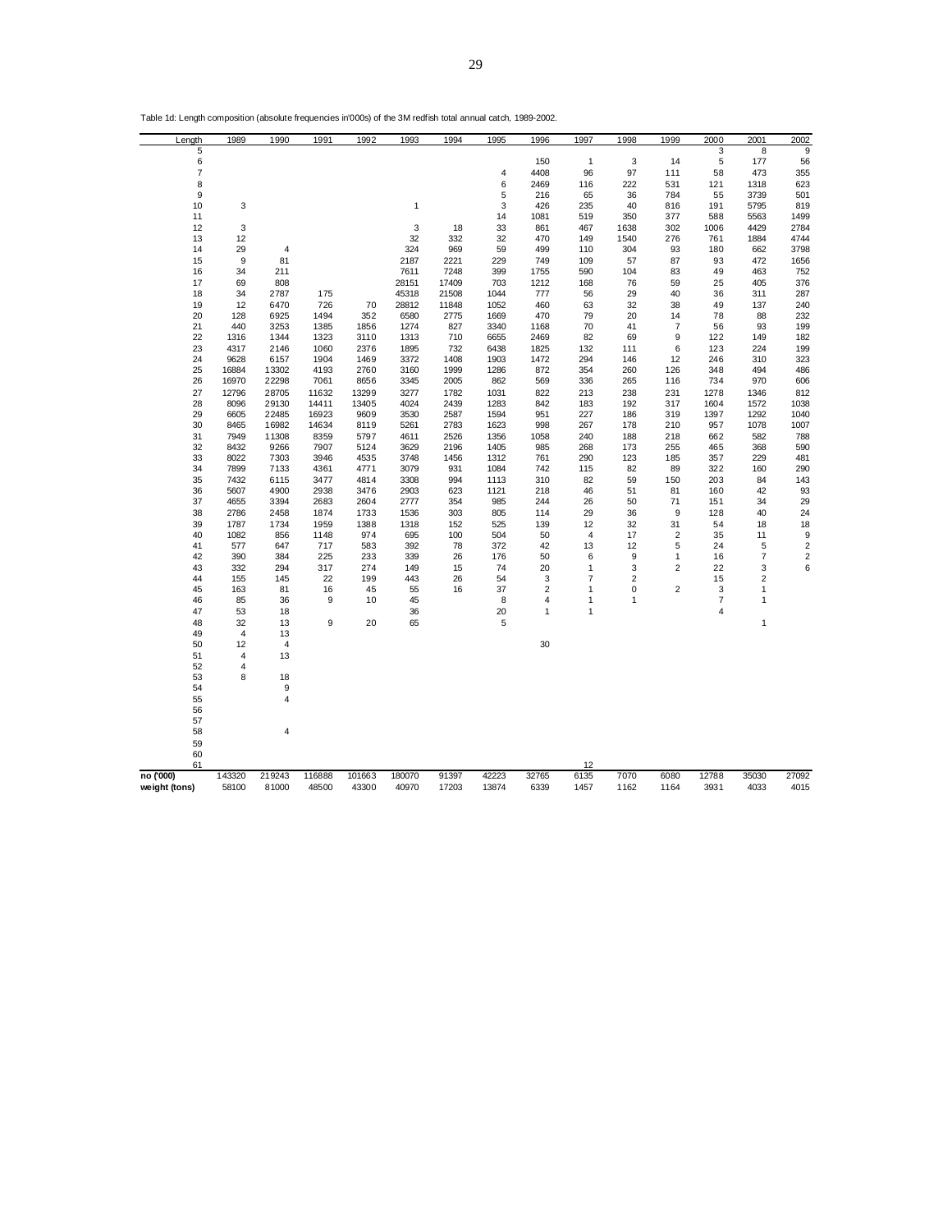Table 1d: Length composition (absolute frequencies in'000s) of the 3M redfish total annual catch, 1989-2002.

| Length | 1989 | 1990 | 1991 | 1992 | 1993 | 1994 | 1995 | 1996 | 1997 | 1998 | 1999 | 2000 | 2001 | 2002 |
|---|---|---|---|---|---|---|---|---|---|---|---|---|---|---|
| 5 | | | | | | | | | | | | 3 | 8 | 9 |
| 6 | | | | | | | | 150 | 1 | 3 | 14 | 5 | 177 | 56 |
| 7 | | | | | | | 4 | 4408 | 96 | 97 | 111 | 58 | 473 | 355 |
| 8 | | | | | | | 6 | 2469 | 116 | 222 | 531 | 121 | 1318 | 623 |
| 9 | | | | | | | 5 | 216 | 65 | 36 | 784 | 55 | 3739 | 501 |
| 10 | 3 | | | | 1 | | 3 | 426 | 235 | 40 | 816 | 191 | 5795 | 819 |
| 11 | | | | | | | 14 | 1081 | 519 | 350 | 377 | 588 | 5563 | 1499 |
| 12 | 3 | | | | 3 | 18 | 33 | 861 | 467 | 1638 | 302 | 1006 | 4429 | 2784 |
| 13 | 12 | | | | 32 | 332 | 32 | 470 | 149 | 1540 | 276 | 761 | 1884 | 4744 |
| 14 | 29 | 4 | | | 324 | 969 | 59 | 499 | 110 | 304 | 93 | 180 | 662 | 3798 |
| 15 | 9 | 81 | | | 2187 | 2221 | 229 | 749 | 109 | 57 | 87 | 93 | 472 | 1656 |
| 16 | 34 | 211 | | | 7611 | 7248 | 399 | 1755 | 590 | 104 | 83 | 49 | 463 | 752 |
| 17 | 69 | 808 | | | 28151 | 17409 | 703 | 1212 | 168 | 76 | 59 | 25 | 405 | 376 |
| 18 | 34 | 2787 | 175 | | 45318 | 21508 | 1044 | 777 | 56 | 29 | 40 | 36 | 311 | 287 |
| 19 | 12 | 6470 | 726 | 70 | 28812 | 11848 | 1052 | 460 | 63 | 32 | 38 | 49 | 137 | 240 |
| 20 | 128 | 6925 | 1494 | 352 | 6580 | 2775 | 1669 | 470 | 79 | 20 | 14 | 78 | 88 | 232 |
| 21 | 440 | 3253 | 1385 | 1856 | 1274 | 827 | 3340 | 1168 | 70 | 41 | 7 | 56 | 93 | 199 |
| 22 | 1316 | 1344 | 1323 | 3110 | 1313 | 710 | 6655 | 2469 | 82 | 69 | 9 | 122 | 149 | 182 |
| 23 | 4317 | 2146 | 1060 | 2376 | 1895 | 732 | 6438 | 1825 | 132 | 111 | 6 | 123 | 224 | 199 |
| 24 | 9628 | 6157 | 1904 | 1469 | 3372 | 1408 | 1903 | 1472 | 294 | 146 | 12 | 246 | 310 | 323 |
| 25 | 16884 | 13302 | 4193 | 2760 | 3160 | 1999 | 1286 | 872 | 354 | 260 | 126 | 348 | 494 | 486 |
| 26 | 16970 | 22298 | 7061 | 8656 | 3345 | 2005 | 862 | 569 | 336 | 265 | 116 | 734 | 970 | 606 |
| 27 | 12796 | 28705 | 11632 | 13299 | 3277 | 1782 | 1031 | 822 | 213 | 238 | 231 | 1278 | 1346 | 812 |
| 28 | 8096 | 29130 | 14411 | 13405 | 4024 | 2439 | 1283 | 842 | 183 | 192 | 317 | 1604 | 1572 | 1038 |
| 29 | 6605 | 22485 | 16923 | 9609 | 3530 | 2587 | 1594 | 951 | 227 | 186 | 319 | 1397 | 1292 | 1040 |
| 30 | 8465 | 16982 | 14634 | 8119 | 5261 | 2783 | 1623 | 998 | 267 | 178 | 210 | 957 | 1078 | 1007 |
| 31 | 7949 | 11308 | 8359 | 5797 | 4611 | 2526 | 1356 | 1058 | 240 | 188 | 218 | 662 | 582 | 788 |
| 32 | 8432 | 9266 | 7907 | 5124 | 3629 | 2196 | 1405 | 985 | 268 | 173 | 255 | 465 | 368 | 590 |
| 33 | 8022 | 7303 | 3946 | 4535 | 3748 | 1456 | 1312 | 761 | 290 | 123 | 185 | 357 | 229 | 481 |
| 34 | 7899 | 7133 | 4361 | 4771 | 3079 | 931 | 1084 | 742 | 115 | 82 | 89 | 322 | 160 | 290 |
| 35 | 7432 | 6115 | 3477 | 4814 | 3308 | 994 | 1113 | 310 | 82 | 59 | 150 | 203 | 84 | 143 |
| 36 | 5607 | 4900 | 2938 | 3476 | 2903 | 623 | 1121 | 218 | 46 | 51 | 81 | 160 | 42 | 93 |
| 37 | 4655 | 3394 | 2683 | 2604 | 2777 | 354 | 985 | 244 | 26 | 50 | 71 | 151 | 34 | 29 |
| 38 | 2786 | 2458 | 1874 | 1733 | 1536 | 303 | 805 | 114 | 29 | 36 | 9 | 128 | 40 | 24 |
| 39 | 1787 | 1734 | 1959 | 1388 | 1318 | 152 | 525 | 139 | 12 | 32 | 31 | 54 | 18 | 18 |
| 40 | 1082 | 856 | 1148 | 974 | 695 | 100 | 504 | 50 | 4 | 17 | 2 | 35 | 11 | 9 |
| 41 | 577 | 647 | 717 | 583 | 392 | 78 | 372 | 42 | 13 | 12 | 5 | 24 | 5 | 2 |
| 42 | 390 | 384 | 225 | 233 | 339 | 26 | 176 | 50 | 6 | 9 | 1 | 16 | 7 | 2 |
| 43 | 332 | 294 | 317 | 274 | 149 | 15 | 74 | 20 | 1 | 3 | 2 | 22 | 3 | 6 |
| 44 | 155 | 145 | 22 | 199 | 443 | 26 | 54 | 3 | 7 | 2 | | 15 | 2 | |
| 45 | 163 | 81 | 16 | 45 | 55 | 16 | 37 | 2 | 1 | 0 | 2 | 3 | 1 | |
| 46 | 85 | 36 | 9 | 10 | 45 | | 8 | 4 | 1 | 1 | | 7 | 1 | |
| 47 | 53 | 18 | | | 36 | | 20 | 1 | 1 | | | 4 | | |
| 48 | 32 | 13 | 9 | 20 | 65 | | 5 | | | | | | 1 | |
| 49 | 4 | 13 | | | | | | | | | | | | |
| 50 | 12 | 4 | | | | | | 30 | | | | | | |
| 51 | 4 | 13 | | | | | | | | | | | | |
| 52 | 4 | | | | | | | | | | | | | |
| 53 | 8 | 18 | | | | | | | | | | | | |
| 54 | | 9 | | | | | | | | | | | | |
| 55 | | 4 | | | | | | | | | | | | |
| 56 | | | | | | | | | | | | | | |
| 57 | | | | | | | | | | | | | | |
| 58 | | 4 | | | | | | | | | | | | |
| 59 | | | | | | | | | | | | | | |
| 60 | | | | | | | | | | | | | | |
| 61 | | | | | | | | | 12 | | | | | |
| **no ('000)** | 143320 | 219243 | 116888 | 101663 | 180070 | 91397 | 42223 | 32765 | 6135 | 7070 | 6080 | 12788 | 35030 | 27092 |
| **weight (tons)** | 58100 | 81000 | 48500 | 43300 | 40970 | 17203 | 13874 | 6339 | 1457 | 1162 | 1164 | 3931 | 4033 | 4015 |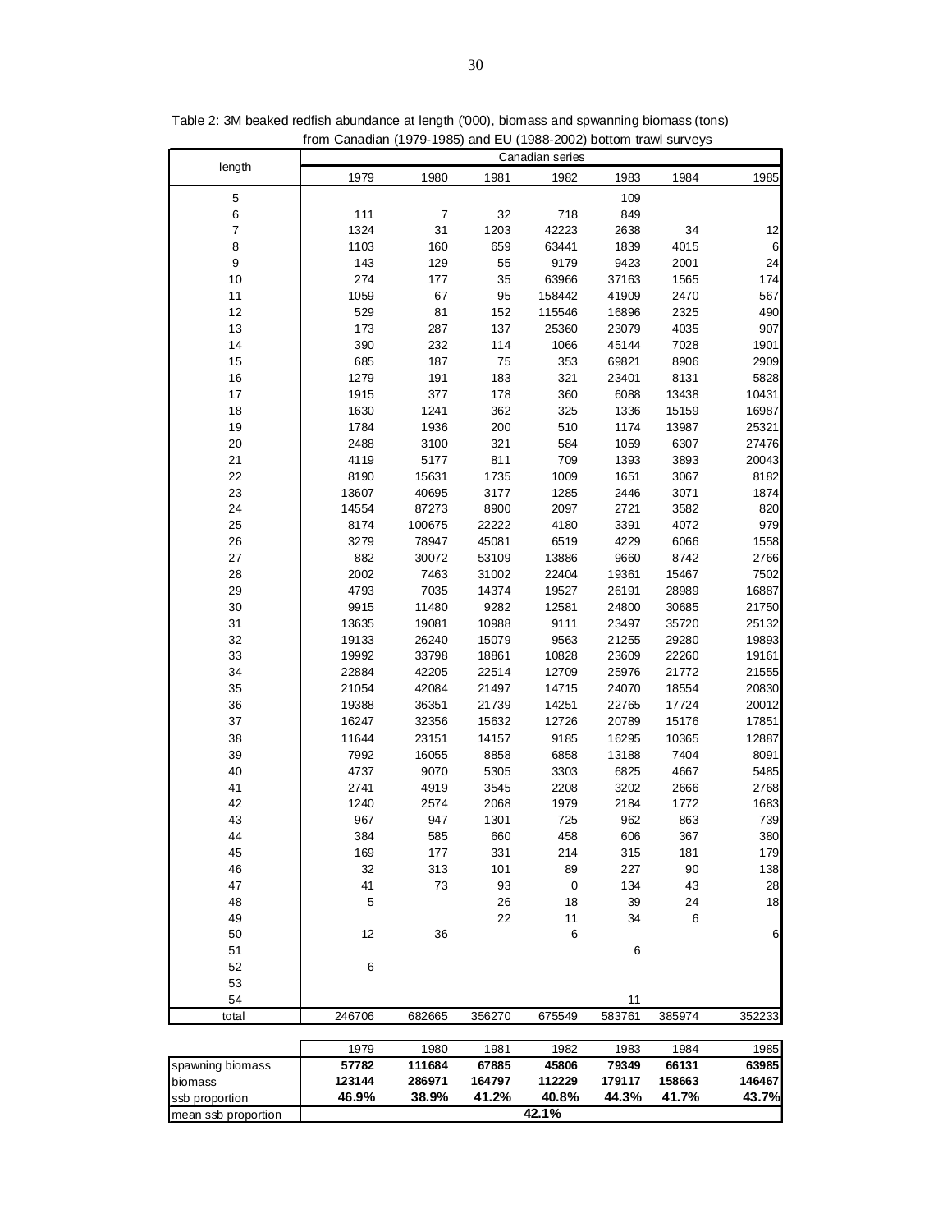Table 2: 3M beaked redfish abundance at length ('000), biomass and spwanning biomass (tons) from Canadian (1979-1985) and EU (1988-2002) bottom trawl surveys

| length | Canadian series | | | | | | |
|---|---|---|---|---|---|---|---|
| | 1979 | 1980 | 1981 | 1982 | 1983 | 1984 | 1985 |
| 5 | | | | | 109 | | |
| 6 | 111 | 7 | 32 | 718 | 849 | | |
| 7 | 1324 | 31 | 1203 | 42223 | 2638 | 34 | 12 |
| 8 | 1103 | 160 | 659 | 63441 | 1839 | 4015 | 6 |
| 9 | 143 | 129 | 55 | 9179 | 9423 | 2001 | 24 |
| 10 | 274 | 177 | 35 | 63966 | 37163 | 1565 | 174 |
| 11 | 1059 | 67 | 95 | 158442 | 41909 | 2470 | 567 |
| 12 | 529 | 81 | 152 | 115546 | 16896 | 2325 | 490 |
| 13 | 173 | 287 | 137 | 25360 | 23079 | 4035 | 907 |
| 14 | 390 | 232 | 114 | 1066 | 45144 | 7028 | 1901 |
| 15 | 685 | 187 | 75 | 353 | 69821 | 8906 | 2909 |
| 16 | 1279 | 191 | 183 | 321 | 23401 | 8131 | 5828 |
| 17 | 1915 | 377 | 178 | 360 | 6088 | 13438 | 10431 |
| 18 | 1630 | 1241 | 362 | 325 | 1336 | 15159 | 16987 |
| 19 | 1784 | 1936 | 200 | 510 | 1174 | 13987 | 25321 |
| 20 | 2488 | 3100 | 321 | 584 | 1059 | 6307 | 27476 |
| 21 | 4119 | 5177 | 811 | 709 | 1393 | 3893 | 20043 |
| 22 | 8190 | 15631 | 1735 | 1009 | 1651 | 3067 | 8182 |
| 23 | 13607 | 40695 | 3177 | 1285 | 2446 | 3071 | 1874 |
| 24 | 14554 | 87273 | 8900 | 2097 | 2721 | 3582 | 820 |
| 25 | 8174 | 100675 | 22222 | 4180 | 3391 | 4072 | 979 |
| 26 | 3279 | 78947 | 45081 | 6519 | 4229 | 6066 | 1558 |
| 27 | 882 | 30072 | 53109 | 13886 | 9660 | 8742 | 2766 |
| 28 | 2002 | 7463 | 31002 | 22404 | 19361 | 15467 | 7502 |
| 29 | 4793 | 7035 | 14374 | 19527 | 26191 | 28989 | 16887 |
| 30 | 9915 | 11480 | 9282 | 12581 | 24800 | 30685 | 21750 |
| 31 | 13635 | 19081 | 10988 | 9111 | 23497 | 35720 | 25132 |
| 32 | 19133 | 26240 | 15079 | 9563 | 21255 | 29280 | 19893 |
| 33 | 19992 | 33798 | 18861 | 10828 | 23609 | 22260 | 19161 |
| 34 | 22884 | 42205 | 22514 | 12709 | 25976 | 21772 | 21555 |
| 35 | 21054 | 42084 | 21497 | 14715 | 24070 | 18554 | 20830 |
| 36 | 19388 | 36351 | 21739 | 14251 | 22765 | 17724 | 20012 |
| 37 | 16247 | 32356 | 15632 | 12726 | 20789 | 15176 | 17851 |
| 38 | 11644 | 23151 | 14157 | 9185 | 16295 | 10365 | 12887 |
| 39 | 7992 | 16055 | 8858 | 6858 | 13188 | 7404 | 8091 |
| 40 | 4737 | 9070 | 5305 | 3303 | 6825 | 4667 | 5485 |
| 41 | 2741 | 4919 | 3545 | 2208 | 3202 | 2666 | 2768 |
| 42 | 1240 | 2574 | 2068 | 1979 | 2184 | 1772 | 1683 |
| 43 | 967 | 947 | 1301 | 725 | 962 | 863 | 739 |
| 44 | 384 | 585 | 660 | 458 | 606 | 367 | 380 |
| 45 | 169 | 177 | 331 | 214 | 315 | 181 | 179 |
| 46 | 32 | 313 | 101 | 89 | 227 | 90 | 138 |
| 47 | 41 | 73 | 93 | 0 | 134 | 43 | 28 |
| 48 | 5 | | 26 | 18 | 39 | 24 | 18 |
| 49 | | | 22 | 11 | 34 | 6 | |
| 50 | 12 | 36 | | 6 | | | 6 |
| 51 | | | | | 6 | | |
| 52 | 6 | | | | | | |
| 53 | | | | | | | |
| 54 | | | | | 11 | | |
| total | 246706 | 682665 | 356270 | 675549 | 583761 | 385974 | 352233 |

| | 1979 | 1980 | 1981 | 1982 | 1983 | 1984 | 1985 |
|---|---|---|---|---|---|---|---|
| spawning biomass | **57782** | **111684** | **67885** | **45806** | **79349** | **66131** | **63985** |
| biomass | **123144** | **286971** | **164797** | **112229** | **179117** | **158663** | **146467** |
| ssb proportion | **46.9%** | **38.9%** | **41.2%** | **40.8%** | **44.3%** | **41.7%** | **43.7%** |
| mean ssb proportion | | | | **42.1%** | | | |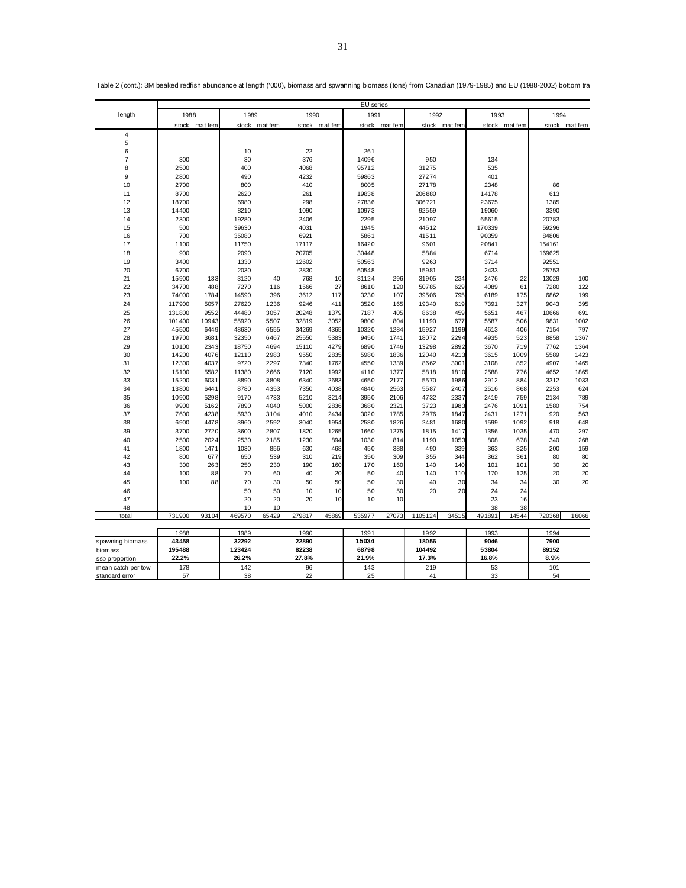Table 2 (cont.): 3M beaked redfish abundance at length ('000), biomass and spwanning biomass (tons) from Canadian (1979-1985) and EU (1988-2002) bottom tra

| | EU series | | | | | | | | | | | | | |
|---|---|---|---|---|---|---|---|---|---|---|---|---|---|---|
| length | 1988 | | 1989 | | 1990 | | 1991 | | 1992 | | 1993 | | 1994 | |
| | stock | mat fem | stock | mat fem | stock | mat fem | stock | mat fem | stock | mat fem | stock | mat fem | stock | mat fem |
| 4 | | | | | | | | | | | | | | |
| 5 | | | | | | | | | | | | | | |
| 6 | | | 10 | | 22 | | 261 | | | | | | | |
| 7 | 300 | | 30 | | 376 | | 14096 | | 950 | | 134 | | | |
| 8 | 2500 | | 400 | | 4068 | | 95712 | | 31275 | | 535 | | | |
| 9 | 2800 | | 490 | | 4232 | | 59863 | | 27274 | | 401 | | | |
| 10 | 2700 | | 800 | | 410 | | 8005 | | 27178 | | 2348 | | 86 | |
| 11 | 8700 | | 2620 | | 261 | | 19838 | | 206880 | | 14178 | | 613 | |
| 12 | 18700 | | 6980 | | 298 | | 27836 | | 306721 | | 23675 | | 1385 | |
| 13 | 14400 | | 8210 | | 1090 | | 10973 | | 92559 | | 19060 | | 3390 | |
| 14 | 2300 | | 19280 | | 2406 | | 2295 | | 21097 | | 65615 | | 20783 | |
| 15 | 500 | | 39630 | | 4031 | | 1945 | | 44512 | | 170339 | | 59296 | |
| 16 | 700 | | 35080 | | 6921 | | 5861 | | 41511 | | 90359 | | 84806 | |
| 17 | 1100 | | 11750 | | 17117 | | 16420 | | 9601 | | 20841 | | 154161 | |
| 18 | 900 | | 2090 | | 20705 | | 30448 | | 5884 | | 6714 | | 169625 | |
| 19 | 3400 | | 1330 | | 12602 | | 50563 | | 9263 | | 3714 | | 92551 | |
| 20 | 6700 | | 2030 | | 2830 | | 60548 | | 15981 | | 2433 | | 25753 | |
| 21 | 15900 | 133 | 3120 | 40 | 768 | 10 | 31124 | 296 | 31905 | 234 | 2476 | 22 | 13029 | 100 |
| 22 | 34700 | 488 | 7270 | 116 | 1566 | 27 | 8610 | 120 | 50785 | 629 | 4089 | 61 | 7280 | 122 |
| 23 | 74000 | 1784 | 14590 | 396 | 3612 | 117 | 3230 | 107 | 39506 | 795 | 6189 | 175 | 6862 | 199 |
| 24 | 117900 | 5057 | 27620 | 1236 | 9246 | 411 | 3520 | 165 | 19340 | 619 | 7391 | 327 | 9043 | 395 |
| 25 | 131800 | 9552 | 44480 | 3057 | 20248 | 1379 | 7187 | 405 | 8638 | 459 | 5651 | 467 | 10666 | 691 |
| 26 | 101400 | 10943 | 55920 | 5507 | 32819 | 3052 | 9800 | 804 | 11190 | 677 | 5587 | 506 | 9831 | 1002 |
| 27 | 45500 | 6449 | 48630 | 6555 | 34269 | 4365 | 10320 | 1284 | 15927 | 1199 | 4613 | 406 | 7154 | 797 |
| 28 | 19700 | 3681 | 32350 | 6467 | 25550 | 5383 | 9450 | 1741 | 18072 | 2294 | 4935 | 523 | 8858 | 1367 |
| 29 | 10100 | 2343 | 18750 | 4694 | 15110 | 4279 | 6890 | 1746 | 13298 | 2892 | 3670 | 719 | 7762 | 1364 |
| 30 | 14200 | 4076 | 12110 | 2983 | 9550 | 2835 | 5980 | 1836 | 12040 | 4213 | 3615 | 1009 | 5589 | 1423 |
| 31 | 12300 | 4037 | 9720 | 2297 | 7340 | 1762 | 4550 | 1339 | 8662 | 3001 | 3108 | 852 | 4907 | 1465 |
| 32 | 15100 | 5582 | 11380 | 2666 | 7120 | 1992 | 4110 | 1377 | 5818 | 1810 | 2588 | 776 | 4652 | 1865 |
| 33 | 15200 | 6031 | 8890 | 3808 | 6340 | 2683 | 4650 | 2177 | 5570 | 1986 | 2912 | 884 | 3312 | 1033 |
| 34 | 13800 | 6441 | 8780 | 4353 | 7350 | 4038 | 4840 | 2563 | 5587 | 2407 | 2516 | 868 | 2253 | 624 |
| 35 | 10900 | 5298 | 9170 | 4733 | 5210 | 3214 | 3950 | 2106 | 4732 | 2337 | 2419 | 759 | 2134 | 789 |
| 36 | 9900 | 5162 | 7890 | 4040 | 5000 | 2836 | 3680 | 2321 | 3723 | 1983 | 2476 | 1091 | 1580 | 754 |
| 37 | 7600 | 4238 | 5930 | 3104 | 4010 | 2434 | 3020 | 1785 | 2976 | 1847 | 2431 | 1271 | 920 | 563 |
| 38 | 6900 | 4478 | 3960 | 2592 | 3040 | 1954 | 2580 | 1826 | 2481 | 1680 | 1599 | 1092 | 918 | 648 |
| 39 | 3700 | 2720 | 3600 | 2807 | 1820 | 1265 | 1660 | 1275 | 1815 | 1417 | 1356 | 1035 | 470 | 297 |
| 40 | 2500 | 2024 | 2530 | 2185 | 1230 | 894 | 1030 | 814 | 1190 | 1053 | 808 | 678 | 340 | 268 |
| 41 | 1800 | 1471 | 1030 | 856 | 630 | 468 | 450 | 388 | 490 | 339 | 363 | 325 | 200 | 159 |
| 42 | 800 | 677 | 650 | 539 | 310 | 219 | 350 | 309 | 355 | 344 | 362 | 361 | 80 | 80 |
| 43 | 300 | 263 | 250 | 230 | 190 | 160 | 170 | 160 | 140 | 140 | 101 | 101 | 30 | 20 |
| 44 | 100 | 88 | 70 | 60 | 40 | 20 | 50 | 40 | 140 | 110 | 170 | 125 | 20 | 20 |
| 45 | 100 | 88 | 70 | 30 | 50 | 50 | 50 | 30 | 40 | 30 | 34 | 34 | 30 | 20 |
| 46 | | | 50 | 50 | 10 | 10 | 50 | 50 | 20 | 20 | 24 | 24 | | |
| 47 | | | 20 | 20 | 20 | 10 | 10 | 10 | | | 23 | 16 | | |
| 48 | | | 10 | 10 | | | | | | | 38 | 38 | | |
| total | 731900 | 93104 | 469570 | 65429 | 279817 | 45869 | 535977 | 27073 | 1105124 | 34515 | 491891 | 14544 | 720368 | 16066 |

| | 1988 | 1989 | 1990 | 1991 | 1992 | 1993 | 1994 |
|---|---|---|---|---|---|---|---|
| spawning biomass | **43458** | **32292** | **22890** | **15034** | **18056** | **9046** | **7900** |
| biomass | **195488** | **123424** | **82238** | **68798** | **104492** | **53804** | **89152** |
| ssb proportion | **22.2%** | **26.2%** | **27.8%** | **21.9%** | **17.3%** | **16.8%** | **8.9%** |
| mean catch per tow | 178 | 142 | 96 | 143 | 219 | 53 | 101 |
| standard error | 57 | 38 | 22 | 25 | 41 | 33 | 54 |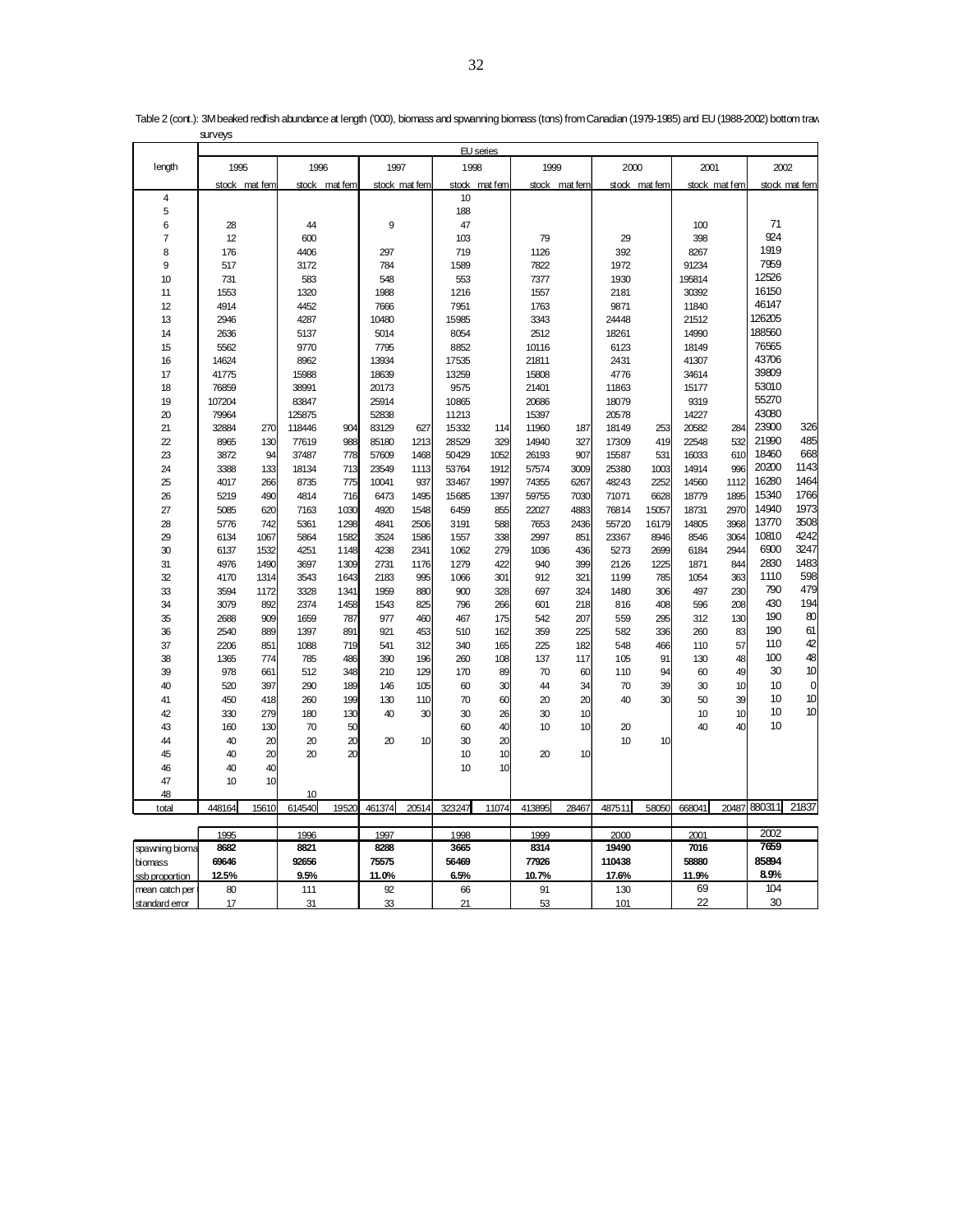Table 2 (cont.): 3M beaked redfish abundance at length ('000), biomass and spwanning biomass (tons) from Canadian (1979-1985) and EU (1988-2002) bottom trawl surveys

| length | EU series | | | | | | | | | | | | | | | |
|---|---|---|---|---|---|---|---|---|---|---|---|---|---|---|---|---|
| | 1995 | | 1996 | | 1997 | | 1998 | | 1999 | | 2000 | | 2001 | | 2002 | |
| | stock | mat fem | stock | mat fem | stock | mat fem | stock | mat fem | stock | mat fem | stock | mat fem | stock | mat fem | stock | mat fem |
| 4 | | | | | | | 10 | | | | | | | | | |
| 5 | | | | | | | 188 | | | | | | | | | |
| 6 | 28 | | 44 | | 9 | | 47 | | | | | | 100 | | 71 | |
| 7 | 12 | | 600 | | | | 103 | | 79 | | 29 | | 398 | | 924 | |
| 8 | 176 | | 4406 | | 297 | | 719 | | 1126 | | 392 | | 8267 | | 1919 | |
| 9 | 517 | | 3172 | | 784 | | 1589 | | 7822 | | 1972 | | 91234 | | 7959 | |
| 10 | 731 | | 583 | | 548 | | 553 | | 7377 | | 1930 | | 195814 | | 12526 | |
| 11 | 1553 | | 1320 | | 1988 | | 1216 | | 1557 | | 2181 | | 30392 | | 16150 | |
| 12 | 4914 | | 4452 | | 7666 | | 7951 | | 1763 | | 9871 | | 11840 | | 46147 | |
| 13 | 2946 | | 4287 | | 10480 | | 15985 | | 3343 | | 24448 | | 21512 | | 126205 | |
| 14 | 2636 | | 5137 | | 5014 | | 8054 | | 2512 | | 18261 | | 14990 | | 188560 | |
| 15 | 5562 | | 9770 | | 7795 | | 8852 | | 10116 | | 6123 | | 18149 | | 76565 | |
| 16 | 14624 | | 8962 | | 13934 | | 17535 | | 21811 | | 2431 | | 41307 | | 43706 | |
| 17 | 41775 | | 15988 | | 18639 | | 13259 | | 15808 | | 4776 | | 34614 | | 39809 | |
| 18 | 76859 | | 38991 | | 20173 | | 9575 | | 21401 | | 11863 | | 15177 | | 53010 | |
| 19 | 107204 | | 83847 | | 25914 | | 10865 | | 20686 | | 18079 | | 9319 | | 55270 | |
| 20 | 79964 | | 125875 | | 52838 | | 11213 | | 15397 | | 20578 | | 14227 | | 43080 | |
| 21 | 32884 | 270 | 118446 | 904 | 83129 | 627 | 15332 | 114 | 11960 | 187 | 18149 | 253 | 20582 | 284 | 23900 | 326 |
| 22 | 8965 | 130 | 77619 | 988 | 85180 | 1213 | 28529 | 329 | 14940 | 327 | 17309 | 419 | 22548 | 532 | 21990 | 485 |
| 23 | 3872 | 94 | 37487 | 778 | 57609 | 1468 | 50429 | 1052 | 26193 | 907 | 15587 | 531 | 16033 | 610 | 18460 | 668 |
| 24 | 3388 | 133 | 18134 | 713 | 23549 | 1113 | 53764 | 1912 | 57574 | 3009 | 25380 | 1003 | 14914 | 996 | 20200 | 1143 |
| 25 | 4017 | 266 | 8735 | 775 | 10041 | 937 | 33467 | 1997 | 74355 | 6267 | 48243 | 2252 | 14560 | 1112 | 16280 | 1464 |
| 26 | 5219 | 490 | 4814 | 716 | 6473 | 1495 | 15685 | 1397 | 59755 | 7030 | 71071 | 6628 | 18779 | 1895 | 15340 | 1766 |
| 27 | 5085 | 620 | 7163 | 1030 | 4920 | 1548 | 6459 | 855 | 22027 | 4883 | 76814 | 15057 | 18731 | 2970 | 14940 | 1973 |
| 28 | 5776 | 742 | 5361 | 1298 | 4841 | 2506 | 3191 | 588 | 7653 | 2436 | 55720 | 16179 | 14805 | 3968 | 13770 | 3508 |
| 29 | 6134 | 1067 | 5864 | 1582 | 3524 | 1586 | 1557 | 338 | 2997 | 851 | 23367 | 8946 | 8546 | 3064 | 10810 | 4242 |
| 30 | 6137 | 1532 | 4251 | 1148 | 4238 | 2341 | 1062 | 279 | 1036 | 436 | 5273 | 2699 | 6184 | 2944 | 6900 | 3247 |
| 31 | 4976 | 1490 | 3697 | 1309 | 2731 | 1176 | 1279 | 422 | 940 | 399 | 2126 | 1225 | 1871 | 844 | 2830 | 1483 |
| 32 | 4170 | 1314 | 3543 | 1643 | 2183 | 995 | 1066 | 301 | 912 | 321 | 1199 | 785 | 1054 | 363 | 1110 | 598 |
| 33 | 3594 | 1172 | 3328 | 1341 | 1959 | 880 | 900 | 328 | 697 | 324 | 1480 | 306 | 497 | 230 | 790 | 479 |
| 34 | 3079 | 892 | 2374 | 1458 | 1543 | 825 | 796 | 266 | 601 | 218 | 816 | 408 | 596 | 208 | 430 | 194 |
| 35 | 2688 | 909 | 1659 | 787 | 977 | 460 | 467 | 175 | 542 | 207 | 559 | 295 | 312 | 130 | 190 | 80 |
| 36 | 2540 | 889 | 1397 | 891 | 921 | 453 | 510 | 162 | 359 | 225 | 582 | 336 | 260 | 83 | 190 | 61 |
| 37 | 2206 | 851 | 1088 | 719 | 541 | 312 | 340 | 165 | 225 | 182 | 548 | 466 | 110 | 57 | 110 | 42 |
| 38 | 1365 | 774 | 785 | 486 | 390 | 196 | 260 | 108 | 137 | 117 | 105 | 91 | 130 | 48 | 100 | 48 |
| 39 | 978 | 661 | 512 | 348 | 210 | 129 | 170 | 89 | 70 | 60 | 110 | 94 | 60 | 49 | 30 | 10 |
| 40 | 520 | 397 | 290 | 189 | 146 | 105 | 60 | 30 | 44 | 34 | 70 | 39 | 30 | 10 | 10 | 0 |
| 41 | 450 | 418 | 260 | 199 | 130 | 110 | 70 | 60 | 20 | 20 | 40 | 30 | 50 | 39 | 10 | 10 |
| 42 | 330 | 279 | 180 | 130 | 40 | 30 | 30 | 26 | 30 | 10 | | | 10 | 10 | 10 | 10 |
| 43 | 160 | 130 | 70 | 50 | | | 60 | 40 | 10 | 10 | 20 | | 40 | 40 | 10 | |
| 44 | 40 | 20 | 20 | 20 | 20 | 10 | 30 | 20 | | | 10 | 10 | | | | |
| 45 | 40 | 20 | 20 | 20 | | | 10 | 10 | 20 | 10 | | | | | | |
| 46 | 40 | 40 | | | | | 10 | 10 | | | | | | | | |
| 47 | 10 | 10 | | | | | | | | | | | | | | |
| 48 | | | 10 | | | | | | | | | | | | | |
| total | 448164 | 15610 | 614540 | 19520 | 461374 | 20514 | 323247 | 11074 | 413895 | 28467 | 487511 | 58050 | 668041 | 20487 | 880311 | 21837 |

| | 1995 | 1996 | 1997 | 1998 | 1999 | 2000 | 2001 | 2002 |
|---|---|---|---|---|---|---|---|---|
| spawning bioma | 8682 | 8821 | 8288 | 3665 | 8314 | 19490 | 7016 | 7659 |
| biomass | 69646 | 92656 | 75575 | 56469 | 77926 | 110438 | 58880 | 85894 |
| ssb proportion | 12.5% | 9.5% | 11.0% | 6.5% | 10.7% | 17.6% | 11.9% | 8.9% |
| mean catch per | 80 | 111 | 92 | 66 | 91 | 130 | 69 | 104 |
| standard error | 17 | 31 | 33 | 21 | 53 | 101 | 22 | 30 |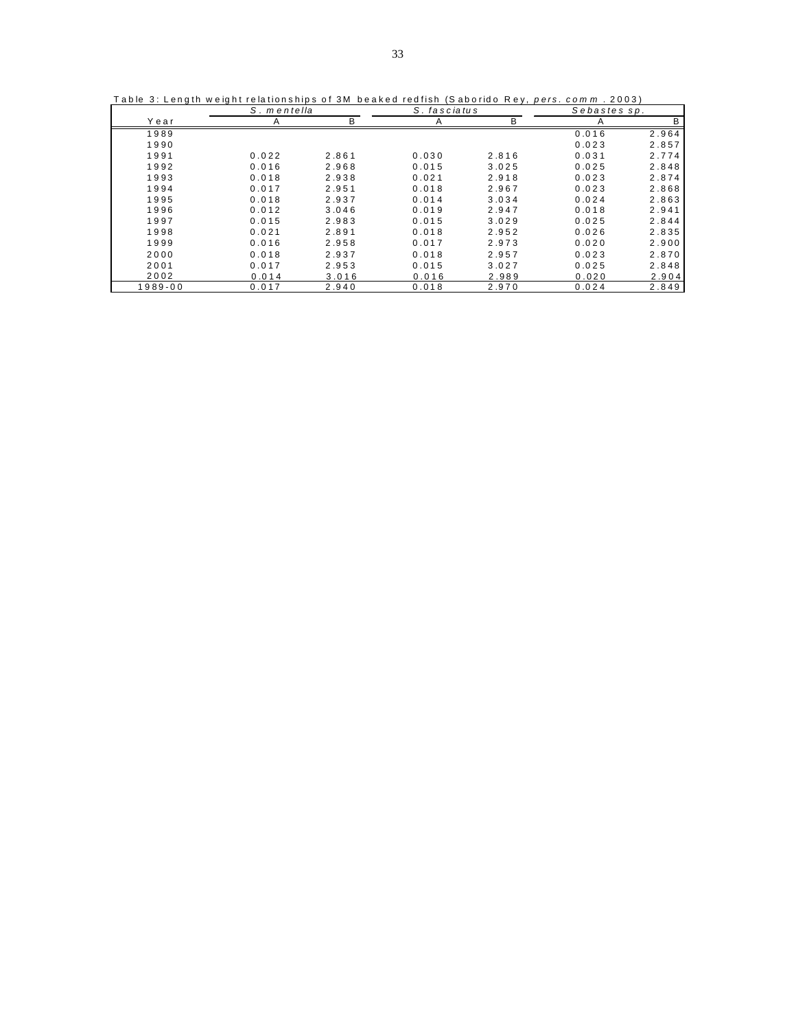Table 3: Length weight relationships of 3M beaked redfish (Saborido Rey, *pers. comm*. 2003)

| | *S. mentella* | | *S. fasciatus* | | *Sebastes sp.* | |
|---|---|---|---|---|---|---|
| Year | A | B | A | B | A | B |
| 1989 | | | | | 0.016 | 2.964 |
| 1990 | | | | | 0.023 | 2.857 |
| 1991 | 0.022 | 2.861 | 0.030 | 2.816 | 0.031 | 2.774 |
| 1992 | 0.016 | 2.968 | 0.015 | 3.025 | 0.025 | 2.848 |
| 1993 | 0.018 | 2.938 | 0.021 | 2.918 | 0.023 | 2.874 |
| 1994 | 0.017 | 2.951 | 0.018 | 2.967 | 0.023 | 2.868 |
| 1995 | 0.018 | 2.937 | 0.014 | 3.034 | 0.024 | 2.863 |
| 1996 | 0.012 | 3.046 | 0.019 | 2.947 | 0.018 | 2.941 |
| 1997 | 0.015 | 2.983 | 0.015 | 3.029 | 0.025 | 2.844 |
| 1998 | 0.021 | 2.891 | 0.018 | 2.952 | 0.026 | 2.835 |
| 1999 | 0.016 | 2.958 | 0.017 | 2.973 | 0.020 | 2.900 |
| 2000 | 0.018 | 2.937 | 0.018 | 2.957 | 0.023 | 2.870 |
| 2001 | 0.017 | 2.953 | 0.015 | 3.027 | 0.025 | 2.848 |
| 2002 | 0.014 | 3.016 | 0.016 | 2.989 | 0.020 | 2.904 |
| 1989-00 | 0.017 | 2.940 | 0.018 | 2.970 | 0.024 | 2.849 |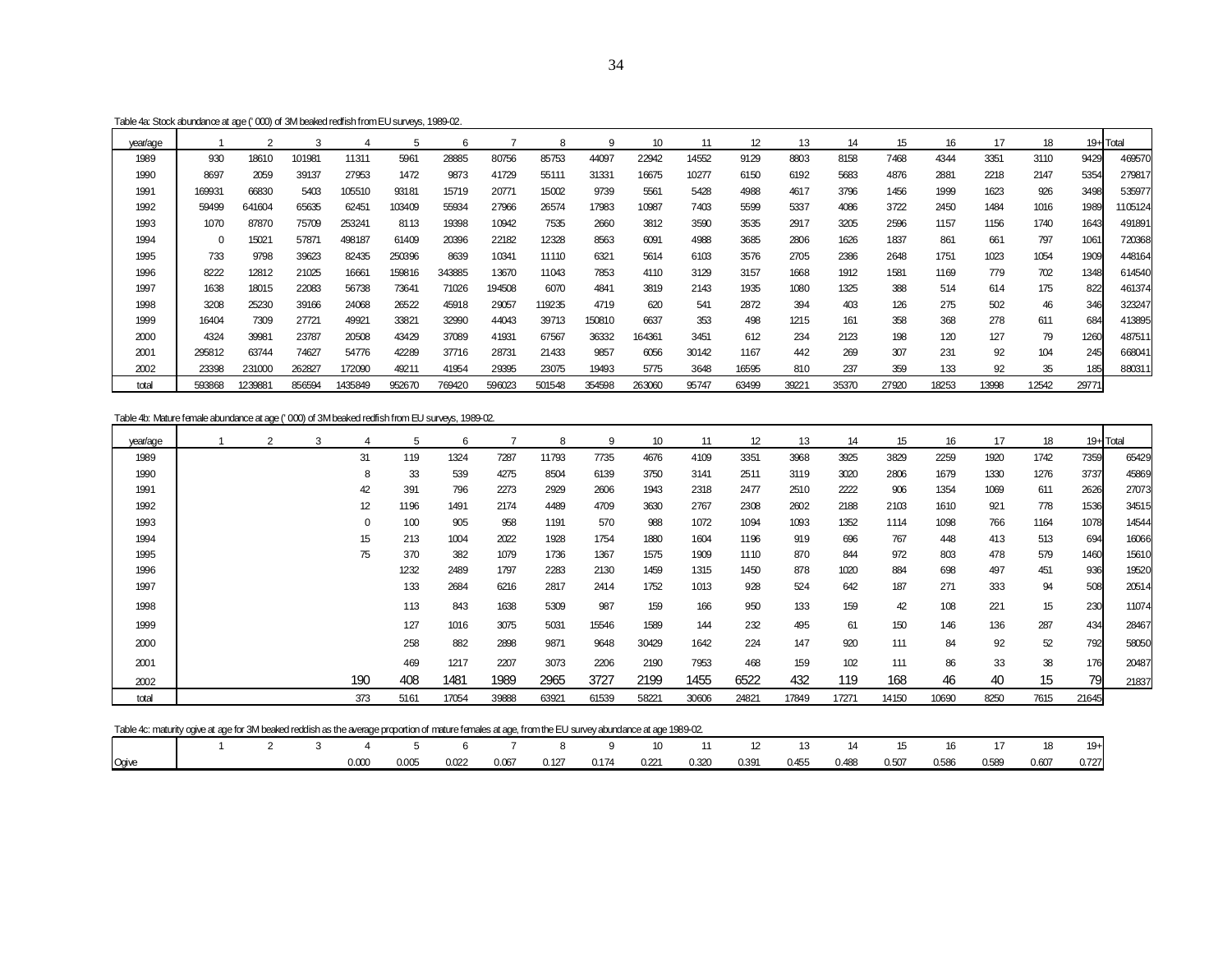Table 4a: Stock abundance at age ('000) of 3M beaked redfish from EU surveys, 1989-02.

| year/age | 1 | 2 | 3 | 4 | 5 | 6 | 7 | 8 | 9 | 10 | 11 | 12 | 13 | 14 | 15 | 16 | 17 | 18 | 19+ | Total |
|---|---|---|---|---|---|---|---|---|---|---|---|---|---|---|---|---|---|---|---|---|
| 1989 | 930 | 18610 | 101981 | 11311 | 5961 | 28885 | 80756 | 85753 | 44097 | 22942 | 14552 | 9129 | 8803 | 8158 | 7468 | 4344 | 3351 | 3110 | 9429 | 469570 |
| 1990 | 8697 | 2059 | 39137 | 27953 | 1472 | 9873 | 41729 | 55111 | 31331 | 16675 | 10277 | 6150 | 6192 | 5683 | 4876 | 2881 | 2218 | 2147 | 5354 | 279817 |
| 1991 | 169931 | 66830 | 5403 | 105510 | 93181 | 15719 | 20771 | 15002 | 9739 | 5561 | 5428 | 4988 | 4617 | 3796 | 1456 | 1999 | 1623 | 926 | 3498 | 535977 |
| 1992 | 59499 | 641604 | 65635 | 62451 | 103409 | 55934 | 27966 | 26574 | 17983 | 10987 | 7403 | 5599 | 5337 | 4086 | 3722 | 2450 | 1484 | 1016 | 1989 | 1105124 |
| 1993 | 1070 | 87870 | 75709 | 253241 | 8113 | 19398 | 10942 | 7535 | 2660 | 3812 | 3590 | 3535 | 2917 | 3205 | 2596 | 1157 | 1156 | 1740 | 1643 | 491891 |
| 1994 | 0 | 15021 | 57871 | 498187 | 61409 | 20396 | 22182 | 12328 | 8563 | 6091 | 4988 | 3685 | 2806 | 1626 | 1837 | 861 | 661 | 797 | 1061 | 720368 |
| 1995 | 733 | 9798 | 39623 | 82435 | 250396 | 8639 | 10341 | 11110 | 6321 | 5614 | 6103 | 3576 | 2705 | 2386 | 2648 | 1751 | 1023 | 1054 | 1909 | 448164 |
| 1996 | 8222 | 12812 | 21025 | 16661 | 159816 | 343885 | 13670 | 11043 | 7853 | 4110 | 3129 | 3157 | 1668 | 1912 | 1581 | 1169 | 779 | 702 | 1348 | 614540 |
| 1997 | 1638 | 18015 | 22083 | 56738 | 73641 | 71026 | 194508 | 6070 | 4841 | 3819 | 2143 | 1935 | 1080 | 1325 | 388 | 514 | 614 | 175 | 822 | 461374 |
| 1998 | 3208 | 25230 | 39166 | 24068 | 26522 | 45918 | 29057 | 119235 | 4719 | 620 | 541 | 2872 | 394 | 403 | 126 | 275 | 502 | 46 | 346 | 323247 |
| 1999 | 16404 | 7309 | 27721 | 49921 | 33821 | 32990 | 44043 | 39713 | 150810 | 6637 | 353 | 498 | 1215 | 161 | 358 | 368 | 278 | 611 | 684 | 413895 |
| 2000 | 4324 | 39981 | 23787 | 20508 | 43429 | 37089 | 41931 | 67567 | 36332 | 164361 | 3451 | 612 | 234 | 2123 | 198 | 120 | 127 | 79 | 1260 | 487511 |
| 2001 | 295812 | 63744 | 74627 | 54776 | 42289 | 37716 | 28731 | 21433 | 9857 | 6056 | 30142 | 1167 | 442 | 269 | 307 | 231 | 92 | 104 | 245 | 668041 |
| 2002 | 23398 | 231000 | 262827 | 172090 | 49211 | 41954 | 29395 | 23075 | 19493 | 5775 | 3648 | 16595 | 810 | 237 | 359 | 133 | 92 | 35 | 185 | 880311 |
| total | 593868 | 1239881 | 856594 | 1435849 | 952670 | 769420 | 596023 | 501548 | 354598 | 263060 | 95747 | 63499 | 39221 | 35370 | 27920 | 18253 | 13998 | 12542 | 29771 | |

Table 4b: Mature female abundance at age ('000) of 3M beaked redfish from EU surveys, 1989-02.

| year/age | 1 | 2 | 3 | 4 | 5 | 6 | 7 | 8 | 9 | 10 | 11 | 12 | 13 | 14 | 15 | 16 | 17 | 18 | 19+ | Total |
|---|---|---|---|---|---|---|---|---|---|---|---|---|---|---|---|---|---|---|---|---|
| 1989 | | | | 31 | 119 | 1324 | 7287 | 11793 | 7735 | 4676 | 4109 | 3351 | 3968 | 3925 | 3829 | 2259 | 1920 | 1742 | 7359 | 65429 |
| 1990 | | | | 8 | 33 | 539 | 4275 | 8504 | 6139 | 3750 | 3141 | 2511 | 3119 | 3020 | 2806 | 1679 | 1330 | 1276 | 3737 | 45869 |
| 1991 | | | | 42 | 391 | 796 | 2273 | 2929 | 2606 | 1943 | 2318 | 2477 | 2510 | 2222 | 906 | 1354 | 1069 | 611 | 2626 | 27073 |
| 1992 | | | | 12 | 1196 | 1491 | 2174 | 4489 | 4709 | 3630 | 2767 | 2308 | 2602 | 2188 | 2103 | 1610 | 921 | 778 | 1536 | 34515 |
| 1993 | | | | 0 | 100 | 905 | 958 | 1191 | 570 | 988 | 1072 | 1094 | 1093 | 1352 | 1114 | 1098 | 766 | 1164 | 1078 | 14544 |
| 1994 | | | | 15 | 213 | 1004 | 2022 | 1928 | 1754 | 1880 | 1604 | 1196 | 919 | 696 | 767 | 448 | 413 | 513 | 694 | 16066 |
| 1995 | | | | 75 | 370 | 382 | 1079 | 1736 | 1367 | 1575 | 1909 | 1110 | 870 | 844 | 972 | 803 | 478 | 579 | 1460 | 15610 |
| 1996 | | | | | 1232 | 2489 | 1797 | 2283 | 2130 | 1459 | 1315 | 1450 | 878 | 1020 | 884 | 698 | 497 | 451 | 936 | 19520 |
| 1997 | | | | | 133 | 2684 | 6216 | 2817 | 2414 | 1752 | 1013 | 928 | 524 | 642 | 187 | 271 | 333 | 94 | 508 | 20514 |
| 1998 | | | | | 113 | 843 | 1638 | 5309 | 987 | 159 | 166 | 950 | 133 | 159 | 42 | 108 | 221 | 15 | 230 | 11074 |
| 1999 | | | | | 127 | 1016 | 3075 | 5031 | 15546 | 1589 | 144 | 232 | 495 | 61 | 150 | 146 | 136 | 287 | 434 | 28467 |
| 2000 | | | | | 258 | 882 | 2898 | 9871 | 9648 | 30429 | 1642 | 224 | 147 | 920 | 111 | 84 | 92 | 52 | 792 | 58050 |
| 2001 | | | | | 469 | 1217 | 2207 | 3073 | 2206 | 2190 | 7953 | 468 | 159 | 102 | 111 | 86 | 33 | 38 | 176 | 20487 |
| 2002 | | | | 190 | 408 | 1481 | 1989 | 2965 | 3727 | 2199 | 1455 | 6522 | 432 | 119 | 168 | 46 | 40 | 15 | 79 | 21837 |
| total | | | | 373 | 5161 | 17054 | 39888 | 63921 | 61539 | 58221 | 30606 | 24821 | 17849 | 17271 | 14150 | 10690 | 8250 | 7615 | 21645 | |

Table 4c: maturity ogive at age for 3M beaked reddish as the average proportion of mature females at age, from the EU survey abundance at age 1989-02.

| | 1 | 2 | 3 | 4 | 5 | 6 | 7 | 8 | 9 | 10 | 11 | 12 | 13 | 14 | 15 | 16 | 17 | 18 | 19+ |
|---|---|---|---|---|---|---|---|---|---|---|---|---|---|---|---|---|---|---|---|
| Ogive | | | | 0.000 | 0.005 | 0.022 | 0.067 | 0.127 | 0.174 | 0.221 | 0.320 | 0.391 | 0.455 | 0.488 | 0.507 | 0.586 | 0.589 | 0.607 | 0.727 |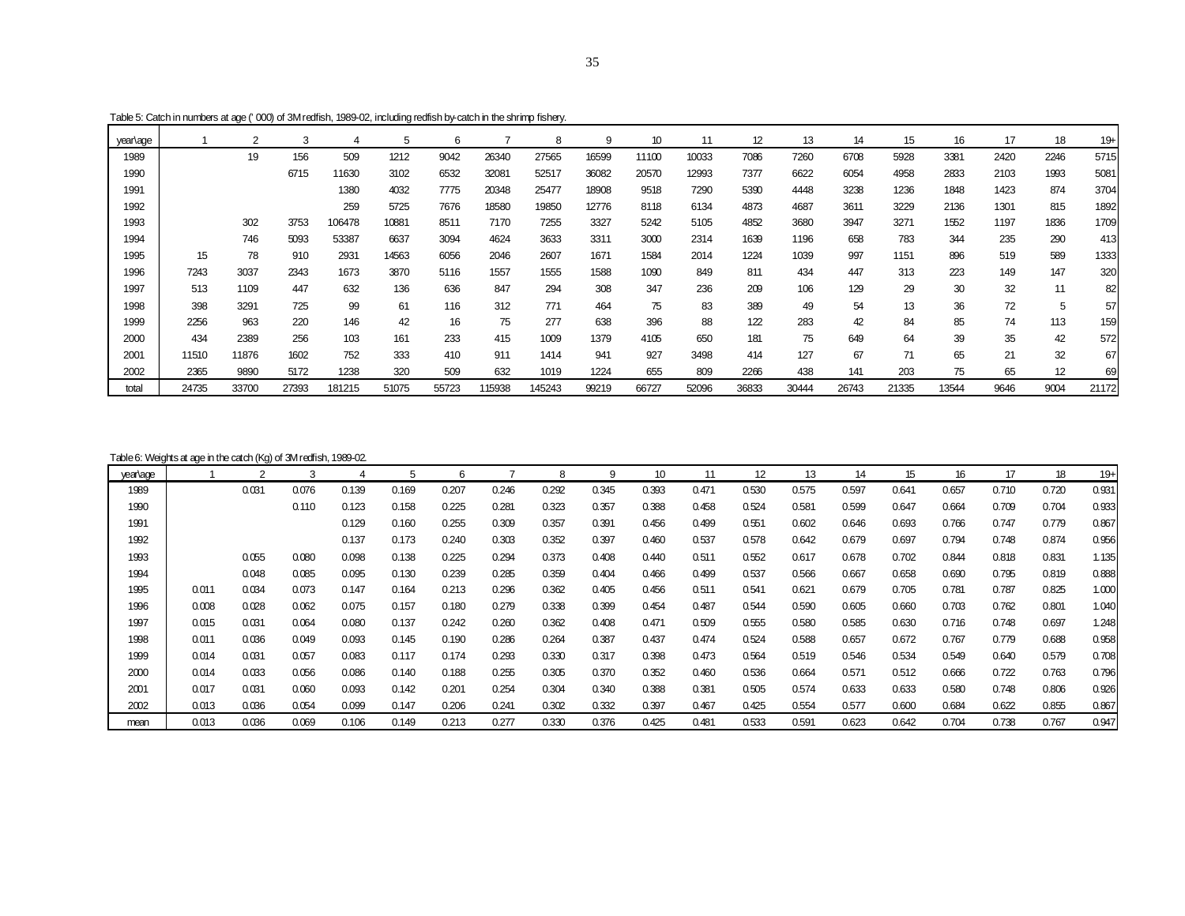Table 5: Catch in numbers at age ('000) of 3M redfish, 1989-02, including redfish by-catch in the shrimp fishery.

| year\age | 1 | 2 | 3 | 4 | 5 | 6 | 7 | 8 | 9 | 10 | 11 | 12 | 13 | 14 | 15 | 16 | 17 | 18 | 19+ |
|---|---|---|---|---|---|---|---|---|---|---|---|---|---|---|---|---|---|---|---|
| 1989 | | 19 | 156 | 509 | 1212 | 9042 | 26340 | 27565 | 16599 | 11100 | 10033 | 7086 | 7260 | 6708 | 5928 | 3381 | 2420 | 2246 | 5715 |
| 1990 | | | 6715 | 11630 | 3102 | 6532 | 32081 | 52517 | 36082 | 20570 | 12993 | 7377 | 6622 | 6054 | 4958 | 2833 | 2103 | 1993 | 5081 |
| 1991 | | | | 1380 | 4032 | 7775 | 20348 | 25477 | 18908 | 9518 | 7290 | 5390 | 4448 | 3238 | 1236 | 1848 | 1423 | 874 | 3704 |
| 1992 | | | | 259 | 5725 | 7676 | 18580 | 19850 | 12776 | 8118 | 6134 | 4873 | 4687 | 3611 | 3229 | 2136 | 1301 | 815 | 1892 |
| 1993 | | 302 | 3753 | 106478 | 10881 | 8511 | 7170 | 7255 | 3327 | 5242 | 5105 | 4852 | 3680 | 3947 | 3271 | 1552 | 1197 | 1836 | 1709 |
| 1994 | | 746 | 5093 | 53387 | 6637 | 3094 | 4624 | 3633 | 3311 | 3000 | 2314 | 1639 | 1196 | 658 | 783 | 344 | 235 | 290 | 413 |
| 1995 | 15 | 78 | 910 | 2931 | 14563 | 6056 | 2046 | 2607 | 1671 | 1584 | 2014 | 1224 | 1039 | 997 | 1151 | 896 | 519 | 589 | 1333 |
| 1996 | 7243 | 3037 | 2343 | 1673 | 3870 | 5116 | 1557 | 1555 | 1588 | 1090 | 849 | 811 | 434 | 447 | 313 | 223 | 149 | 147 | 320 |
| 1997 | 513 | 1109 | 447 | 632 | 136 | 636 | 847 | 294 | 308 | 347 | 236 | 209 | 106 | 129 | 29 | 30 | 32 | 11 | 82 |
| 1998 | 398 | 3291 | 725 | 99 | 61 | 116 | 312 | 771 | 464 | 75 | 83 | 389 | 49 | 54 | 13 | 36 | 72 | 5 | 57 |
| 1999 | 2256 | 963 | 220 | 146 | 42 | 16 | 75 | 277 | 638 | 396 | 88 | 122 | 283 | 42 | 84 | 85 | 74 | 113 | 159 |
| 2000 | 434 | 2389 | 256 | 103 | 161 | 233 | 415 | 1009 | 1379 | 4105 | 650 | 181 | 75 | 649 | 64 | 39 | 35 | 42 | 572 |
| 2001 | 11510 | 11876 | 1602 | 752 | 333 | 410 | 911 | 1414 | 941 | 927 | 3498 | 414 | 127 | 67 | 71 | 65 | 21 | 32 | 67 |
| 2002 | 2365 | 9890 | 5172 | 1238 | 320 | 509 | 632 | 1019 | 1224 | 655 | 809 | 2266 | 438 | 141 | 203 | 75 | 65 | 12 | 69 |
| total | 24735 | 33700 | 27393 | 181215 | 51075 | 55723 | 115938 | 145243 | 99219 | 66727 | 52096 | 36833 | 30444 | 26743 | 21335 | 13544 | 9646 | 9004 | 21172 |

Table 6: Weights at age in the catch (Kg) of 3M redfish, 1989-02.

| year\age | 1 | 2 | 3 | 4 | 5 | 6 | 7 | 8 | 9 | 10 | 11 | 12 | 13 | 14 | 15 | 16 | 17 | 18 | 19+ |
|---|---|---|---|---|---|---|---|---|---|---|---|---|---|---|---|---|---|---|---|
| 1989 | | 0.031 | 0.076 | 0.139 | 0.169 | 0.207 | 0.246 | 0.292 | 0.345 | 0.393 | 0.471 | 0.530 | 0.575 | 0.597 | 0.641 | 0.657 | 0.710 | 0.720 | 0.931 |
| 1990 | | | 0.110 | 0.123 | 0.158 | 0.225 | 0.281 | 0.323 | 0.357 | 0.388 | 0.458 | 0.524 | 0.581 | 0.599 | 0.647 | 0.664 | 0.709 | 0.704 | 0.933 |
| 1991 | | | | 0.129 | 0.160 | 0.255 | 0.309 | 0.357 | 0.391 | 0.456 | 0.499 | 0.551 | 0.602 | 0.646 | 0.693 | 0.766 | 0.747 | 0.779 | 0.867 |
| 1992 | | | | 0.137 | 0.173 | 0.240 | 0.303 | 0.352 | 0.397 | 0.460 | 0.537 | 0.578 | 0.642 | 0.679 | 0.697 | 0.794 | 0.748 | 0.874 | 0.956 |
| 1993 | | 0.055 | 0.080 | 0.098 | 0.138 | 0.225 | 0.294 | 0.373 | 0.408 | 0.440 | 0.511 | 0.552 | 0.617 | 0.678 | 0.702 | 0.844 | 0.818 | 0.831 | 1.135 |
| 1994 | | 0.048 | 0.085 | 0.095 | 0.130 | 0.239 | 0.285 | 0.359 | 0.404 | 0.466 | 0.499 | 0.537 | 0.566 | 0.667 | 0.658 | 0.690 | 0.795 | 0.819 | 0.888 |
| 1995 | 0.011 | 0.034 | 0.073 | 0.147 | 0.164 | 0.213 | 0.296 | 0.362 | 0.405 | 0.456 | 0.511 | 0.541 | 0.621 | 0.679 | 0.705 | 0.781 | 0.787 | 0.825 | 1.000 |
| 1996 | 0.008 | 0.028 | 0.062 | 0.075 | 0.157 | 0.180 | 0.279 | 0.338 | 0.399 | 0.454 | 0.487 | 0.544 | 0.590 | 0.605 | 0.660 | 0.703 | 0.762 | 0.801 | 1.040 |
| 1997 | 0.015 | 0.031 | 0.064 | 0.080 | 0.137 | 0.242 | 0.260 | 0.362 | 0.408 | 0.471 | 0.509 | 0.555 | 0.580 | 0.585 | 0.630 | 0.716 | 0.748 | 0.697 | 1.248 |
| 1998 | 0.011 | 0.036 | 0.049 | 0.093 | 0.145 | 0.190 | 0.286 | 0.264 | 0.387 | 0.437 | 0.474 | 0.524 | 0.588 | 0.657 | 0.672 | 0.767 | 0.779 | 0.688 | 0.958 |
| 1999 | 0.014 | 0.031 | 0.057 | 0.083 | 0.117 | 0.174 | 0.293 | 0.330 | 0.317 | 0.398 | 0.473 | 0.564 | 0.519 | 0.546 | 0.534 | 0.549 | 0.640 | 0.579 | 0.708 |
| 2000 | 0.014 | 0.033 | 0.056 | 0.086 | 0.140 | 0.188 | 0.255 | 0.305 | 0.370 | 0.352 | 0.460 | 0.536 | 0.664 | 0.571 | 0.512 | 0.666 | 0.722 | 0.763 | 0.796 |
| 2001 | 0.017 | 0.031 | 0.060 | 0.093 | 0.142 | 0.201 | 0.254 | 0.304 | 0.340 | 0.388 | 0.381 | 0.505 | 0.574 | 0.633 | 0.633 | 0.580 | 0.748 | 0.806 | 0.926 |
| 2002 | 0.013 | 0.036 | 0.054 | 0.099 | 0.147 | 0.206 | 0.241 | 0.302 | 0.332 | 0.397 | 0.467 | 0.425 | 0.554 | 0.577 | 0.600 | 0.684 | 0.622 | 0.855 | 0.867 |
| mean | 0.013 | 0.036 | 0.069 | 0.106 | 0.149 | 0.213 | 0.277 | 0.330 | 0.376 | 0.425 | 0.481 | 0.533 | 0.591 | 0.623 | 0.642 | 0.704 | 0.738 | 0.767 | 0.947 |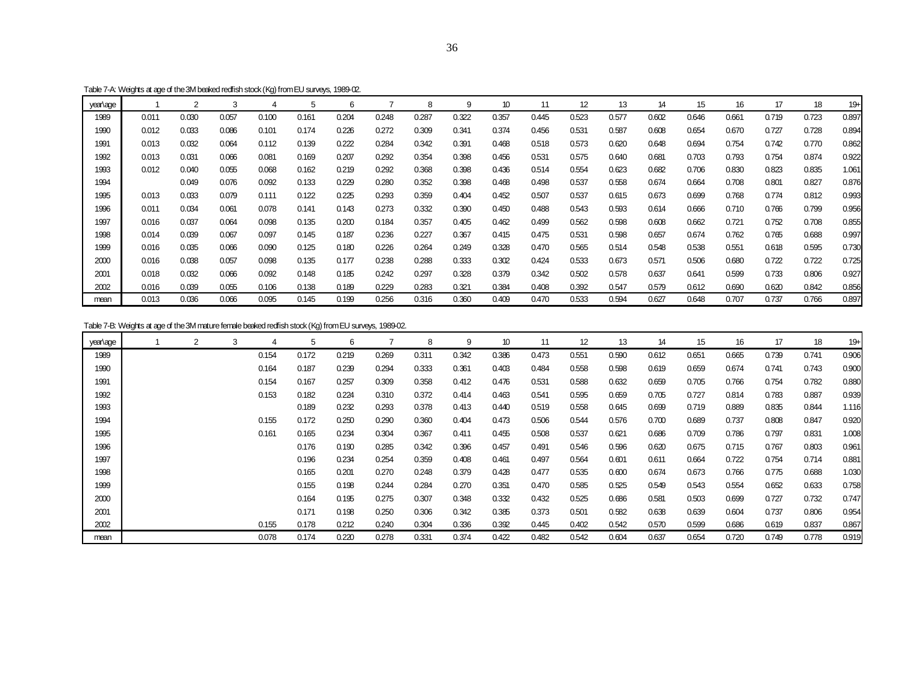Table 7-A: Weights at age of the 3M beaked redfish stock (Kg) from EU surveys, 1989-02.

| year\age | 1 | 2 | 3 | 4 | 5 | 6 | 7 | 8 | 9 | 10 | 11 | 12 | 13 | 14 | 15 | 16 | 17 | 18 | 19+ |
|---|---|---|---|---|---|---|---|---|---|---|---|---|---|---|---|---|---|---|---|
| 1989 | 0.011 | 0.030 | 0.057 | 0.100 | 0.161 | 0.204 | 0.248 | 0.287 | 0.322 | 0.357 | 0.445 | 0.523 | 0.577 | 0.602 | 0.646 | 0.661 | 0.719 | 0.723 | 0.897 |
| 1990 | 0.012 | 0.033 | 0.086 | 0.101 | 0.174 | 0.226 | 0.272 | 0.309 | 0.341 | 0.374 | 0.456 | 0.531 | 0.587 | 0.608 | 0.654 | 0.670 | 0.727 | 0.728 | 0.894 |
| 1991 | 0.013 | 0.032 | 0.064 | 0.112 | 0.139 | 0.222 | 0.284 | 0.342 | 0.391 | 0.468 | 0.518 | 0.573 | 0.620 | 0.648 | 0.694 | 0.754 | 0.742 | 0.770 | 0.862 |
| 1992 | 0.013 | 0.031 | 0.066 | 0.081 | 0.169 | 0.207 | 0.292 | 0.354 | 0.398 | 0.456 | 0.531 | 0.575 | 0.640 | 0.681 | 0.703 | 0.793 | 0.754 | 0.874 | 0.922 |
| 1993 | 0.012 | 0.040 | 0.055 | 0.068 | 0.162 | 0.219 | 0.292 | 0.368 | 0.398 | 0.436 | 0.514 | 0.554 | 0.623 | 0.682 | 0.706 | 0.830 | 0.823 | 0.835 | 1.061 |
| 1994 | | 0.049 | 0.076 | 0.092 | 0.133 | 0.229 | 0.280 | 0.352 | 0.398 | 0.468 | 0.498 | 0.537 | 0.558 | 0.674 | 0.664 | 0.708 | 0.801 | 0.827 | 0.876 |
| 1995 | 0.013 | 0.033 | 0.079 | 0.111 | 0.122 | 0.225 | 0.293 | 0.359 | 0.404 | 0.452 | 0.507 | 0.537 | 0.615 | 0.673 | 0.699 | 0.768 | 0.774 | 0.812 | 0.993 |
| 1996 | 0.011 | 0.034 | 0.061 | 0.078 | 0.141 | 0.143 | 0.273 | 0.332 | 0.390 | 0.450 | 0.488 | 0.543 | 0.593 | 0.614 | 0.666 | 0.710 | 0.766 | 0.799 | 0.956 |
| 1997 | 0.016 | 0.037 | 0.064 | 0.098 | 0.135 | 0.200 | 0.184 | 0.357 | 0.405 | 0.462 | 0.499 | 0.562 | 0.598 | 0.608 | 0.662 | 0.721 | 0.752 | 0.708 | 0.855 |
| 1998 | 0.014 | 0.039 | 0.067 | 0.097 | 0.145 | 0.187 | 0.236 | 0.227 | 0.367 | 0.415 | 0.475 | 0.531 | 0.598 | 0.657 | 0.674 | 0.762 | 0.765 | 0.688 | 0.997 |
| 1999 | 0.016 | 0.035 | 0.066 | 0.090 | 0.125 | 0.180 | 0.226 | 0.264 | 0.249 | 0.328 | 0.470 | 0.565 | 0.514 | 0.548 | 0.538 | 0.551 | 0.618 | 0.595 | 0.730 |
| 2000 | 0.016 | 0.038 | 0.057 | 0.098 | 0.135 | 0.177 | 0.238 | 0.288 | 0.333 | 0.302 | 0.424 | 0.533 | 0.673 | 0.571 | 0.506 | 0.680 | 0.722 | 0.722 | 0.725 |
| 2001 | 0.018 | 0.032 | 0.066 | 0.092 | 0.148 | 0.185 | 0.242 | 0.297 | 0.328 | 0.379 | 0.342 | 0.502 | 0.578 | 0.637 | 0.641 | 0.599 | 0.733 | 0.806 | 0.927 |
| 2002 | 0.016 | 0.039 | 0.055 | 0.106 | 0.138 | 0.189 | 0.229 | 0.283 | 0.321 | 0.384 | 0.408 | 0.392 | 0.547 | 0.579 | 0.612 | 0.690 | 0.620 | 0.842 | 0.856 |
| mean | 0.013 | 0.036 | 0.066 | 0.095 | 0.145 | 0.199 | 0.256 | 0.316 | 0.360 | 0.409 | 0.470 | 0.533 | 0.594 | 0.627 | 0.648 | 0.707 | 0.737 | 0.766 | 0.897 |

Table 7-B: Weights at age of the 3M mature female beaked redfish stock (Kg) from EU surveys, 1989-02.

| year\age | 1 | 2 | 3 | 4 | 5 | 6 | 7 | 8 | 9 | 10 | 11 | 12 | 13 | 14 | 15 | 16 | 17 | 18 | 19+ |
|---|---|---|---|---|---|---|---|---|---|---|---|---|---|---|---|---|---|---|---|
| 1989 | | | | 0.154 | 0.172 | 0.219 | 0.269 | 0.311 | 0.342 | 0.386 | 0.473 | 0.551 | 0.590 | 0.612 | 0.651 | 0.665 | 0.739 | 0.741 | 0.906 |
| 1990 | | | | 0.164 | 0.187 | 0.239 | 0.294 | 0.333 | 0.361 | 0.403 | 0.484 | 0.558 | 0.598 | 0.619 | 0.659 | 0.674 | 0.741 | 0.743 | 0.900 |
| 1991 | | | | 0.154 | 0.167 | 0.257 | 0.309 | 0.358 | 0.412 | 0.476 | 0.531 | 0.588 | 0.632 | 0.659 | 0.705 | 0.766 | 0.754 | 0.782 | 0.880 |
| 1992 | | | | 0.153 | 0.182 | 0.224 | 0.310 | 0.372 | 0.414 | 0.463 | 0.541 | 0.595 | 0.659 | 0.705 | 0.727 | 0.814 | 0.783 | 0.887 | 0.939 |
| 1993 | | | | | 0.189 | 0.232 | 0.293 | 0.378 | 0.413 | 0.440 | 0.519 | 0.558 | 0.645 | 0.699 | 0.719 | 0.889 | 0.835 | 0.844 | 1.116 |
| 1994 | | | | 0.155 | 0.172 | 0.250 | 0.290 | 0.360 | 0.404 | 0.473 | 0.506 | 0.544 | 0.576 | 0.700 | 0.689 | 0.737 | 0.808 | 0.847 | 0.920 |
| 1995 | | | | 0.161 | 0.165 | 0.234 | 0.304 | 0.367 | 0.411 | 0.455 | 0.508 | 0.537 | 0.621 | 0.686 | 0.709 | 0.786 | 0.797 | 0.831 | 1.008 |
| 1996 | | | | | 0.176 | 0.190 | 0.285 | 0.342 | 0.396 | 0.457 | 0.491 | 0.546 | 0.596 | 0.620 | 0.675 | 0.715 | 0.767 | 0.803 | 0.961 |
| 1997 | | | | | 0.196 | 0.234 | 0.254 | 0.359 | 0.408 | 0.461 | 0.497 | 0.564 | 0.601 | 0.611 | 0.664 | 0.722 | 0.754 | 0.714 | 0.881 |
| 1998 | | | | | 0.165 | 0.201 | 0.270 | 0.248 | 0.379 | 0.428 | 0.477 | 0.535 | 0.600 | 0.674 | 0.673 | 0.766 | 0.775 | 0.688 | 1.030 |
| 1999 | | | | | 0.155 | 0.198 | 0.244 | 0.284 | 0.270 | 0.351 | 0.470 | 0.585 | 0.525 | 0.549 | 0.543 | 0.554 | 0.652 | 0.633 | 0.758 |
| 2000 | | | | | 0.164 | 0.195 | 0.275 | 0.307 | 0.348 | 0.332 | 0.432 | 0.525 | 0.686 | 0.581 | 0.503 | 0.699 | 0.727 | 0.732 | 0.747 |
| 2001 | | | | | 0.171 | 0.198 | 0.250 | 0.306 | 0.342 | 0.385 | 0.373 | 0.501 | 0.582 | 0.638 | 0.639 | 0.604 | 0.737 | 0.806 | 0.954 |
| 2002 | | | | 0.155 | 0.178 | 0.212 | 0.240 | 0.304 | 0.336 | 0.392 | 0.445 | 0.402 | 0.542 | 0.570 | 0.599 | 0.686 | 0.619 | 0.837 | 0.867 |
| mean | | | | 0.078 | 0.174 | 0.220 | 0.278 | 0.331 | 0.374 | 0.422 | 0.482 | 0.542 | 0.604 | 0.637 | 0.654 | 0.720 | 0.749 | 0.778 | 0.919 |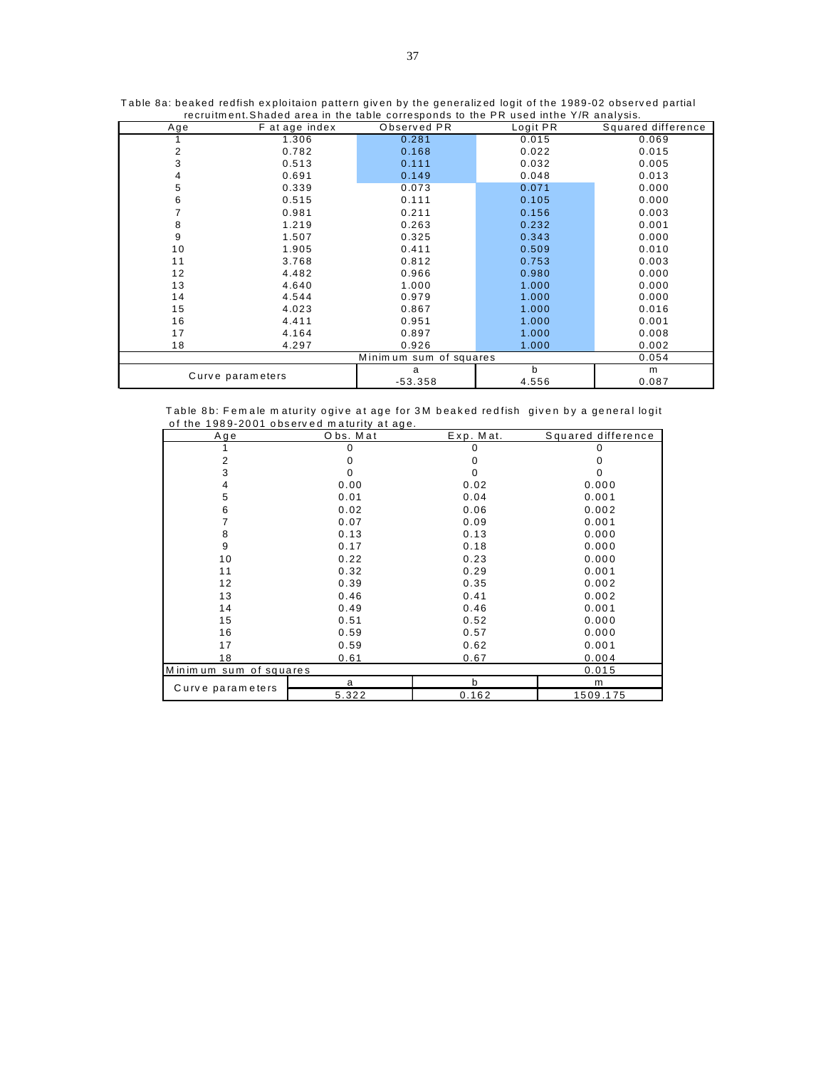Table 8a: beaked redfish exploitaion pattern given by the generalized logit of the 1989-02 observed partial recruitment.Shaded area in the table corresponds to the PR used inthe Y/R analysis.

| Age | F at age index | Observed PR | Logit PR | Squared difference |
|---|---|---|---|---|
| 1 | 1.306 | 0.281 | 0.015 | 0.069 |
| 2 | 0.782 | 0.168 | 0.022 | 0.015 |
| 3 | 0.513 | 0.111 | 0.032 | 0.005 |
| 4 | 0.691 | 0.149 | 0.048 | 0.013 |
| 5 | 0.339 | 0.073 | 0.071 | 0.000 |
| 6 | 0.515 | 0.111 | 0.105 | 0.000 |
| 7 | 0.981 | 0.211 | 0.156 | 0.003 |
| 8 | 1.219 | 0.263 | 0.232 | 0.001 |
| 9 | 1.507 | 0.325 | 0.343 | 0.000 |
| 10 | 1.905 | 0.411 | 0.509 | 0.010 |
| 11 | 3.768 | 0.812 | 0.753 | 0.003 |
| 12 | 4.482 | 0.966 | 0.980 | 0.000 |
| 13 | 4.640 | 1.000 | 1.000 | 0.000 |
| 14 | 4.544 | 0.979 | 1.000 | 0.000 |
| 15 | 4.023 | 0.867 | 1.000 | 0.016 |
| 16 | 4.411 | 0.951 | 1.000 | 0.001 |
| 17 | 4.164 | 0.897 | 1.000 | 0.008 |
| 18 | 4.297 | 0.926 | 1.000 | 0.002 |
| | | Minimum sum of squares | | 0.054 |
| Curve parameters | | a | b | m |
| | | -53.358 | 4.556 | 0.087 |

Table 8b: Female maturity ogive at age for 3M beaked redfish given by a general logit of the 1989-2001 observed maturity at age.

| Age | Obs. Mat | Exp. Mat. | Squared difference |
|---|---|---|---|
| 1 | 0 | 0 | 0 |
| 2 | 0 | 0 | 0 |
| 3 | 0 | 0 | 0 |
| 4 | 0.00 | 0.02 | 0.000 |
| 5 | 0.01 | 0.04 | 0.001 |
| 6 | 0.02 | 0.06 | 0.002 |
| 7 | 0.07 | 0.09 | 0.001 |
| 8 | 0.13 | 0.13 | 0.000 |
| 9 | 0.17 | 0.18 | 0.000 |
| 10 | 0.22 | 0.23 | 0.000 |
| 11 | 0.32 | 0.29 | 0.001 |
| 12 | 0.39 | 0.35 | 0.002 |
| 13 | 0.46 | 0.41 | 0.002 |
| 14 | 0.49 | 0.46 | 0.001 |
| 15 | 0.51 | 0.52 | 0.000 |
| 16 | 0.59 | 0.57 | 0.000 |
| 17 | 0.59 | 0.62 | 0.001 |
| 18 | 0.61 | 0.67 | 0.004 |
| Minimum sum of squares | | | 0.015 |
| Curve parameters | a | b | m |
| | 5.322 | 0.162 | 1509.175 |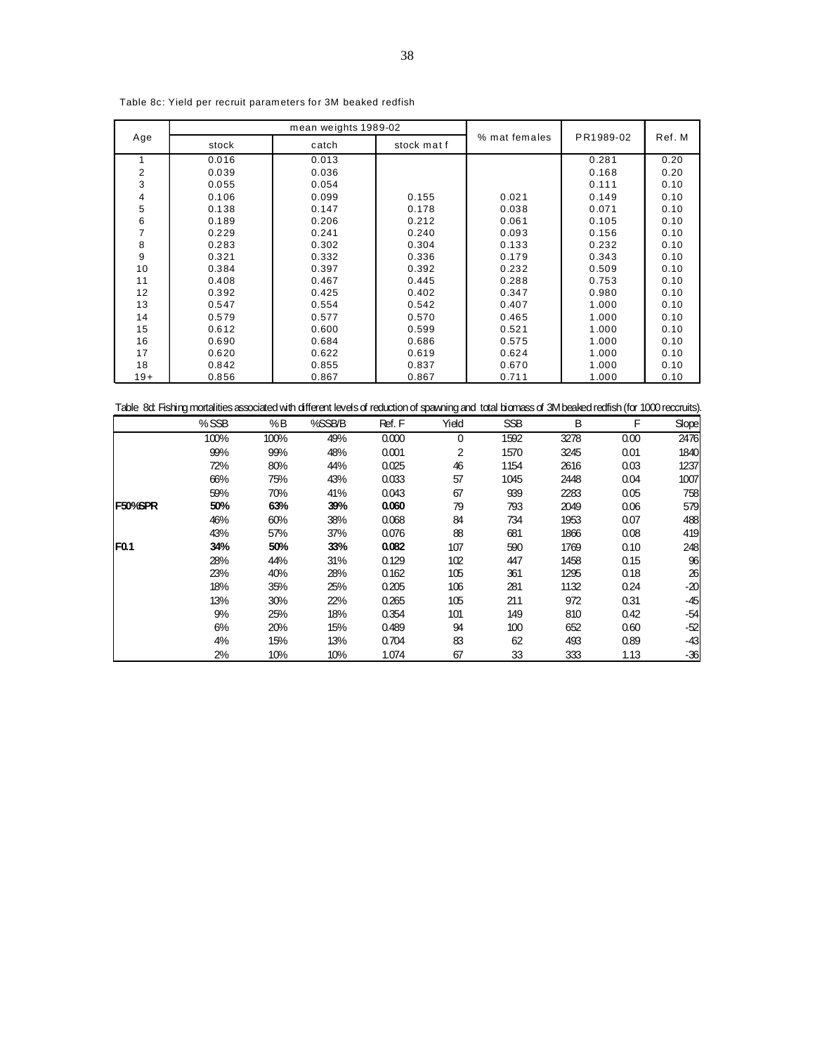Table 8c: Yield per recruit parameters for 3M beaked redfish

| Age | mean weights 1989-02 | | | % mat females | PR1989-02 | Ref. M |
|---|---|---|---|---|---|---|
| | stock | catch | stock mat f | | | |
| 1 | 0.016 | 0.013 | | | 0.281 | 0.20 |
| 2 | 0.039 | 0.036 | | | 0.168 | 0.20 |
| 3 | 0.055 | 0.054 | | | 0.111 | 0.10 |
| 4 | 0.106 | 0.099 | 0.155 | 0.021 | 0.149 | 0.10 |
| 5 | 0.138 | 0.147 | 0.178 | 0.038 | 0.071 | 0.10 |
| 6 | 0.189 | 0.206 | 0.212 | 0.061 | 0.105 | 0.10 |
| 7 | 0.229 | 0.241 | 0.240 | 0.093 | 0.156 | 0.10 |
| 8 | 0.283 | 0.302 | 0.304 | 0.133 | 0.232 | 0.10 |
| 9 | 0.321 | 0.332 | 0.336 | 0.179 | 0.343 | 0.10 |
| 10 | 0.384 | 0.397 | 0.392 | 0.232 | 0.509 | 0.10 |
| 11 | 0.408 | 0.467 | 0.445 | 0.288 | 0.753 | 0.10 |
| 12 | 0.392 | 0.425 | 0.402 | 0.347 | 0.980 | 0.10 |
| 13 | 0.547 | 0.554 | 0.542 | 0.407 | 1.000 | 0.10 |
| 14 | 0.579 | 0.577 | 0.570 | 0.465 | 1.000 | 0.10 |
| 15 | 0.612 | 0.600 | 0.599 | 0.521 | 1.000 | 0.10 |
| 16 | 0.690 | 0.684 | 0.686 | 0.575 | 1.000 | 0.10 |
| 17 | 0.620 | 0.622 | 0.619 | 0.624 | 1.000 | 0.10 |
| 18 | 0.842 | 0.855 | 0.837 | 0.670 | 1.000 | 0.10 |
| 19+ | 0.856 | 0.867 | 0.867 | 0.711 | 1.000 | 0.10 |

Table 8d: Fishing mortalities associated with different levels of reduction of spawning and total biomass of 3M beaked redfish (for 1000 reccruits).

| | %SSB | %B | %SSB/B | Ref. F | Yield | SSB | B | F | Slope |
|---|---|---|---|---|---|---|---|---|---|
| | 100% | 100% | 49% | 0.000 | 0 | 1592 | 3278 | 0.00 | 2476 |
| | 99% | 99% | 48% | 0.001 | 2 | 1570 | 3245 | 0.01 | 1840 |
| | 72% | 80% | 44% | 0.025 | 46 | 1154 | 2616 | 0.03 | 1237 |
| | 66% | 75% | 43% | 0.033 | 57 | 1045 | 2448 | 0.04 | 1007 |
| | 59% | 70% | 41% | 0.043 | 67 | 939 | 2283 | 0.05 | 758 |
| **F50%SPR** | **50%** | **63%** | **39%** | **0.060** | 79 | 793 | 2049 | 0.06 | 579 |
| | 46% | 60% | 38% | 0.068 | 84 | 734 | 1953 | 0.07 | 488 |
| | 43% | 57% | 37% | 0.076 | 88 | 681 | 1866 | 0.08 | 419 |
| **F0.1** | **34%** | **50%** | **33%** | **0.082** | 107 | 590 | 1769 | 0.10 | 248 |
| | 28% | 44% | 31% | 0.129 | 102 | 447 | 1458 | 0.15 | 96 |
| | 23% | 40% | 28% | 0.162 | 105 | 361 | 1295 | 0.18 | 26 |
| | 18% | 35% | 25% | 0.205 | 106 | 281 | 1132 | 0.24 | -20 |
| | 13% | 30% | 22% | 0.265 | 105 | 211 | 972 | 0.31 | -45 |
| | 9% | 25% | 18% | 0.354 | 101 | 149 | 810 | 0.42 | -54 |
| | 6% | 20% | 15% | 0.489 | 94 | 100 | 652 | 0.60 | -52 |
| | 4% | 15% | 13% | 0.704 | 83 | 62 | 493 | 0.89 | -43 |
| | 2% | 10% | 10% | 1.074 | 67 | 33 | 333 | 1.13 | -36 |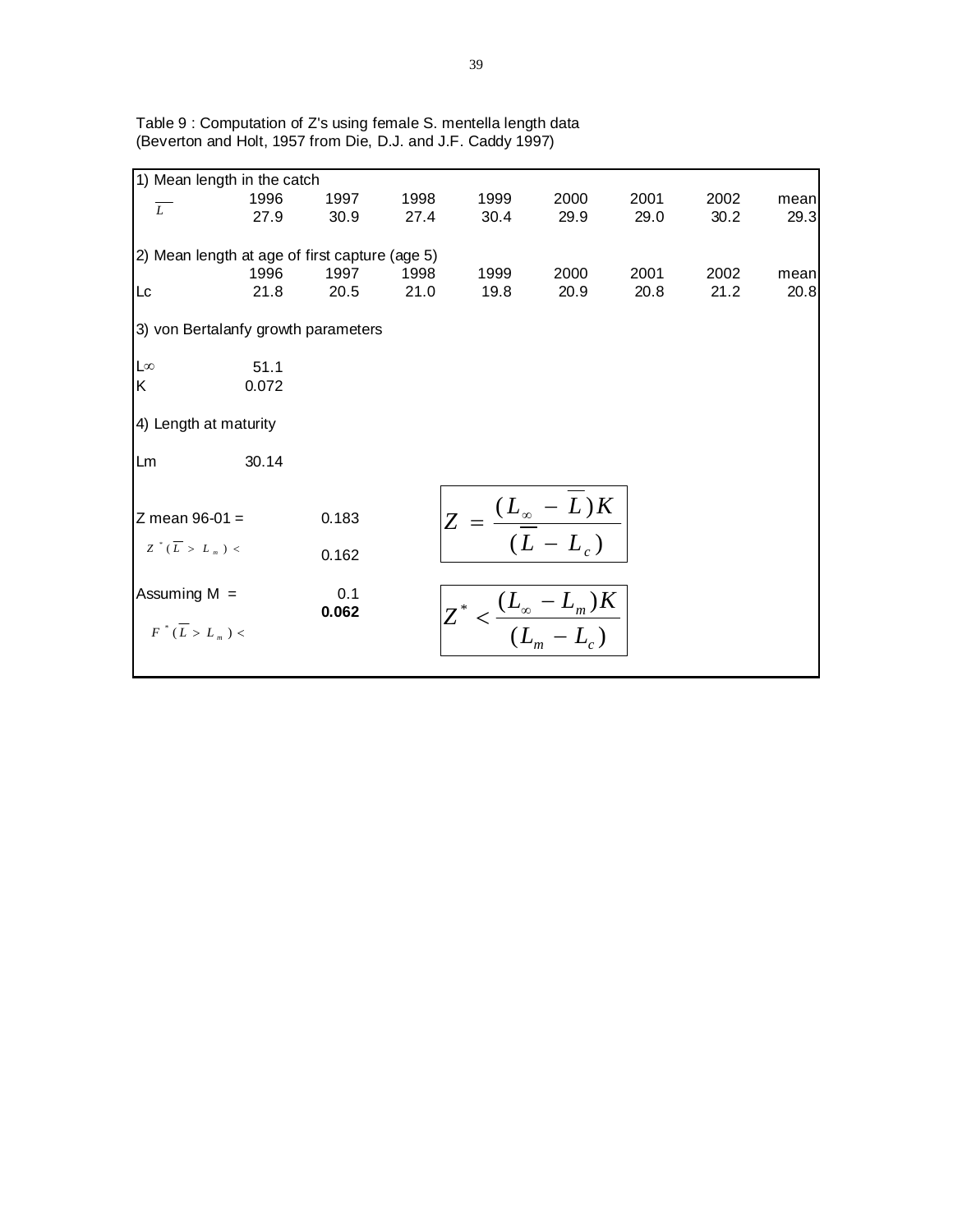Table 9 : Computation of Z's using female S. mentella length data (Beverton and Holt, 1957 from Die, D.J. and J.F. Caddy 1997)

1) Mean length in the catch

| | 1996 | 1997 | 1998 | 1999 | 2000 | 2001 | 2002 | mean |
|---|---|---|---|---|---|---|---|---|
| $\overline{L}$ | 27.9 | 30.9 | 27.4 | 30.4 | 29.9 | 29.0 | 30.2 | 29.3 |

2) Mean length at age of first capture (age 5)

| | 1996 | 1997 | 1998 | 1999 | 2000 | 2001 | 2002 | mean |
|---|---|---|---|---|---|---|---|---|
| Lc | 21.8 | 20.5 | 21.0 | 19.8 | 20.9 | 20.8 | 21.2 | 20.8 |

3) von Bertalanfy growth parameters

| | |
|---|---|
| L∞ | 51.1 |
| K | 0.072 |

4) Length at maturity

| | |
|---|---|
| Lm | 30.14 |

| | |
|---|---|
| Z mean 96-01 = | 0.183 |
| $Z^*(\overline{L} > L_m) <$ | 0.162 |
| Assuming M = | 0.1 |
| $F^*(\overline{L} > L_m) <$ | **0.062** |

$$Z = \frac{(L_\infty - \overline{L})K}{(\overline{L} - L_c)}$$

$$Z^* < \frac{(L_\infty - L_m)K}{(L_m - L_c)}$$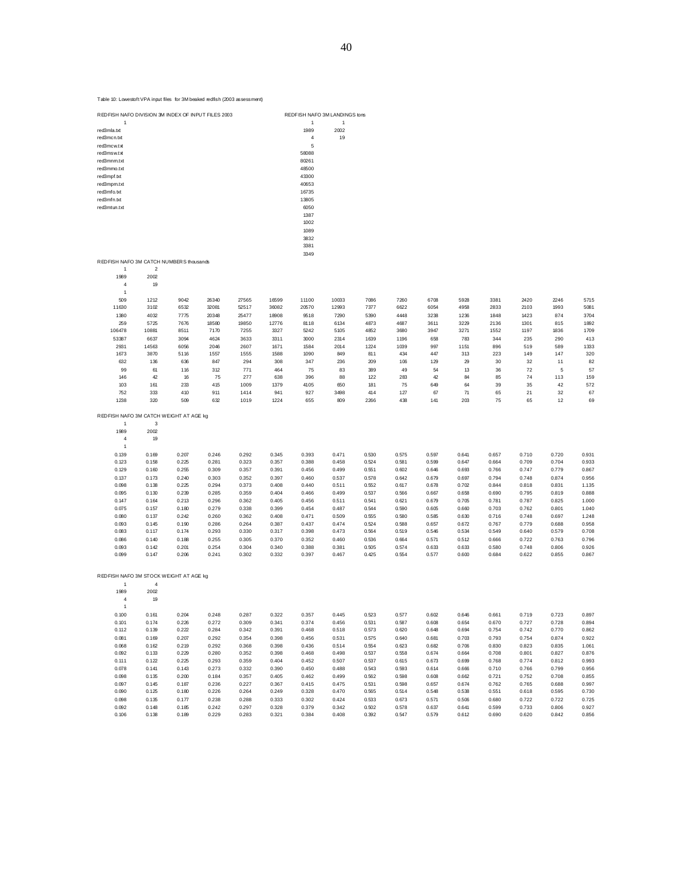Table 10: Lowestoft VPA input files for 3M beaked redfish (2003 assessment)

REDFISH NAFO DIVISION 3M INDEX OF INPUT FILES 2003

```
1
red3mla.txt
red3mcn.txt
red3mcw.txt
red3msw.txt
red3mnm.txt
red3mmo.txt
red3mpf.txt
red3mpm.txt
red3mfo.txt
red3mfn.txt
red3mtun.txt
```

REDFISH NAFO 3M LANDINGS tons

```
1     1
1989  2002
4     19
5
58088
80261
48500
43300
40653
16735
13805
6050
1387
1002
1089
3832
3381
3349
```

REDFISH NAFO 3M CATCH NUMBERS thousands

```
1     2
1989  2002
4     19
1
```

| | | | | | | | | | | | | | | | |
|---|---|---|---|---|---|---|---|---|---|---|---|---|---|---|---|
| 509 | 1212 | 9042 | 26340 | 27565 | 16599 | 11100 | 10033 | 7086 | 7260 | 6708 | 5928 | 3381 | 2420 | 2246 | 5715 |
| 11630 | 3102 | 6532 | 32081 | 52517 | 36082 | 20570 | 12993 | 7377 | 6622 | 6054 | 4958 | 2833 | 2103 | 1993 | 5081 |
| 1380 | 4032 | 7775 | 20348 | 25477 | 18908 | 9518 | 7290 | 5390 | 4448 | 3238 | 1236 | 1848 | 1423 | 874 | 3704 |
| 259 | 5725 | 7676 | 18580 | 19850 | 12776 | 8118 | 6134 | 4873 | 4687 | 3611 | 3229 | 2136 | 1301 | 815 | 1892 |
| 106478 | 10881 | 8511 | 7170 | 7255 | 3327 | 5242 | 5105 | 4852 | 3680 | 3947 | 3271 | 1552 | 1197 | 1836 | 1709 |
| 53387 | 6637 | 3094 | 4624 | 3633 | 3311 | 3000 | 2314 | 1639 | 1196 | 658 | 783 | 344 | 235 | 290 | 413 |
| 2931 | 14563 | 6056 | 2046 | 2607 | 1671 | 1584 | 2014 | 1224 | 1039 | 997 | 1151 | 896 | 519 | 589 | 1333 |
| 1673 | 3870 | 5116 | 1557 | 1555 | 1588 | 1090 | 849 | 811 | 434 | 447 | 313 | 223 | 149 | 147 | 320 |
| 632 | 136 | 636 | 847 | 294 | 308 | 347 | 236 | 209 | 106 | 129 | 29 | 30 | 32 | 11 | 82 |
| 99 | 61 | 116 | 312 | 771 | 464 | 75 | 83 | 389 | 49 | 54 | 13 | 36 | 72 | 5 | 57 |
| 146 | 42 | 16 | 75 | 277 | 638 | 396 | 88 | 122 | 283 | 42 | 84 | 85 | 74 | 113 | 159 |
| 103 | 161 | 233 | 415 | 1009 | 1379 | 4105 | 650 | 181 | 75 | 649 | 64 | 39 | 35 | 42 | 572 |
| 752 | 333 | 410 | 911 | 1414 | 941 | 927 | 3498 | 414 | 127 | 67 | 71 | 65 | 21 | 32 | 67 |
| 1238 | 320 | 509 | 632 | 1019 | 1224 | 655 | 809 | 2266 | 438 | 141 | 203 | 75 | 65 | 12 | 69 |

REDFISH NAFO 3M CATCH WEIGHT AT AGE kg

```
1     3
1989  2002
4     19
1
```

| | | | | | | | | | | | | | | | |
|---|---|---|---|---|---|---|---|---|---|---|---|---|---|---|---|
| 0.139 | 0.169 | 0.207 | 0.246 | 0.292 | 0.345 | 0.393 | 0.471 | 0.530 | 0.575 | 0.597 | 0.641 | 0.657 | 0.710 | 0.720 | 0.931 |
| 0.123 | 0.158 | 0.225 | 0.281 | 0.323 | 0.357 | 0.388 | 0.458 | 0.524 | 0.581 | 0.599 | 0.647 | 0.664 | 0.709 | 0.704 | 0.933 |
| 0.129 | 0.160 | 0.255 | 0.309 | 0.357 | 0.391 | 0.456 | 0.499 | 0.551 | 0.602 | 0.646 | 0.693 | 0.766 | 0.747 | 0.779 | 0.867 |
| 0.137 | 0.173 | 0.240 | 0.303 | 0.352 | 0.397 | 0.460 | 0.537 | 0.578 | 0.642 | 0.679 | 0.697 | 0.794 | 0.748 | 0.874 | 0.956 |
| 0.098 | 0.138 | 0.225 | 0.294 | 0.373 | 0.408 | 0.440 | 0.511 | 0.552 | 0.617 | 0.678 | 0.702 | 0.844 | 0.818 | 0.831 | 1.135 |
| 0.095 | 0.130 | 0.239 | 0.285 | 0.359 | 0.404 | 0.466 | 0.499 | 0.537 | 0.566 | 0.667 | 0.658 | 0.690 | 0.795 | 0.819 | 0.888 |
| 0.147 | 0.164 | 0.213 | 0.296 | 0.362 | 0.405 | 0.456 | 0.511 | 0.541 | 0.621 | 0.679 | 0.705 | 0.781 | 0.787 | 0.825 | 1.000 |
| 0.075 | 0.157 | 0.180 | 0.279 | 0.338 | 0.399 | 0.454 | 0.487 | 0.544 | 0.590 | 0.605 | 0.660 | 0.703 | 0.762 | 0.801 | 1.040 |
| 0.080 | 0.137 | 0.242 | 0.260 | 0.362 | 0.408 | 0.471 | 0.509 | 0.555 | 0.580 | 0.585 | 0.630 | 0.716 | 0.748 | 0.697 | 1.248 |
| 0.093 | 0.145 | 0.190 | 0.286 | 0.264 | 0.387 | 0.437 | 0.474 | 0.524 | 0.588 | 0.657 | 0.672 | 0.767 | 0.779 | 0.688 | 0.958 |
| 0.083 | 0.117 | 0.174 | 0.293 | 0.330 | 0.317 | 0.398 | 0.473 | 0.564 | 0.519 | 0.546 | 0.534 | 0.549 | 0.640 | 0.579 | 0.708 |
| 0.086 | 0.140 | 0.188 | 0.255 | 0.305 | 0.370 | 0.352 | 0.460 | 0.536 | 0.664 | 0.571 | 0.512 | 0.666 | 0.722 | 0.763 | 0.796 |
| 0.093 | 0.142 | 0.201 | 0.254 | 0.304 | 0.340 | 0.388 | 0.381 | 0.505 | 0.574 | 0.633 | 0.633 | 0.580 | 0.748 | 0.806 | 0.926 |
| 0.099 | 0.147 | 0.206 | 0.241 | 0.302 | 0.332 | 0.397 | 0.467 | 0.425 | 0.554 | 0.577 | 0.600 | 0.684 | 0.622 | 0.855 | 0.867 |

REDFISH NAFO 3M STOCK WEIGHT AT AGE kg

```
1     4
1989  2002
4     19
1
```

| | | | | | | | | | | | | | | | |
|---|---|---|---|---|---|---|---|---|---|---|---|---|---|---|---|
| 0.100 | 0.161 | 0.204 | 0.248 | 0.287 | 0.322 | 0.357 | 0.445 | 0.523 | 0.577 | 0.602 | 0.646 | 0.661 | 0.719 | 0.723 | 0.897 |
| 0.101 | 0.174 | 0.226 | 0.272 | 0.309 | 0.341 | 0.374 | 0.456 | 0.531 | 0.587 | 0.608 | 0.654 | 0.670 | 0.727 | 0.728 | 0.894 |
| 0.112 | 0.139 | 0.222 | 0.284 | 0.342 | 0.391 | 0.468 | 0.518 | 0.573 | 0.620 | 0.648 | 0.694 | 0.754 | 0.742 | 0.770 | 0.862 |
| 0.081 | 0.169 | 0.207 | 0.292 | 0.354 | 0.398 | 0.456 | 0.531 | 0.575 | 0.640 | 0.681 | 0.703 | 0.793 | 0.754 | 0.874 | 0.922 |
| 0.068 | 0.162 | 0.219 | 0.292 | 0.368 | 0.398 | 0.436 | 0.514 | 0.554 | 0.623 | 0.682 | 0.706 | 0.830 | 0.823 | 0.835 | 1.061 |
| 0.092 | 0.133 | 0.229 | 0.280 | 0.352 | 0.398 | 0.468 | 0.498 | 0.537 | 0.558 | 0.674 | 0.664 | 0.708 | 0.801 | 0.827 | 0.876 |
| 0.111 | 0.122 | 0.225 | 0.293 | 0.359 | 0.404 | 0.452 | 0.507 | 0.537 | 0.615 | 0.673 | 0.699 | 0.768 | 0.774 | 0.812 | 0.993 |
| 0.078 | 0.141 | 0.143 | 0.273 | 0.332 | 0.390 | 0.450 | 0.488 | 0.543 | 0.593 | 0.614 | 0.666 | 0.710 | 0.766 | 0.799 | 0.956 |
| 0.098 | 0.135 | 0.200 | 0.184 | 0.357 | 0.405 | 0.462 | 0.499 | 0.562 | 0.598 | 0.608 | 0.662 | 0.721 | 0.752 | 0.708 | 0.855 |
| 0.097 | 0.145 | 0.187 | 0.236 | 0.227 | 0.367 | 0.415 | 0.475 | 0.531 | 0.598 | 0.657 | 0.674 | 0.762 | 0.765 | 0.688 | 0.997 |
| 0.090 | 0.125 | 0.180 | 0.226 | 0.264 | 0.249 | 0.328 | 0.470 | 0.565 | 0.514 | 0.548 | 0.538 | 0.551 | 0.618 | 0.595 | 0.730 |
| 0.098 | 0.135 | 0.177 | 0.238 | 0.288 | 0.333 | 0.302 | 0.424 | 0.533 | 0.673 | 0.571 | 0.506 | 0.680 | 0.722 | 0.722 | 0.725 |
| 0.092 | 0.148 | 0.185 | 0.242 | 0.297 | 0.328 | 0.379 | 0.342 | 0.502 | 0.578 | 0.637 | 0.641 | 0.599 | 0.733 | 0.806 | 0.927 |
| 0.106 | 0.138 | 0.189 | 0.229 | 0.283 | 0.321 | 0.384 | 0.408 | 0.392 | 0.547 | 0.579 | 0.612 | 0.690 | 0.620 | 0.842 | 0.856 |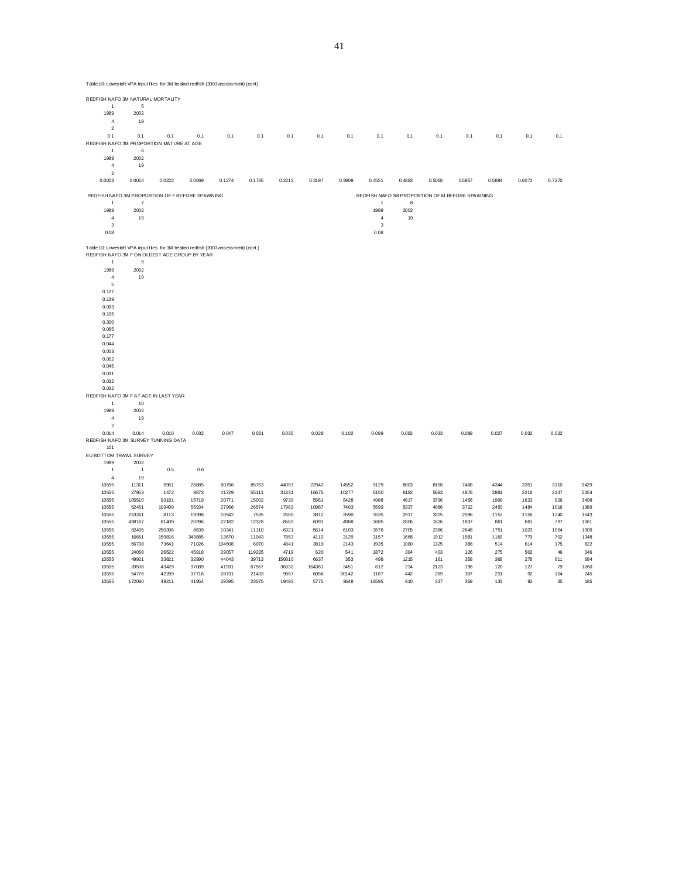Table 10: Lowestoft VPA input files for 3M beaked redfish (2003 assessment) (cont)

REDFISH NAFO 3M NATURAL MORTALITY

```
1	5
1989	2002
4	19
2
0.1	0.1	0.1	0.1	0.1	0.1	0.1	0.1	0.1	0.1	0.1	0.1	0.1	0.1	0.1	0.1
```

REDFISH NAFO 3M PROPORTION MATURE AT AGE

```
1	6
1989	2002
4	19
2
0.0003	0.0054	0.0222	0.0669	0.1274	0.1735	0.2213	0.3197	0.3909	0.4551	0.4883	0.5068	0.5857	0.5894	0.6072	0.7270
```

REDFISH NAFO 3M PROPORTION OF F BEFORE SPAWNING

```
1	7
1989	2002
4	19
3
0.08
```

REDFISH NAFO 3M PROPORTION OF M BEFORE SPAWNING

```
1	8
1989	2002
4	19
3
0.08
```

Table 10: Lowestoft VPA input files for 3M beaked redfish (2003 assessment) (cont.)

REDFISH NAFO 3M F ON OLDEST AGE GROUP BY YEAR

```
1	9
1989	2002
4	19
5
0.127
0.139
0.093
0.105
0.300
0.065
0.177
0.044
0.003
0.002
0.045
0.031
0.032
0.032
```

REDFISH NAFO 3M F AT AGE IN LAST YEAR

```
1	10
1989	2002
4	19
2
0.014	0.014	0.010	0.032	0.047	0.031	0.035	0.028	0.102	0.099	0.082	0.033	0.089	0.027	0.032	0.032
```

REDFISH NAFO 3M SURVEY TUNNING DATA

```
101
```

EU BOTTOM TRAWL SURVEY

```
1989	2002
1	1	0.5	0.6
4	19
10555	11311	5961	28885	80756	85753	44097	22942	14552	9129	8803	8158	7468	4344	3351	3110	9429
10555	27953	1472	9873	41729	55111	31331	16675	10277	6150	6192	5683	4876	2881	2218	2147	5354
10555	105510	93181	15719	20771	15002	9739	5561	5428	4988	4617	3796	1456	1999	1623	926	3498
10555	62451	103409	55934	27966	26574	17983	10987	7403	5599	5337	4086	3722	2450	1484	1016	1989
10555	253241	8113	19398	10942	7535	2660	3812	3590	3535	2917	3205	2596	1157	1156	1740	1643
10555	498187	61409	20396	22182	12328	8563	6091	4988	3685	2806	1626	1837	861	661	797	1061
10555	82435	250396	8639	10341	11110	6321	5614	6103	3576	2705	2386	2648	1751	1023	1054	1909
10555	16661	159816	343885	13670	11043	7853	4110	3129	3157	1668	1912	1581	1169	779	702	1348
10555	56738	73641	71026	194508	6070	4841	3819	2143	1935	1080	1325	388	514	614	175	822
10555	24068	26522	45918	29057	119235	4719	620	541	2872	394	403	126	275	502	46	346
10555	49921	33821	32990	44043	39713	150810	6637	353	498	1215	161	358	368	278	611	684
10555	20508	43429	37089	41931	67567	36332	164361	3451	612	234	2123	198	120	127	79	1260
10555	54776	42289	37716	28731	21433	9857	6056	30142	1167	442	269	307	231	92	104	245
10555	172090	49211	41954	29395	23075	19493	5775	3648	16595	810	237	359	133	92	35	185
```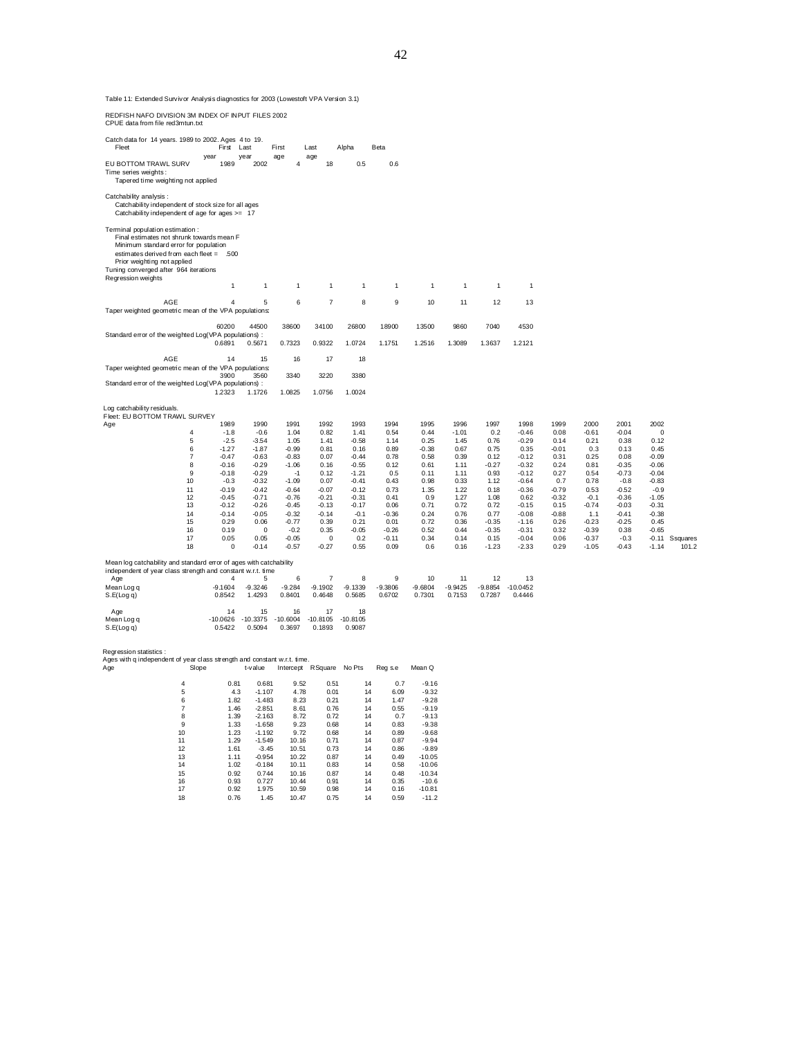Table 11: Extended Survivor Analysis diagnostics for 2003 (Lowestoft VPA Version 3.1)

REDFISH NAFO DIVISION 3M INDEX OF INPUT FILES 2002
CPUE data from file red3mtun.txt

Catch data for 14 years. 1989 to 2002. Ages 4 to 19.

| Fleet | First year | Last year | First age | Last age | Alpha | Beta |
|---|---|---|---|---|---|---|
| EU BOTTOM TRAWL SURV | 1989 | 2002 | 4 | 18 | 0.5 | 0.6 |

Time series weights :
Tapered time weighting not applied

Catchability analysis :
Catchability independent of stock size for all ages
Catchability independent of age for ages >= 17

Terminal population estimation :
Final estimates not shrunk towards mean F
Minimum standard error for population
estimates derived from each fleet = .500
Prior weighting not applied
Tuning converged after 964 iterations
Regression weights

| | | | | | | | | | | |
|---|---|---|---|---|---|---|---|---|---|---|
| | 1 | 1 | 1 | 1 | 1 | 1 | 1 | 1 | 1 | 1 |

| AGE | 4 | 5 | 6 | 7 | 8 | 9 | 10 | 11 | 12 | 13 |
|---|---|---|---|---|---|---|---|---|---|---|
| Taper weighted geometric mean of the VPA populations: | 60200 | 44500 | 38600 | 34100 | 26800 | 18900 | 13500 | 9860 | 7040 | 4530 |
| Standard error of the weighted Log(VPA populations) : | 0.6891 | 0.5671 | 0.7323 | 0.9322 | 1.0724 | 1.1751 | 1.2516 | 1.3089 | 1.3637 | 1.2121 |

| AGE | 14 | 15 | 16 | 17 | 18 |
|---|---|---|---|---|---|
| Taper weighted geometric mean of the VPA populations: | 3900 | 3560 | 3340 | 3220 | 3380 |
| Standard error of the weighted Log(VPA populations) : | 1.2323 | 1.1726 | 1.0825 | 1.0756 | 1.0024 |

Log catchability residuals.
Fleet: EU BOTTOM TRAWL SURVEY

| Age | 1989 | 1990 | 1991 | 1992 | 1993 | 1994 | 1995 | 1996 | 1997 | 1998 | 1999 | 2000 | 2001 | 2002 | |
|---|---|---|---|---|---|---|---|---|---|---|---|---|---|---|---|
| 4 | -1.8 | -0.6 | 1.04 | 0.82 | 1.41 | 0.54 | 0.44 | -1.01 | 0.2 | -0.46 | 0.08 | -0.61 | -0.04 | 0 | |
| 5 | -2.5 | -3.54 | 1.05 | 1.41 | -0.58 | 1.14 | 0.25 | 1.45 | 0.76 | -0.29 | 0.14 | 0.21 | 0.38 | 0.12 | |
| 6 | -1.27 | -1.87 | -0.99 | 0.81 | 0.16 | 0.89 | -0.38 | 0.67 | 0.75 | 0.35 | -0.01 | 0.3 | 0.13 | 0.45 | |
| 7 | -0.47 | -0.63 | -0.83 | 0.07 | -0.44 | 0.78 | 0.58 | 0.39 | 0.12 | -0.12 | 0.31 | 0.25 | 0.08 | -0.09 | |
| 8 | -0.16 | -0.29 | -1.06 | 0.16 | -0.55 | 0.12 | 0.61 | 1.11 | -0.27 | -0.32 | 0.24 | 0.81 | -0.35 | -0.06 | |
| 9 | -0.18 | -0.29 | -1 | 0.12 | -1.21 | 0.5 | 0.11 | 1.11 | 0.93 | -0.12 | 0.27 | 0.54 | -0.73 | -0.04 | |
| 10 | -0.3 | -0.32 | -1.09 | 0.07 | -0.41 | 0.43 | 0.98 | 0.33 | 1.12 | -0.64 | 0.7 | 0.78 | -0.8 | -0.83 | |
| 11 | -0.19 | -0.42 | -0.64 | -0.07 | -0.12 | 0.73 | 1.35 | 1.22 | 0.18 | -0.36 | -0.79 | 0.53 | -0.52 | -0.9 | |
| 12 | -0.45 | -0.71 | -0.76 | -0.21 | -0.31 | 0.41 | 0.9 | 1.27 | 1.08 | 0.62 | -0.32 | -0.1 | -0.36 | -1.05 | |
| 13 | -0.12 | -0.26 | -0.45 | -0.13 | -0.17 | 0.06 | 0.71 | 0.72 | 0.72 | -0.15 | 0.15 | -0.74 | -0.03 | -0.31 | |
| 14 | -0.14 | -0.05 | -0.32 | -0.14 | -0.1 | -0.36 | 0.24 | 0.76 | 0.77 | -0.08 | -0.88 | 1.1 | -0.41 | -0.38 | |
| 15 | 0.29 | 0.06 | -0.77 | 0.39 | 0.21 | 0.01 | 0.72 | 0.36 | -0.35 | -1.16 | 0.26 | -0.23 | -0.25 | 0.45 | |
| 16 | 0.19 | 0 | -0.2 | 0.35 | -0.05 | -0.26 | 0.52 | 0.44 | -0.35 | -0.31 | 0.32 | -0.39 | 0.38 | -0.65 | |
| 17 | 0.05 | 0.05 | -0.05 | 0 | 0.2 | -0.11 | 0.34 | 0.14 | 0.15 | -0.04 | 0.06 | -0.37 | -0.3 | -0.11 | Ssquares |
| 18 | 0 | -0.14 | -0.57 | -0.27 | 0.55 | 0.09 | 0.6 | 0.16 | -1.23 | -2.33 | 0.29 | -1.05 | -0.43 | -1.14 | 101.2 |

Mean log catchability and standard error of ages with catchability
independent of year class strength and constant w.r.t. time

| Age | 4 | 5 | 6 | 7 | 8 | 9 | 10 | 11 | 12 | 13 |
|---|---|---|---|---|---|---|---|---|---|---|
| Mean Log q | -9.1604 | -9.3246 | -9.284 | -9.1902 | -9.1339 | -9.3806 | -9.6804 | -9.9425 | -9.8854 | -10.0452 |
| S.E(Log q) | 0.8542 | 1.4293 | 0.8401 | 0.4648 | 0.5685 | 0.6702 | 0.7301 | 0.7153 | 0.7287 | 0.4446 |

| Age | 14 | 15 | 16 | 17 | 18 |
|---|---|---|---|---|---|
| Mean Log q | -10.0626 | -10.3375 | -10.6004 | -10.8105 | -10.8105 |
| S.E(Log q) | 0.5422 | 0.5094 | 0.3697 | 0.1893 | 0.9087 |

Regression statistics :
Ages with q independent of year class strength and constant w.r.t. time.

| Age | Slope | t-value | Intercept | RSquare | No Pts | Reg s.e | Mean Q |
|---|---|---|---|---|---|---|---|
| 4 | 0.81 | 0.681 | 9.52 | 0.51 | 14 | 0.7 | -9.16 |
| 5 | 4.3 | -1.107 | 4.78 | 0.01 | 14 | 6.09 | -9.32 |
| 6 | 1.82 | -1.483 | 8.23 | 0.21 | 14 | 1.47 | -9.28 |
| 7 | 1.46 | -2.851 | 8.61 | 0.76 | 14 | 0.55 | -9.19 |
| 8 | 1.39 | -2.163 | 8.72 | 0.72 | 14 | 0.7 | -9.13 |
| 9 | 1.33 | -1.658 | 9.23 | 0.68 | 14 | 0.83 | -9.38 |
| 10 | 1.23 | -1.192 | 9.72 | 0.68 | 14 | 0.89 | -9.68 |
| 11 | 1.29 | -1.549 | 10.16 | 0.71 | 14 | 0.87 | -9.94 |
| 12 | 1.61 | -3.45 | 10.51 | 0.73 | 14 | 0.86 | -9.89 |
| 13 | 1.11 | -0.954 | 10.22 | 0.87 | 14 | 0.49 | -10.05 |
| 14 | 1.02 | -0.184 | 10.11 | 0.83 | 14 | 0.58 | -10.06 |
| 15 | 0.92 | 0.744 | 10.16 | 0.87 | 14 | 0.48 | -10.34 |
| 16 | 0.93 | 0.727 | 10.44 | 0.91 | 14 | 0.35 | -10.6 |
| 17 | 0.92 | 1.975 | 10.59 | 0.98 | 14 | 0.16 | -10.81 |
| 18 | 0.76 | 1.45 | 10.47 | 0.75 | 14 | 0.59 | -11.2 |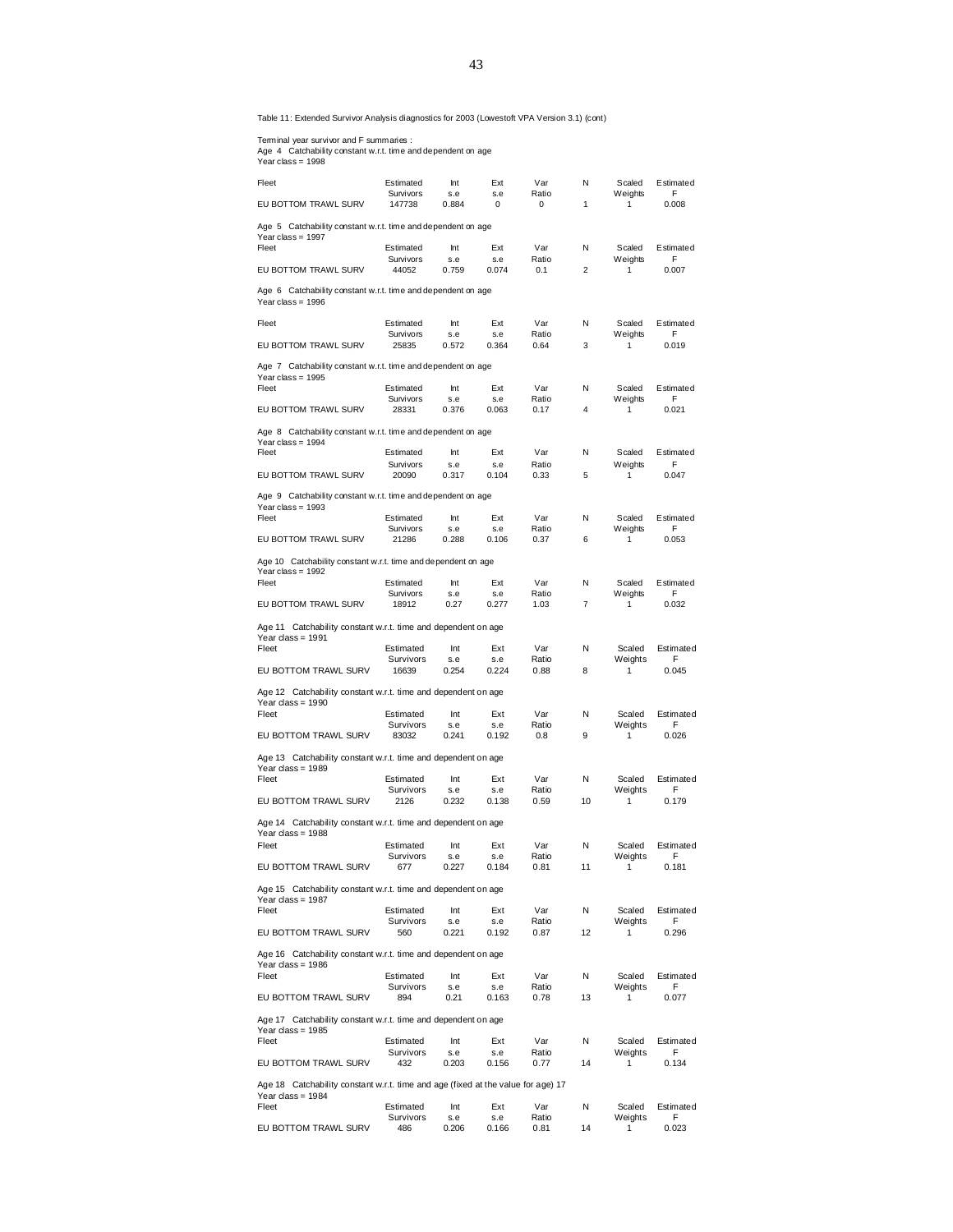Table 11: Extended Survivor Analysis diagnostics for 2003 (Lowestoft VPA Version 3.1) (cont)

Terminal year survivor and F summaries :
Age 4 Catchability constant w.r.t. time and dependent on age
Year class = 1998

| Fleet | Estimated Survivors | Int s.e | Ext s.e | Var Ratio | N | Scaled Weights | Estimated F |
|---|---|---|---|---|---|---|---|
| EU BOTTOM TRAWL SURV | 147738 | 0.884 | 0 | 0 | 1 | 1 | 0.008 |

Age 5 Catchability constant w.r.t. time and dependent on age
Year class = 1997

| Fleet | Estimated Survivors | Int s.e | Ext s.e | Var Ratio | N | Scaled Weights | Estimated F |
|---|---|---|---|---|---|---|---|
| EU BOTTOM TRAWL SURV | 44052 | 0.759 | 0.074 | 0.1 | 2 | 1 | 0.007 |

Age 6 Catchability constant w.r.t. time and dependent on age
Year class = 1996

| Fleet | Estimated Survivors | Int s.e | Ext s.e | Var Ratio | N | Scaled Weights | Estimated F |
|---|---|---|---|---|---|---|---|
| EU BOTTOM TRAWL SURV | 25835 | 0.572 | 0.364 | 0.64 | 3 | 1 | 0.019 |

Age 7 Catchability constant w.r.t. time and dependent on age
Year class = 1995

| Fleet | Estimated Survivors | Int s.e | Ext s.e | Var Ratio | N | Scaled Weights | Estimated F |
|---|---|---|---|---|---|---|---|
| EU BOTTOM TRAWL SURV | 28331 | 0.376 | 0.063 | 0.17 | 4 | 1 | 0.021 |

Age 8 Catchability constant w.r.t. time and dependent on age
Year class = 1994

| Fleet | Estimated Survivors | Int s.e | Ext s.e | Var Ratio | N | Scaled Weights | Estimated F |
|---|---|---|---|---|---|---|---|
| EU BOTTOM TRAWL SURV | 20090 | 0.317 | 0.104 | 0.33 | 5 | 1 | 0.047 |

Age 9 Catchability constant w.r.t. time and dependent on age
Year class = 1993

| Fleet | Estimated Survivors | Int s.e | Ext s.e | Var Ratio | N | Scaled Weights | Estimated F |
|---|---|---|---|---|---|---|---|
| EU BOTTOM TRAWL SURV | 21286 | 0.288 | 0.106 | 0.37 | 6 | 1 | 0.053 |

Age 10 Catchability constant w.r.t. time and dependent on age
Year class = 1992

| Fleet | Estimated Survivors | Int s.e | Ext s.e | Var Ratio | N | Scaled Weights | Estimated F |
|---|---|---|---|---|---|---|---|
| EU BOTTOM TRAWL SURV | 18912 | 0.27 | 0.277 | 1.03 | 7 | 1 | 0.032 |

Age 11 Catchability constant w.r.t. time and dependent on age
Year class = 1991

| Fleet | Estimated Survivors | Int s.e | Ext s.e | Var Ratio | N | Scaled Weights | Estimated F |
|---|---|---|---|---|---|---|---|
| EU BOTTOM TRAWL SURV | 16639 | 0.254 | 0.224 | 0.88 | 8 | 1 | 0.045 |

Age 12 Catchability constant w.r.t. time and dependent on age
Year class = 1990

| Fleet | Estimated Survivors | Int s.e | Ext s.e | Var Ratio | N | Scaled Weights | Estimated F |
|---|---|---|---|---|---|---|---|
| EU BOTTOM TRAWL SURV | 83032 | 0.241 | 0.192 | 0.8 | 9 | 1 | 0.026 |

Age 13 Catchability constant w.r.t. time and dependent on age
Year class = 1989

| Fleet | Estimated Survivors | Int s.e | Ext s.e | Var Ratio | N | Scaled Weights | Estimated F |
|---|---|---|---|---|---|---|---|
| EU BOTTOM TRAWL SURV | 2126 | 0.232 | 0.138 | 0.59 | 10 | 1 | 0.179 |

Age 14 Catchability constant w.r.t. time and dependent on age
Year class = 1988

| Fleet | Estimated Survivors | Int s.e | Ext s.e | Var Ratio | N | Scaled Weights | Estimated F |
|---|---|---|---|---|---|---|---|
| EU BOTTOM TRAWL SURV | 677 | 0.227 | 0.184 | 0.81 | 11 | 1 | 0.181 |

Age 15 Catchability constant w.r.t. time and dependent on age
Year class = 1987

| Fleet | Estimated Survivors | Int s.e | Ext s.e | Var Ratio | N | Scaled Weights | Estimated F |
|---|---|---|---|---|---|---|---|
| EU BOTTOM TRAWL SURV | 560 | 0.221 | 0.192 | 0.87 | 12 | 1 | 0.296 |

Age 16 Catchability constant w.r.t. time and dependent on age
Year class = 1986

| Fleet | Estimated Survivors | Int s.e | Ext s.e | Var Ratio | N | Scaled Weights | Estimated F |
|---|---|---|---|---|---|---|---|
| EU BOTTOM TRAWL SURV | 894 | 0.21 | 0.163 | 0.78 | 13 | 1 | 0.077 |

Age 17 Catchability constant w.r.t. time and dependent on age
Year class = 1985

| Fleet | Estimated Survivors | Int s.e | Ext s.e | Var Ratio | N | Scaled Weights | Estimated F |
|---|---|---|---|---|---|---|---|
| EU BOTTOM TRAWL SURV | 432 | 0.203 | 0.156 | 0.77 | 14 | 1 | 0.134 |

Age 18 Catchability constant w.r.t. time and age (fixed at the value for age) 17
Year class = 1984

| Fleet | Estimated Survivors | Int s.e | Ext s.e | Var Ratio | N | Scaled Weights | Estimated F |
|---|---|---|---|---|---|---|---|
| EU BOTTOM TRAWL SURV | 486 | 0.206 | 0.166 | 0.81 | 14 | 1 | 0.023 |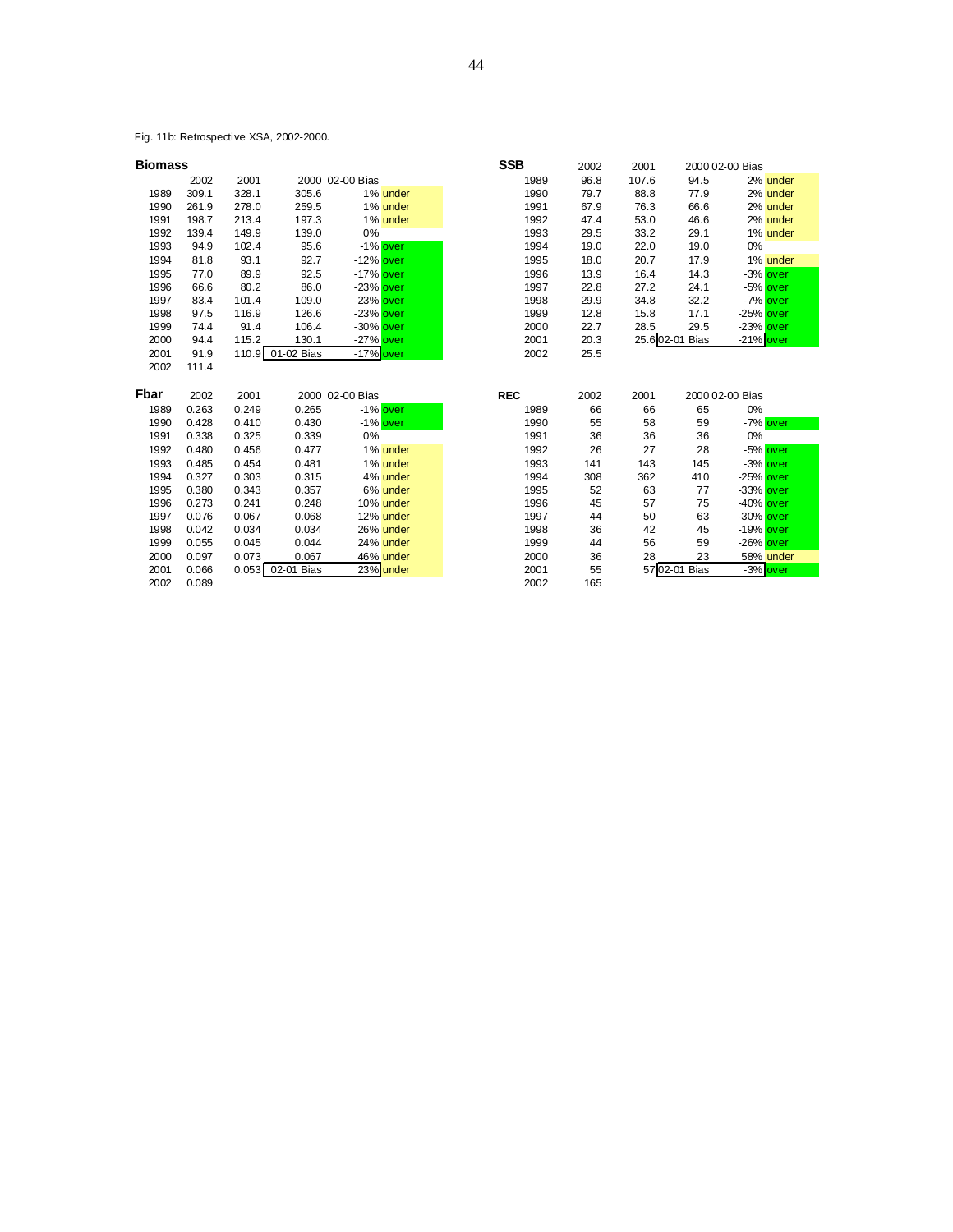Fig. 11b: Retrospective XSA, 2002-2000.

**Biomass**

| | 2002 | 2001 | 2000 | 02-00 Bias | |
|---|---|---|---|---|---|
| 1989 | 309.1 | 328.1 | 305.6 | 1% | under |
| 1990 | 261.9 | 278.0 | 259.5 | 1% | under |
| 1991 | 198.7 | 213.4 | 197.3 | 1% | under |
| 1992 | 139.4 | 149.9 | 139.0 | 0% | |
| 1993 | 94.9 | 102.4 | 95.6 | -1% | over |
| 1994 | 81.8 | 93.1 | 92.7 | -12% | over |
| 1995 | 77.0 | 89.9 | 92.5 | -17% | over |
| 1996 | 66.6 | 80.2 | 86.0 | -23% | over |
| 1997 | 83.4 | 101.4 | 109.0 | -23% | over |
| 1998 | 97.5 | 116.9 | 126.6 | -23% | over |
| 1999 | 74.4 | 91.4 | 106.4 | -30% | over |
| 2000 | 94.4 | 115.2 | 130.1 | -27% | over |
| 2001 | 91.9 | 110.9 | 01-02 Bias | -17% | over |
| 2002 | 111.4 | | | | |

**SSB**

| | 2002 | 2001 | 2000 | 02-00 Bias | |
|---|---|---|---|---|---|
| 1989 | 96.8 | 107.6 | 94.5 | 2% | under |
| 1990 | 79.7 | 88.8 | 77.9 | 2% | under |
| 1991 | 67.9 | 76.3 | 66.6 | 2% | under |
| 1992 | 47.4 | 53.0 | 46.6 | 2% | under |
| 1993 | 29.5 | 33.2 | 29.1 | 1% | under |
| 1994 | 19.0 | 22.0 | 19.0 | 0% | |
| 1995 | 18.0 | 20.7 | 17.9 | 1% | under |
| 1996 | 13.9 | 16.4 | 14.3 | -3% | over |
| 1997 | 22.8 | 27.2 | 24.1 | -5% | over |
| 1998 | 29.9 | 34.8 | 32.2 | -7% | over |
| 1999 | 12.8 | 15.8 | 17.1 | -25% | over |
| 2000 | 22.7 | 28.5 | 29.5 | -23% | over |
| 2001 | 20.3 | 25.6 | 02-01 Bias | -21% | over |
| 2002 | 25.5 | | | | |

**Fbar**

| | 2002 | 2001 | 2000 | 02-00 Bias | |
|---|---|---|---|---|---|
| 1989 | 0.263 | 0.249 | 0.265 | -1% | over |
| 1990 | 0.428 | 0.410 | 0.430 | -1% | over |
| 1991 | 0.338 | 0.325 | 0.339 | 0% | |
| 1992 | 0.480 | 0.456 | 0.477 | 1% | under |
| 1993 | 0.485 | 0.454 | 0.481 | 1% | under |
| 1994 | 0.327 | 0.303 | 0.315 | 4% | under |
| 1995 | 0.380 | 0.343 | 0.357 | 6% | under |
| 1996 | 0.273 | 0.241 | 0.248 | 10% | under |
| 1997 | 0.076 | 0.067 | 0.068 | 12% | under |
| 1998 | 0.042 | 0.034 | 0.034 | 26% | under |
| 1999 | 0.055 | 0.045 | 0.044 | 24% | under |
| 2000 | 0.097 | 0.073 | 0.067 | 46% | under |
| 2001 | 0.066 | 0.053 | 02-01 Bias | 23% | under |
| 2002 | 0.089 | | | | |

**REC**

| | 2002 | 2001 | 2000 | 02-00 Bias | |
|---|---|---|---|---|---|
| 1989 | 66 | 66 | 65 | 0% | |
| 1990 | 55 | 58 | 59 | -7% | over |
| 1991 | 36 | 36 | 36 | 0% | |
| 1992 | 26 | 27 | 28 | -5% | over |
| 1993 | 141 | 143 | 145 | -3% | over |
| 1994 | 308 | 362 | 410 | -25% | over |
| 1995 | 52 | 63 | 77 | -33% | over |
| 1996 | 45 | 57 | 75 | -40% | over |
| 1997 | 44 | 50 | 63 | -30% | over |
| 1998 | 36 | 42 | 45 | -19% | over |
| 1999 | 44 | 56 | 59 | -26% | over |
| 2000 | 36 | 28 | 23 | 58% | under |
| 2001 | 55 | 57 | 02-01 Bias | -3% | over |
| 2002 | 165 | | | | |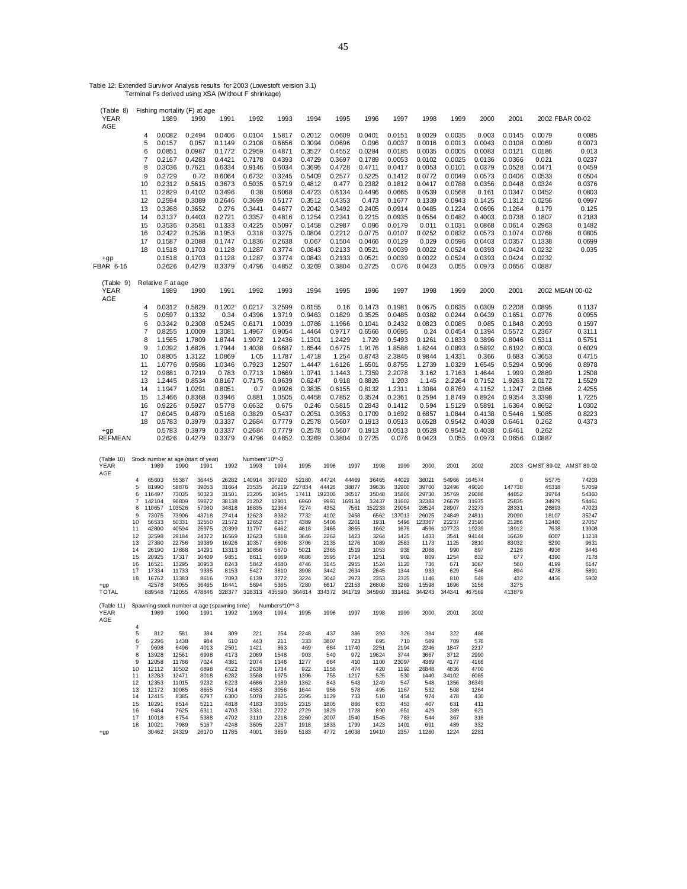Table 12: Extended Survivor Analysis results for 2003 (Lowestoft version 3.1)
Terminal Fs derived using XSA (Without F shrinkage)

(Table 8) Fishing mortality (F) at age

| YEAR AGE | 1989 | 1990 | 1991 | 1992 | 1993 | 1994 | 1995 | 1996 | 1997 | 1998 | 1999 | 2000 | 2001 | 2002 | FBAR 00-02 |
|---|---|---|---|---|---|---|---|---|---|---|---|---|---|---|---|
| 4 | 0.0082 | 0.2494 | 0.0406 | 0.0104 | 1.5817 | 0.2012 | 0.0609 | 0.0401 | 0.0151 | 0.0029 | 0.0035 | 0.003 | 0.0145 | 0.0079 | 0.0085 |
| 5 | 0.0157 | 0.057 | 0.1149 | 0.2108 | 0.6656 | 0.3094 | 0.0696 | 0.096 | 0.0037 | 0.0016 | 0.0013 | 0.0043 | 0.0108 | 0.0069 | 0.0073 |
| 6 | 0.0851 | 0.0987 | 0.1772 | 0.2959 | 0.4871 | 0.3527 | 0.4552 | 0.0284 | 0.0185 | 0.0035 | 0.0005 | 0.0083 | 0.0121 | 0.0186 | 0.013 |
| 7 | 0.2167 | 0.4283 | 0.4421 | 0.7178 | 0.4393 | 0.4729 | 0.3697 | 0.1789 | 0.0053 | 0.0102 | 0.0025 | 0.0136 | 0.0366 | 0.021 | 0.0237 |
| 8 | 0.3036 | 0.7621 | 0.6334 | 0.9146 | 0.6034 | 0.3695 | 0.4728 | 0.4711 | 0.0417 | 0.0053 | 0.0101 | 0.0379 | 0.0528 | 0.0471 | 0.0459 |
| 9 | 0.2729 | 0.72 | 0.6064 | 0.6732 | 0.3245 | 0.5409 | 0.2577 | 0.5225 | 0.1412 | 0.0772 | 0.0049 | 0.0573 | 0.0406 | 0.0533 | 0.0504 |
| 10 | 0.2312 | 0.5615 | 0.3673 | 0.5035 | 0.5719 | 0.4812 | 0.477 | 0.2382 | 0.1812 | 0.0417 | 0.0788 | 0.0356 | 0.0448 | 0.0324 | 0.0376 |
| 11 | 0.2829 | 0.4102 | 0.3496 | 0.38 | 0.6068 | 0.4723 | 0.6134 | 0.4496 | 0.0665 | 0.0539 | 0.0568 | 0.161 | 0.0347 | 0.0452 | 0.0803 |
| 12 | 0.2594 | 0.3089 | 0.2646 | 0.3699 | 0.5177 | 0.3512 | 0.4353 | 0.473 | 0.1677 | 0.1339 | 0.0943 | 0.1425 | 0.1312 | 0.0256 | 0.0997 |
| 13 | 0.3268 | 0.3652 | 0.276 | 0.3441 | 0.4677 | 0.2042 | 0.3492 | 0.2405 | 0.0914 | 0.0485 | 0.1224 | 0.0696 | 0.1264 | 0.179 | 0.125 |
| 14 | 0.3137 | 0.4403 | 0.2721 | 0.3357 | 0.4816 | 0.1254 | 0.2341 | 0.2215 | 0.0935 | 0.0554 | 0.0482 | 0.4003 | 0.0738 | 0.1807 | 0.2183 |
| 15 | 0.3536 | 0.3581 | 0.1333 | 0.4225 | 0.5097 | 0.1458 | 0.2987 | 0.096 | 0.0179 | 0.011 | 0.1031 | 0.0868 | 0.0614 | 0.2963 | 0.1482 |
| 16 | 0.2422 | 0.2536 | 0.1953 | 0.318 | 0.3275 | 0.0804 | 0.2212 | 0.0775 | 0.0107 | 0.0252 | 0.0832 | 0.0573 | 0.1074 | 0.0768 | 0.0805 |
| 17 | 0.1587 | 0.2088 | 0.1747 | 0.1836 | 0.2638 | 0.067 | 0.1504 | 0.0466 | 0.0129 | 0.029 | 0.0596 | 0.0403 | 0.0357 | 0.1338 | 0.0699 |
| 18 | 0.1518 | 0.1703 | 0.1128 | 0.1287 | 0.3774 | 0.0843 | 0.2133 | 0.0521 | 0.0039 | 0.0022 | 0.0524 | 0.0393 | 0.0424 | 0.0232 | 0.035 |
| +gp | 0.1518 | 0.1703 | 0.1128 | 0.1287 | 0.3774 | 0.0843 | 0.2133 | 0.0521 | 0.0039 | 0.0022 | 0.0524 | 0.0393 | 0.0424 | 0.0232 | |
| FBAR 6-16 | 0.2626 | 0.4279 | 0.3379 | 0.4796 | 0.4852 | 0.3269 | 0.3804 | 0.2725 | 0.076 | 0.0423 | 0.055 | 0.0973 | 0.0656 | 0.0887 | |

(Table 9) Relative F at age

| YEAR AGE | 1989 | 1990 | 1991 | 1992 | 1993 | 1994 | 1995 | 1996 | 1997 | 1998 | 1999 | 2000 | 2001 | 2002 | MEAN 00-02 |
|---|---|---|---|---|---|---|---|---|---|---|---|---|---|---|---|
| 4 | 0.0312 | 0.5829 | 0.1202 | 0.0217 | 3.2599 | 0.6155 | 0.16 | 0.1473 | 0.1981 | 0.0675 | 0.0635 | 0.0309 | 0.2208 | 0.0895 | 0.1137 |
| 5 | 0.0597 | 0.1332 | 0.34 | 0.4396 | 1.3719 | 0.9463 | 0.1829 | 0.3525 | 0.0485 | 0.0382 | 0.0244 | 0.0439 | 0.1651 | 0.0776 | 0.0955 |
| 6 | 0.3242 | 0.2308 | 0.5245 | 0.6171 | 1.0039 | 1.0786 | 1.1966 | 0.1041 | 0.2432 | 0.0823 | 0.0085 | 0.085 | 0.1848 | 0.2093 | 0.1597 |
| 7 | 0.8255 | 1.0009 | 1.3081 | 1.4967 | 0.9054 | 1.4464 | 0.9717 | 0.6566 | 0.0695 | 0.24 | 0.0454 | 0.1394 | 0.5572 | 0.2367 | 0.3111 |
| 8 | 1.1565 | 1.7809 | 1.8744 | 1.9072 | 1.2436 | 1.1301 | 1.2429 | 1.729 | 0.5493 | 0.1261 | 0.1833 | 0.3896 | 0.8046 | 0.5311 | 0.5751 |
| 9 | 1.0392 | 1.6826 | 1.7944 | 1.4038 | 0.6687 | 1.6544 | 0.6775 | 1.9176 | 1.8588 | 1.8244 | 0.0893 | 0.5892 | 0.6192 | 0.6003 | 0.6029 |
| 10 | 0.8805 | 1.3122 | 1.0869 | 1.05 | 1.1787 | 1.4718 | 1.254 | 0.8743 | 2.3845 | 0.9844 | 1.4331 | 0.366 | 0.683 | 0.3653 | 0.4715 |
| 11 | 1.0776 | 0.9586 | 1.0346 | 0.7923 | 1.2507 | 1.4447 | 1.6126 | 1.6501 | 0.8755 | 1.2739 | 1.0329 | 1.6545 | 0.5294 | 0.5096 | 0.8978 |
| 12 | 0.9881 | 0.7219 | 0.783 | 0.7713 | 1.0669 | 1.0741 | 1.1443 | 1.7359 | 2.2078 | 3.162 | 1.7163 | 1.4644 | 1.999 | 0.2889 | 1.2508 |
| 13 | 1.2445 | 0.8534 | 0.8167 | 0.7175 | 0.9639 | 0.6247 | 0.918 | 0.8826 | 1.203 | 1.145 | 2.2264 | 0.7152 | 1.9263 | 2.0172 | 1.5529 |
| 14 | 1.1947 | 1.0291 | 0.8051 | 0.7 | 0.9926 | 0.3835 | 0.6155 | 0.8132 | 1.2311 | 1.3084 | 0.8769 | 4.1152 | 1.1247 | 2.0366 | 2.4255 |
| 15 | 1.3466 | 0.8368 | 0.3946 | 0.881 | 1.0505 | 0.4458 | 0.7852 | 0.3524 | 0.2361 | 0.2594 | 1.8749 | 0.8924 | 0.9354 | 3.3398 | 1.7225 |
| 16 | 0.9226 | 0.5927 | 0.5778 | 0.6632 | 0.675 | 0.246 | 0.5815 | 0.2843 | 0.1412 | 0.594 | 1.5129 | 0.5891 | 1.6364 | 0.8652 | 1.0302 |
| 17 | 0.6045 | 0.4879 | 0.5168 | 0.3829 | 0.5437 | 0.2051 | 0.3953 | 0.1709 | 0.1692 | 0.6857 | 1.0844 | 0.4138 | 0.5446 | 1.5085 | 0.8223 |
| 18 | 0.5783 | 0.3979 | 0.3337 | 0.2684 | 0.7779 | 0.2578 | 0.5607 | 0.1913 | 0.0513 | 0.0528 | 0.9542 | 0.4038 | 0.6461 | 0.262 | 0.4373 |
| +gp | 0.5783 | 0.3979 | 0.3337 | 0.2684 | 0.7779 | 0.2578 | 0.5607 | 0.1913 | 0.0513 | 0.0528 | 0.9542 | 0.4038 | 0.6461 | 0.262 | |
| REFMEAN | 0.2626 | 0.4279 | 0.3379 | 0.4796 | 0.4852 | 0.3269 | 0.3804 | 0.2725 | 0.076 | 0.0423 | 0.055 | 0.0973 | 0.0656 | 0.0887 | |

(Table 10) Stock number at age (start of year) Numbers*10**-3

| YEAR AGE | 1989 | 1990 | 1991 | 1992 | 1993 | 1994 | 1995 | 1996 | 1997 | 1998 | 1999 | 2000 | 2001 | 2002 | 2003 | GMST 89-02 | AMST 89-02 |
|---|---|---|---|---|---|---|---|---|---|---|---|---|---|---|---|---|---|
| 4 | 65603 | 55387 | 36445 | 26282 | 140914 | 307920 | 52180 | 44724 | 44469 | 36465 | 44029 | 36021 | 54966 | 164574 | 0 | 55775 | 74203 |
| 5 | 81990 | 58876 | 39053 | 31664 | 23535 | 26219 | 227834 | 44426 | 38877 | 39636 | 32900 | 39700 | 32496 | 49020 | 147738 | 45318 | 57059 |
| 6 | 116497 | 73035 | 50323 | 31501 | 23205 | 10945 | 17411 | 192300 | 36517 | 35048 | 35806 | 29730 | 35769 | 29086 | 44052 | 39764 | 54360 |
| 7 | 142104 | 96809 | 59872 | 38138 | 21202 | 12901 | 6960 | 9993 | 169134 | 32437 | 31602 | 32383 | 26679 | 31975 | 25835 | 34979 | 54461 |
| 8 | 110657 | 103526 | 57080 | 34818 | 16835 | 12364 | 7274 | 4352 | 7561 | 152233 | 29054 | 28524 | 28907 | 23273 | 28331 | 26893 | 47023 |
| 9 | 73075 | 73906 | 43718 | 27414 | 12623 | 8332 | 7732 | 4102 | 2458 | 6562 | 137013 | 26025 | 24849 | 24811 | 20090 | 18107 | 35247 |
| 10 | 56533 | 50331 | 32550 | 21572 | 12652 | 8257 | 4389 | 5406 | 2201 | 1931 | 5496 | 123367 | 22237 | 21590 | 21286 | 12480 | 27057 |
| 11 | 42800 | 40594 | 25975 | 20399 | 11797 | 6462 | 4618 | 2465 | 3855 | 1662 | 1676 | 4596 | 107723 | 19239 | 18912 | 7638 | 13908 |
| 12 | 32598 | 29184 | 24372 | 16569 | 12623 | 5818 | 3646 | 2262 | 1423 | 3264 | 1425 | 1433 | 3541 | 94144 | 16639 | 6007 | 11218 |
| 13 | 27380 | 22756 | 19389 | 16926 | 10357 | 6806 | 3706 | 2135 | 1276 | 1089 | 2583 | 1173 | 1125 | 2810 | 83032 | 5290 | 9631 |
| 14 | 26190 | 17868 | 14291 | 13313 | 10856 | 5870 | 5021 | 2365 | 1519 | 1053 | 938 | 2068 | 990 | 897 | 2126 | 4936 | 8446 |
| 15 | 20925 | 17317 | 10409 | 9851 | 8611 | 6069 | 4686 | 3595 | 1714 | 1251 | 902 | 809 | 1254 | 832 | 677 | 4390 | 7178 |
| 16 | 16521 | 13295 | 10953 | 8243 | 5842 | 4680 | 4746 | 3145 | 2955 | 1524 | 1120 | 736 | 671 | 1067 | 560 | 4199 | 6147 |
| 17 | 17334 | 11733 | 9335 | 8153 | 5427 | 3810 | 3908 | 3442 | 2634 | 2645 | 1344 | 933 | 629 | 546 | 894 | 4278 | 5891 |
| 18 | 16762 | 13383 | 8616 | 7093 | 6139 | 3772 | 3224 | 3042 | 2973 | 2353 | 2325 | 1146 | 810 | 549 | 432 | 4436 | 5902 |
| +gp | 42578 | 34055 | 36465 | 16441 | 5694 | 5365 | 7280 | 6617 | 22153 | 26808 | 3269 | 15598 | 1696 | 3156 | 3275 | | |
| TOTAL | 889548 | 712055 | 478846 | 328377 | 328313 | 435590 | 364614 | 334372 | 341719 | 345960 | 331482 | 344243 | 344341 | 467569 | 413879 | | |

(Table 11) Spawning stock number at age (spawning time) Numbers*10**-3

| YEAR AGE | 1989 | 1990 | 1991 | 1992 | 1993 | 1994 | 1995 | 1996 | 1997 | 1998 | 1999 | 2000 | 2001 | 2002 |
|---|---|---|---|---|---|---|---|---|---|---|---|---|---|---|
| 4 | | | | | | | | | | | | | | |
| 5 | 812 | 581 | 384 | 309 | 221 | 254 | 2248 | 437 | 386 | 393 | 326 | 394 | 322 | 486 |
| 6 | 2296 | 1438 | 984 | 610 | 443 | 211 | 333 | 3807 | 723 | 695 | 710 | 589 | 709 | 576 |
| 7 | 9698 | 6496 | 4013 | 2501 | 1421 | 863 | 469 | 684 | 11740 | 2251 | 2194 | 2246 | 1847 | 2217 |
| 8 | 13928 | 12561 | 6998 | 4173 | 2069 | 1548 | 903 | 540 | 972 | 19624 | 3744 | 3667 | 3712 | 2990 |
| 9 | 12058 | 11766 | 7024 | 4381 | 2074 | 1346 | 1277 | 664 | 410 | 1100 | 23097 | 4369 | 4177 | 4166 |
| 10 | 12112 | 10502 | 6898 | 4522 | 2638 | 1734 | 922 | 1158 | 474 | 420 | 1192 | 26848 | 4836 | 4700 |
| 11 | 13283 | 12471 | 8018 | 6282 | 3568 | 1975 | 1396 | 755 | 1217 | 525 | 530 | 1440 | 34102 | 6085 |
| 12 | 12353 | 11015 | 9232 | 6223 | 4686 | 2189 | 1362 | 843 | 543 | 1249 | 547 | 548 | 1356 | 36349 |
| 13 | 12172 | 10085 | 8655 | 7514 | 4553 | 3056 | 1644 | 956 | 578 | 495 | 1167 | 532 | 508 | 1264 |
| 14 | 12415 | 8385 | 6797 | 6300 | 5078 | 2825 | 2395 | 1129 | 733 | 510 | 454 | 974 | 478 | 430 |
| 15 | 10291 | 8514 | 5211 | 4818 | 4183 | 3035 | 2315 | 1805 | 866 | 633 | 453 | 407 | 631 | 411 |
| 16 | 9484 | 7625 | 6311 | 4703 | 3331 | 2722 | 2729 | 1829 | 1728 | 890 | 651 | 429 | 389 | 621 |
| 17 | 10018 | 6754 | 5388 | 4702 | 3110 | 2218 | 2260 | 2007 | 1540 | 1545 | 783 | 544 | 367 | 316 |
| 18 | 10021 | 7989 | 5167 | 4248 | 3605 | 2267 | 1918 | 1833 | 1799 | 1423 | 1401 | 691 | 489 | 332 |
| +gp | 30462 | 24329 | 26170 | 11785 | 4001 | 3859 | 5183 | 4772 | 16038 | 19410 | 2357 | 11260 | 1224 | 2281 |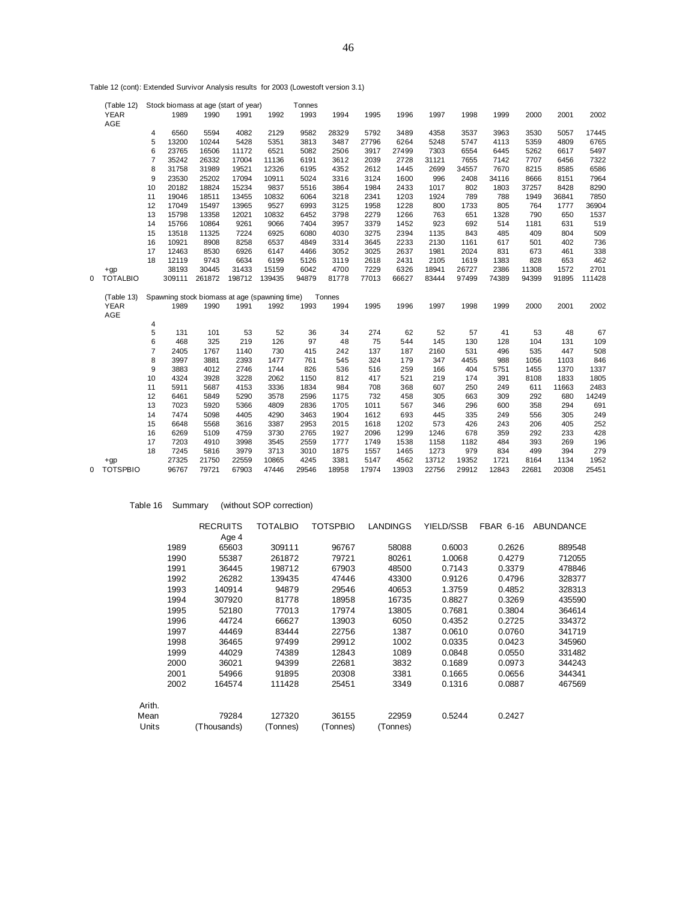Table 12 (cont): Extended Survivor Analysis results for 2003 (Lowestoft version 3.1)

(Table 12) Stock biomass at age (start of year) Tonnes

| YEAR | 1989 | 1990 | 1991 | 1992 | 1993 | 1994 | 1995 | 1996 | 1997 | 1998 | 1999 | 2000 | 2001 | 2002 |
|---|---|---|---|---|---|---|---|---|---|---|---|---|---|---|
| AGE | | | | | | | | | | | | | | |
| 4 | 6560 | 5594 | 4082 | 2129 | 9582 | 28329 | 5792 | 3489 | 4358 | 3537 | 3963 | 3530 | 5057 | 17445 |
| 5 | 13200 | 10244 | 5428 | 5351 | 3813 | 3487 | 27796 | 6264 | 5248 | 5747 | 4113 | 5359 | 4809 | 6765 |
| 6 | 23765 | 16506 | 11172 | 6521 | 5082 | 2506 | 3917 | 27499 | 7303 | 6554 | 6445 | 5262 | 6617 | 5497 |
| 7 | 35242 | 26332 | 17004 | 11136 | 6191 | 3612 | 2039 | 2728 | 31121 | 7655 | 7142 | 7707 | 6456 | 7322 |
| 8 | 31758 | 31989 | 19521 | 12326 | 6195 | 4352 | 2612 | 1445 | 2699 | 34557 | 7670 | 8215 | 8585 | 6586 |
| 9 | 23530 | 25202 | 17094 | 10911 | 5024 | 3316 | 3124 | 1600 | 996 | 2408 | 34116 | 8666 | 8151 | 7964 |
| 10 | 20182 | 18824 | 15234 | 9837 | 5516 | 3864 | 1984 | 2433 | 1017 | 802 | 1803 | 37257 | 8428 | 8290 |
| 11 | 19046 | 18511 | 13455 | 10832 | 6064 | 3218 | 2341 | 1203 | 1924 | 789 | 788 | 1949 | 36841 | 7850 |
| 12 | 17049 | 15497 | 13965 | 9527 | 6993 | 3125 | 1958 | 1228 | 800 | 1733 | 805 | 764 | 1777 | 36904 |
| 13 | 15798 | 13358 | 12021 | 10832 | 6452 | 3798 | 2279 | 1266 | 763 | 651 | 1328 | 790 | 650 | 1537 |
| 14 | 15766 | 10864 | 9261 | 9066 | 7404 | 3957 | 3379 | 1452 | 923 | 692 | 514 | 1181 | 631 | 519 |
| 15 | 13518 | 11325 | 7224 | 6925 | 6080 | 4030 | 3275 | 2394 | 1135 | 843 | 485 | 409 | 804 | 509 |
| 16 | 10921 | 8908 | 8258 | 6537 | 4849 | 3314 | 3645 | 2233 | 2130 | 1161 | 617 | 501 | 402 | 736 |
| 17 | 12463 | 8530 | 6926 | 6147 | 4466 | 3052 | 3025 | 2637 | 1981 | 2024 | 831 | 673 | 461 | 338 |
| 18 | 12119 | 9743 | 6634 | 6199 | 5126 | 3119 | 2618 | 2431 | 2105 | 1619 | 1383 | 828 | 653 | 462 |
| +gp | 38193 | 30445 | 31433 | 15159 | 6042 | 4700 | 7229 | 6326 | 18941 | 26727 | 2386 | 11308 | 1572 | 2701 |
| 0 TOTALBIO | 309111 | 261872 | 198712 | 139435 | 94879 | 81778 | 77013 | 66627 | 83444 | 97499 | 74389 | 94399 | 91895 | 111428 |

(Table 13) Spawning stock biomass at age (spawning time) Tonnes

| YEAR | 1989 | 1990 | 1991 | 1992 | 1993 | 1994 | 1995 | 1996 | 1997 | 1998 | 1999 | 2000 | 2001 | 2002 |
|---|---|---|---|---|---|---|---|---|---|---|---|---|---|---|
| AGE | | | | | | | | | | | | | | |
| 4 | | | | | | | | | | | | | | |
| 5 | 131 | 101 | 53 | 52 | 36 | 34 | 274 | 62 | 52 | 57 | 41 | 53 | 48 | 67 |
| 6 | 468 | 325 | 219 | 126 | 97 | 48 | 75 | 544 | 145 | 130 | 128 | 104 | 131 | 109 |
| 7 | 2405 | 1767 | 1140 | 730 | 415 | 242 | 137 | 187 | 2160 | 531 | 496 | 535 | 447 | 508 |
| 8 | 3997 | 3881 | 2393 | 1477 | 761 | 545 | 324 | 179 | 347 | 4455 | 988 | 1056 | 1103 | 846 |
| 9 | 3883 | 4012 | 2746 | 1744 | 826 | 536 | 516 | 259 | 166 | 404 | 5751 | 1455 | 1370 | 1337 |
| 10 | 4324 | 3928 | 3228 | 2062 | 1150 | 812 | 417 | 521 | 219 | 174 | 391 | 8108 | 1833 | 1805 |
| 11 | 5911 | 5687 | 4153 | 3336 | 1834 | 984 | 708 | 368 | 607 | 250 | 249 | 611 | 11663 | 2483 |
| 12 | 6461 | 5849 | 5290 | 3578 | 2596 | 1175 | 732 | 458 | 305 | 663 | 309 | 292 | 680 | 14249 |
| 13 | 7023 | 5920 | 5366 | 4809 | 2836 | 1705 | 1011 | 567 | 346 | 296 | 600 | 358 | 294 | 691 |
| 14 | 7474 | 5098 | 4405 | 4290 | 3463 | 1904 | 1612 | 693 | 445 | 335 | 249 | 556 | 305 | 249 |
| 15 | 6648 | 5568 | 3616 | 3387 | 2953 | 2015 | 1618 | 1202 | 573 | 426 | 243 | 206 | 405 | 252 |
| 16 | 6269 | 5109 | 4759 | 3730 | 2765 | 1927 | 2096 | 1299 | 1246 | 678 | 359 | 292 | 233 | 428 |
| 17 | 7203 | 4910 | 3998 | 3545 | 2559 | 1777 | 1749 | 1538 | 1158 | 1182 | 484 | 393 | 269 | 196 |
| 18 | 7245 | 5816 | 3979 | 3713 | 3010 | 1875 | 1557 | 1465 | 1273 | 979 | 834 | 499 | 394 | 279 |
| +gp | 27325 | 21750 | 22559 | 10865 | 4245 | 3381 | 5147 | 4562 | 13712 | 19352 | 1721 | 8164 | 1134 | 1952 |
| 0 TOTSPBIO | 96767 | 79721 | 67903 | 47446 | 29546 | 18958 | 17974 | 13903 | 22756 | 29912 | 12843 | 22681 | 20308 | 25451 |

Table 16 Summary (without SOP correction)

| | RECRUITS Age 4 | TOTALBIO | TOTSPBIO | LANDINGS | YIELD/SSB | FBAR 6-16 | ABUNDANCE |
|---|---|---|---|---|---|---|---|
| 1989 | 65603 | 309111 | 96767 | 58088 | 0.6003 | 0.2626 | 889548 |
| 1990 | 55387 | 261872 | 79721 | 80261 | 1.0068 | 0.4279 | 712055 |
| 1991 | 36445 | 198712 | 67903 | 48500 | 0.7143 | 0.3379 | 478846 |
| 1992 | 26282 | 139435 | 47446 | 43300 | 0.9126 | 0.4796 | 328377 |
| 1993 | 140914 | 94879 | 29546 | 40653 | 1.3759 | 0.4852 | 328313 |
| 1994 | 307920 | 81778 | 18958 | 16735 | 0.8827 | 0.3269 | 435590 |
| 1995 | 52180 | 77013 | 17974 | 13805 | 0.7681 | 0.3804 | 364614 |
| 1996 | 44724 | 66627 | 13903 | 6050 | 0.4352 | 0.2725 | 334372 |
| 1997 | 44469 | 83444 | 22756 | 1387 | 0.0610 | 0.0760 | 341719 |
| 1998 | 36465 | 97499 | 29912 | 1002 | 0.0335 | 0.0423 | 345960 |
| 1999 | 44029 | 74389 | 12843 | 1089 | 0.0848 | 0.0550 | 331482 |
| 2000 | 36021 | 94399 | 22681 | 3832 | 0.1689 | 0.0973 | 344243 |
| 2001 | 54966 | 91895 | 20308 | 3381 | 0.1665 | 0.0656 | 344341 |
| 2002 | 164574 | 111428 | 25451 | 3349 | 0.1316 | 0.0887 | 467569 |
| Arith. Mean | 79284 | 127320 | 36155 | 22959 | 0.5244 | 0.2427 | |
| Units | (Thousands) | (Tonnes) | (Tonnes) | (Tonnes) | | | |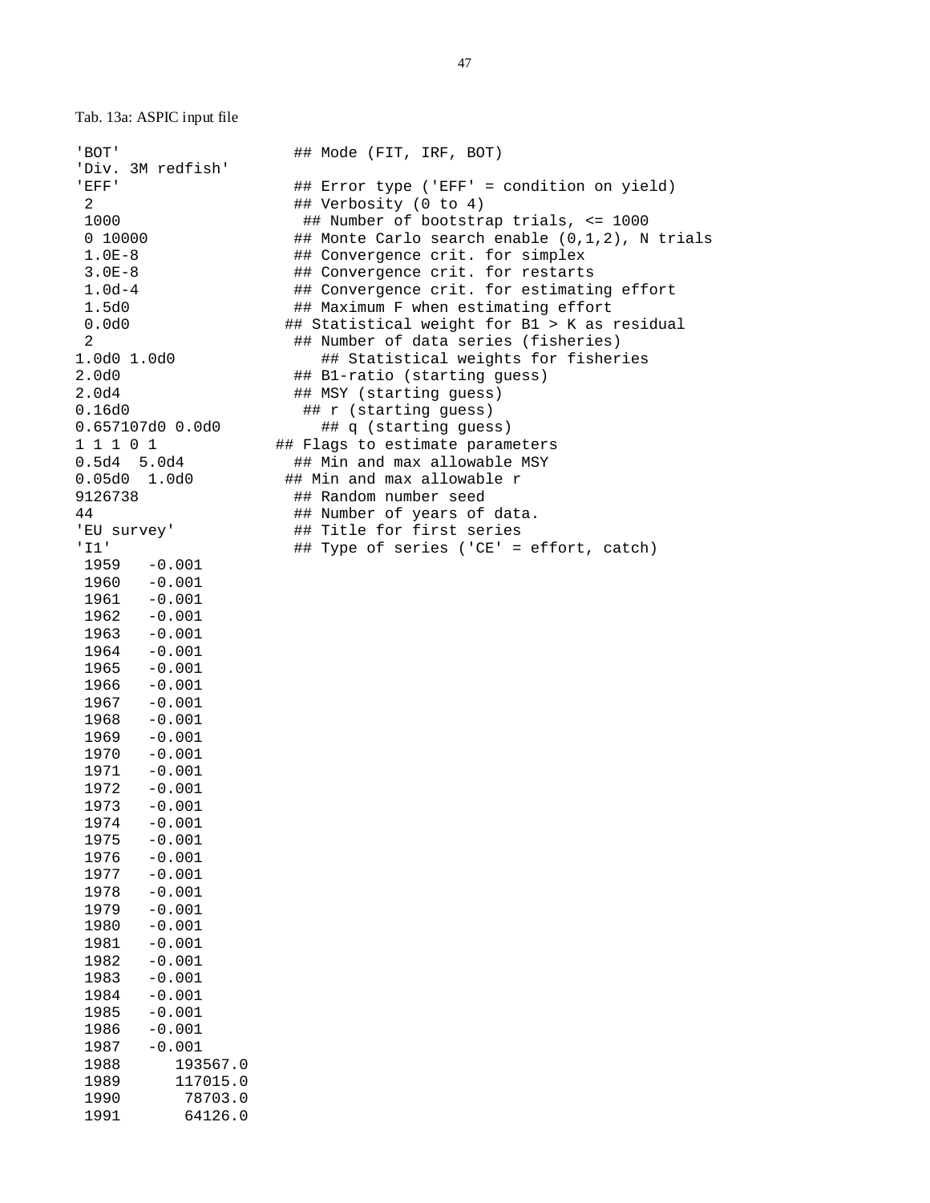Tab. 13a: ASPIC input file

```
'BOT'                   ## Mode (FIT, IRF, BOT)
'Div. 3M redfish'
'EFF'                   ## Error type ('EFF' = condition on yield)
 2                      ## Verbosity (0 to 4)
 1000                    ## Number of bootstrap trials, <= 1000
 0 10000                ## Monte Carlo search enable (0,1,2), N trials
 1.0E-8                 ## Convergence crit. for simplex
 3.0E-8                 ## Convergence crit. for restarts
 1.0d-4                 ## Convergence crit. for estimating effort
 1.5d0                  ## Maximum F when estimating effort
 0.0d0                 ## Statistical weight for B1 > K as residual
 2                      ## Number of data series (fisheries)
1.0d0 1.0d0                ## Statistical weights for fisheries
2.0d0                   ## B1-ratio (starting guess)
2.0d4                   ## MSY (starting guess)
0.16d0                   ## r (starting guess)
0.657107d0 0.0d0           ## q (starting guess)
1 1 1 0 1             ## Flags to estimate parameters
0.5d4  5.0d4            ## Min and max allowable MSY
0.05d0  1.0d0          ## Min and max allowable r
9126738                 ## Random number seed
44                      ## Number of years of data.
'EU survey'             ## Title for first series
'I1'                    ## Type of series ('CE' = effort, catch)
 1959   -0.001
 1960   -0.001
 1961   -0.001
 1962   -0.001
 1963   -0.001
 1964   -0.001
 1965   -0.001
 1966   -0.001
 1967   -0.001
 1968   -0.001
 1969   -0.001
 1970   -0.001
 1971   -0.001
 1972   -0.001
 1973   -0.001
 1974   -0.001
 1975   -0.001
 1976   -0.001
 1977   -0.001
 1978   -0.001
 1979   -0.001
 1980   -0.001
 1981   -0.001
 1982   -0.001
 1983   -0.001
 1984   -0.001
 1985   -0.001
 1986   -0.001
 1987   -0.001
 1988       193567.0
 1989       117015.0
 1990        78703.0
 1991        64126.0
```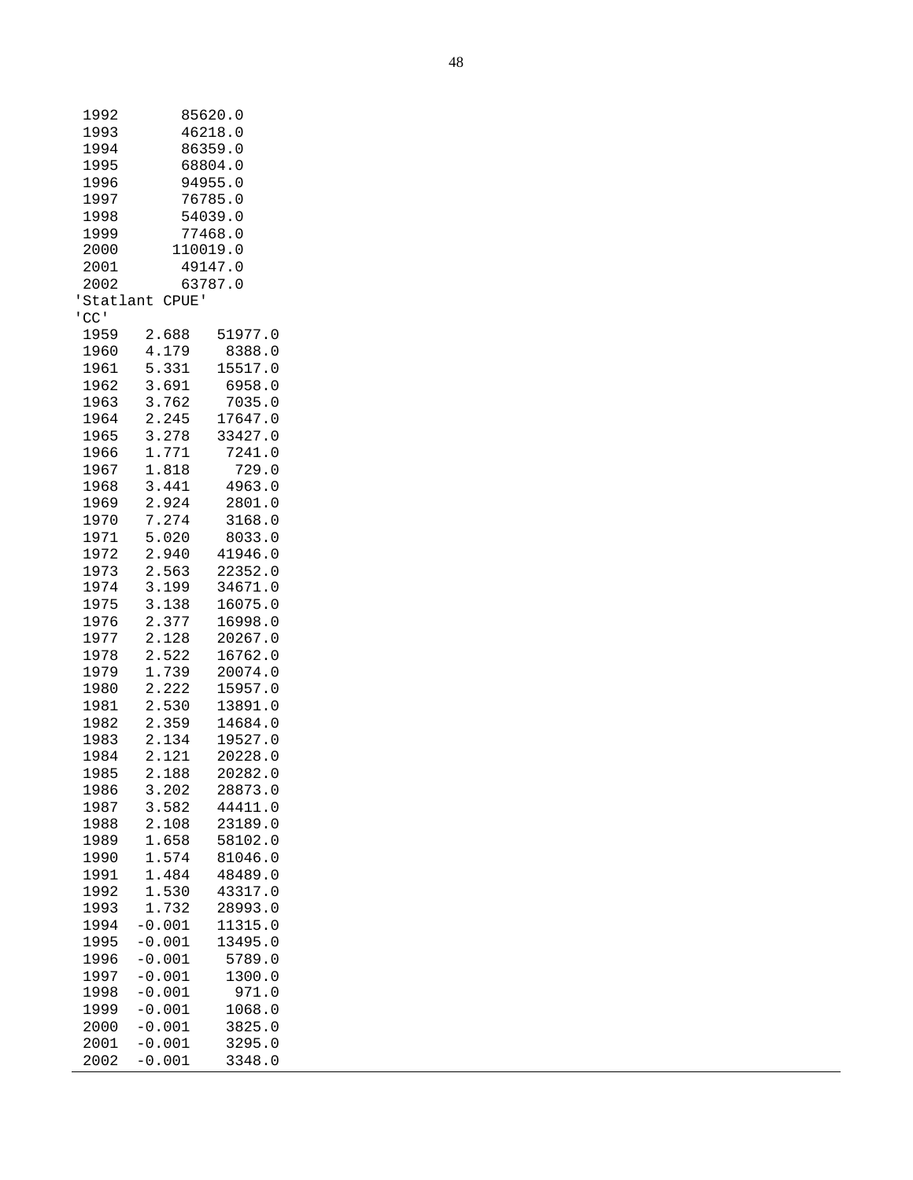```
 1992       85620.0
 1993       46218.0
 1994       86359.0
 1995       68804.0
 1996       94955.0
 1997       76785.0
 1998       54039.0
 1999       77468.0
 2000      110019.0
 2001       49147.0
 2002       63787.0
'Statlant CPUE'
'CC'
 1959   2.688   51977.0
 1960   4.179    8388.0
 1961   5.331   15517.0
 1962   3.691    6958.0
 1963   3.762    7035.0
 1964   2.245   17647.0
 1965   3.278   33427.0
 1966   1.771    7241.0
 1967   1.818     729.0
 1968   3.441    4963.0
 1969   2.924    2801.0
 1970   7.274    3168.0
 1971   5.020    8033.0
 1972   2.940   41946.0
 1973   2.563   22352.0
 1974   3.199   34671.0
 1975   3.138   16075.0
 1976   2.377   16998.0
 1977   2.128   20267.0
 1978   2.522   16762.0
 1979   1.739   20074.0
 1980   2.222   15957.0
 1981   2.530   13891.0
 1982   2.359   14684.0
 1983   2.134   19527.0
 1984   2.121   20228.0
 1985   2.188   20282.0
 1986   3.202   28873.0
 1987   3.582   44411.0
 1988   2.108   23189.0
 1989   1.658   58102.0
 1990   1.574   81046.0
 1991   1.484   48489.0
 1992   1.530   43317.0
 1993   1.732   28993.0
 1994  -0.001   11315.0
 1995  -0.001   13495.0
 1996  -0.001    5789.0
 1997  -0.001    1300.0
 1998  -0.001     971.0
 1999  -0.001    1068.0
 2000  -0.001    3825.0
 2001  -0.001    3295.0
 2002  -0.001    3348.0
```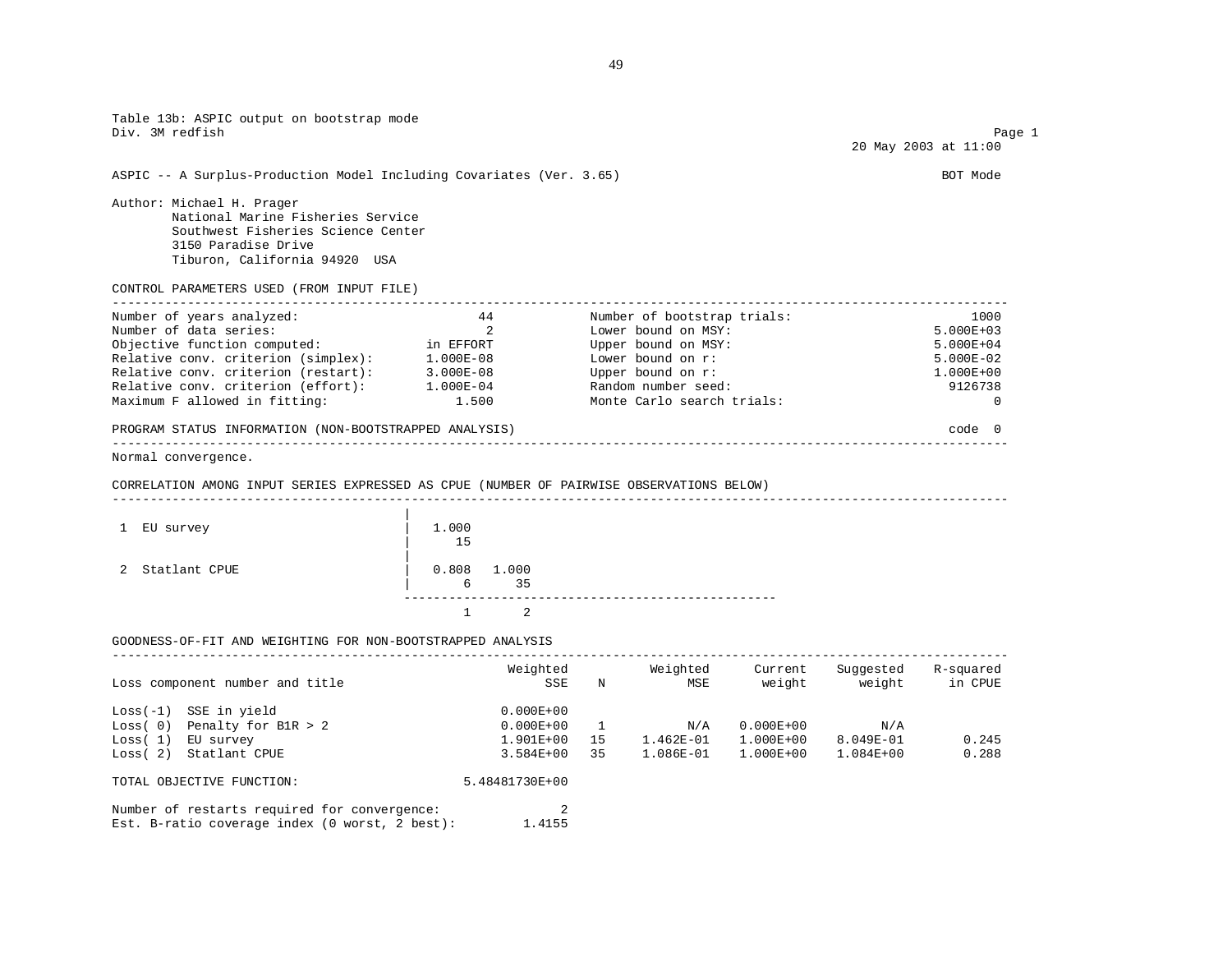Table 13b: ASPIC output on bootstrap mode

Div. 3M redfish

20 May 2003 at 11:00

ASPIC -- A Surplus-Production Model Including Covariates (Ver. 3.65) BOT Mode

Author: Michael H. Prager
National Marine Fisheries Service
Southwest Fisheries Science Center
3150 Paradise Drive
Tiburon, California 94920 USA

CONTROL PARAMETERS USED (FROM INPUT FILE)

| | | | |
|---|---|---|---|
| Number of years analyzed: | 44 | Number of bootstrap trials: | 1000 |
| Number of data series: | 2 | Lower bound on MSY: | 5.000E+03 |
| Objective function computed: | in EFFORT | Upper bound on MSY: | 5.000E+04 |
| Relative conv. criterion (simplex): | 1.000E-08 | Lower bound on r: | 5.000E-02 |
| Relative conv. criterion (restart): | 3.000E-08 | Upper bound on r: | 1.000E+00 |
| Relative conv. criterion (effort): | 1.000E-04 | Random number seed: | 9126738 |
| Maximum F allowed in fitting: | 1.500 | Monte Carlo search trials: | 0 |

PROGRAM STATUS INFORMATION (NON-BOOTSTRAPPED ANALYSIS) code 0

Normal convergence.

CORRELATION AMONG INPUT SERIES EXPRESSED AS CPUE (NUMBER OF PAIRWISE OBSERVATIONS BELOW)

| | 1 | 2 |
|---|---|---|
| 1 EU survey | 1.000<br>15 | |
| 2 Statlant CPUE | 0.808<br>6 | 1.000<br>35 |

GOODNESS-OF-FIT AND WEIGHTING FOR NON-BOOTSTRAPPED ANALYSIS

| Loss component number and title | Weighted SSE | N | Weighted MSE | Current weight | Suggested weight | R-squared in CPUE |
|---|---|---|---|---|---|---|
| Loss(-1) SSE in yield | 0.000E+00 | | | | | |
| Loss( 0) Penalty for B1R > 2 | 0.000E+00 | 1 | N/A | 0.000E+00 | N/A | |
| Loss( 1) EU survey | 1.901E+00 | 15 | 1.462E-01 | 1.000E+00 | 8.049E-01 | 0.245 |
| Loss( 2) Statlant CPUE | 3.584E+00 | 35 | 1.086E-01 | 1.000E+00 | 1.084E+00 | 0.288 |

TOTAL OBJECTIVE FUNCTION: 5.48481730E+00

Number of restarts required for convergence: 2

Est. B-ratio coverage index (0 worst, 2 best): 1.4155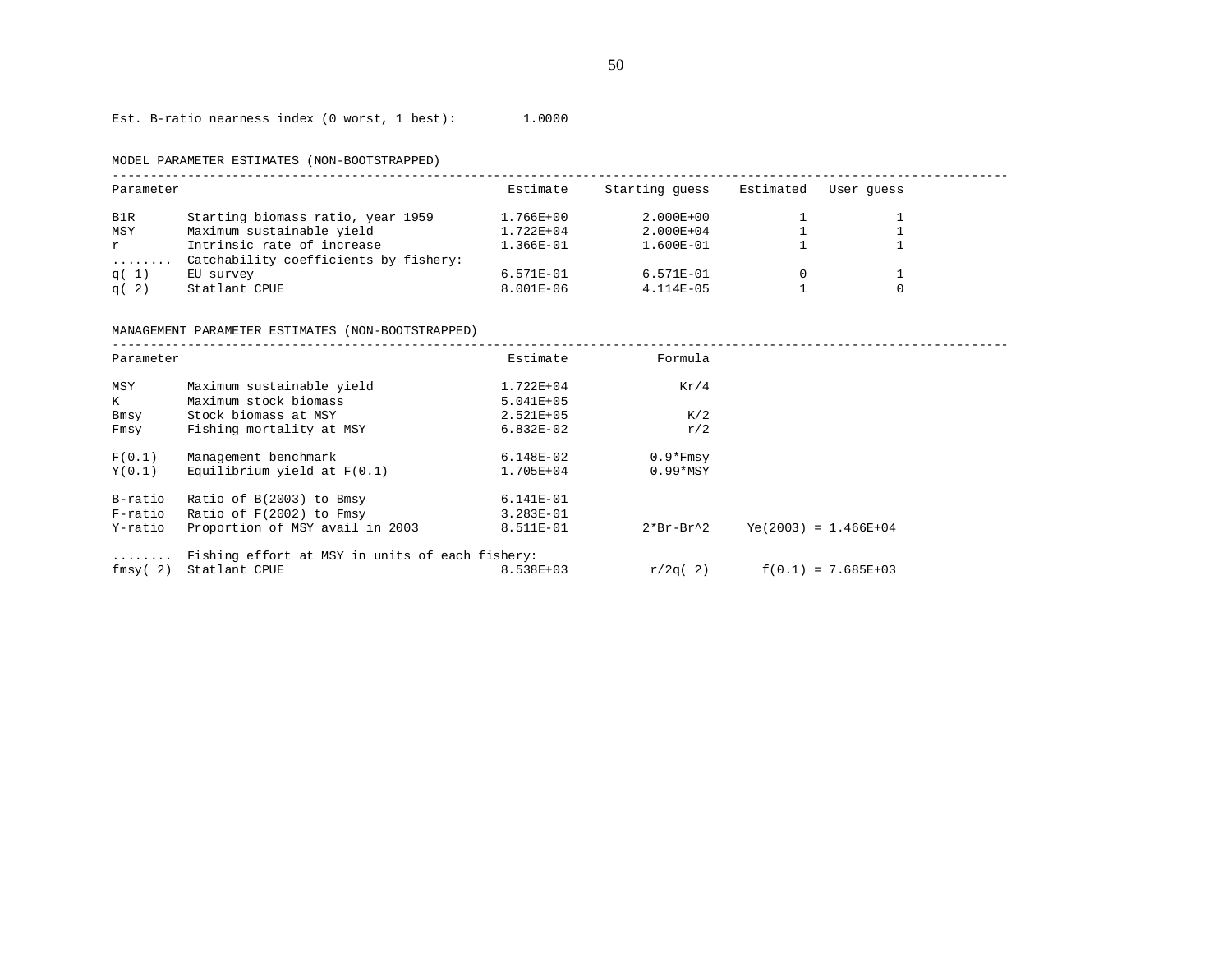Est. B-ratio nearness index (0 worst, 1 best): 1.0000

MODEL PARAMETER ESTIMATES (NON-BOOTSTRAPPED)

| Parameter | | Estimate | Starting guess | Estimated | User guess |
|---|---|---|---|---|---|
| B1R | Starting biomass ratio, year 1959 | 1.766E+00 | 2.000E+00 | 1 | 1 |
| MSY | Maximum sustainable yield | 1.722E+04 | 2.000E+04 | 1 | 1 |
| r | Intrinsic rate of increase | 1.366E-01 | 1.600E-01 | 1 | 1 |
| ........ | Catchability coefficients by fishery: | | | | |
| q( 1) | EU survey | 6.571E-01 | 6.571E-01 | 0 | 1 |
| q( 2) | Statlant CPUE | 8.001E-06 | 4.114E-05 | 1 | 0 |

MANAGEMENT PARAMETER ESTIMATES (NON-BOOTSTRAPPED)

| Parameter | | Estimate | Formula | |
|---|---|---|---|---|
| MSY | Maximum sustainable yield | 1.722E+04 | Kr/4 | |
| K | Maximum stock biomass | 5.041E+05 | | |
| Bmsy | Stock biomass at MSY | 2.521E+05 | K/2 | |
| Fmsy | Fishing mortality at MSY | 6.832E-02 | r/2 | |
| F(0.1) | Management benchmark | 6.148E-02 | 0.9*Fmsy | |
| Y(0.1) | Equilibrium yield at F(0.1) | 1.705E+04 | 0.99*MSY | |
| B-ratio | Ratio of B(2003) to Bmsy | 6.141E-01 | | |
| F-ratio | Ratio of F(2002) to Fmsy | 3.283E-01 | | |
| Y-ratio | Proportion of MSY avail in 2003 | 8.511E-01 | 2*Br-Br^2 | Ye(2003) = 1.466E+04 |
| ........ | Fishing effort at MSY in units of each fishery: | | | |
| fmsy( 2) | Statlant CPUE | 8.538E+03 | r/2q( 2) | f(0.1) = 7.685E+03 |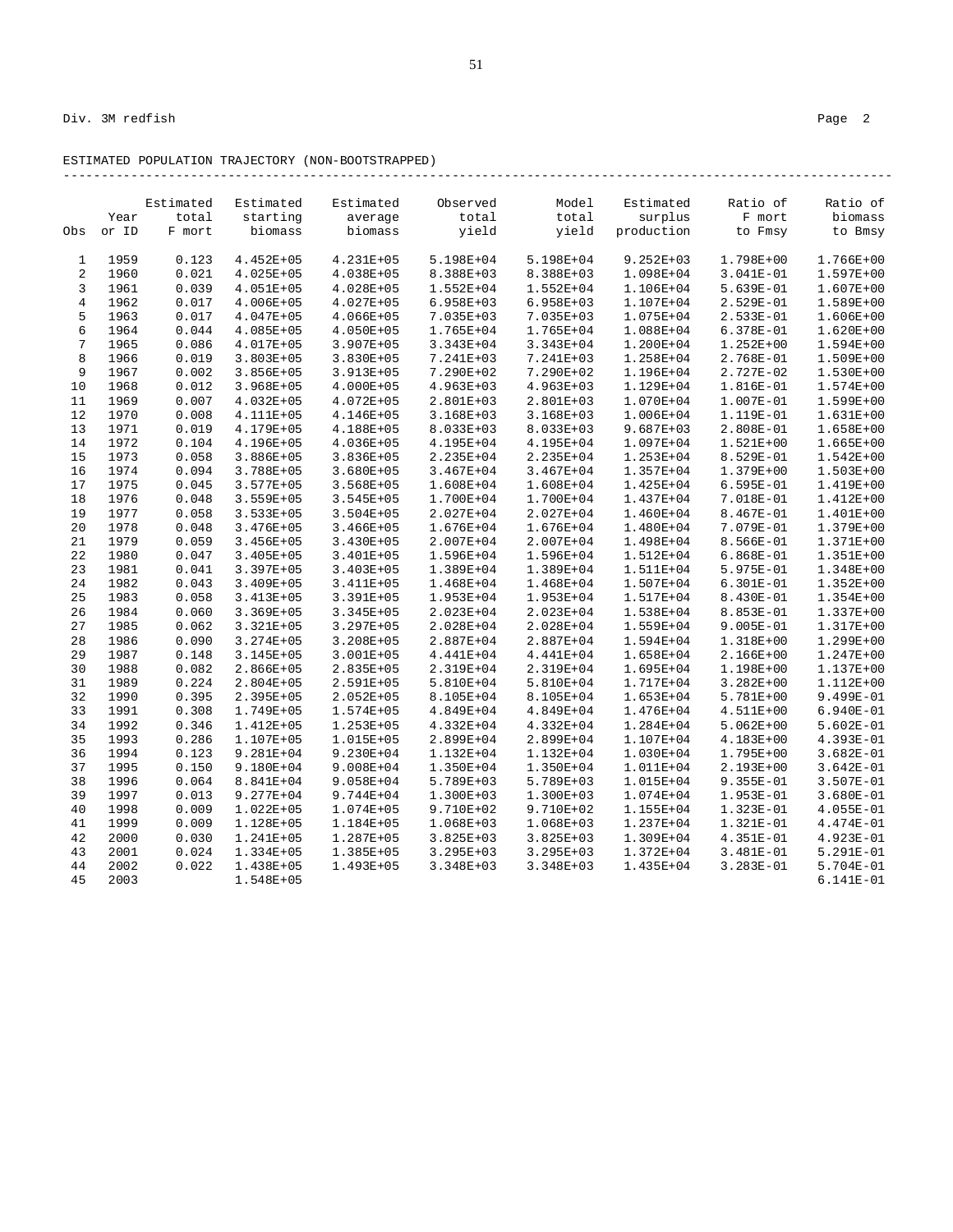Div. 3M redfish

## ESTIMATED POPULATION TRAJECTORY (NON-BOOTSTRAPPED)

| Obs | Year or ID | Estimated total F mort | Estimated starting biomass | Estimated average biomass | Observed total yield | Model total yield | Estimated surplus production | Ratio of F mort to Fmsy | Ratio of biomass to Bmsy |
|---|---|---|---|---|---|---|---|---|---|
| 1 | 1959 | 0.123 | 4.452E+05 | 4.231E+05 | 5.198E+04 | 5.198E+04 | 9.252E+03 | 1.798E+00 | 1.766E+00 |
| 2 | 1960 | 0.021 | 4.025E+05 | 4.038E+05 | 8.388E+03 | 8.388E+03 | 1.098E+04 | 3.041E-01 | 1.597E+00 |
| 3 | 1961 | 0.039 | 4.051E+05 | 4.028E+05 | 1.552E+04 | 1.552E+04 | 1.106E+04 | 5.639E-01 | 1.607E+00 |
| 4 | 1962 | 0.017 | 4.006E+05 | 4.027E+05 | 6.958E+03 | 6.958E+03 | 1.107E+04 | 2.529E-01 | 1.589E+00 |
| 5 | 1963 | 0.017 | 4.047E+05 | 4.066E+05 | 7.035E+03 | 7.035E+03 | 1.075E+04 | 2.533E-01 | 1.606E+00 |
| 6 | 1964 | 0.044 | 4.085E+05 | 4.050E+05 | 1.765E+04 | 1.765E+04 | 1.088E+04 | 6.378E-01 | 1.620E+00 |
| 7 | 1965 | 0.086 | 4.017E+05 | 3.907E+05 | 3.343E+04 | 3.343E+04 | 1.200E+04 | 1.252E+00 | 1.594E+00 |
| 8 | 1966 | 0.019 | 3.803E+05 | 3.830E+05 | 7.241E+03 | 7.241E+03 | 1.258E+04 | 2.768E-01 | 1.509E+00 |
| 9 | 1967 | 0.002 | 3.856E+05 | 3.913E+05 | 7.290E+02 | 7.290E+02 | 1.196E+04 | 2.727E-02 | 1.530E+00 |
| 10 | 1968 | 0.012 | 3.968E+05 | 4.000E+05 | 4.963E+03 | 4.963E+03 | 1.129E+04 | 1.816E-01 | 1.574E+00 |
| 11 | 1969 | 0.007 | 4.032E+05 | 4.072E+05 | 2.801E+03 | 2.801E+03 | 1.070E+04 | 1.007E-01 | 1.599E+00 |
| 12 | 1970 | 0.008 | 4.111E+05 | 4.146E+05 | 3.168E+03 | 3.168E+03 | 1.006E+04 | 1.119E-01 | 1.631E+00 |
| 13 | 1971 | 0.019 | 4.179E+05 | 4.188E+05 | 8.033E+03 | 8.033E+03 | 9.687E+03 | 2.808E-01 | 1.658E+00 |
| 14 | 1972 | 0.104 | 4.196E+05 | 4.036E+05 | 4.195E+04 | 4.195E+04 | 1.097E+04 | 1.521E+00 | 1.665E+00 |
| 15 | 1973 | 0.058 | 3.886E+05 | 3.836E+05 | 2.235E+04 | 2.235E+04 | 1.253E+04 | 8.529E-01 | 1.542E+00 |
| 16 | 1974 | 0.094 | 3.788E+05 | 3.680E+05 | 3.467E+04 | 3.467E+04 | 1.357E+04 | 1.379E+00 | 1.503E+00 |
| 17 | 1975 | 0.045 | 3.577E+05 | 3.568E+05 | 1.608E+04 | 1.608E+04 | 1.425E+04 | 6.595E-01 | 1.419E+00 |
| 18 | 1976 | 0.048 | 3.559E+05 | 3.545E+05 | 1.700E+04 | 1.700E+04 | 1.437E+04 | 7.018E-01 | 1.412E+00 |
| 19 | 1977 | 0.058 | 3.533E+05 | 3.504E+05 | 2.027E+04 | 2.027E+04 | 1.460E+04 | 8.467E-01 | 1.401E+00 |
| 20 | 1978 | 0.048 | 3.476E+05 | 3.466E+05 | 1.676E+04 | 1.676E+04 | 1.480E+04 | 7.079E-01 | 1.379E+00 |
| 21 | 1979 | 0.059 | 3.456E+05 | 3.430E+05 | 2.007E+04 | 2.007E+04 | 1.498E+04 | 8.566E-01 | 1.371E+00 |
| 22 | 1980 | 0.047 | 3.405E+05 | 3.401E+05 | 1.596E+04 | 1.596E+04 | 1.512E+04 | 6.868E-01 | 1.351E+00 |
| 23 | 1981 | 0.041 | 3.397E+05 | 3.403E+05 | 1.389E+04 | 1.389E+04 | 1.511E+04 | 5.975E-01 | 1.348E+00 |
| 24 | 1982 | 0.043 | 3.409E+05 | 3.411E+05 | 1.468E+04 | 1.468E+04 | 1.507E+04 | 6.301E-01 | 1.352E+00 |
| 25 | 1983 | 0.058 | 3.413E+05 | 3.391E+05 | 1.953E+04 | 1.953E+04 | 1.517E+04 | 8.430E-01 | 1.354E+00 |
| 26 | 1984 | 0.060 | 3.369E+05 | 3.345E+05 | 2.023E+04 | 2.023E+04 | 1.538E+04 | 8.853E-01 | 1.337E+00 |
| 27 | 1985 | 0.062 | 3.321E+05 | 3.297E+05 | 2.028E+04 | 2.028E+04 | 1.559E+04 | 9.005E-01 | 1.317E+00 |
| 28 | 1986 | 0.090 | 3.274E+05 | 3.208E+05 | 2.887E+04 | 2.887E+04 | 1.594E+04 | 1.318E+00 | 1.299E+00 |
| 29 | 1987 | 0.148 | 3.145E+05 | 3.001E+05 | 4.441E+04 | 4.441E+04 | 1.658E+04 | 2.166E+00 | 1.247E+00 |
| 30 | 1988 | 0.082 | 2.866E+05 | 2.835E+05 | 2.319E+04 | 2.319E+04 | 1.695E+04 | 1.198E+00 | 1.137E+00 |
| 31 | 1989 | 0.224 | 2.804E+05 | 2.591E+05 | 5.810E+04 | 5.810E+04 | 1.717E+04 | 3.282E+00 | 1.112E+00 |
| 32 | 1990 | 0.395 | 2.395E+05 | 2.052E+05 | 8.105E+04 | 8.105E+04 | 1.653E+04 | 5.781E+00 | 9.499E-01 |
| 33 | 1991 | 0.308 | 1.749E+05 | 1.574E+05 | 4.849E+04 | 4.849E+04 | 1.476E+04 | 4.511E+00 | 6.940E-01 |
| 34 | 1992 | 0.346 | 1.412E+05 | 1.253E+05 | 4.332E+04 | 4.332E+04 | 1.284E+04 | 5.062E+00 | 5.602E-01 |
| 35 | 1993 | 0.286 | 1.107E+05 | 1.015E+05 | 2.899E+04 | 2.899E+04 | 1.107E+04 | 4.183E+00 | 4.393E-01 |
| 36 | 1994 | 0.123 | 9.281E+04 | 9.230E+04 | 1.132E+04 | 1.132E+04 | 1.030E+04 | 1.795E+00 | 3.682E-01 |
| 37 | 1995 | 0.150 | 9.180E+04 | 9.008E+04 | 1.350E+04 | 1.350E+04 | 1.011E+04 | 2.193E+00 | 3.642E-01 |
| 38 | 1996 | 0.064 | 8.841E+04 | 9.058E+04 | 5.789E+03 | 5.789E+03 | 1.015E+04 | 9.355E-01 | 3.507E-01 |
| 39 | 1997 | 0.013 | 9.277E+04 | 9.744E+04 | 1.300E+03 | 1.300E+03 | 1.074E+04 | 1.953E-01 | 3.680E-01 |
| 40 | 1998 | 0.009 | 1.022E+05 | 1.074E+05 | 9.710E+02 | 9.710E+02 | 1.155E+04 | 1.323E-01 | 4.055E-01 |
| 41 | 1999 | 0.009 | 1.128E+05 | 1.184E+05 | 1.068E+03 | 1.068E+03 | 1.237E+04 | 1.321E-01 | 4.474E-01 |
| 42 | 2000 | 0.030 | 1.241E+05 | 1.287E+05 | 3.825E+03 | 3.825E+03 | 1.309E+04 | 4.351E-01 | 4.923E-01 |
| 43 | 2001 | 0.024 | 1.334E+05 | 1.385E+05 | 3.295E+03 | 3.295E+03 | 1.372E+04 | 3.481E-01 | 5.291E-01 |
| 44 | 2002 | 0.022 | 1.438E+05 | 1.493E+05 | 3.348E+03 | 3.348E+03 | 1.435E+04 | 3.283E-01 | 5.704E-01 |
| 45 | 2003 | | 1.548E+05 | | | | | | 6.141E-01 |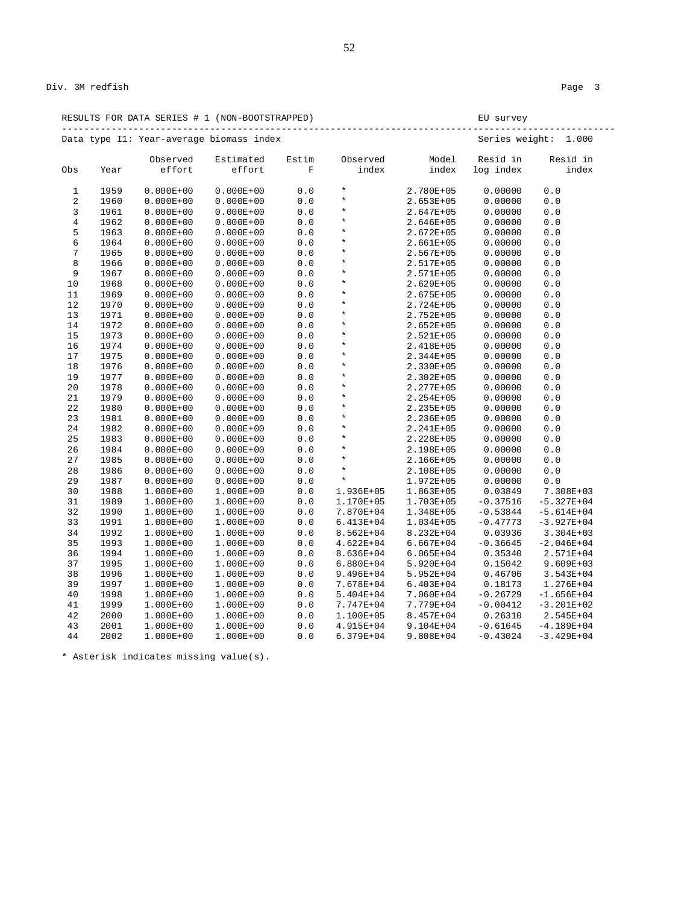Div. 3M redfish

RESULTS FOR DATA SERIES # 1 (NON-BOOTSTRAPPED) EU survey

Data type I1: Year-average biomass index Series weight: 1.000

| Obs | Year | Observed effort | Estimated effort | Estim F | Observed index | Model index | Resid in log index | Resid in index |
|---|---|---|---|---|---|---|---|---|
| 1 | 1959 | 0.000E+00 | 0.000E+00 | 0.0 | * | 2.780E+05 | 0.00000 | 0.0 |
| 2 | 1960 | 0.000E+00 | 0.000E+00 | 0.0 | * | 2.653E+05 | 0.00000 | 0.0 |
| 3 | 1961 | 0.000E+00 | 0.000E+00 | 0.0 | * | 2.647E+05 | 0.00000 | 0.0 |
| 4 | 1962 | 0.000E+00 | 0.000E+00 | 0.0 | * | 2.646E+05 | 0.00000 | 0.0 |
| 5 | 1963 | 0.000E+00 | 0.000E+00 | 0.0 | * | 2.672E+05 | 0.00000 | 0.0 |
| 6 | 1964 | 0.000E+00 | 0.000E+00 | 0.0 | * | 2.661E+05 | 0.00000 | 0.0 |
| 7 | 1965 | 0.000E+00 | 0.000E+00 | 0.0 | * | 2.567E+05 | 0.00000 | 0.0 |
| 8 | 1966 | 0.000E+00 | 0.000E+00 | 0.0 | * | 2.517E+05 | 0.00000 | 0.0 |
| 9 | 1967 | 0.000E+00 | 0.000E+00 | 0.0 | * | 2.571E+05 | 0.00000 | 0.0 |
| 10 | 1968 | 0.000E+00 | 0.000E+00 | 0.0 | * | 2.629E+05 | 0.00000 | 0.0 |
| 11 | 1969 | 0.000E+00 | 0.000E+00 | 0.0 | * | 2.675E+05 | 0.00000 | 0.0 |
| 12 | 1970 | 0.000E+00 | 0.000E+00 | 0.0 | * | 2.724E+05 | 0.00000 | 0.0 |
| 13 | 1971 | 0.000E+00 | 0.000E+00 | 0.0 | * | 2.752E+05 | 0.00000 | 0.0 |
| 14 | 1972 | 0.000E+00 | 0.000E+00 | 0.0 | * | 2.652E+05 | 0.00000 | 0.0 |
| 15 | 1973 | 0.000E+00 | 0.000E+00 | 0.0 | * | 2.521E+05 | 0.00000 | 0.0 |
| 16 | 1974 | 0.000E+00 | 0.000E+00 | 0.0 | * | 2.418E+05 | 0.00000 | 0.0 |
| 17 | 1975 | 0.000E+00 | 0.000E+00 | 0.0 | * | 2.344E+05 | 0.00000 | 0.0 |
| 18 | 1976 | 0.000E+00 | 0.000E+00 | 0.0 | * | 2.330E+05 | 0.00000 | 0.0 |
| 19 | 1977 | 0.000E+00 | 0.000E+00 | 0.0 | * | 2.302E+05 | 0.00000 | 0.0 |
| 20 | 1978 | 0.000E+00 | 0.000E+00 | 0.0 | * | 2.277E+05 | 0.00000 | 0.0 |
| 21 | 1979 | 0.000E+00 | 0.000E+00 | 0.0 | * | 2.254E+05 | 0.00000 | 0.0 |
| 22 | 1980 | 0.000E+00 | 0.000E+00 | 0.0 | * | 2.235E+05 | 0.00000 | 0.0 |
| 23 | 1981 | 0.000E+00 | 0.000E+00 | 0.0 | * | 2.236E+05 | 0.00000 | 0.0 |
| 24 | 1982 | 0.000E+00 | 0.000E+00 | 0.0 | * | 2.241E+05 | 0.00000 | 0.0 |
| 25 | 1983 | 0.000E+00 | 0.000E+00 | 0.0 | * | 2.228E+05 | 0.00000 | 0.0 |
| 26 | 1984 | 0.000E+00 | 0.000E+00 | 0.0 | * | 2.198E+05 | 0.00000 | 0.0 |
| 27 | 1985 | 0.000E+00 | 0.000E+00 | 0.0 | * | 2.166E+05 | 0.00000 | 0.0 |
| 28 | 1986 | 0.000E+00 | 0.000E+00 | 0.0 | * | 2.108E+05 | 0.00000 | 0.0 |
| 29 | 1987 | 0.000E+00 | 0.000E+00 | 0.0 | * | 1.972E+05 | 0.00000 | 0.0 |
| 30 | 1988 | 1.000E+00 | 1.000E+00 | 0.0 | 1.936E+05 | 1.863E+05 | 0.03849 | 7.308E+03 |
| 31 | 1989 | 1.000E+00 | 1.000E+00 | 0.0 | 1.170E+05 | 1.703E+05 | -0.37516 | -5.327E+04 |
| 32 | 1990 | 1.000E+00 | 1.000E+00 | 0.0 | 7.870E+04 | 1.348E+05 | -0.53844 | -5.614E+04 |
| 33 | 1991 | 1.000E+00 | 1.000E+00 | 0.0 | 6.413E+04 | 1.034E+05 | -0.47773 | -3.927E+04 |
| 34 | 1992 | 1.000E+00 | 1.000E+00 | 0.0 | 8.562E+04 | 8.232E+04 | 0.03936 | 3.304E+03 |
| 35 | 1993 | 1.000E+00 | 1.000E+00 | 0.0 | 4.622E+04 | 6.667E+04 | -0.36645 | -2.046E+04 |
| 36 | 1994 | 1.000E+00 | 1.000E+00 | 0.0 | 8.636E+04 | 6.065E+04 | 0.35340 | 2.571E+04 |
| 37 | 1995 | 1.000E+00 | 1.000E+00 | 0.0 | 6.880E+04 | 5.920E+04 | 0.15042 | 9.609E+03 |
| 38 | 1996 | 1.000E+00 | 1.000E+00 | 0.0 | 9.496E+04 | 5.952E+04 | 0.46706 | 3.543E+04 |
| 39 | 1997 | 1.000E+00 | 1.000E+00 | 0.0 | 7.678E+04 | 6.403E+04 | 0.18173 | 1.276E+04 |
| 40 | 1998 | 1.000E+00 | 1.000E+00 | 0.0 | 5.404E+04 | 7.060E+04 | -0.26729 | -1.656E+04 |
| 41 | 1999 | 1.000E+00 | 1.000E+00 | 0.0 | 7.747E+04 | 7.779E+04 | -0.00412 | -3.201E+02 |
| 42 | 2000 | 1.000E+00 | 1.000E+00 | 0.0 | 1.100E+05 | 8.457E+04 | 0.26310 | 2.545E+04 |
| 43 | 2001 | 1.000E+00 | 1.000E+00 | 0.0 | 4.915E+04 | 9.104E+04 | -0.61645 | -4.189E+04 |
| 44 | 2002 | 1.000E+00 | 1.000E+00 | 0.0 | 6.379E+04 | 9.808E+04 | -0.43024 | -3.429E+04 |

* Asterisk indicates missing value(s).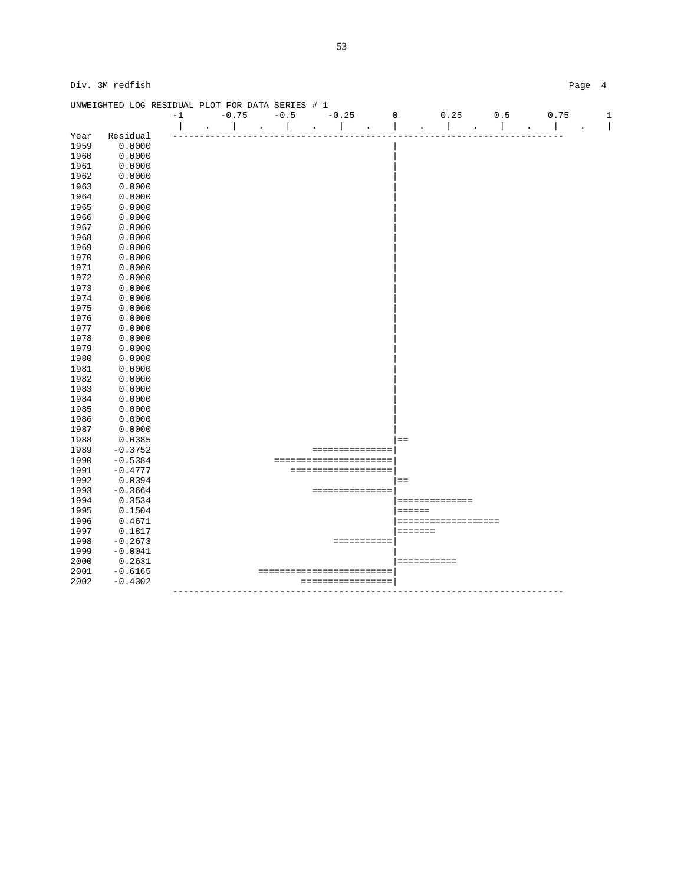Div. 3M redfish

UNWEIGHTED LOG RESIDUAL PLOT FOR DATA SERIES # 1

```
                  -1      -0.75     -0.5     -0.25       0       0.25      0.5      0.75       1
                   |    .    |    .    |    .    |    .    |    .    |    .    |    .    |    .    |
Year   Residual    -----------------------------------------------------------------------
1959     0.0000                                        |
1960     0.0000                                        |
1961     0.0000                                        |
1962     0.0000                                        |
1963     0.0000                                        |
1964     0.0000                                        |
1965     0.0000                                        |
1966     0.0000                                        |
1967     0.0000                                        |
1968     0.0000                                        |
1969     0.0000                                        |
1970     0.0000                                        |
1971     0.0000                                        |
1972     0.0000                                        |
1973     0.0000                                        |
1974     0.0000                                        |
1975     0.0000                                        |
1976     0.0000                                        |
1977     0.0000                                        |
1978     0.0000                                        |
1979     0.0000                                        |
1980     0.0000                                        |
1981     0.0000                                        |
1982     0.0000                                        |
1983     0.0000                                        |
1984     0.0000                                        |
1985     0.0000                                        |
1986     0.0000                                        |
1987     0.0000                                        |
1988     0.0385                                        |==
1989    -0.3752                         ===============|
1990    -0.5384                  ======================|
1991    -0.4777                     ===================|
1992     0.0394                                        |==
1993    -0.3664                         ===============|
1994     0.3534                                        |==============
1995     0.1504                                        |======
1996     0.4671                                        |===================
1997     0.1817                                        |=======
1998    -0.2673                             ===========|
1999    -0.0041                                        |
2000     0.2631                                        |===========
2001    -0.6165                ========================|
2002    -0.4302                       =================|
                   -----------------------------------------------------------------------
```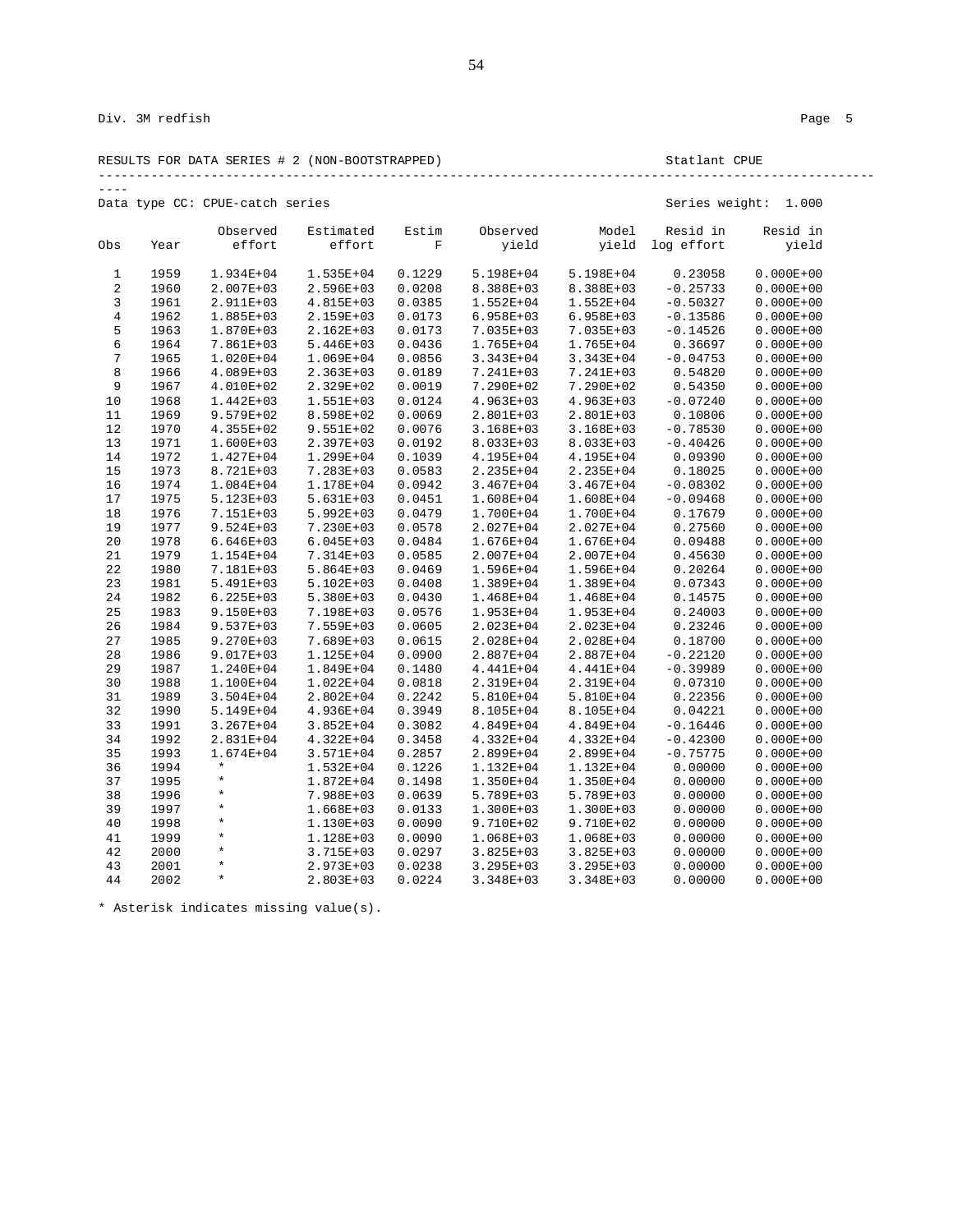Div. 3M redfish

RESULTS FOR DATA SERIES # 2 (NON-BOOTSTRAPPED)                    Statlant CPUE

Data type CC: CPUE-catch series                    Series weight: 1.000

| Obs | Year | Observed effort | Estimated effort | Estim F | Observed yield | Model yield | Resid in log effort | Resid in yield |
|---|---|---|---|---|---|---|---|---|
| 1 | 1959 | 1.934E+04 | 1.535E+04 | 0.1229 | 5.198E+04 | 5.198E+04 | 0.23058 | 0.000E+00 |
| 2 | 1960 | 2.007E+03 | 2.596E+03 | 0.0208 | 8.388E+03 | 8.388E+03 | -0.25733 | 0.000E+00 |
| 3 | 1961 | 2.911E+03 | 4.815E+03 | 0.0385 | 1.552E+04 | 1.552E+04 | -0.50327 | 0.000E+00 |
| 4 | 1962 | 1.885E+03 | 2.159E+03 | 0.0173 | 6.958E+03 | 6.958E+03 | -0.13586 | 0.000E+00 |
| 5 | 1963 | 1.870E+03 | 2.162E+03 | 0.0173 | 7.035E+03 | 7.035E+03 | -0.14526 | 0.000E+00 |
| 6 | 1964 | 7.861E+03 | 5.446E+03 | 0.0436 | 1.765E+04 | 1.765E+04 | 0.36697 | 0.000E+00 |
| 7 | 1965 | 1.020E+04 | 1.069E+04 | 0.0856 | 3.343E+04 | 3.343E+04 | -0.04753 | 0.000E+00 |
| 8 | 1966 | 4.089E+03 | 2.363E+03 | 0.0189 | 7.241E+03 | 7.241E+03 | 0.54820 | 0.000E+00 |
| 9 | 1967 | 4.010E+02 | 2.329E+02 | 0.0019 | 7.290E+02 | 7.290E+02 | 0.54350 | 0.000E+00 |
| 10 | 1968 | 1.442E+03 | 1.551E+03 | 0.0124 | 4.963E+03 | 4.963E+03 | -0.07240 | 0.000E+00 |
| 11 | 1969 | 9.579E+02 | 8.598E+02 | 0.0069 | 2.801E+03 | 2.801E+03 | 0.10806 | 0.000E+00 |
| 12 | 1970 | 4.355E+02 | 9.551E+02 | 0.0076 | 3.168E+03 | 3.168E+03 | -0.78530 | 0.000E+00 |
| 13 | 1971 | 1.600E+03 | 2.397E+03 | 0.0192 | 8.033E+03 | 8.033E+03 | -0.40426 | 0.000E+00 |
| 14 | 1972 | 1.427E+04 | 1.299E+04 | 0.1039 | 4.195E+04 | 4.195E+04 | 0.09390 | 0.000E+00 |
| 15 | 1973 | 8.721E+03 | 7.283E+03 | 0.0583 | 2.235E+04 | 2.235E+04 | 0.18025 | 0.000E+00 |
| 16 | 1974 | 1.084E+04 | 1.178E+04 | 0.0942 | 3.467E+04 | 3.467E+04 | -0.08302 | 0.000E+00 |
| 17 | 1975 | 5.123E+03 | 5.631E+03 | 0.0451 | 1.608E+04 | 1.608E+04 | -0.09468 | 0.000E+00 |
| 18 | 1976 | 7.151E+03 | 5.992E+03 | 0.0479 | 1.700E+04 | 1.700E+04 | 0.17679 | 0.000E+00 |
| 19 | 1977 | 9.524E+03 | 7.230E+03 | 0.0578 | 2.027E+04 | 2.027E+04 | 0.27560 | 0.000E+00 |
| 20 | 1978 | 6.646E+03 | 6.045E+03 | 0.0484 | 1.676E+04 | 1.676E+04 | 0.09488 | 0.000E+00 |
| 21 | 1979 | 1.154E+04 | 7.314E+03 | 0.0585 | 2.007E+04 | 2.007E+04 | 0.45630 | 0.000E+00 |
| 22 | 1980 | 7.181E+03 | 5.864E+03 | 0.0469 | 1.596E+04 | 1.596E+04 | 0.20264 | 0.000E+00 |
| 23 | 1981 | 5.491E+03 | 5.102E+03 | 0.0408 | 1.389E+04 | 1.389E+04 | 0.07343 | 0.000E+00 |
| 24 | 1982 | 6.225E+03 | 5.380E+03 | 0.0430 | 1.468E+04 | 1.468E+04 | 0.14575 | 0.000E+00 |
| 25 | 1983 | 9.150E+03 | 7.198E+03 | 0.0576 | 1.953E+04 | 1.953E+04 | 0.24003 | 0.000E+00 |
| 26 | 1984 | 9.537E+03 | 7.559E+03 | 0.0605 | 2.023E+04 | 2.023E+04 | 0.23246 | 0.000E+00 |
| 27 | 1985 | 9.270E+03 | 7.689E+03 | 0.0615 | 2.028E+04 | 2.028E+04 | 0.18700 | 0.000E+00 |
| 28 | 1986 | 9.017E+03 | 1.125E+04 | 0.0900 | 2.887E+04 | 2.887E+04 | -0.22120 | 0.000E+00 |
| 29 | 1987 | 1.240E+04 | 1.849E+04 | 0.1480 | 4.441E+04 | 4.441E+04 | -0.39989 | 0.000E+00 |
| 30 | 1988 | 1.100E+04 | 1.022E+04 | 0.0818 | 2.319E+04 | 2.319E+04 | 0.07310 | 0.000E+00 |
| 31 | 1989 | 3.504E+04 | 2.802E+04 | 0.2242 | 5.810E+04 | 5.810E+04 | 0.22356 | 0.000E+00 |
| 32 | 1990 | 5.149E+04 | 4.936E+04 | 0.3949 | 8.105E+04 | 8.105E+04 | 0.04221 | 0.000E+00 |
| 33 | 1991 | 3.267E+04 | 3.852E+04 | 0.3082 | 4.849E+04 | 4.849E+04 | -0.16446 | 0.000E+00 |
| 34 | 1992 | 2.831E+04 | 4.322E+04 | 0.3458 | 4.332E+04 | 4.332E+04 | -0.42300 | 0.000E+00 |
| 35 | 1993 | 1.674E+04 | 3.571E+04 | 0.2857 | 2.899E+04 | 2.899E+04 | -0.75775 | 0.000E+00 |
| 36 | 1994 | * | 1.532E+04 | 0.1226 | 1.132E+04 | 1.132E+04 | 0.00000 | 0.000E+00 |
| 37 | 1995 | * | 1.872E+04 | 0.1498 | 1.350E+04 | 1.350E+04 | 0.00000 | 0.000E+00 |
| 38 | 1996 | * | 7.988E+03 | 0.0639 | 5.789E+03 | 5.789E+03 | 0.00000 | 0.000E+00 |
| 39 | 1997 | * | 1.668E+03 | 0.0133 | 1.300E+03 | 1.300E+03 | 0.00000 | 0.000E+00 |
| 40 | 1998 | * | 1.130E+03 | 0.0090 | 9.710E+02 | 9.710E+02 | 0.00000 | 0.000E+00 |
| 41 | 1999 | * | 1.128E+03 | 0.0090 | 1.068E+03 | 1.068E+03 | 0.00000 | 0.000E+00 |
| 42 | 2000 | * | 3.715E+03 | 0.0297 | 3.825E+03 | 3.825E+03 | 0.00000 | 0.000E+00 |
| 43 | 2001 | * | 2.973E+03 | 0.0238 | 3.295E+03 | 3.295E+03 | 0.00000 | 0.000E+00 |
| 44 | 2002 | * | 2.803E+03 | 0.0224 | 3.348E+03 | 3.348E+03 | 0.00000 | 0.000E+00 |

* Asterisk indicates missing value(s).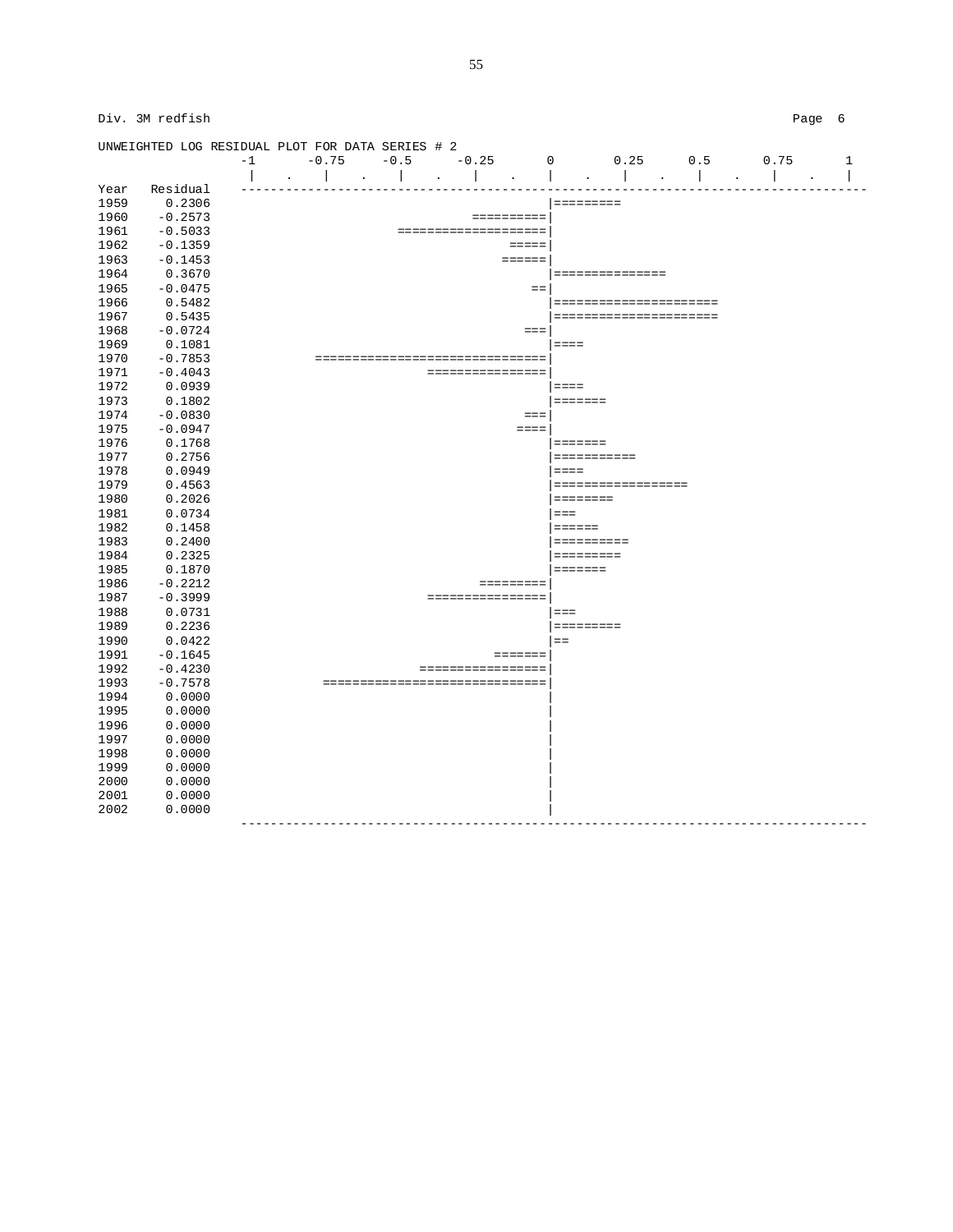Div. 3M redfish

Page 6

```
UNWEIGHTED LOG RESIDUAL PLOT FOR DATA SERIES # 2
                 -1      -0.75     -0.5      -0.25       0       0.25      0.5      0.75       1
                  |    .    |    .    |    .    |    .    |    .    |    .    |    .    |    .    |
Year   Residual  -------------------------------------------------------------------------------------
1959    0.2306                                          |=========
1960   -0.2573                                ==========|
1961   -0.5033                      ====================|
1962   -0.1359                                     =====|
1963   -0.1453                                    ======|
1964    0.3670                                          |===============
1965   -0.0475                                        ==|
1966    0.5482                                          |======================
1967    0.5435                                          |======================
1968   -0.0724                                       ===|
1969    0.1081                                          |====
1970   -0.7853           ===============================|
1971   -0.4043                          ================|
1972    0.0939                                          |====
1973    0.1802                                          |=======
1974   -0.0830                                       ===|
1975   -0.0947                                      ====|
1976    0.1768                                          |=======
1977    0.2756                                          |===========
1978    0.0949                                          |====
1979    0.4563                                          |==================
1980    0.2026                                          |========
1981    0.0734                                          |===
1982    0.1458                                          |======
1983    0.2400                                          |==========
1984    0.2325                                          |=========
1985    0.1870                                          |=======
1986   -0.2212                                 =========|
1987   -0.3999                          ================|
1988    0.0731                                          |===
1989    0.2236                                          |=========
1990    0.0422                                          |==
1991   -0.1645                                   =======|
1992   -0.4230                         =================|
1993   -0.7578            ==============================|
1994    0.0000                                          |
1995    0.0000                                          |
1996    0.0000                                          |
1997    0.0000                                          |
1998    0.0000                                          |
1999    0.0000                                          |
2000    0.0000                                          |
2001    0.0000                                          |
2002    0.0000                                          |
                 -------------------------------------------------------------------------------------
```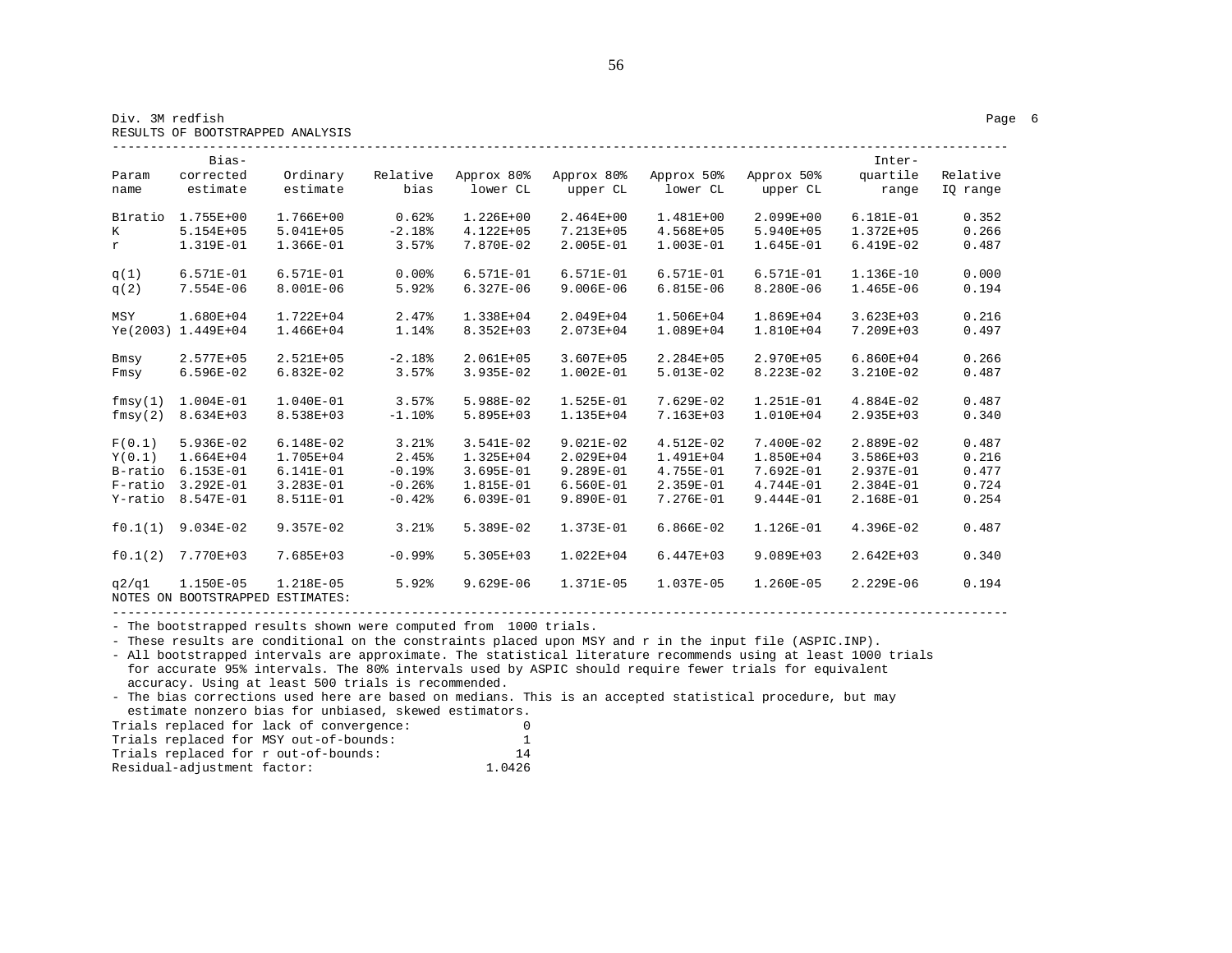Div. 3M redfish

RESULTS OF BOOTSTRAPPED ANALYSIS

| Param name | Bias-corrected estimate | Ordinary estimate | Relative bias | Approx 80% lower CL | Approx 80% upper CL | Approx 50% lower CL | Approx 50% upper CL | Inter-quartile range | Relative IQ range |
|---|---|---|---|---|---|---|---|---|---|
| B1ratio | 1.755E+00 | 1.766E+00 | 0.62% | 1.226E+00 | 2.464E+00 | 1.481E+00 | 2.099E+00 | 6.181E-01 | 0.352 |
| K | 5.154E+05 | 5.041E+05 | -2.18% | 4.122E+05 | 7.213E+05 | 4.568E+05 | 5.940E+05 | 1.372E+05 | 0.266 |
| r | 1.319E-01 | 1.366E-01 | 3.57% | 7.870E-02 | 2.005E-01 | 1.003E-01 | 1.645E-01 | 6.419E-02 | 0.487 |
| q(1) | 6.571E-01 | 6.571E-01 | 0.00% | 6.571E-01 | 6.571E-01 | 6.571E-01 | 6.571E-01 | 1.136E-10 | 0.000 |
| q(2) | 7.554E-06 | 8.001E-06 | 5.92% | 6.327E-06 | 9.006E-06 | 6.815E-06 | 8.280E-06 | 1.465E-06 | 0.194 |
| MSY | 1.680E+04 | 1.722E+04 | 2.47% | 1.338E+04 | 2.049E+04 | 1.506E+04 | 1.869E+04 | 3.623E+03 | 0.216 |
| Ye(2003) | 1.449E+04 | 1.466E+04 | 1.14% | 8.352E+03 | 2.073E+04 | 1.089E+04 | 1.810E+04 | 7.209E+03 | 0.497 |
| Bmsy | 2.577E+05 | 2.521E+05 | -2.18% | 2.061E+05 | 3.607E+05 | 2.284E+05 | 2.970E+05 | 6.860E+04 | 0.266 |
| Fmsy | 6.596E-02 | 6.832E-02 | 3.57% | 3.935E-02 | 1.002E-01 | 5.013E-02 | 8.223E-02 | 3.210E-02 | 0.487 |
| fmsy(1) | 1.004E-01 | 1.040E-01 | 3.57% | 5.988E-02 | 1.525E-01 | 7.629E-02 | 1.251E-01 | 4.884E-02 | 0.487 |
| fmsy(2) | 8.634E+03 | 8.538E+03 | -1.10% | 5.895E+03 | 1.135E+04 | 7.163E+03 | 1.010E+04 | 2.935E+03 | 0.340 |
| F(0.1) | 5.936E-02 | 6.148E-02 | 3.21% | 3.541E-02 | 9.021E-02 | 4.512E-02 | 7.400E-02 | 2.889E-02 | 0.487 |
| Y(0.1) | 1.664E+04 | 1.705E+04 | 2.45% | 1.325E+04 | 2.029E+04 | 1.491E+04 | 1.850E+04 | 3.586E+03 | 0.216 |
| B-ratio | 6.153E-01 | 6.141E-01 | -0.19% | 3.695E-01 | 9.289E-01 | 4.755E-01 | 7.692E-01 | 2.937E-01 | 0.477 |
| F-ratio | 3.292E-01 | 3.283E-01 | -0.26% | 1.815E-01 | 6.560E-01 | 2.359E-01 | 4.744E-01 | 2.384E-01 | 0.724 |
| Y-ratio | 8.547E-01 | 8.511E-01 | -0.42% | 6.039E-01 | 9.890E-01 | 7.276E-01 | 9.444E-01 | 2.168E-01 | 0.254 |
| f0.1(1) | 9.034E-02 | 9.357E-02 | 3.21% | 5.389E-02 | 1.373E-01 | 6.866E-02 | 1.126E-01 | 4.396E-02 | 0.487 |
| f0.1(2) | 7.770E+03 | 7.685E+03 | -0.99% | 5.305E+03 | 1.022E+04 | 6.447E+03 | 9.089E+03 | 2.642E+03 | 0.340 |
| q2/q1 | 1.150E-05 | 1.218E-05 | 5.92% | 9.629E-06 | 1.371E-05 | 1.037E-05 | 1.260E-05 | 2.229E-06 | 0.194 |

NOTES ON BOOTSTRAPPED ESTIMATES:

- The bootstrapped results shown were computed from 1000 trials.
- These results are conditional on the constraints placed upon MSY and r in the input file (ASPIC.INP).
- All bootstrapped intervals are approximate. The statistical literature recommends using at least 1000 trials for accurate 95% intervals. The 80% intervals used by ASPIC should require fewer trials for equivalent accuracy. Using at least 500 trials is recommended.
- The bias corrections used here are based on medians. This is an accepted statistical procedure, but may estimate nonzero bias for unbiased, skewed estimators.

```
Trials replaced for lack of convergence:          0
Trials replaced for MSY out-of-bounds:            1
Trials replaced for r out-of-bounds:             14
Residual-adjustment factor:                  1.0426
```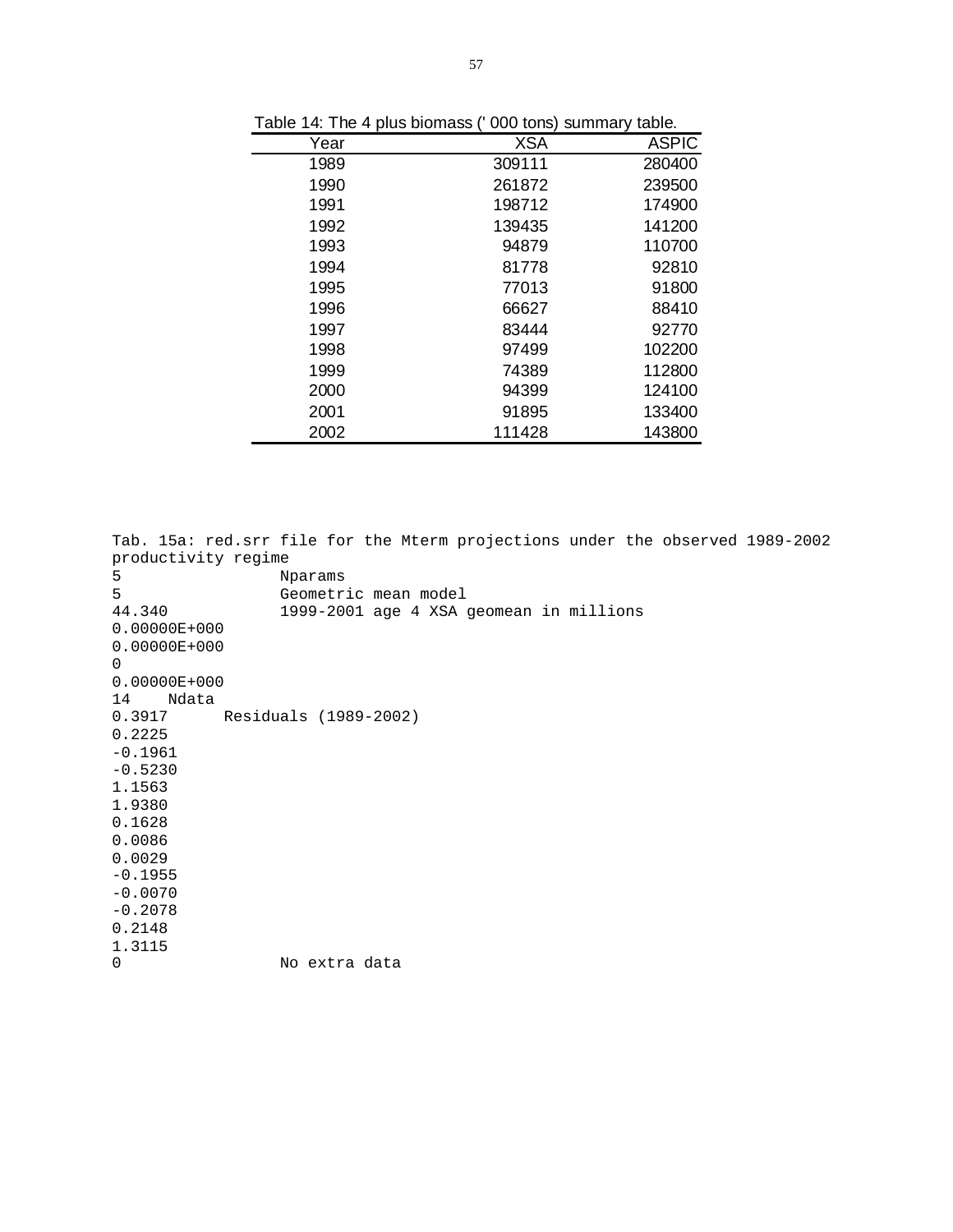Table 14: The 4 plus biomass (' 000 tons) summary table.

| Year | XSA | ASPIC |
|---|---|---|
| 1989 | 309111 | 280400 |
| 1990 | 261872 | 239500 |
| 1991 | 198712 | 174900 |
| 1992 | 139435 | 141200 |
| 1993 | 94879 | 110700 |
| 1994 | 81778 | 92810 |
| 1995 | 77013 | 91800 |
| 1996 | 66627 | 88410 |
| 1997 | 83444 | 92770 |
| 1998 | 97499 | 102200 |
| 1999 | 74389 | 112800 |
| 2000 | 94399 | 124100 |
| 2001 | 91895 | 133400 |
| 2002 | 111428 | 143800 |

```
Tab. 15a: red.srr file for the Mterm projections under the observed 1989-2002
productivity regime
5                 Nparams
5                 Geometric mean model
44.340            1999-2001 age 4 XSA geomean in millions
0.00000E+000
0.00000E+000
0
0.00000E+000
14    Ndata
0.3917      Residuals (1989-2002)
0.2225
-0.1961
-0.5230
1.1563
1.9380
0.1628
0.0086
0.0029
-0.1955
-0.0070
-0.2078
0.2148
1.3115
0                 No extra data
```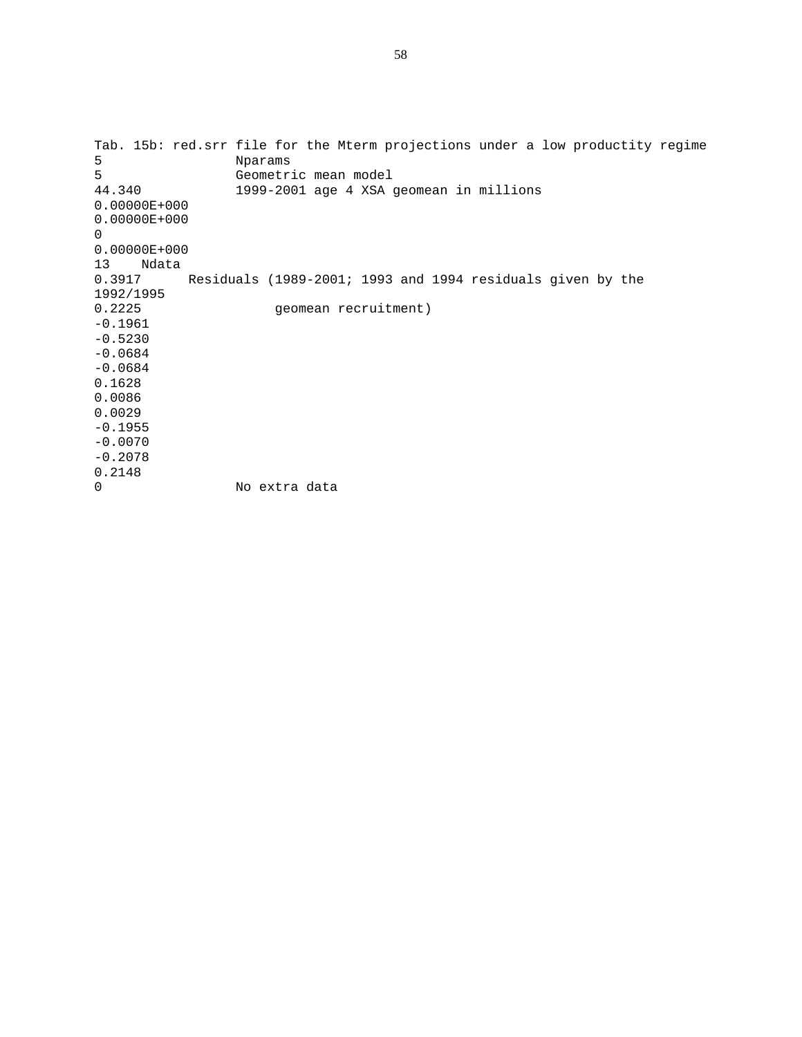Tab. 15b: red.srr file for the Mterm projections under a low productity regime

```
5               Nparams
5               Geometric mean model
44.340          1999-2001 age 4 XSA geomean in millions
0.00000E+000
0.00000E+000
0
0.00000E+000
13    Ndata
0.3917      Residuals (1989-2001; 1993 and 1994 residuals given by the
1992/1995
0.2225               geomean recruitment)
-0.1961
-0.5230
-0.0684
-0.0684
0.1628
0.0086
0.0029
-0.1955
-0.0070
-0.2078
0.2148
0               No extra data
```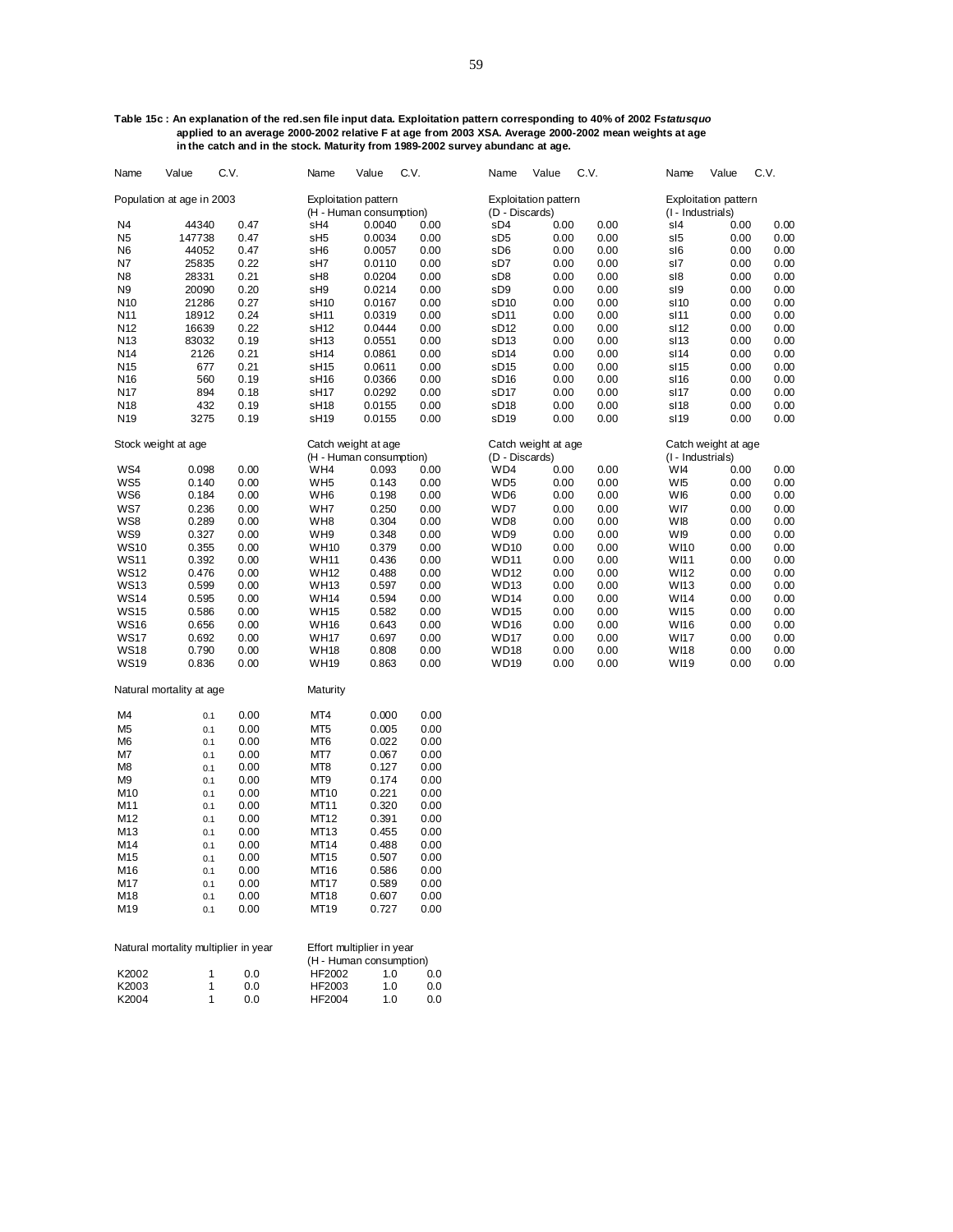**Table 15c : An explanation of the red.sen file input data. Exploitation pattern corresponding to 40% of 2002 F*statusquo* applied to an average 2000-2002 relative F at age from 2003 XSA. Average 2000-2002 mean weights at age in the catch and in the stock. Maturity from 1989-2002 survey abundanc at age.**

| Name | Value | C.V. | Name | Value | C.V. | Name | Value | C.V. | Name | Value | C.V. |
|---|---|---|---|---|---|---|---|---|---|---|---|
| Population at age in 2003 | | | Exploitation pattern (H - Human consumption) | | | Exploitation pattern (D - Discards) | | | Exploitation pattern (I - Industrials) | | |
| N4 | 44340 | 0.47 | sH4 | 0.0040 | 0.00 | sD4 | 0.00 | 0.00 | sI4 | 0.00 | 0.00 |
| N5 | 147738 | 0.47 | sH5 | 0.0034 | 0.00 | sD5 | 0.00 | 0.00 | sI5 | 0.00 | 0.00 |
| N6 | 44052 | 0.47 | sH6 | 0.0057 | 0.00 | sD6 | 0.00 | 0.00 | sI6 | 0.00 | 0.00 |
| N7 | 25835 | 0.22 | sH7 | 0.0110 | 0.00 | sD7 | 0.00 | 0.00 | sI7 | 0.00 | 0.00 |
| N8 | 28331 | 0.21 | sH8 | 0.0204 | 0.00 | sD8 | 0.00 | 0.00 | sI8 | 0.00 | 0.00 |
| N9 | 20090 | 0.20 | sH9 | 0.0214 | 0.00 | sD9 | 0.00 | 0.00 | sI9 | 0.00 | 0.00 |
| N10 | 21286 | 0.27 | sH10 | 0.0167 | 0.00 | sD10 | 0.00 | 0.00 | sI10 | 0.00 | 0.00 |
| N11 | 18912 | 0.24 | sH11 | 0.0319 | 0.00 | sD11 | 0.00 | 0.00 | sI11 | 0.00 | 0.00 |
| N12 | 16639 | 0.22 | sH12 | 0.0444 | 0.00 | sD12 | 0.00 | 0.00 | sI12 | 0.00 | 0.00 |
| N13 | 83032 | 0.19 | sH13 | 0.0551 | 0.00 | sD13 | 0.00 | 0.00 | sI13 | 0.00 | 0.00 |
| N14 | 2126 | 0.21 | sH14 | 0.0861 | 0.00 | sD14 | 0.00 | 0.00 | sI14 | 0.00 | 0.00 |
| N15 | 677 | 0.21 | sH15 | 0.0611 | 0.00 | sD15 | 0.00 | 0.00 | sI15 | 0.00 | 0.00 |
| N16 | 560 | 0.19 | sH16 | 0.0366 | 0.00 | sD16 | 0.00 | 0.00 | sI16 | 0.00 | 0.00 |
| N17 | 894 | 0.18 | sH17 | 0.0292 | 0.00 | sD17 | 0.00 | 0.00 | sI17 | 0.00 | 0.00 |
| N18 | 432 | 0.19 | sH18 | 0.0155 | 0.00 | sD18 | 0.00 | 0.00 | sI18 | 0.00 | 0.00 |
| N19 | 3275 | 0.19 | sH19 | 0.0155 | 0.00 | sD19 | 0.00 | 0.00 | sI19 | 0.00 | 0.00 |
| Stock weight at age | | | Catch weight at age (H - Human consumption) | | | Catch weight at age (D - Discards) | | | Catch weight at age (I - Industrials) | | |
| WS4 | 0.098 | 0.00 | WH4 | 0.093 | 0.00 | WD4 | 0.00 | 0.00 | WI4 | 0.00 | 0.00 |
| WS5 | 0.140 | 0.00 | WH5 | 0.143 | 0.00 | WD5 | 0.00 | 0.00 | WI5 | 0.00 | 0.00 |
| WS6 | 0.184 | 0.00 | WH6 | 0.198 | 0.00 | WD6 | 0.00 | 0.00 | WI6 | 0.00 | 0.00 |
| WS7 | 0.236 | 0.00 | WH7 | 0.250 | 0.00 | WD7 | 0.00 | 0.00 | WI7 | 0.00 | 0.00 |
| WS8 | 0.289 | 0.00 | WH8 | 0.304 | 0.00 | WD8 | 0.00 | 0.00 | WI8 | 0.00 | 0.00 |
| WS9 | 0.327 | 0.00 | WH9 | 0.348 | 0.00 | WD9 | 0.00 | 0.00 | WI9 | 0.00 | 0.00 |
| WS10 | 0.355 | 0.00 | WH10 | 0.379 | 0.00 | WD10 | 0.00 | 0.00 | WI10 | 0.00 | 0.00 |
| WS11 | 0.392 | 0.00 | WH11 | 0.436 | 0.00 | WD11 | 0.00 | 0.00 | WI11 | 0.00 | 0.00 |
| WS12 | 0.476 | 0.00 | WH12 | 0.488 | 0.00 | WD12 | 0.00 | 0.00 | WI12 | 0.00 | 0.00 |
| WS13 | 0.599 | 0.00 | WH13 | 0.597 | 0.00 | WD13 | 0.00 | 0.00 | WI13 | 0.00 | 0.00 |
| WS14 | 0.595 | 0.00 | WH14 | 0.594 | 0.00 | WD14 | 0.00 | 0.00 | WI14 | 0.00 | 0.00 |
| WS15 | 0.586 | 0.00 | WH15 | 0.582 | 0.00 | WD15 | 0.00 | 0.00 | WI15 | 0.00 | 0.00 |
| WS16 | 0.656 | 0.00 | WH16 | 0.643 | 0.00 | WD16 | 0.00 | 0.00 | WI16 | 0.00 | 0.00 |
| WS17 | 0.692 | 0.00 | WH17 | 0.697 | 0.00 | WD17 | 0.00 | 0.00 | WI17 | 0.00 | 0.00 |
| WS18 | 0.790 | 0.00 | WH18 | 0.808 | 0.00 | WD18 | 0.00 | 0.00 | WI18 | 0.00 | 0.00 |
| WS19 | 0.836 | 0.00 | WH19 | 0.863 | 0.00 | WD19 | 0.00 | 0.00 | WI19 | 0.00 | 0.00 |
| Natural mortality at age | | | Maturity | | | | | | | | |
| M4 | 0.1 | 0.00 | MT4 | 0.000 | 0.00 | | | | | | |
| M5 | 0.1 | 0.00 | MT5 | 0.005 | 0.00 | | | | | | |
| M6 | 0.1 | 0.00 | MT6 | 0.022 | 0.00 | | | | | | |
| M7 | 0.1 | 0.00 | MT7 | 0.067 | 0.00 | | | | | | |
| M8 | 0.1 | 0.00 | MT8 | 0.127 | 0.00 | | | | | | |
| M9 | 0.1 | 0.00 | MT9 | 0.174 | 0.00 | | | | | | |
| M10 | 0.1 | 0.00 | MT10 | 0.221 | 0.00 | | | | | | |
| M11 | 0.1 | 0.00 | MT11 | 0.320 | 0.00 | | | | | | |
| M12 | 0.1 | 0.00 | MT12 | 0.391 | 0.00 | | | | | | |
| M13 | 0.1 | 0.00 | MT13 | 0.455 | 0.00 | | | | | | |
| M14 | 0.1 | 0.00 | MT14 | 0.488 | 0.00 | | | | | | |
| M15 | 0.1 | 0.00 | MT15 | 0.507 | 0.00 | | | | | | |
| M16 | 0.1 | 0.00 | MT16 | 0.586 | 0.00 | | | | | | |
| M17 | 0.1 | 0.00 | MT17 | 0.589 | 0.00 | | | | | | |
| M18 | 0.1 | 0.00 | MT18 | 0.607 | 0.00 | | | | | | |
| M19 | 0.1 | 0.00 | MT19 | 0.727 | 0.00 | | | | | | |
| Natural mortality multiplier in year | | | Effort multiplier in year (H - Human consumption) | | | | | | | | |
| K2002 | 1 | 0.0 | HF2002 | 1.0 | 0.0 | | | | | | |
| K2003 | 1 | 0.0 | HF2003 | 1.0 | 0.0 | | | | | | |
| K2004 | 1 | 0.0 | HF2004 | 1.0 | 0.0 | | | | | | |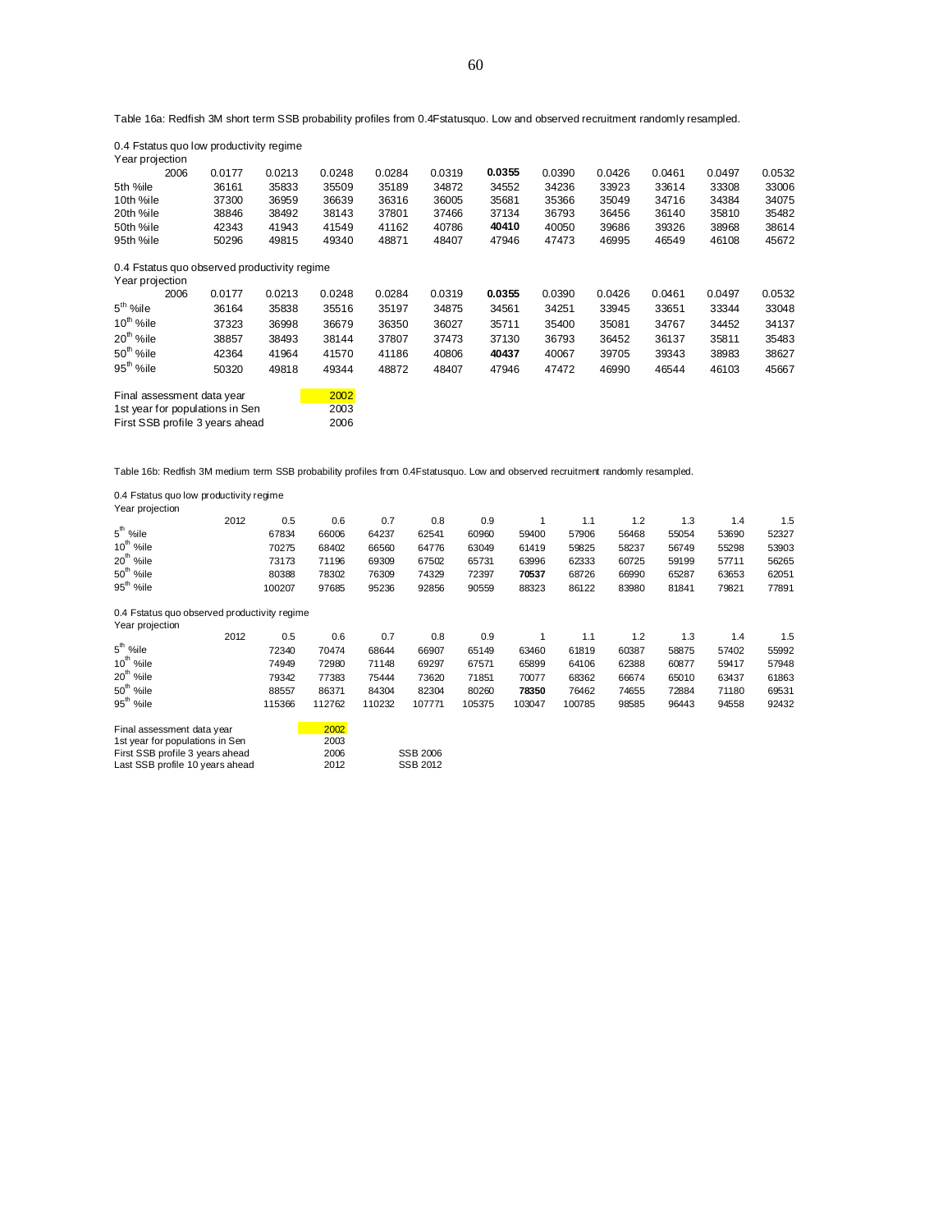Table 16a: Redfish 3M short term SSB probability profiles from 0.4Fstatusquo. Low and observed recruitment randomly resampled.

0.4 Fstatus quo low productivity regime

Year projection

| 2006 | 0.0177 | 0.0213 | 0.0248 | 0.0284 | 0.0319 | **0.0355** | 0.0390 | 0.0426 | 0.0461 | 0.0497 | 0.0532 |
|---|---|---|---|---|---|---|---|---|---|---|---|
| 5th %ile | 36161 | 35833 | 35509 | 35189 | 34872 | 34552 | 34236 | 33923 | 33614 | 33308 | 33006 |
| 10th %ile | 37300 | 36959 | 36639 | 36316 | 36005 | 35681 | 35366 | 35049 | 34716 | 34384 | 34075 |
| 20th %ile | 38846 | 38492 | 38143 | 37801 | 37466 | 37134 | 36793 | 36456 | 36140 | 35810 | 35482 |
| 50th %ile | 42343 | 41943 | 41549 | 41162 | 40786 | **40410** | 40050 | 39686 | 39326 | 38968 | 38614 |
| 95th %ile | 50296 | 49815 | 49340 | 48871 | 48407 | 47946 | 47473 | 46995 | 46549 | 46108 | 45672 |

0.4 Fstatus quo observed productivity regime

Year projection

| 2006 | 0.0177 | 0.0213 | 0.0248 | 0.0284 | 0.0319 | **0.0355** | 0.0390 | 0.0426 | 0.0461 | 0.0497 | 0.0532 |
|---|---|---|---|---|---|---|---|---|---|---|---|
| 5th %ile | 36164 | 35838 | 35516 | 35197 | 34875 | 34561 | 34251 | 33945 | 33651 | 33344 | 33048 |
| 10th %ile | 37323 | 36998 | 36679 | 36350 | 36027 | 35711 | 35400 | 35081 | 34767 | 34452 | 34137 |
| 20th %ile | 38857 | 38493 | 38144 | 37807 | 37473 | 37130 | 36793 | 36452 | 36137 | 35811 | 35483 |
| 50th %ile | 42364 | 41964 | 41570 | 41186 | 40806 | **40437** | 40067 | 39705 | 39343 | 38983 | 38627 |
| 95th %ile | 50320 | 49818 | 49344 | 48872 | 48407 | 47946 | 47472 | 46990 | 46544 | 46103 | 45667 |

| | |
|---|---|
| Final assessment data year | 2002 |
| 1st year for populations in Sen | 2003 |
| First SSB profile 3 years ahead | 2006 |

Table 16b: Redfish 3M medium term SSB probability profiles from 0.4Fstatusquo. Low and observed recruitment randomly resampled.

0.4 Fstatus quo low productivity regime

Year projection

| 2012 | 0.5 | 0.6 | 0.7 | 0.8 | 0.9 | 1 | 1.1 | 1.2 | 1.3 | 1.4 | 1.5 |
|---|---|---|---|---|---|---|---|---|---|---|---|
| 5th %ile | 67834 | 66006 | 64237 | 62541 | 60960 | 59400 | 57906 | 56468 | 55054 | 53690 | 52327 |
| 10th %ile | 70275 | 68402 | 66560 | 64776 | 63049 | 61419 | 59825 | 58237 | 56749 | 55298 | 53903 |
| 20th %ile | 73173 | 71196 | 69309 | 67502 | 65731 | 63996 | 62333 | 60725 | 59199 | 57711 | 56265 |
| 50th %ile | 80388 | 78302 | 76309 | 74329 | 72397 | **70537** | 68726 | 66990 | 65287 | 63653 | 62051 |
| 95th %ile | 100207 | 97685 | 95236 | 92856 | 90559 | 88323 | 86122 | 83980 | 81841 | 79821 | 77891 |

0.4 Fstatus quo observed productivity regime

Year projection

| 2012 | 0.5 | 0.6 | 0.7 | 0.8 | 0.9 | 1 | 1.1 | 1.2 | 1.3 | 1.4 | 1.5 |
|---|---|---|---|---|---|---|---|---|---|---|---|
| 5th %ile | 72340 | 70474 | 68644 | 66907 | 65149 | 63460 | 61819 | 60387 | 58875 | 57402 | 55992 |
| 10th %ile | 74949 | 72980 | 71148 | 69297 | 67571 | 65899 | 64106 | 62388 | 60877 | 59417 | 57948 |
| 20th %ile | 79342 | 77383 | 75444 | 73620 | 71851 | 70077 | 68362 | 66674 | 65010 | 63437 | 61863 |
| 50th %ile | 88557 | 86371 | 84304 | 82304 | 80260 | **78350** | 76462 | 74655 | 72884 | 71180 | 69531 |
| 95th %ile | 115366 | 112762 | 110232 | 107771 | 105375 | 103047 | 100785 | 98585 | 96443 | 94558 | 92432 |

| | | |
|---|---|---|
| Final assessment data year | 2002 | |
| 1st year for populations in Sen | 2003 | |
| First SSB profile 3 years ahead | 2006 | SSB 2006 |
| Last SSB profile 10 years ahead | 2012 | SSB 2012 |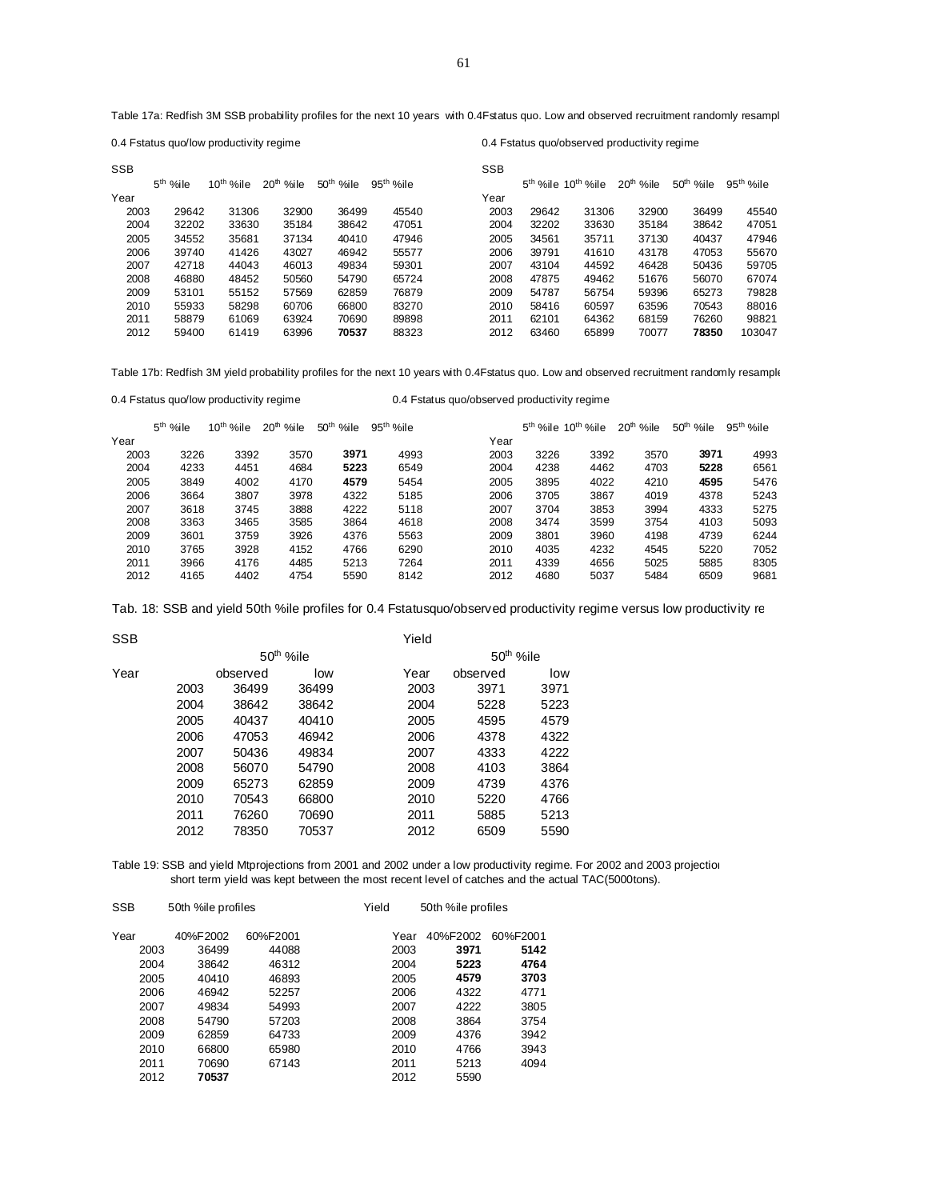Table 17a: Redfish 3M SSB probability profiles for the next 10 years with 0.4Fstatus quo. Low and observed recruitment randomly resampl

0.4 Fstatus quo/low productivity regime

| SSB | | | | | |
|---|---|---|---|---|---|
| Year | 5th %ile | 10th %ile | 20th %ile | 50th %ile | 95th %ile |
| 2003 | 29642 | 31306 | 32900 | 36499 | 45540 |
| 2004 | 32202 | 33630 | 35184 | 38642 | 47051 |
| 2005 | 34552 | 35681 | 37134 | 40410 | 47946 |
| 2006 | 39740 | 41426 | 43027 | 46942 | 55577 |
| 2007 | 42718 | 44043 | 46013 | 49834 | 59301 |
| 2008 | 46880 | 48452 | 50560 | 54790 | 65724 |
| 2009 | 53101 | 55152 | 57569 | 62859 | 76879 |
| 2010 | 55933 | 58298 | 60706 | 66800 | 83270 |
| 2011 | 58879 | 61069 | 63924 | 70690 | 89898 |
| 2012 | 59400 | 61419 | 63996 | **70537** | 88323 |

0.4 Fstatus quo/observed productivity regime

| SSB | | | | | |
|---|---|---|---|---|---|
| Year | 5th %ile | 10th %ile | 20th %ile | 50th %ile | 95th %ile |
| 2003 | 29642 | 31306 | 32900 | 36499 | 45540 |
| 2004 | 32202 | 33630 | 35184 | 38642 | 47051 |
| 2005 | 34561 | 35711 | 37130 | 40437 | 47946 |
| 2006 | 39791 | 41610 | 43178 | 47053 | 55670 |
| 2007 | 43104 | 44592 | 46428 | 50436 | 59705 |
| 2008 | 47875 | 49462 | 51676 | 56070 | 67074 |
| 2009 | 54787 | 56754 | 59396 | 65273 | 79828 |
| 2010 | 58416 | 60597 | 63596 | 70543 | 88016 |
| 2011 | 62101 | 64362 | 68159 | 76260 | 98821 |
| 2012 | 63460 | 65899 | 70077 | **78350** | 103047 |

Table 17b: Redfish 3M yield probability profiles for the next 10 years with 0.4Fstatus quo. Low and observed recruitment randomly resample

0.4 Fstatus quo/low productivity regime

| Year | 5th %ile | 10th %ile | 20th %ile | 50th %ile | 95th %ile |
|---|---|---|---|---|---|
| 2003 | 3226 | 3392 | 3570 | **3971** | 4993 |
| 2004 | 4233 | 4451 | 4684 | **5223** | 6549 |
| 2005 | 3849 | 4002 | 4170 | **4579** | 5454 |
| 2006 | 3664 | 3807 | 3978 | 4322 | 5185 |
| 2007 | 3618 | 3745 | 3888 | 4222 | 5118 |
| 2008 | 3363 | 3465 | 3585 | 3864 | 4618 |
| 2009 | 3601 | 3759 | 3926 | 4376 | 5563 |
| 2010 | 3765 | 3928 | 4152 | 4766 | 6290 |
| 2011 | 3966 | 4176 | 4485 | 5213 | 7264 |
| 2012 | 4165 | 4402 | 4754 | 5590 | 8142 |

0.4 Fstatus quo/observed productivity regime

| Year | 5th %ile | 10th %ile | 20th %ile | 50th %ile | 95th %ile |
|---|---|---|---|---|---|
| 2003 | 3226 | 3392 | 3570 | **3971** | 4993 |
| 2004 | 4238 | 4462 | 4703 | **5228** | 6561 |
| 2005 | 3895 | 4022 | 4210 | **4595** | 5476 |
| 2006 | 3705 | 3867 | 4019 | 4378 | 5243 |
| 2007 | 3704 | 3853 | 3994 | 4333 | 5275 |
| 2008 | 3474 | 3599 | 3754 | 4103 | 5093 |
| 2009 | 3801 | 3960 | 4198 | 4739 | 6244 |
| 2010 | 4035 | 4232 | 4545 | 5220 | 7052 |
| 2011 | 4339 | 4656 | 5025 | 5885 | 8305 |
| 2012 | 4680 | 5037 | 5484 | 6509 | 9681 |

Tab. 18: SSB and yield 50th %ile profiles for 0.4 Fstatusquo/observed productivity regime versus low productivity re

| SSB | 50th %ile | | Yield | 50th %ile | |
|---|---|---|---|---|---|
| Year | observed | low | Year | observed | low |
| 2003 | 36499 | 36499 | 2003 | 3971 | 3971 |
| 2004 | 38642 | 38642 | 2004 | 5228 | 5223 |
| 2005 | 40437 | 40410 | 2005 | 4595 | 4579 |
| 2006 | 47053 | 46942 | 2006 | 4378 | 4322 |
| 2007 | 50436 | 49834 | 2007 | 4333 | 4222 |
| 2008 | 56070 | 54790 | 2008 | 4103 | 3864 |
| 2009 | 65273 | 62859 | 2009 | 4739 | 4376 |
| 2010 | 70543 | 66800 | 2010 | 5220 | 4766 |
| 2011 | 76260 | 70690 | 2011 | 5885 | 5213 |
| 2012 | 78350 | 70537 | 2012 | 6509 | 5590 |

Table 19: SSB and yield Mtprojections from 2001 and 2002 under a low productivity regime. For 2002 and 2003 projectio short term yield was kept between the most recent level of catches and the actual TAC(5000tons).

| SSB | 50th %ile profiles | | Yield | 50th %ile profiles | |
|---|---|---|---|---|---|
| Year | 40%F2002 | 60%F2001 | Year | 40%F2002 | 60%F2001 |
| 2003 | 36499 | 44088 | 2003 | **3971** | **5142** |
| 2004 | 38642 | 46312 | 2004 | **5223** | **4764** |
| 2005 | 40410 | 46893 | 2005 | **4579** | **3703** |
| 2006 | 46942 | 52257 | 2006 | 4322 | 4771 |
| 2007 | 49834 | 54993 | 2007 | 4222 | 3805 |
| 2008 | 54790 | 57203 | 2008 | 3864 | 3754 |
| 2009 | 62859 | 64733 | 2009 | 4376 | 3942 |
| 2010 | 66800 | 65980 | 2010 | 4766 | 3943 |
| 2011 | 70690 | 67143 | 2011 | 5213 | 4094 |
| 2012 | **70537** | | 2012 | 5590 | |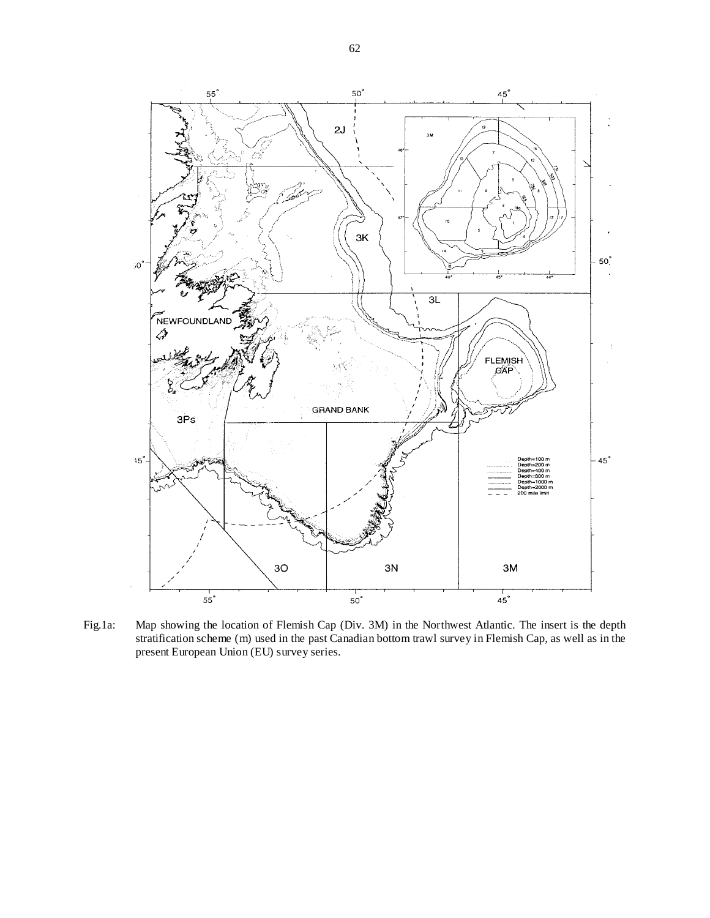Fig.1a: Map showing the location of Flemish Cap (Div. 3M) in the Northwest Atlantic. The insert is the depth stratification scheme (m) used in the past Canadian bottom trawl survey in Flemish Cap, as well as in the present European Union (EU) survey series.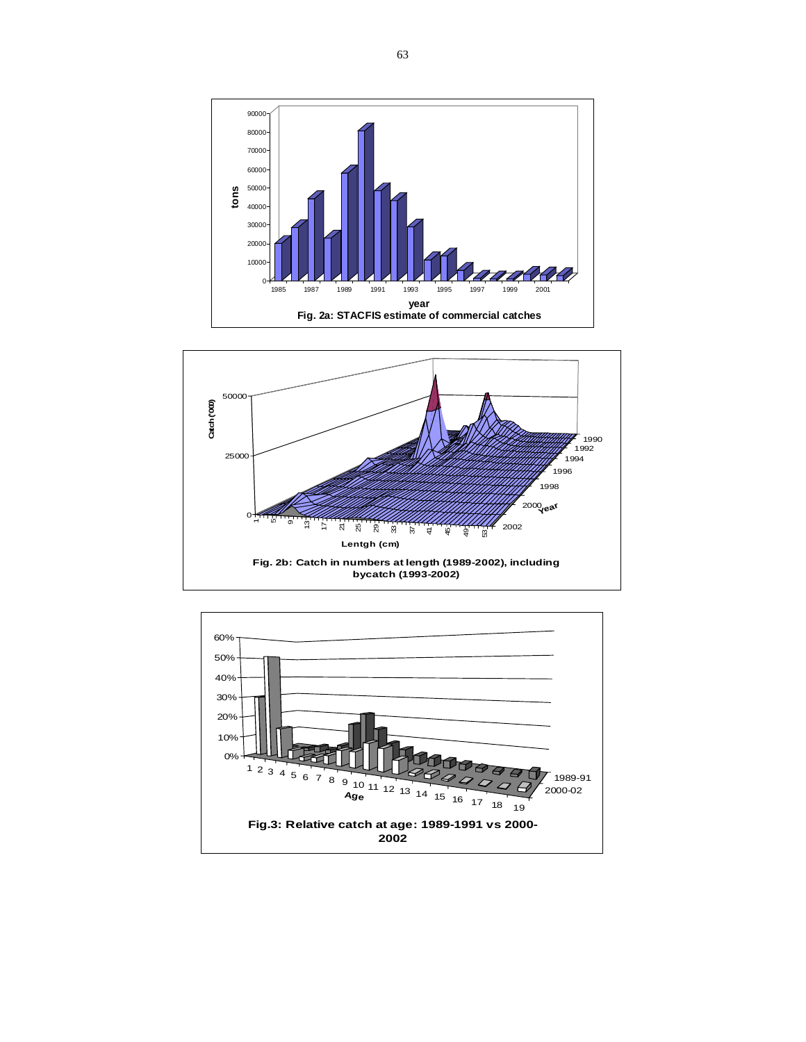Fig. 2a: STACFIS estimate of commercial catches

Fig. 2b: Catch in numbers at length (1989-2002), including bycatch (1993-2002)

Fig.3: Relative catch at age: 1989-1991 vs 2000-2002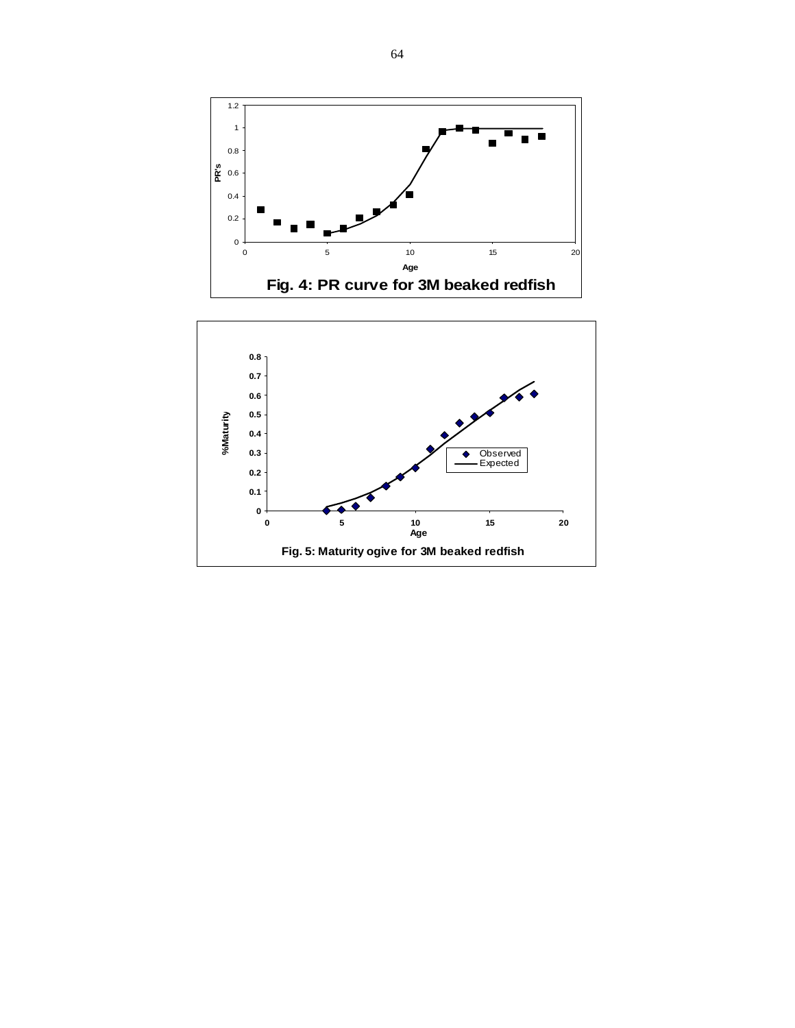Fig. 4: PR curve for 3M beaked redfish

Fig. 5: Maturity ogive for 3M beaked redfish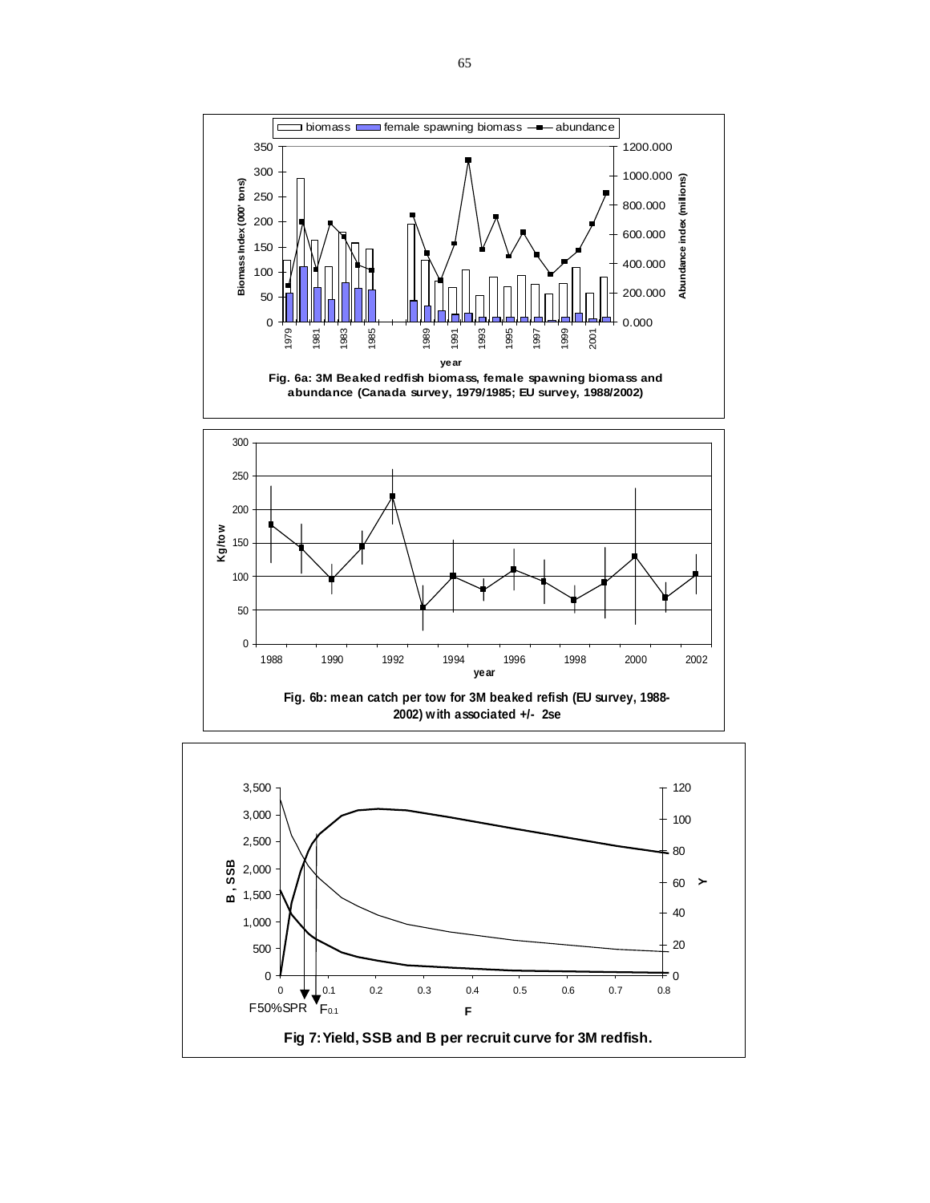Fig. 6a: 3M Beaked redfish biomass, female spawning biomass and abundance (Canada survey, 1979/1985; EU survey, 1988/2002)

Fig. 6b: mean catch per tow for 3M beaked refish (EU survey, 1988-2002) with associated +/- 2se

Fig 7: Yield, SSB and B per recruit curve for 3M redfish.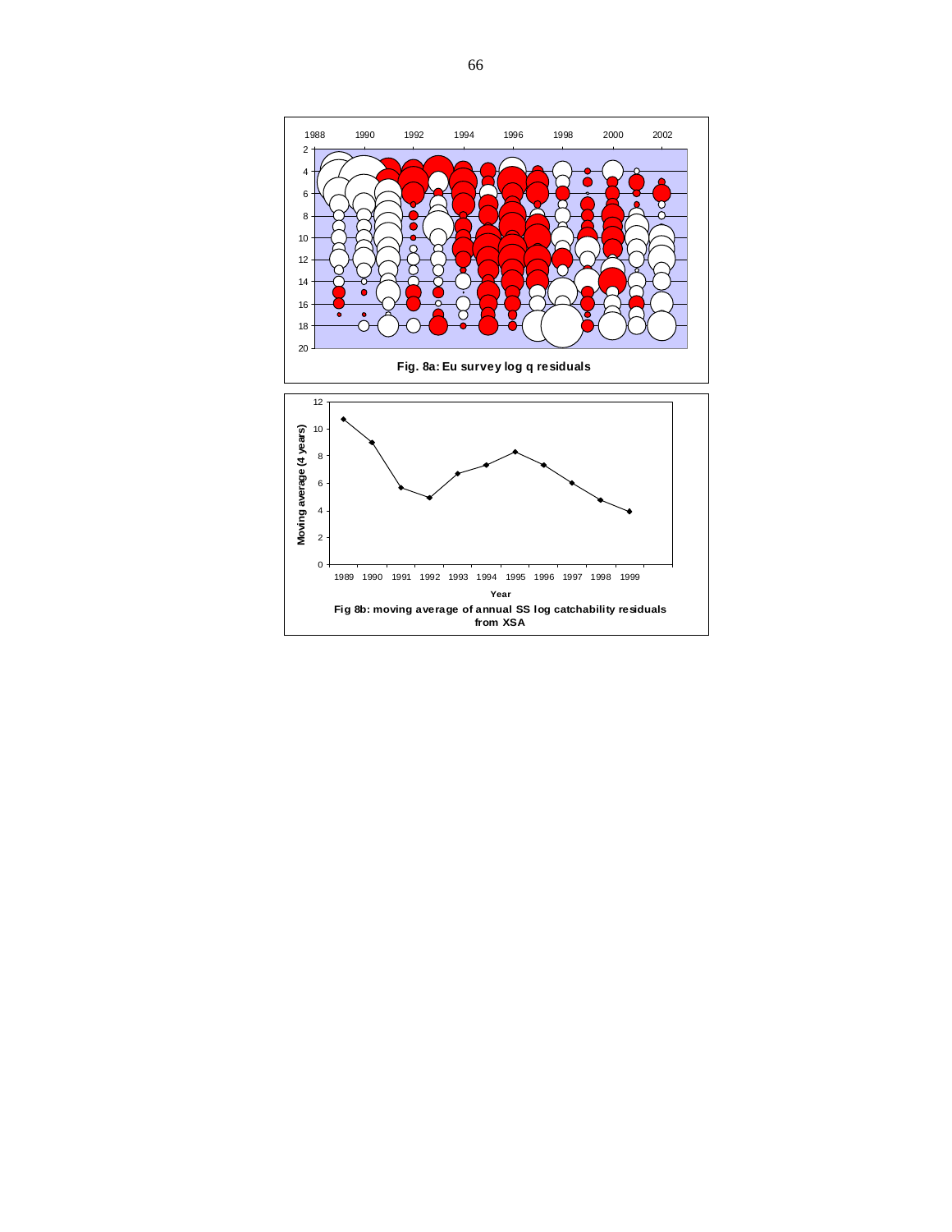**Fig. 8a: Eu survey log q residuals**

**Fig 8b: moving average of annual SS log catchability residuals from XSA**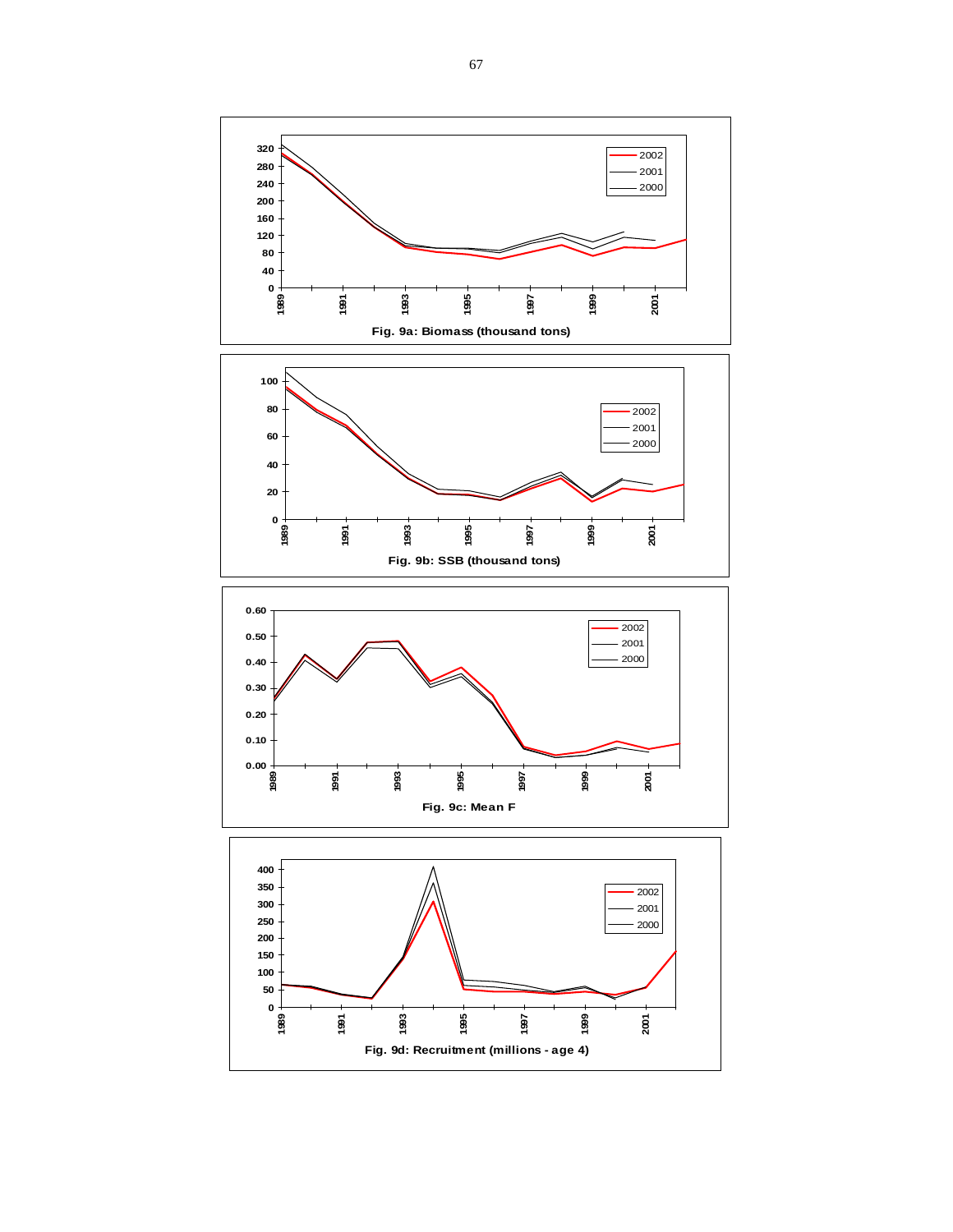Fig. 9a: Biomass (thousand tons)

Fig. 9b: SSB (thousand tons)

Fig. 9c: Mean F

Fig. 9d: Recruitment (millions - age 4)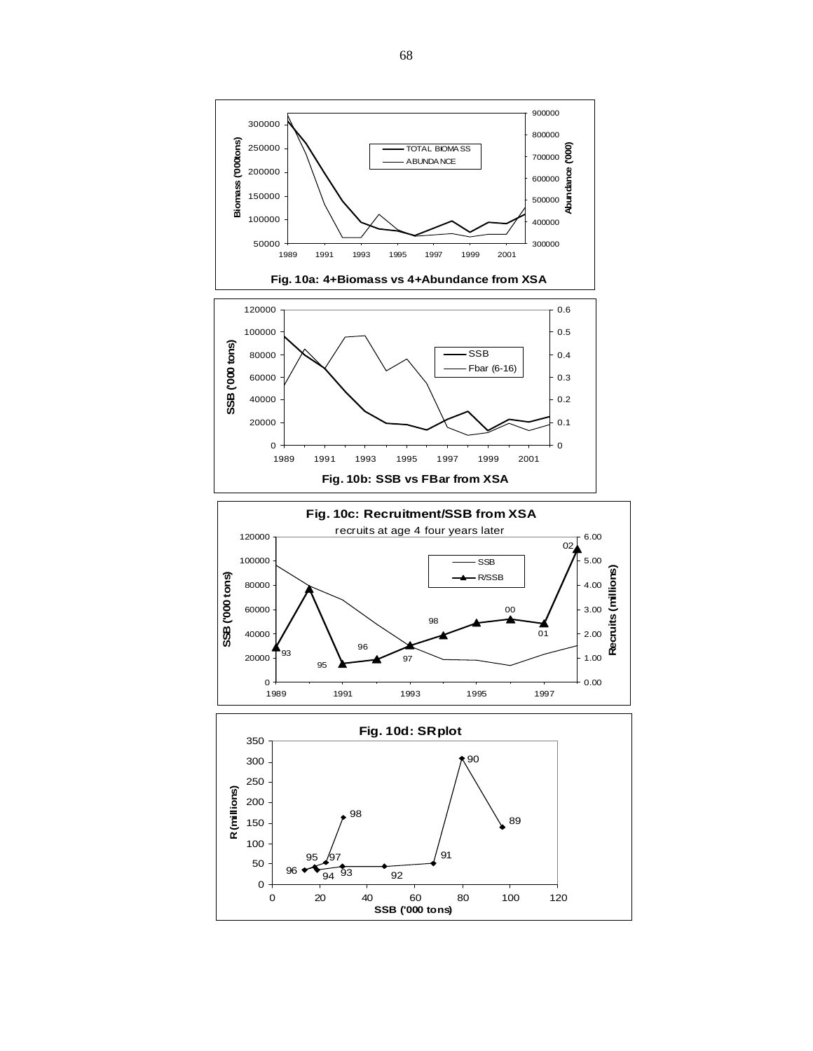**Fig. 10a: 4+Biomass vs 4+Abundance from XSA**

**Fig. 10b: SSB vs FBar from XSA**

**Fig. 10c: Recruitment/SSB from XSA**

recruits at age 4 four years later

**Fig. 10d: SRplot**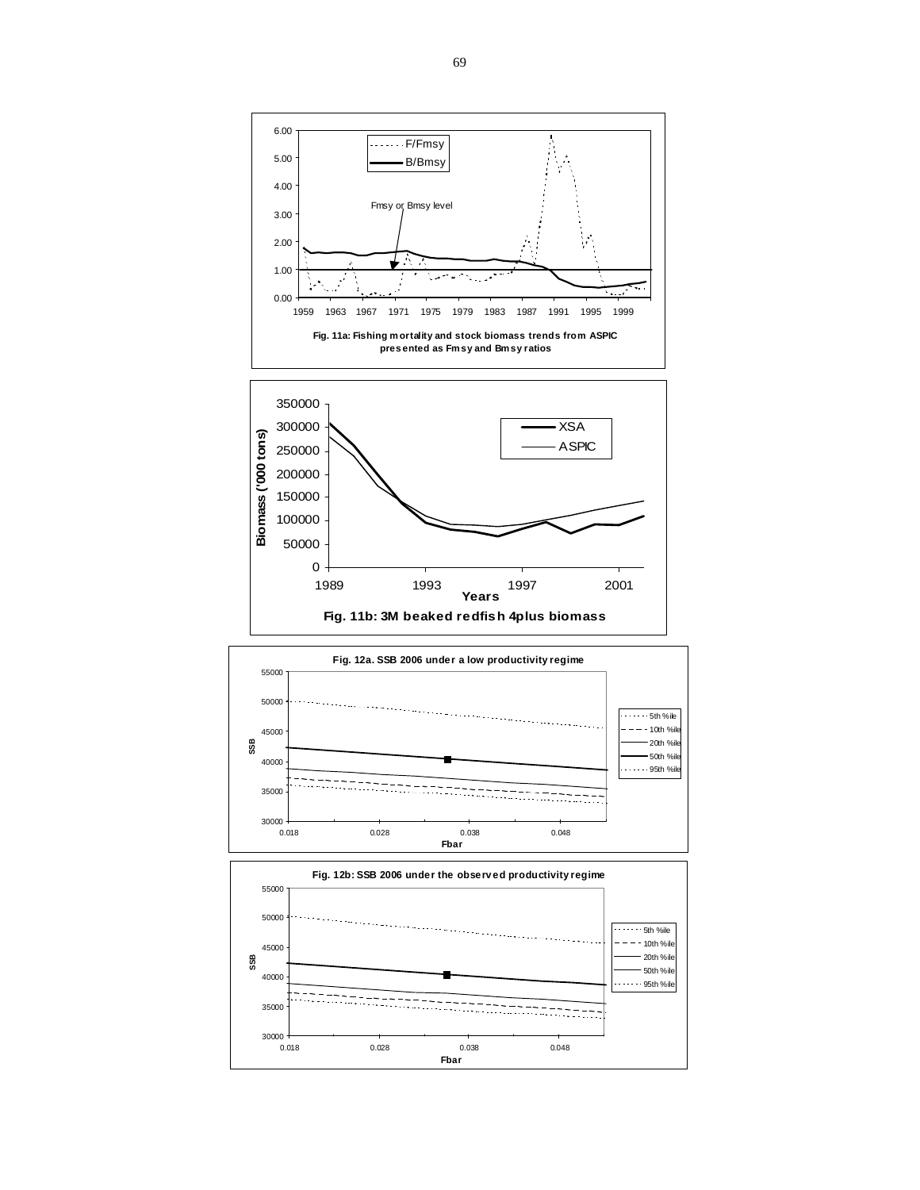Fig. 11a: Fishing mortality and stock biomass trends from ASPIC presented as Fmsy and Bmsy ratios

Fig. 11b: 3M beaked redfish 4plus biomass

Fig. 12a. SSB 2006 under a low productivity regime

Fig. 12b: SSB 2006 under the observed productivity regime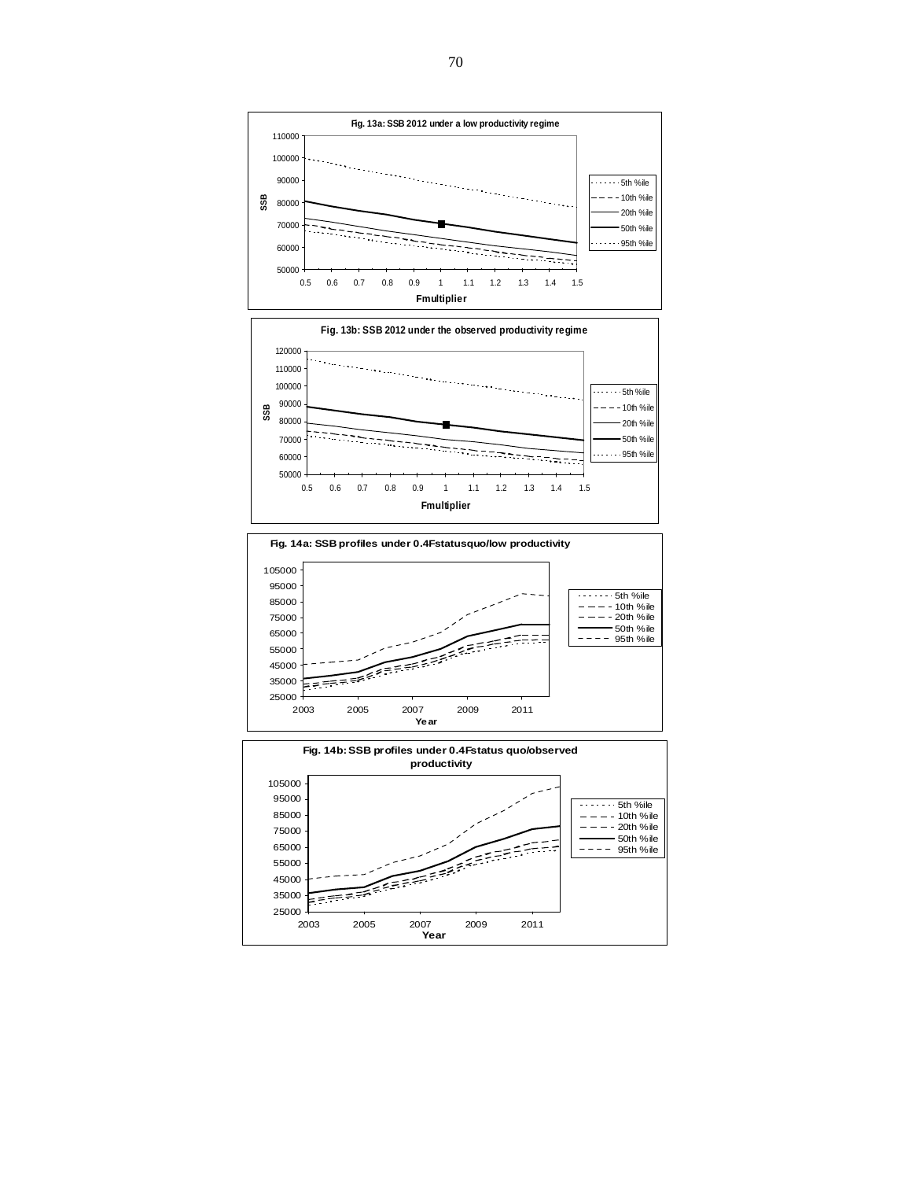**Fig. 13a: SSB 2012 under a low productivity regime**

SSB

Fmultiplier

5th %ile
10th %ile
20th %ile
50th %ile
95th %ile

**Fig. 13b: SSB 2012 under the observed productivity regime**

SSB

Fmultiplier

5th %ile
10th %ile
20th %ile
50th %ile
95th %ile

**Fig. 14a: SSB profiles under 0.4Fstatusquo/low productivity**

Year

5th %ile
10th %ile
20th %ile
50th %ile
95th %ile

**Fig. 14b: SSB profiles under 0.4Fstatus quo/observed productivity**

Year

5th %ile
10th %ile
20th %ile
50th %ile
95th %ile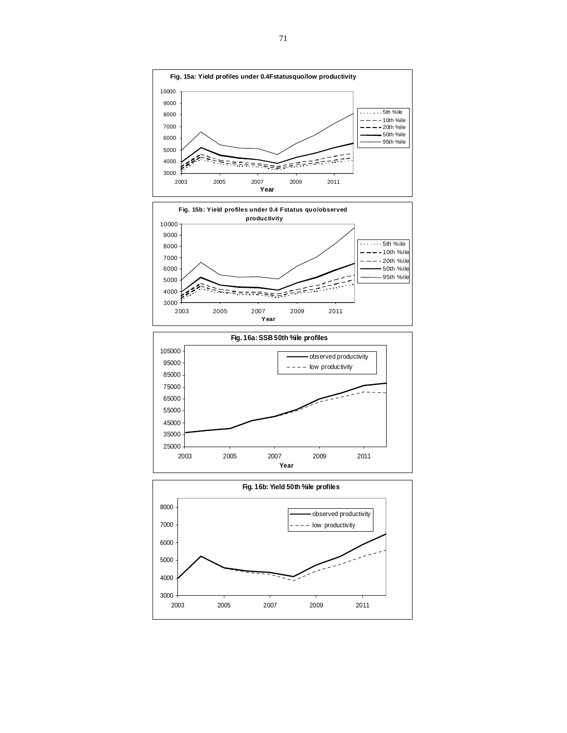**Fig. 15a: Yield profiles under 0.4Fstatusquo/low productivity**

**Fig. 15b: Yield profiles under 0.4 Fstatus quo/observed productivity**

**Fig. 16a: SSB 50th %ile profiles**

**Fig. 16b: Yield 50th %ile profiles**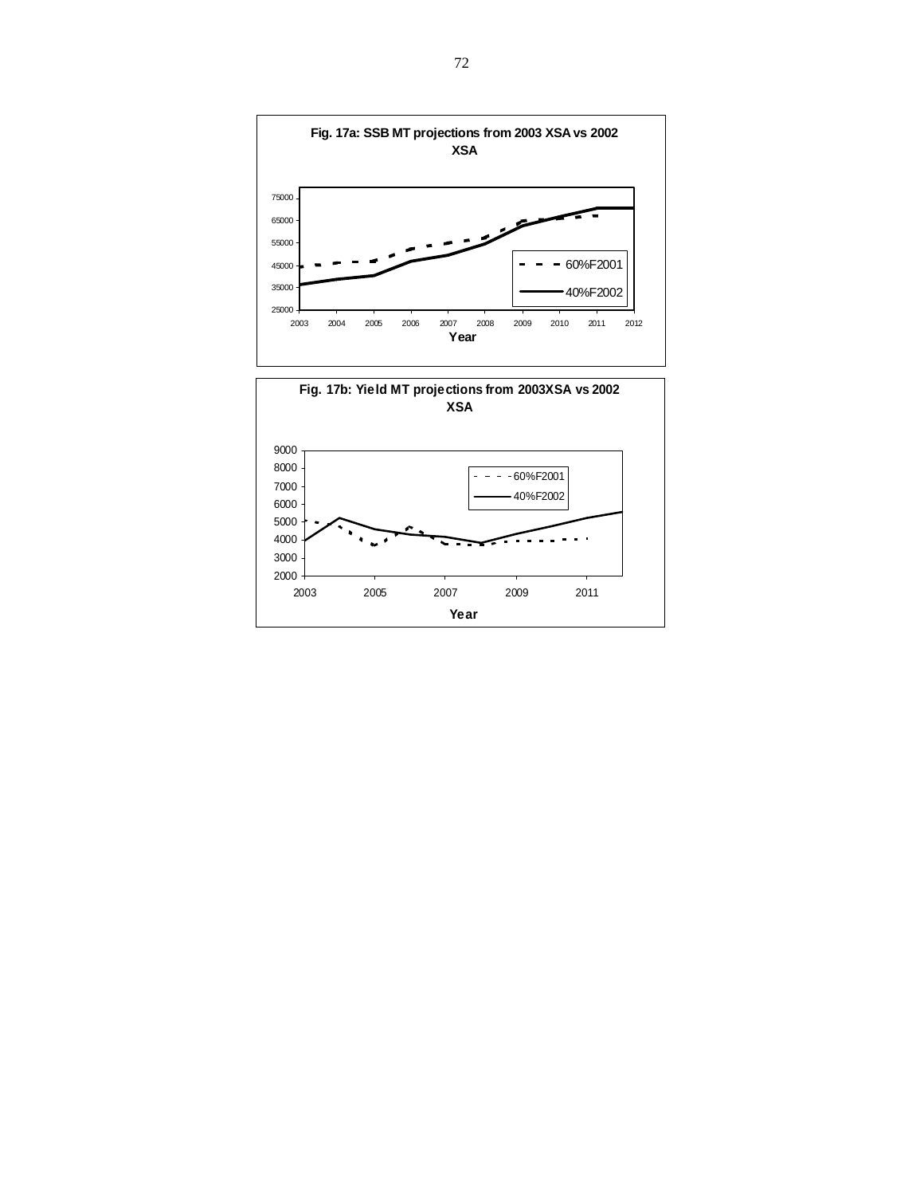**Fig. 17a: SSB MT projections from 2003 XSA vs 2002 XSA**

75000
65000
55000
45000
35000
25000

2003 2004 2005 2006 2007 2008 2009 2010 2011 2012

Year

60%F2001
40%F2002

**Fig. 17b: Yield MT projections from 2003XSA vs 2002 XSA**

9000
8000
7000
6000
5000
4000
3000
2000

2003 2005 2007 2009 2011

Year

60%F2001
40%F2002